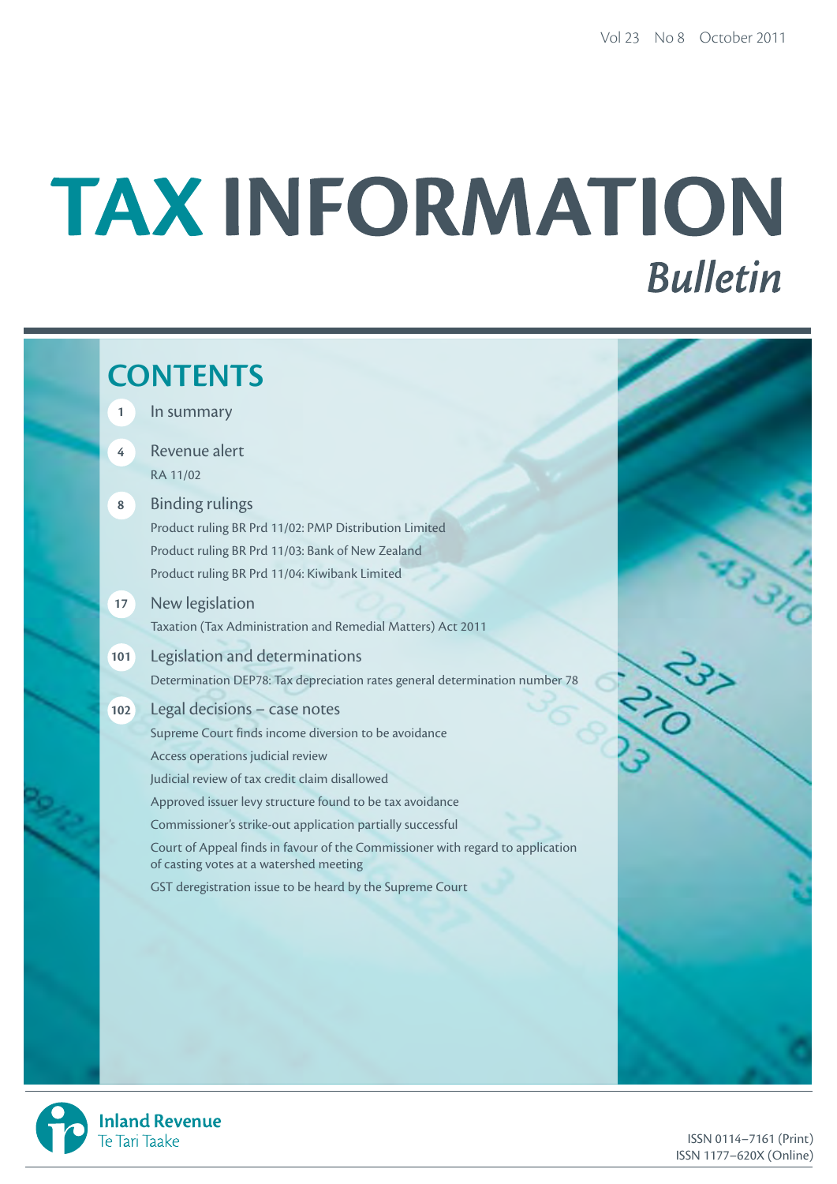Vol 23 No 8 October 2011

# TAX INFORMATION *Bulletin*

## CONTENTS

**1** In summary

**4** Revenue alert
RA 11/02

**8** Binding rulings
Product ruling BR Prd 11/02: PMP Distribution Limited
Product ruling BR Prd 11/03: Bank of New Zealand
Product ruling BR Prd 11/04: Kiwibank Limited

**17** New legislation
Taxation (Tax Administration and Remedial Matters) Act 2011

**101** Legislation and determinations
Determination DEP78: Tax depreciation rates general determination number 78

**102** Legal decisions – case notes
Supreme Court finds income diversion to be avoidance
Access operations judicial review
Judicial review of tax credit claim disallowed
Approved issuer levy structure found to be tax avoidance
Commissioner's strike-out application partially successful
Court of Appeal finds in favour of the Commissioner with regard to application of casting votes at a watershed meeting
GST deregistration issue to be heard by the Supreme Court

Inland Revenue
Te Tari Taake

ISSN 0114–7161 (Print)
ISSN 1177–620X (Online)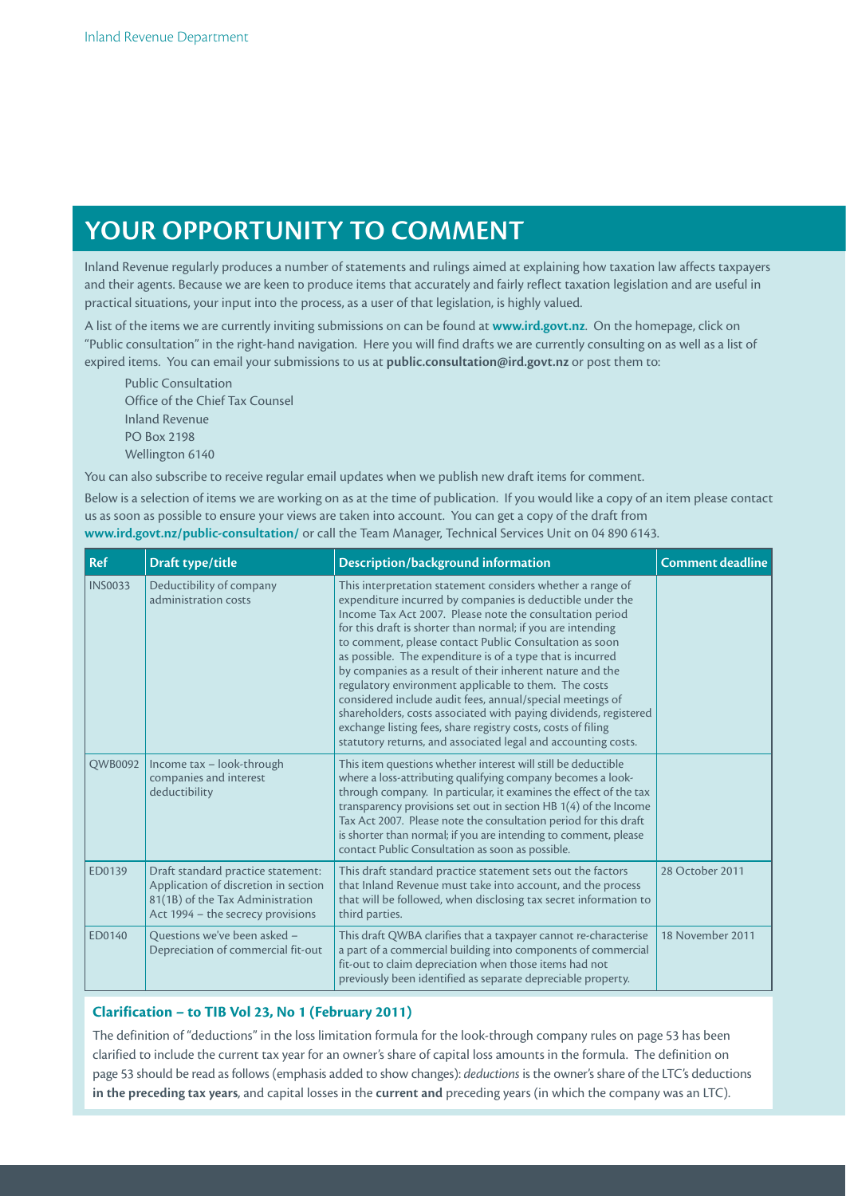# YOUR OPPORTUNITY TO COMMENT

Inland Revenue regularly produces a number of statements and rulings aimed at explaining how taxation law affects taxpayers and their agents. Because we are keen to produce items that accurately and fairly reflect taxation legislation and are useful in practical situations, your input into the process, as a user of that legislation, is highly valued.

A list of the items we are currently inviting submissions on can be found at **www.ird.govt.nz**. On the homepage, click on "Public consultation" in the right-hand navigation. Here you will find drafts we are currently consulting on as well as a list of expired items. You can email your submissions to us at **public.consultation@ird.govt.nz** or post them to:

Public Consultation
Office of the Chief Tax Counsel
Inland Revenue
PO Box 2198
Wellington 6140

You can also subscribe to receive regular email updates when we publish new draft items for comment.

Below is a selection of items we are working on as at the time of publication. If you would like a copy of an item please contact us as soon as possible to ensure your views are taken into account. You can get a copy of the draft from **www.ird.govt.nz/public-consultation/** or call the Team Manager, Technical Services Unit on 04 890 6143.

| Ref | Draft type/title | Description/background information | Comment deadline |
|---|---|---|---|
| INS0033 | Deductibility of company administration costs | This interpretation statement considers whether a range of expenditure incurred by companies is deductible under the Income Tax Act 2007. Please note the consultation period for this draft is shorter than normal; if you are intending to comment, please contact Public Consultation as soon as possible. The expenditure is of a type that is incurred by companies as a result of their inherent nature and the regulatory environment applicable to them. The costs considered include audit fees, annual/special meetings of shareholders, costs associated with paying dividends, registered exchange listing fees, share registry costs, costs of filing statutory returns, and associated legal and accounting costs. | |
| QWB0092 | Income tax – look-through companies and interest deductibility | This item questions whether interest will still be deductible where a loss-attributing qualifying company becomes a look-through company. In particular, it examines the effect of the tax transparency provisions set out in section HB 1(4) of the Income Tax Act 2007. Please note the consultation period for this draft is shorter than normal; if you are intending to comment, please contact Public Consultation as soon as possible. | |
| ED0139 | Draft standard practice statement: Application of discretion in section 81(1B) of the Tax Administration Act 1994 – the secrecy provisions | This draft standard practice statement sets out the factors that Inland Revenue must take into account, and the process that will be followed, when disclosing tax secret information to third parties. | 28 October 2011 |
| ED0140 | Questions we've been asked – Depreciation of commercial fit-out | This draft QWBA clarifies that a taxpayer cannot re-characterise a part of a commercial building into components of commercial fit-out to claim depreciation when those items had not previously been identified as separate depreciable property. | 18 November 2011 |

### Clarification – to TIB Vol 23, No 1 (February 2011)

The definition of "deductions" in the loss limitation formula for the look-through company rules on page 53 has been clarified to include the current tax year for an owner's share of capital loss amounts in the formula. The definition on page 53 should be read as follows (emphasis added to show changes): *deductions* is the owner's share of the LTC's deductions **in the preceding tax years**, and capital losses in the **current and** preceding years (in which the company was an LTC).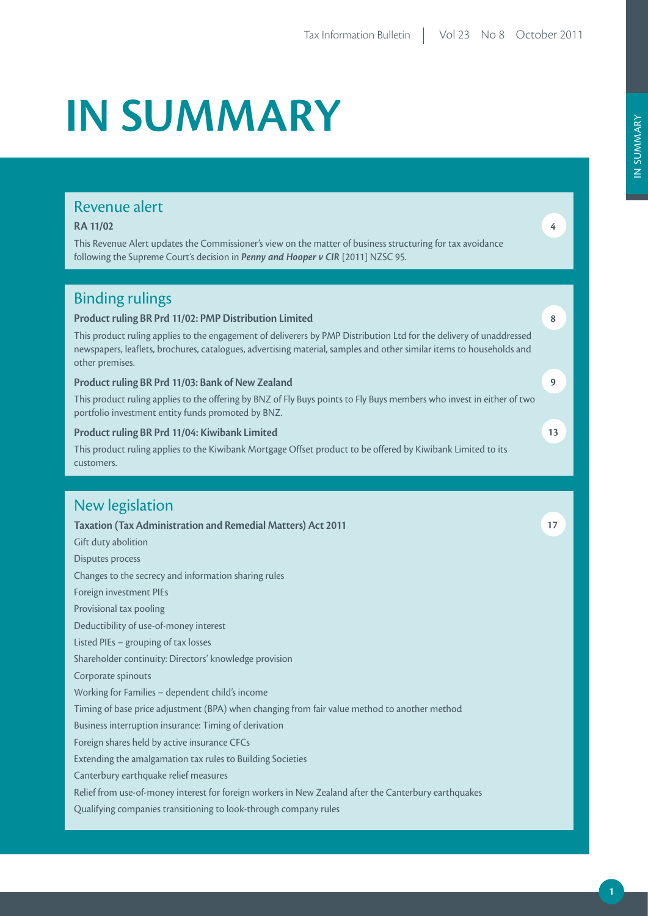# IN SUMMARY

## Revenue alert

**RA 11/02** 4

This Revenue Alert updates the Commissioner's view on the matter of business structuring for tax avoidance following the Supreme Court's decision in ***Penny and Hooper v CIR*** [2011] NZSC 95.

## Binding rulings

**Product ruling BR Prd 11/02: PMP Distribution Limited** 8

This product ruling applies to the engagement of deliverers by PMP Distribution Ltd for the delivery of unaddressed newspapers, leaflets, brochures, catalogues, advertising material, samples and other similar items to households and other premises.

**Product ruling BR Prd 11/03: Bank of New Zealand** 9

This product ruling applies to the offering by BNZ of Fly Buys points to Fly Buys members who invest in either of two portfolio investment entity funds promoted by BNZ.

**Product ruling BR Prd 11/04: Kiwibank Limited** 13

This product ruling applies to the Kiwibank Mortgage Offset product to be offered by Kiwibank Limited to its customers.

## New legislation

**Taxation (Tax Administration and Remedial Matters) Act 2011** 17

Gift duty abolition

Disputes process

Changes to the secrecy and information sharing rules

Foreign investment PIEs

Provisional tax pooling

Deductibility of use-of-money interest

Listed PIEs – grouping of tax losses

Shareholder continuity: Directors' knowledge provision

Corporate spinouts

Working for Families – dependent child's income

Timing of base price adjustment (BPA) when changing from fair value method to another method

Business interruption insurance: Timing of derivation

Foreign shares held by active insurance CFCs

Extending the amalgamation tax rules to Building Societies

Canterbury earthquake relief measures

Relief from use-of-money interest for foreign workers in New Zealand after the Canterbury earthquakes

Qualifying companies transitioning to look-through company rules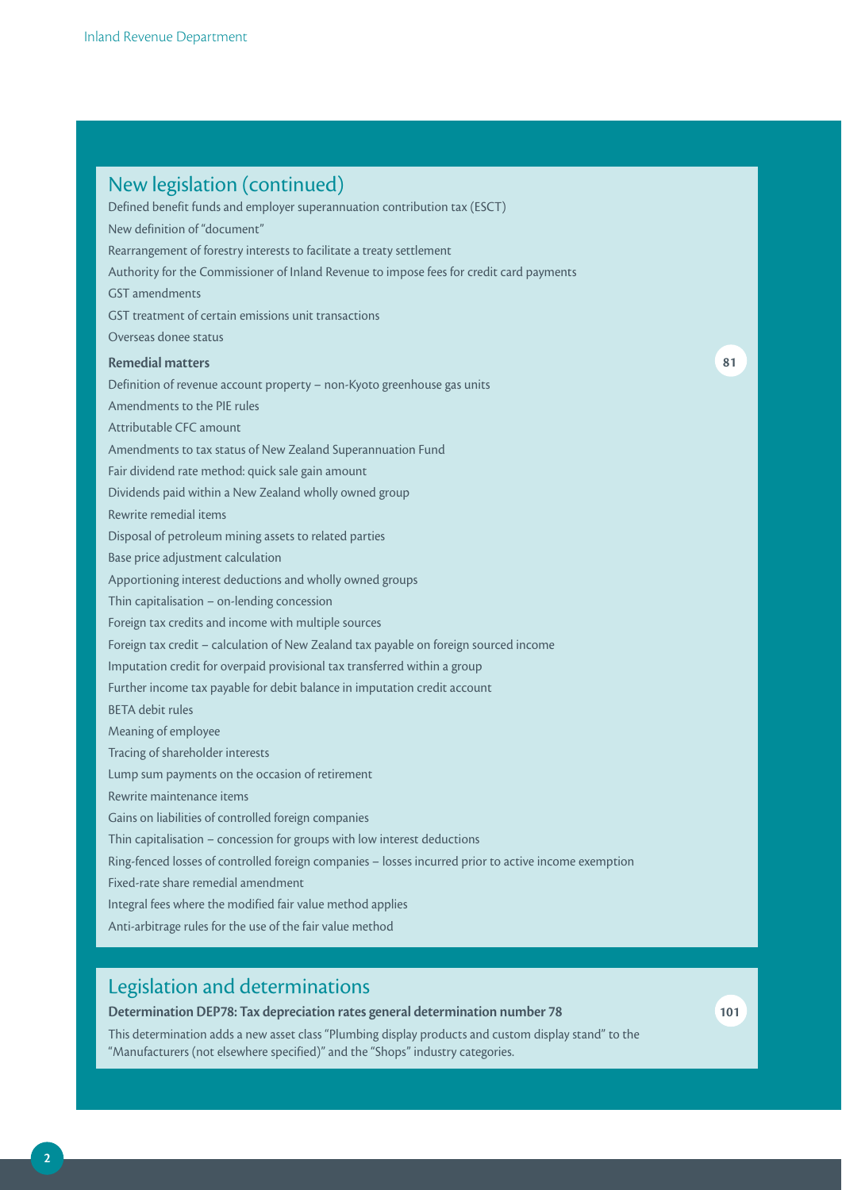## New legislation (continued)

Defined benefit funds and employer superannuation contribution tax (ESCT)

New definition of "document"

Rearrangement of forestry interests to facilitate a treaty settlement

Authority for the Commissioner of Inland Revenue to impose fees for credit card payments

GST amendments

GST treatment of certain emissions unit transactions

Overseas donee status

**Remedial matters** 81

Definition of revenue account property – non-Kyoto greenhouse gas units

Amendments to the PIE rules

Attributable CFC amount

Amendments to tax status of New Zealand Superannuation Fund

Fair dividend rate method: quick sale gain amount

Dividends paid within a New Zealand wholly owned group

Rewrite remedial items

Disposal of petroleum mining assets to related parties

Base price adjustment calculation

Apportioning interest deductions and wholly owned groups

Thin capitalisation – on-lending concession

Foreign tax credits and income with multiple sources

Foreign tax credit – calculation of New Zealand tax payable on foreign sourced income

Imputation credit for overpaid provisional tax transferred within a group

Further income tax payable for debit balance in imputation credit account

BETA debit rules

Meaning of employee

Tracing of shareholder interests

Lump sum payments on the occasion of retirement

Rewrite maintenance items

Gains on liabilities of controlled foreign companies

Thin capitalisation – concession for groups with low interest deductions

Ring-fenced losses of controlled foreign companies – losses incurred prior to active income exemption

Fixed-rate share remedial amendment

Integral fees where the modified fair value method applies

Anti-arbitrage rules for the use of the fair value method

## Legislation and determinations

**Determination DEP78: Tax depreciation rates general determination number 78** 101

This determination adds a new asset class "Plumbing display products and custom display stand" to the "Manufacturers (not elsewhere specified)" and the "Shops" industry categories.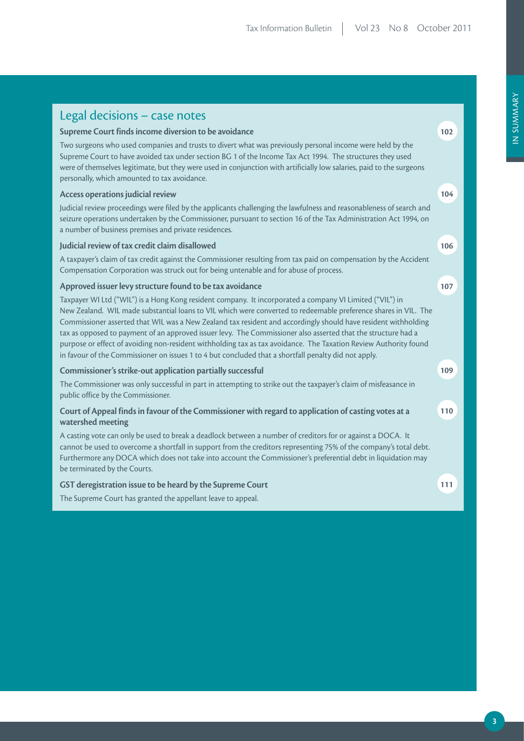## Legal decisions – case notes

### Supreme Court finds income diversion to be avoidance — 102

Two surgeons who used companies and trusts to divert what was previously personal income were held by the Supreme Court to have avoided tax under section BG 1 of the Income Tax Act 1994. The structures they used were of themselves legitimate, but they were used in conjunction with artificially low salaries, paid to the surgeons personally, which amounted to tax avoidance.

### Access operations judicial review — 104

Judicial review proceedings were filed by the applicants challenging the lawfulness and reasonableness of search and seizure operations undertaken by the Commissioner, pursuant to section 16 of the Tax Administration Act 1994, on a number of business premises and private residences.

### Judicial review of tax credit claim disallowed — 106

A taxpayer's claim of tax credit against the Commissioner resulting from tax paid on compensation by the Accident Compensation Corporation was struck out for being untenable and for abuse of process.

### Approved issuer levy structure found to be tax avoidance — 107

Taxpayer WI Ltd ("WIL") is a Hong Kong resident company. It incorporated a company VI Limited ("VIL") in New Zealand. WIL made substantial loans to VIL which were converted to redeemable preference shares in VIL. The Commissioner asserted that WIL was a New Zealand tax resident and accordingly should have resident withholding tax as opposed to payment of an approved issuer levy. The Commissioner also asserted that the structure had a purpose or effect of avoiding non-resident withholding tax as tax avoidance. The Taxation Review Authority found in favour of the Commissioner on issues 1 to 4 but concluded that a shortfall penalty did not apply.

### Commissioner's strike-out application partially successful — 109

The Commissioner was only successful in part in attempting to strike out the taxpayer's claim of misfeasance in public office by the Commissioner.

### Court of Appeal finds in favour of the Commissioner with regard to application of casting votes at a watershed meeting — 110

A casting vote can only be used to break a deadlock between a number of creditors for or against a DOCA. It cannot be used to overcome a shortfall in support from the creditors representing 75% of the company's total debt. Furthermore any DOCA which does not take into account the Commissioner's preferential debt in liquidation may be terminated by the Courts.

### GST deregistration issue to be heard by the Supreme Court — 111

The Supreme Court has granted the appellant leave to appeal.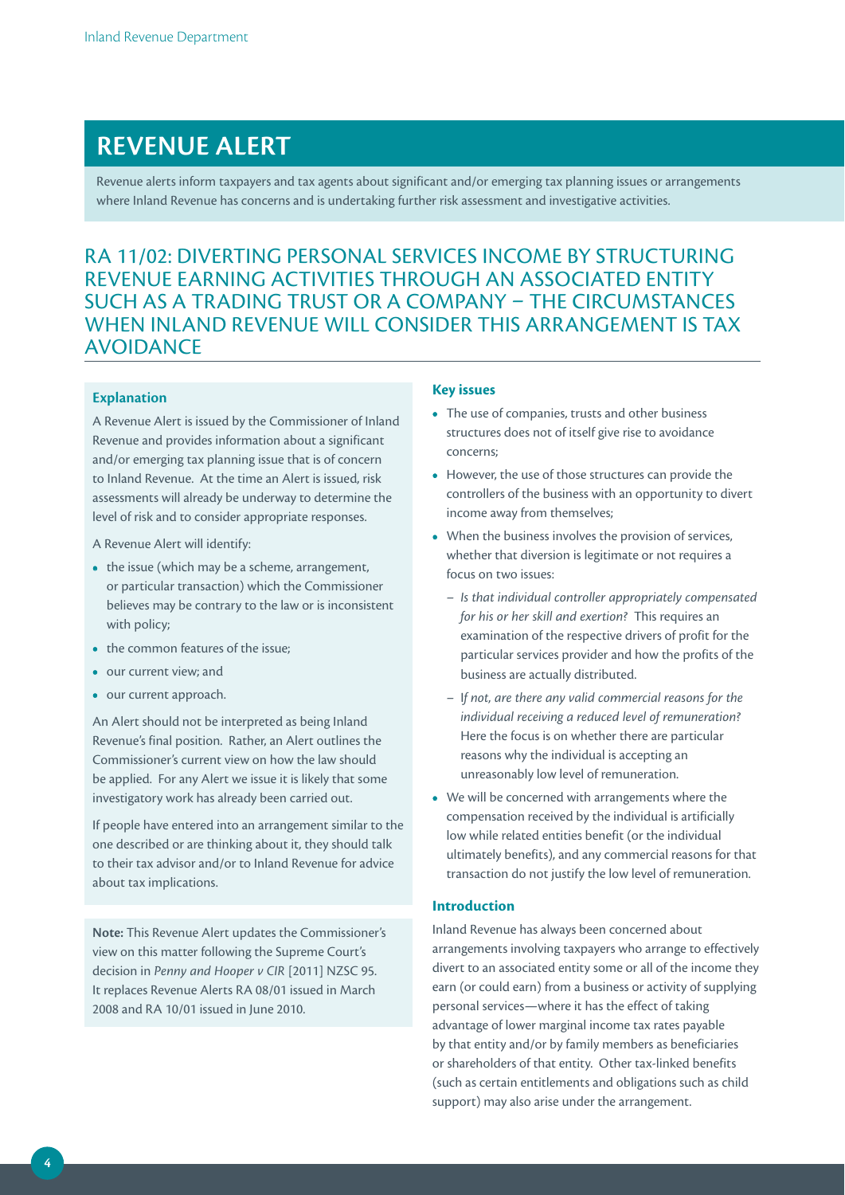# REVENUE ALERT

Revenue alerts inform taxpayers and tax agents about significant and/or emerging tax planning issues or arrangements where Inland Revenue has concerns and is undertaking further risk assessment and investigative activities.

## RA 11/02: DIVERTING PERSONAL SERVICES INCOME BY STRUCTURING REVENUE EARNING ACTIVITIES THROUGH AN ASSOCIATED ENTITY SUCH AS A TRADING TRUST OR A COMPANY – THE CIRCUMSTANCES WHEN INLAND REVENUE WILL CONSIDER THIS ARRANGEMENT IS TAX AVOIDANCE

### Explanation

A Revenue Alert is issued by the Commissioner of Inland Revenue and provides information about a significant and/or emerging tax planning issue that is of concern to Inland Revenue. At the time an Alert is issued, risk assessments will already be underway to determine the level of risk and to consider appropriate responses.

A Revenue Alert will identify:

- the issue (which may be a scheme, arrangement, or particular transaction) which the Commissioner believes may be contrary to the law or is inconsistent with policy;
- the common features of the issue;
- our current view; and
- our current approach.

An Alert should not be interpreted as being Inland Revenue's final position. Rather, an Alert outlines the Commissioner's current view on how the law should be applied. For any Alert we issue it is likely that some investigatory work has already been carried out.

If people have entered into an arrangement similar to the one described or are thinking about it, they should talk to their tax advisor and/or to Inland Revenue for advice about tax implications.

**Note:** This Revenue Alert updates the Commissioner's view on this matter following the Supreme Court's decision in *Penny and Hooper v CIR* [2011] NZSC 95. It replaces Revenue Alerts RA 08/01 issued in March 2008 and RA 10/01 issued in June 2010.

### Key issues

- The use of companies, trusts and other business structures does not of itself give rise to avoidance concerns;
- However, the use of those structures can provide the controllers of the business with an opportunity to divert income away from themselves;
- When the business involves the provision of services, whether that diversion is legitimate or not requires a focus on two issues:
  - *Is that individual controller appropriately compensated for his or her skill and exertion?* This requires an examination of the respective drivers of profit for the particular services provider and how the profits of the business are actually distributed.
  - *If not, are there any valid commercial reasons for the individual receiving a reduced level of remuneration?* Here the focus is on whether there are particular reasons why the individual is accepting an unreasonably low level of remuneration.
- We will be concerned with arrangements where the compensation received by the individual is artificially low while related entities benefit (or the individual ultimately benefits), and any commercial reasons for that transaction do not justify the low level of remuneration.

### Introduction

Inland Revenue has always been concerned about arrangements involving taxpayers who arrange to effectively divert to an associated entity some or all of the income they earn (or could earn) from a business or activity of supplying personal services—where it has the effect of taking advantage of lower marginal income tax rates payable by that entity and/or by family members as beneficiaries or shareholders of that entity. Other tax-linked benefits (such as certain entitlements and obligations such as child support) may also arise under the arrangement.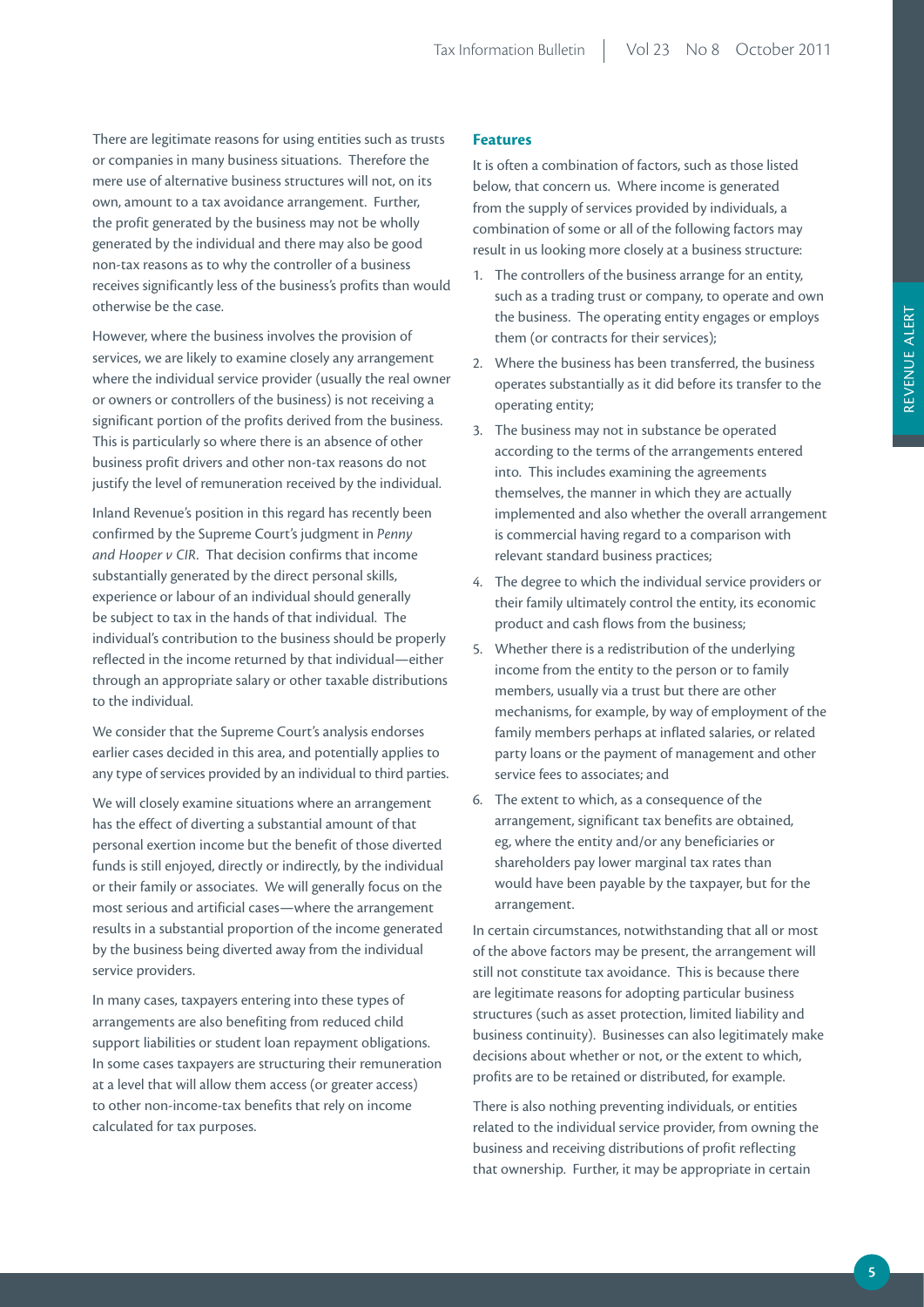There are legitimate reasons for using entities such as trusts or companies in many business situations. Therefore the mere use of alternative business structures will not, on its own, amount to a tax avoidance arrangement. Further, the profit generated by the business may not be wholly generated by the individual and there may also be good non-tax reasons as to why the controller of a business receives significantly less of the business's profits than would otherwise be the case.

However, where the business involves the provision of services, we are likely to examine closely any arrangement where the individual service provider (usually the real owner or owners or controllers of the business) is not receiving a significant portion of the profits derived from the business. This is particularly so where there is an absence of other business profit drivers and other non-tax reasons do not justify the level of remuneration received by the individual.

Inland Revenue's position in this regard has recently been confirmed by the Supreme Court's judgment in *Penny and Hooper v CIR*. That decision confirms that income substantially generated by the direct personal skills, experience or labour of an individual should generally be subject to tax in the hands of that individual. The individual's contribution to the business should be properly reflected in the income returned by that individual—either through an appropriate salary or other taxable distributions to the individual.

We consider that the Supreme Court's analysis endorses earlier cases decided in this area, and potentially applies to any type of services provided by an individual to third parties.

We will closely examine situations where an arrangement has the effect of diverting a substantial amount of that personal exertion income but the benefit of those diverted funds is still enjoyed, directly or indirectly, by the individual or their family or associates. We will generally focus on the most serious and artificial cases—where the arrangement results in a substantial proportion of the income generated by the business being diverted away from the individual service providers.

In many cases, taxpayers entering into these types of arrangements are also benefiting from reduced child support liabilities or student loan repayment obligations. In some cases taxpayers are structuring their remuneration at a level that will allow them access (or greater access) to other non-income-tax benefits that rely on income calculated for tax purposes.

## Features

It is often a combination of factors, such as those listed below, that concern us. Where income is generated from the supply of services provided by individuals, a combination of some or all of the following factors may result in us looking more closely at a business structure:

1. The controllers of the business arrange for an entity, such as a trading trust or company, to operate and own the business. The operating entity engages or employs them (or contracts for their services);
2. Where the business has been transferred, the business operates substantially as it did before its transfer to the operating entity;
3. The business may not in substance be operated according to the terms of the arrangements entered into. This includes examining the agreements themselves, the manner in which they are actually implemented and also whether the overall arrangement is commercial having regard to a comparison with relevant standard business practices;
4. The degree to which the individual service providers or their family ultimately control the entity, its economic product and cash flows from the business;
5. Whether there is a redistribution of the underlying income from the entity to the person or to family members, usually via a trust but there are other mechanisms, for example, by way of employment of the family members perhaps at inflated salaries, or related party loans or the payment of management and other service fees to associates; and
6. The extent to which, as a consequence of the arrangement, significant tax benefits are obtained, eg, where the entity and/or any beneficiaries or shareholders pay lower marginal tax rates than would have been payable by the taxpayer, but for the arrangement.

In certain circumstances, notwithstanding that all or most of the above factors may be present, the arrangement will still not constitute tax avoidance. This is because there are legitimate reasons for adopting particular business structures (such as asset protection, limited liability and business continuity). Businesses can also legitimately make decisions about whether or not, or the extent to which, profits are to be retained or distributed, for example.

There is also nothing preventing individuals, or entities related to the individual service provider, from owning the business and receiving distributions of profit reflecting that ownership. Further, it may be appropriate in certain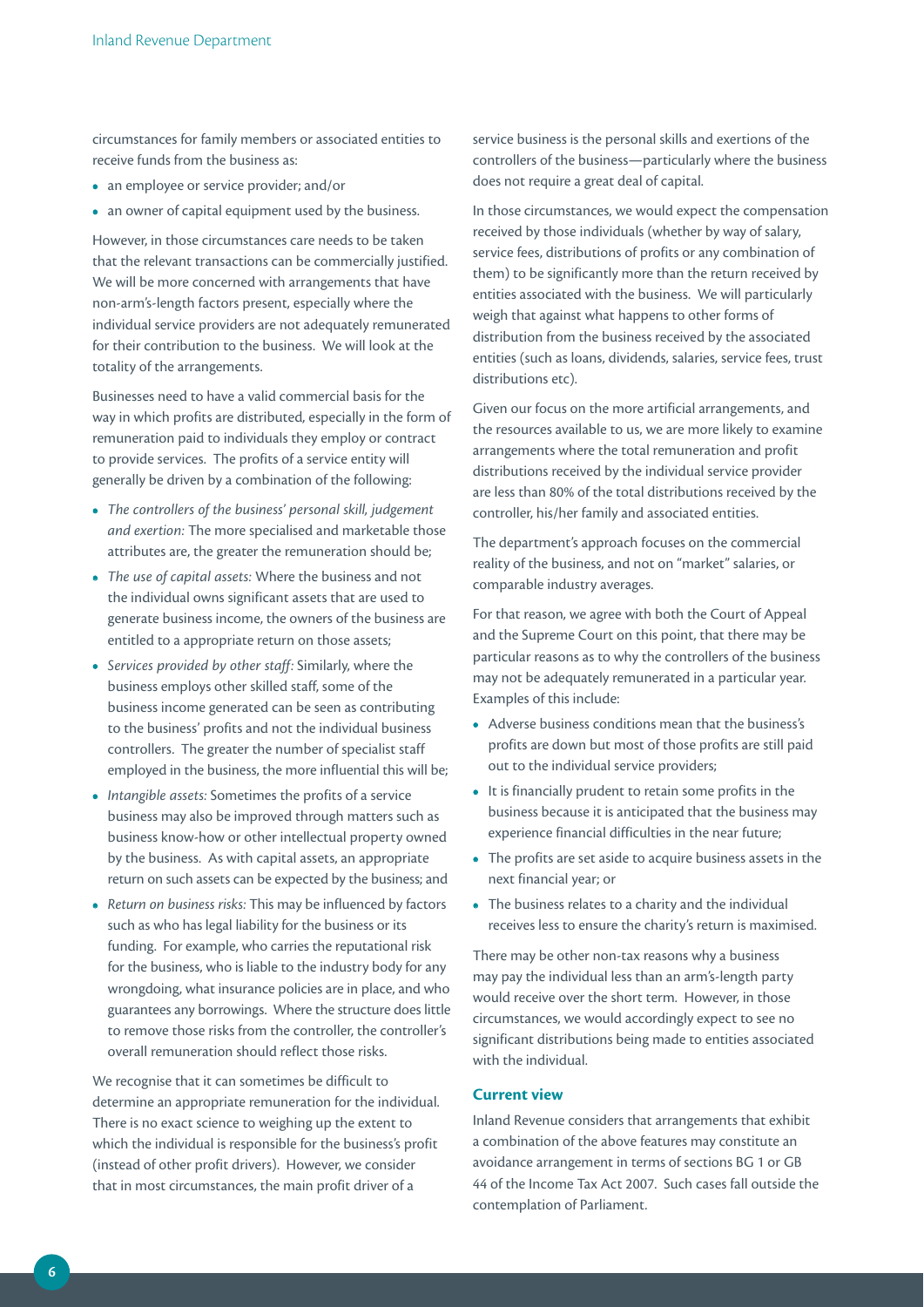circumstances for family members or associated entities to receive funds from the business as:

- an employee or service provider; and/or
- an owner of capital equipment used by the business.

However, in those circumstances care needs to be taken that the relevant transactions can be commercially justified. We will be more concerned with arrangements that have non-arm's-length factors present, especially where the individual service providers are not adequately remunerated for their contribution to the business. We will look at the totality of the arrangements.

Businesses need to have a valid commercial basis for the way in which profits are distributed, especially in the form of remuneration paid to individuals they employ or contract to provide services. The profits of a service entity will generally be driven by a combination of the following:

- *The controllers of the business' personal skill, judgement and exertion:* The more specialised and marketable those attributes are, the greater the remuneration should be;
- *The use of capital assets:* Where the business and not the individual owns significant assets that are used to generate business income, the owners of the business are entitled to a appropriate return on those assets;
- *Services provided by other staff:* Similarly, where the business employs other skilled staff, some of the business income generated can be seen as contributing to the business' profits and not the individual business controllers. The greater the number of specialist staff employed in the business, the more influential this will be;
- *Intangible assets:* Sometimes the profits of a service business may also be improved through matters such as business know-how or other intellectual property owned by the business. As with capital assets, an appropriate return on such assets can be expected by the business; and
- *Return on business risks:* This may be influenced by factors such as who has legal liability for the business or its funding. For example, who carries the reputational risk for the business, who is liable to the industry body for any wrongdoing, what insurance policies are in place, and who guarantees any borrowings. Where the structure does little to remove those risks from the controller, the controller's overall remuneration should reflect those risks.

We recognise that it can sometimes be difficult to determine an appropriate remuneration for the individual. There is no exact science to weighing up the extent to which the individual is responsible for the business's profit (instead of other profit drivers). However, we consider that in most circumstances, the main profit driver of a service business is the personal skills and exertions of the controllers of the business—particularly where the business does not require a great deal of capital.

In those circumstances, we would expect the compensation received by those individuals (whether by way of salary, service fees, distributions of profits or any combination of them) to be significantly more than the return received by entities associated with the business. We will particularly weigh that against what happens to other forms of distribution from the business received by the associated entities (such as loans, dividends, salaries, service fees, trust distributions etc).

Given our focus on the more artificial arrangements, and the resources available to us, we are more likely to examine arrangements where the total remuneration and profit distributions received by the individual service provider are less than 80% of the total distributions received by the controller, his/her family and associated entities.

The department's approach focuses on the commercial reality of the business, and not on "market" salaries, or comparable industry averages.

For that reason, we agree with both the Court of Appeal and the Supreme Court on this point, that there may be particular reasons as to why the controllers of the business may not be adequately remunerated in a particular year. Examples of this include:

- Adverse business conditions mean that the business's profits are down but most of those profits are still paid out to the individual service providers;
- It is financially prudent to retain some profits in the business because it is anticipated that the business may experience financial difficulties in the near future;
- The profits are set aside to acquire business assets in the next financial year; or
- The business relates to a charity and the individual receives less to ensure the charity's return is maximised.

There may be other non-tax reasons why a business may pay the individual less than an arm's-length party would receive over the short term. However, in those circumstances, we would accordingly expect to see no significant distributions being made to entities associated with the individual.

### Current view

Inland Revenue considers that arrangements that exhibit a combination of the above features may constitute an avoidance arrangement in terms of sections BG 1 or GB 44 of the Income Tax Act 2007. Such cases fall outside the contemplation of Parliament.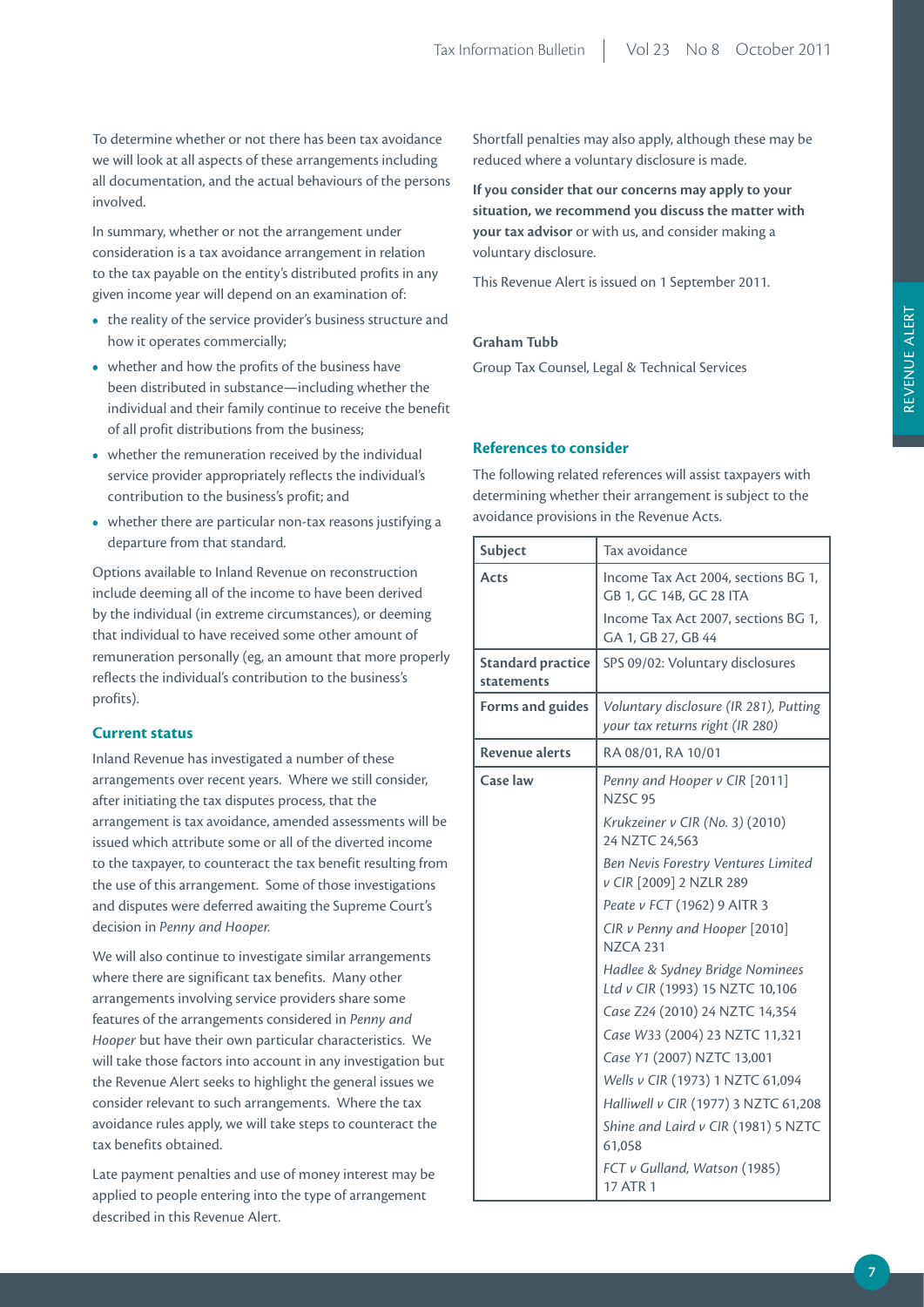To determine whether or not there has been tax avoidance we will look at all aspects of these arrangements including all documentation, and the actual behaviours of the persons involved.

In summary, whether or not the arrangement under consideration is a tax avoidance arrangement in relation to the tax payable on the entity's distributed profits in any given income year will depend on an examination of:

- the reality of the service provider's business structure and how it operates commercially;
- whether and how the profits of the business have been distributed in substance—including whether the individual and their family continue to receive the benefit of all profit distributions from the business;
- whether the remuneration received by the individual service provider appropriately reflects the individual's contribution to the business's profit; and
- whether there are particular non-tax reasons justifying a departure from that standard.

Options available to Inland Revenue on reconstruction include deeming all of the income to have been derived by the individual (in extreme circumstances), or deeming that individual to have received some other amount of remuneration personally (eg, an amount that more properly reflects the individual's contribution to the business's profits).

### Current status

Inland Revenue has investigated a number of these arrangements over recent years. Where we still consider, after initiating the tax disputes process, that the arrangement is tax avoidance, amended assessments will be issued which attribute some or all of the diverted income to the taxpayer, to counteract the tax benefit resulting from the use of this arrangement. Some of those investigations and disputes were deferred awaiting the Supreme Court's decision in *Penny and Hooper.*

We will also continue to investigate similar arrangements where there are significant tax benefits. Many other arrangements involving service providers share some features of the arrangements considered in *Penny and Hooper* but have their own particular characteristics. We will take those factors into account in any investigation but the Revenue Alert seeks to highlight the general issues we consider relevant to such arrangements. Where the tax avoidance rules apply, we will take steps to counteract the tax benefits obtained.

Late payment penalties and use of money interest may be applied to people entering into the type of arrangement described in this Revenue Alert.

Shortfall penalties may also apply, although these may be reduced where a voluntary disclosure is made.

**If you consider that our concerns may apply to your situation, we recommend you discuss the matter with your tax advisor** or with us, and consider making a voluntary disclosure.

This Revenue Alert is issued on 1 September 2011.

**Graham Tubb**

Group Tax Counsel, Legal & Technical Services

### References to consider

The following related references will assist taxpayers with determining whether their arrangement is subject to the avoidance provisions in the Revenue Acts.

| **Subject** | Tax avoidance |
|---|---|
| **Acts** | Income Tax Act 2004, sections BG 1, GB 1, GC 14B, GC 28 ITA<br>Income Tax Act 2007, sections BG 1, GA 1, GB 27, GB 44 |
| **Standard practice statements** | SPS 09/02: Voluntary disclosures |
| **Forms and guides** | *Voluntary disclosure (IR 281), Putting your tax returns right (IR 280)* |
| **Revenue alerts** | RA 08/01, RA 10/01 |
| **Case law** | *Penny and Hooper v CIR* [2011] NZSC 95<br>*Krukzeiner v CIR (No. 3)* (2010) 24 NZTC 24,563<br>*Ben Nevis Forestry Ventures Limited v CIR* [2009] 2 NZLR 289<br>*Peate v FCT* (1962) 9 AITR 3<br>*CIR v Penny and Hooper* [2010] NZCA 231<br>*Hadlee & Sydney Bridge Nominees Ltd v CIR* (1993) 15 NZTC 10,106<br>*Case Z24* (2010) 24 NZTC 14,354<br>*Case W33* (2004) 23 NZTC 11,321<br>*Case Y1* (2007) NZTC 13,001<br>*Wells v CIR* (1973) 1 NZTC 61,094<br>*Halliwell v CIR* (1977) 3 NZTC 61,208<br>*Shine and Laird v CIR* (1981) 5 NZTC 61,058<br>*FCT v Gulland, Watson* (1985) 17 ATR 1 |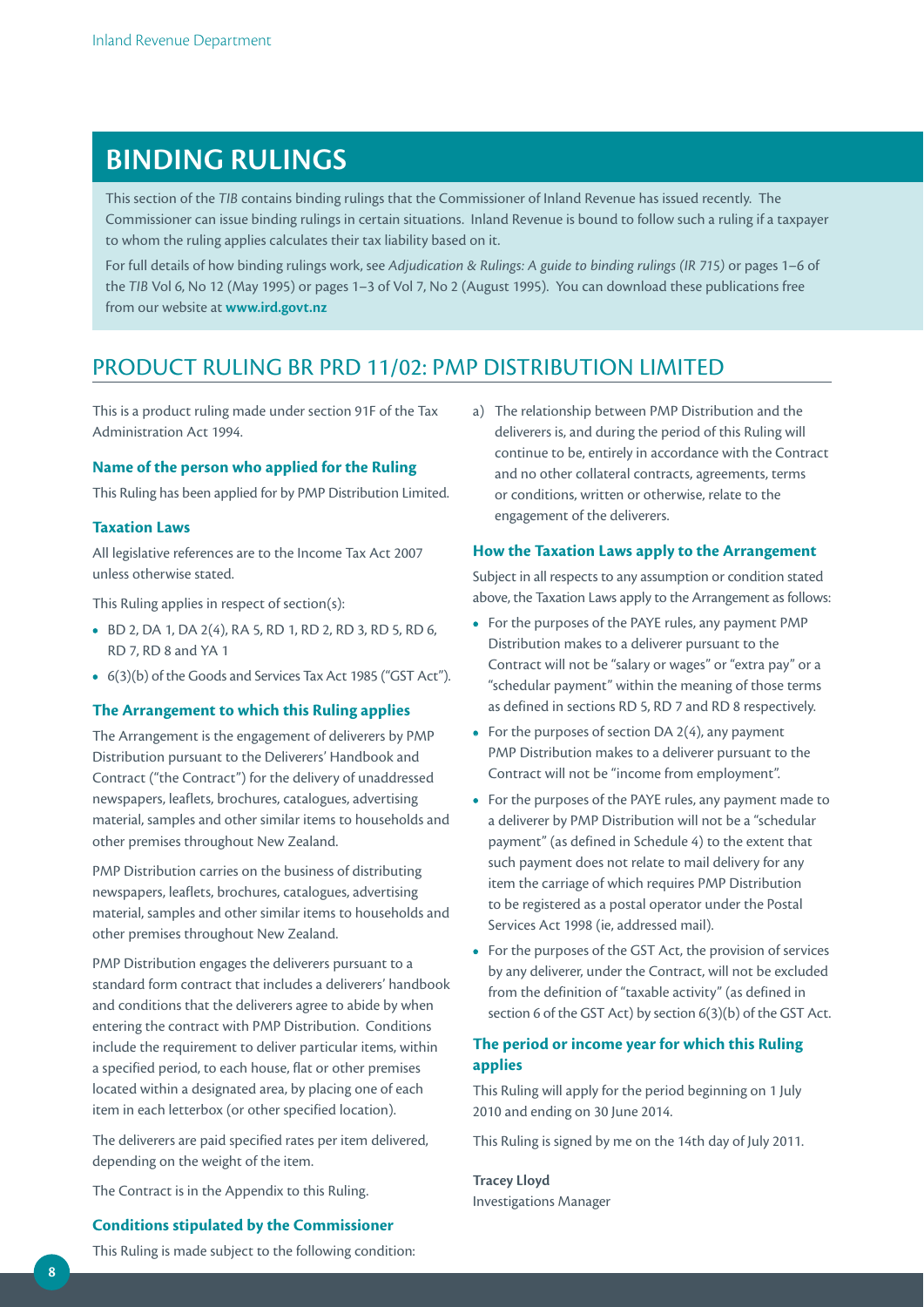# BINDING RULINGS

This section of the *TIB* contains binding rulings that the Commissioner of Inland Revenue has issued recently. The Commissioner can issue binding rulings in certain situations. Inland Revenue is bound to follow such a ruling if a taxpayer to whom the ruling applies calculates their tax liability based on it.

For full details of how binding rulings work, see *Adjudication & Rulings: A guide to binding rulings (IR 715)* or pages 1–6 of the *TIB* Vol 6, No 12 (May 1995) or pages 1–3 of Vol 7, No 2 (August 1995). You can download these publications free from our website at **www.ird.govt.nz**

## PRODUCT RULING BR PRD 11/02: PMP DISTRIBUTION LIMITED

This is a product ruling made under section 91F of the Tax Administration Act 1994.

### Name of the person who applied for the Ruling

This Ruling has been applied for by PMP Distribution Limited.

### Taxation Laws

All legislative references are to the Income Tax Act 2007 unless otherwise stated.

This Ruling applies in respect of section(s):

- BD 2, DA 1, DA 2(4), RA 5, RD 1, RD 2, RD 3, RD 5, RD 6, RD 7, RD 8 and YA 1
- 6(3)(b) of the Goods and Services Tax Act 1985 ("GST Act").

### The Arrangement to which this Ruling applies

The Arrangement is the engagement of deliverers by PMP Distribution pursuant to the Deliverers' Handbook and Contract ("the Contract") for the delivery of unaddressed newspapers, leaflets, brochures, catalogues, advertising material, samples and other similar items to households and other premises throughout New Zealand.

PMP Distribution carries on the business of distributing newspapers, leaflets, brochures, catalogues, advertising material, samples and other similar items to households and other premises throughout New Zealand.

PMP Distribution engages the deliverers pursuant to a standard form contract that includes a deliverers' handbook and conditions that the deliverers agree to abide by when entering the contract with PMP Distribution. Conditions include the requirement to deliver particular items, within a specified period, to each house, flat or other premises located within a designated area, by placing one of each item in each letterbox (or other specified location).

The deliverers are paid specified rates per item delivered, depending on the weight of the item.

The Contract is in the Appendix to this Ruling.

### Conditions stipulated by the Commissioner

This Ruling is made subject to the following condition:

a) The relationship between PMP Distribution and the deliverers is, and during the period of this Ruling will continue to be, entirely in accordance with the Contract and no other collateral contracts, agreements, terms or conditions, written or otherwise, relate to the engagement of the deliverers.

### How the Taxation Laws apply to the Arrangement

Subject in all respects to any assumption or condition stated above, the Taxation Laws apply to the Arrangement as follows:

- For the purposes of the PAYE rules, any payment PMP Distribution makes to a deliverer pursuant to the Contract will not be "salary or wages" or "extra pay" or a "schedular payment" within the meaning of those terms as defined in sections RD 5, RD 7 and RD 8 respectively.
- For the purposes of section DA 2(4), any payment PMP Distribution makes to a deliverer pursuant to the Contract will not be "income from employment".
- For the purposes of the PAYE rules, any payment made to a deliverer by PMP Distribution will not be a "schedular payment" (as defined in Schedule 4) to the extent that such payment does not relate to mail delivery for any item the carriage of which requires PMP Distribution to be registered as a postal operator under the Postal Services Act 1998 (ie, addressed mail).
- For the purposes of the GST Act, the provision of services by any deliverer, under the Contract, will not be excluded from the definition of "taxable activity" (as defined in section 6 of the GST Act) by section 6(3)(b) of the GST Act.

### The period or income year for which this Ruling applies

This Ruling will apply for the period beginning on 1 July 2010 and ending on 30 June 2014.

This Ruling is signed by me on the 14th day of July 2011.

**Tracey Lloyd**
Investigations Manager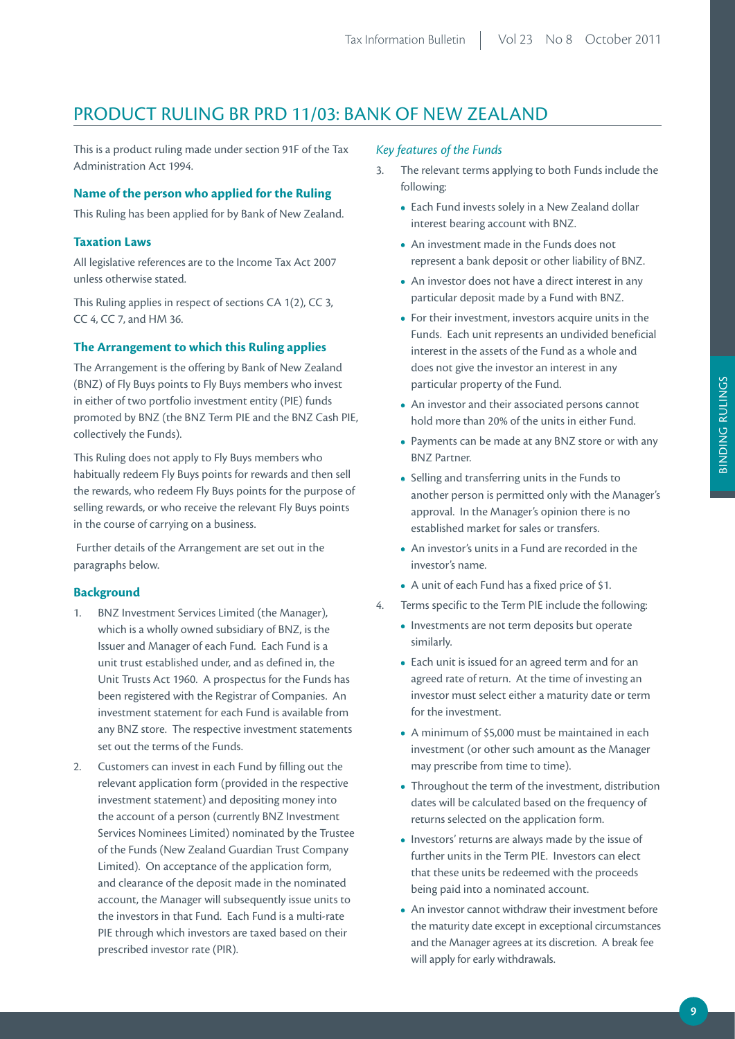## PRODUCT RULING BR PRD 11/03: BANK OF NEW ZEALAND

This is a product ruling made under section 91F of the Tax Administration Act 1994.

### Name of the person who applied for the Ruling

This Ruling has been applied for by Bank of New Zealand.

### Taxation Laws

All legislative references are to the Income Tax Act 2007 unless otherwise stated.

This Ruling applies in respect of sections CA 1(2), CC 3, CC 4, CC 7, and HM 36.

### The Arrangement to which this Ruling applies

The Arrangement is the offering by Bank of New Zealand (BNZ) of Fly Buys points to Fly Buys members who invest in either of two portfolio investment entity (PIE) funds promoted by BNZ (the BNZ Term PIE and the BNZ Cash PIE, collectively the Funds).

This Ruling does not apply to Fly Buys members who habitually redeem Fly Buys points for rewards and then sell the rewards, who redeem Fly Buys points for the purpose of selling rewards, or who receive the relevant Fly Buys points in the course of carrying on a business.

Further details of the Arrangement are set out in the paragraphs below.

### Background

1. BNZ Investment Services Limited (the Manager), which is a wholly owned subsidiary of BNZ, is the Issuer and Manager of each Fund. Each Fund is a unit trust established under, and as defined in, the Unit Trusts Act 1960. A prospectus for the Funds has been registered with the Registrar of Companies. An investment statement for each Fund is available from any BNZ store. The respective investment statements set out the terms of the Funds.
2. Customers can invest in each Fund by filling out the relevant application form (provided in the respective investment statement) and depositing money into the account of a person (currently BNZ Investment Services Nominees Limited) nominated by the Trustee of the Funds (New Zealand Guardian Trust Company Limited). On acceptance of the application form, and clearance of the deposit made in the nominated account, the Manager will subsequently issue units to the investors in that Fund. Each Fund is a multi-rate PIE through which investors are taxed based on their prescribed investor rate (PIR).

#### *Key features of the Funds*

3. The relevant terms applying to both Funds include the following:
   - Each Fund invests solely in a New Zealand dollar interest bearing account with BNZ.
   - An investment made in the Funds does not represent a bank deposit or other liability of BNZ.
   - An investor does not have a direct interest in any particular deposit made by a Fund with BNZ.
   - For their investment, investors acquire units in the Funds. Each unit represents an undivided beneficial interest in the assets of the Fund as a whole and does not give the investor an interest in any particular property of the Fund.
   - An investor and their associated persons cannot hold more than 20% of the units in either Fund.
   - Payments can be made at any BNZ store or with any BNZ Partner.
   - Selling and transferring units in the Funds to another person is permitted only with the Manager's approval. In the Manager's opinion there is no established market for sales or transfers.
   - An investor's units in a Fund are recorded in the investor's name.
   - A unit of each Fund has a fixed price of $1.
4. Terms specific to the Term PIE include the following:
   - Investments are not term deposits but operate similarly.
   - Each unit is issued for an agreed term and for an agreed rate of return. At the time of investing an investor must select either a maturity date or term for the investment.
   - A minimum of $5,000 must be maintained in each investment (or other such amount as the Manager may prescribe from time to time).
   - Throughout the term of the investment, distribution dates will be calculated based on the frequency of returns selected on the application form.
   - Investors' returns are always made by the issue of further units in the Term PIE. Investors can elect that these units be redeemed with the proceeds being paid into a nominated account.
   - An investor cannot withdraw their investment before the maturity date except in exceptional circumstances and the Manager agrees at its discretion. A break fee will apply for early withdrawals.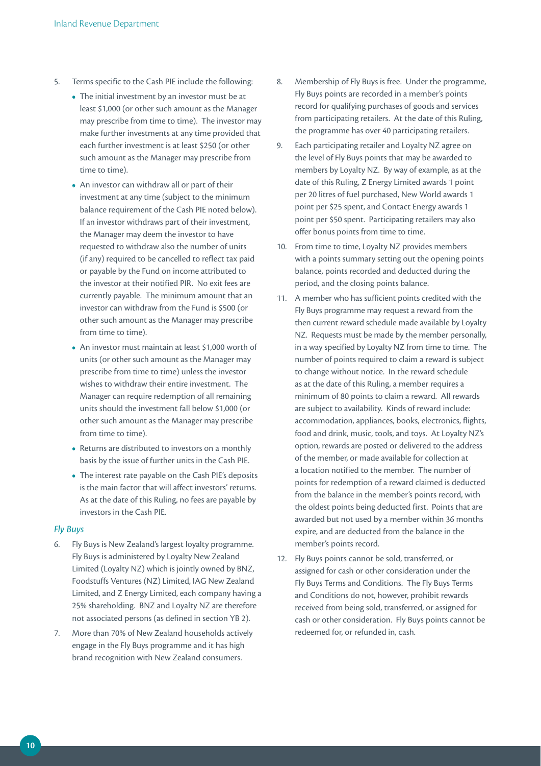5. Terms specific to the Cash PIE include the following:
   - The initial investment by an investor must be at least $1,000 (or other such amount as the Manager may prescribe from time to time). The investor may make further investments at any time provided that each further investment is at least $250 (or other such amount as the Manager may prescribe from time to time).
   - An investor can withdraw all or part of their investment at any time (subject to the minimum balance requirement of the Cash PIE noted below). If an investor withdraws part of their investment, the Manager may deem the investor to have requested to withdraw also the number of units (if any) required to be cancelled to reflect tax paid or payable by the Fund on income attributed to the investor at their notified PIR. No exit fees are currently payable. The minimum amount that an investor can withdraw from the Fund is $500 (or other such amount as the Manager may prescribe from time to time).
   - An investor must maintain at least $1,000 worth of units (or other such amount as the Manager may prescribe from time to time) unless the investor wishes to withdraw their entire investment. The Manager can require redemption of all remaining units should the investment fall below $1,000 (or other such amount as the Manager may prescribe from time to time).
   - Returns are distributed to investors on a monthly basis by the issue of further units in the Cash PIE.
   - The interest rate payable on the Cash PIE's deposits is the main factor that will affect investors' returns. As at the date of this Ruling, no fees are payable by investors in the Cash PIE.

*Fly Buys*

6. Fly Buys is New Zealand's largest loyalty programme. Fly Buys is administered by Loyalty New Zealand Limited (Loyalty NZ) which is jointly owned by BNZ, Foodstuffs Ventures (NZ) Limited, IAG New Zealand Limited, and Z Energy Limited, each company having a 25% shareholding. BNZ and Loyalty NZ are therefore not associated persons (as defined in section YB 2).

7. More than 70% of New Zealand households actively engage in the Fly Buys programme and it has high brand recognition with New Zealand consumers.

8. Membership of Fly Buys is free. Under the programme, Fly Buys points are recorded in a member's points record for qualifying purchases of goods and services from participating retailers. At the date of this Ruling, the programme has over 40 participating retailers.

9. Each participating retailer and Loyalty NZ agree on the level of Fly Buys points that may be awarded to members by Loyalty NZ. By way of example, as at the date of this Ruling, Z Energy Limited awards 1 point per 20 litres of fuel purchased, New World awards 1 point per $25 spent, and Contact Energy awards 1 point per $50 spent. Participating retailers may also offer bonus points from time to time.

10. From time to time, Loyalty NZ provides members with a points summary setting out the opening points balance, points recorded and deducted during the period, and the closing points balance.

11. A member who has sufficient points credited with the Fly Buys programme may request a reward from the then current reward schedule made available by Loyalty NZ. Requests must be made by the member personally, in a way specified by Loyalty NZ from time to time. The number of points required to claim a reward is subject to change without notice. In the reward schedule as at the date of this Ruling, a member requires a minimum of 80 points to claim a reward. All rewards are subject to availability. Kinds of reward include: accommodation, appliances, books, electronics, flights, food and drink, music, tools, and toys. At Loyalty NZ's option, rewards are posted or delivered to the address of the member, or made available for collection at a location notified to the member. The number of points for redemption of a reward claimed is deducted from the balance in the member's points record, with the oldest points being deducted first. Points that are awarded but not used by a member within 36 months expire, and are deducted from the balance in the member's points record.

12. Fly Buys points cannot be sold, transferred, or assigned for cash or other consideration under the Fly Buys Terms and Conditions. The Fly Buys Terms and Conditions do not, however, prohibit rewards received from being sold, transferred, or assigned for cash or other consideration. Fly Buys points cannot be redeemed for, or refunded in, cash.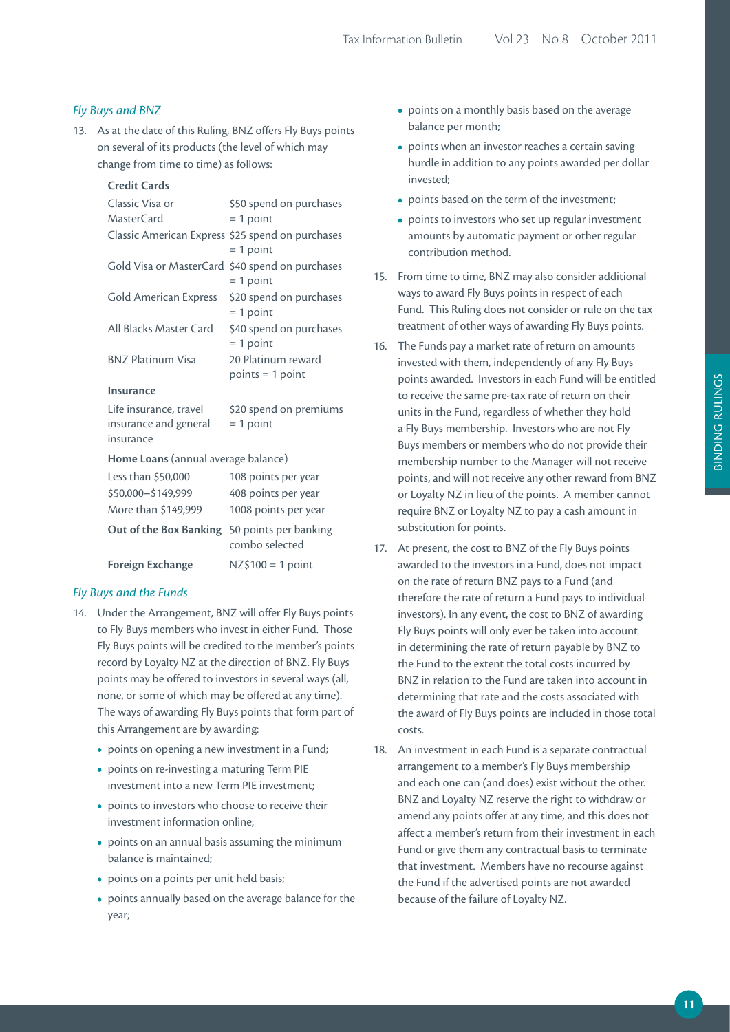### *Fly Buys and BNZ*

13. As at the date of this Ruling, BNZ offers Fly Buys points on several of its products (the level of which may change from time to time) as follows:

| **Credit Cards** | |
|---|---|
| Classic Visa or MasterCard | $50 spend on purchases = 1 point |
| Classic American Express | $25 spend on purchases = 1 point |
| Gold Visa or MasterCard | $40 spend on purchases = 1 point |
| Gold American Express | $20 spend on purchases = 1 point |
| All Blacks Master Card | $40 spend on purchases = 1 point |
| BNZ Platinum Visa | 20 Platinum reward points = 1 point |
| **Insurance** | |
| Life insurance, travel insurance and general insurance | $20 spend on premiums = 1 point |
| **Home Loans** (annual average balance) | |
| Less than $50,000 | 108 points per year |
| $50,000–$149,999 | 408 points per year |
| More than $149,999 | 1008 points per year |
| **Out of the Box Banking** | 50 points per banking combo selected |
| **Foreign Exchange** | NZ$100 = 1 point |

### *Fly Buys and the Funds*

14. Under the Arrangement, BNZ will offer Fly Buys points to Fly Buys members who invest in either Fund. Those Fly Buys points will be credited to the member's points record by Loyalty NZ at the direction of BNZ. Fly Buys points may be offered to investors in several ways (all, none, or some of which may be offered at any time). The ways of awarding Fly Buys points that form part of this Arrangement are by awarding:
    - points on opening a new investment in a Fund;
    - points on re-investing a maturing Term PIE investment into a new Term PIE investment;
    - points to investors who choose to receive their investment information online;
    - points on an annual basis assuming the minimum balance is maintained;
    - points on a points per unit held basis;
    - points annually based on the average balance for the year;
    - points on a monthly basis based on the average balance per month;
    - points when an investor reaches a certain saving hurdle in addition to any points awarded per dollar invested;
    - points based on the term of the investment;
    - points to investors who set up regular investment amounts by automatic payment or other regular contribution method.

15. From time to time, BNZ may also consider additional ways to award Fly Buys points in respect of each Fund. This Ruling does not consider or rule on the tax treatment of other ways of awarding Fly Buys points.

16. The Funds pay a market rate of return on amounts invested with them, independently of any Fly Buys points awarded. Investors in each Fund will be entitled to receive the same pre-tax rate of return on their units in the Fund, regardless of whether they hold a Fly Buys membership. Investors who are not Fly Buys members or members who do not provide their membership number to the Manager will not receive points, and will not receive any other reward from BNZ or Loyalty NZ in lieu of the points. A member cannot require BNZ or Loyalty NZ to pay a cash amount in substitution for points.

17. At present, the cost to BNZ of the Fly Buys points awarded to the investors in a Fund, does not impact on the rate of return BNZ pays to a Fund (and therefore the rate of return a Fund pays to individual investors). In any event, the cost to BNZ of awarding Fly Buys points will only ever be taken into account in determining the rate of return payable by BNZ to the Fund to the extent the total costs incurred by BNZ in relation to the Fund are taken into account in determining that rate and the costs associated with the award of Fly Buys points are included in those total costs.

18. An investment in each Fund is a separate contractual arrangement to a member's Fly Buys membership and each one can (and does) exist without the other. BNZ and Loyalty NZ reserve the right to withdraw or amend any points offer at any time, and this does not affect a member's return from their investment in each Fund or give them any contractual basis to terminate that investment. Members have no recourse against the Fund if the advertised points are not awarded because of the failure of Loyalty NZ.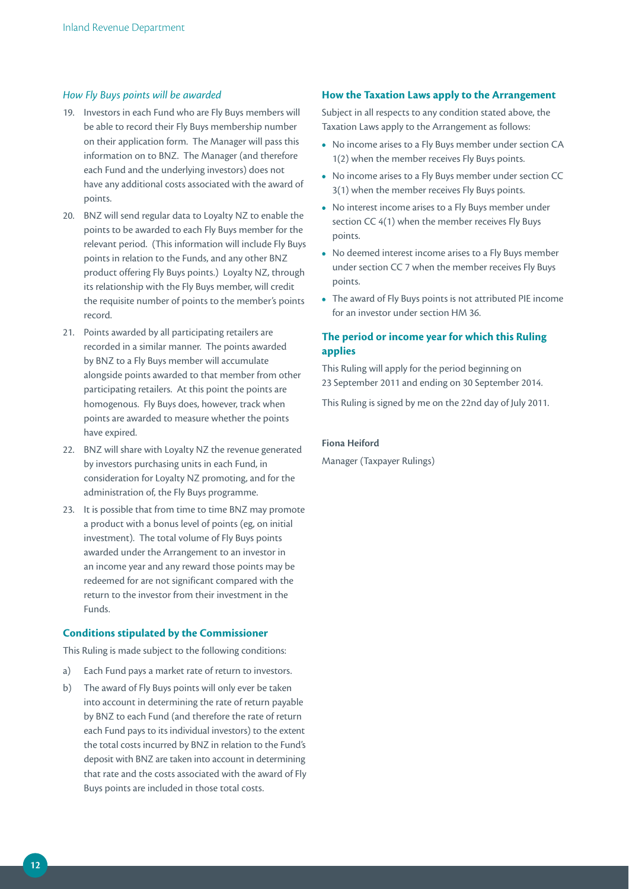*How Fly Buys points will be awarded*

19. Investors in each Fund who are Fly Buys members will be able to record their Fly Buys membership number on their application form. The Manager will pass this information on to BNZ. The Manager (and therefore each Fund and the underlying investors) does not have any additional costs associated with the award of points.
20. BNZ will send regular data to Loyalty NZ to enable the points to be awarded to each Fly Buys member for the relevant period. (This information will include Fly Buys points in relation to the Funds, and any other BNZ product offering Fly Buys points.) Loyalty NZ, through its relationship with the Fly Buys member, will credit the requisite number of points to the member's points record.
21. Points awarded by all participating retailers are recorded in a similar manner. The points awarded by BNZ to a Fly Buys member will accumulate alongside points awarded to that member from other participating retailers. At this point the points are homogenous. Fly Buys does, however, track when points are awarded to measure whether the points have expired.
22. BNZ will share with Loyalty NZ the revenue generated by investors purchasing units in each Fund, in consideration for Loyalty NZ promoting, and for the administration of, the Fly Buys programme.
23. It is possible that from time to time BNZ may promote a product with a bonus level of points (eg, on initial investment). The total volume of Fly Buys points awarded under the Arrangement to an investor in an income year and any reward those points may be redeemed for are not significant compared with the return to the investor from their investment in the Funds.

### Conditions stipulated by the Commissioner

This Ruling is made subject to the following conditions:

a) Each Fund pays a market rate of return to investors.

b) The award of Fly Buys points will only ever be taken into account in determining the rate of return payable by BNZ to each Fund (and therefore the rate of return each Fund pays to its individual investors) to the extent the total costs incurred by BNZ in relation to the Fund's deposit with BNZ are taken into account in determining that rate and the costs associated with the award of Fly Buys points are included in those total costs.

### How the Taxation Laws apply to the Arrangement

Subject in all respects to any condition stated above, the Taxation Laws apply to the Arrangement as follows:

- No income arises to a Fly Buys member under section CA 1(2) when the member receives Fly Buys points.
- No income arises to a Fly Buys member under section CC 3(1) when the member receives Fly Buys points.
- No interest income arises to a Fly Buys member under section CC 4(1) when the member receives Fly Buys points.
- No deemed interest income arises to a Fly Buys member under section CC 7 when the member receives Fly Buys points.
- The award of Fly Buys points is not attributed PIE income for an investor under section HM 36.

### The period or income year for which this Ruling applies

This Ruling will apply for the period beginning on 23 September 2011 and ending on 30 September 2014.

This Ruling is signed by me on the 22nd day of July 2011.

**Fiona Heiford**

Manager (Taxpayer Rulings)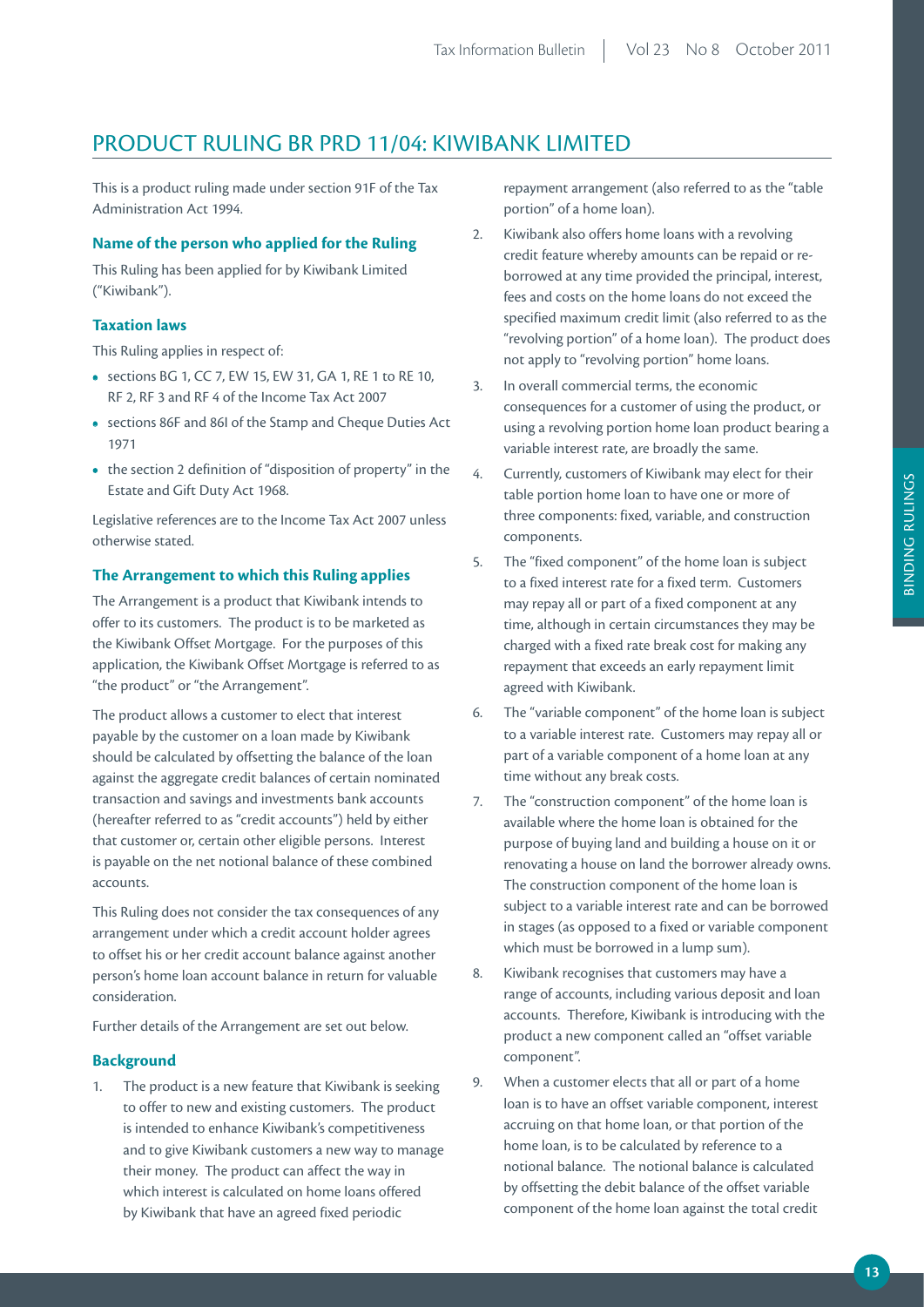# PRODUCT RULING BR PRD 11/04: KIWIBANK LIMITED

This is a product ruling made under section 91F of the Tax Administration Act 1994.

### Name of the person who applied for the Ruling

This Ruling has been applied for by Kiwibank Limited ("Kiwibank").

### Taxation laws

This Ruling applies in respect of:

- sections BG 1, CC 7, EW 15, EW 31, GA 1, RE 1 to RE 10, RF 2, RF 3 and RF 4 of the Income Tax Act 2007
- sections 86F and 86I of the Stamp and Cheque Duties Act 1971
- the section 2 definition of "disposition of property" in the Estate and Gift Duty Act 1968.

Legislative references are to the Income Tax Act 2007 unless otherwise stated.

### The Arrangement to which this Ruling applies

The Arrangement is a product that Kiwibank intends to offer to its customers. The product is to be marketed as the Kiwibank Offset Mortgage. For the purposes of this application, the Kiwibank Offset Mortgage is referred to as "the product" or "the Arrangement".

The product allows a customer to elect that interest payable by the customer on a loan made by Kiwibank should be calculated by offsetting the balance of the loan against the aggregate credit balances of certain nominated transaction and savings and investments bank accounts (hereafter referred to as "credit accounts") held by either that customer or, certain other eligible persons. Interest is payable on the net notional balance of these combined accounts.

This Ruling does not consider the tax consequences of any arrangement under which a credit account holder agrees to offset his or her credit account balance against another person's home loan account balance in return for valuable consideration.

Further details of the Arrangement are set out below.

### Background

1. The product is a new feature that Kiwibank is seeking to offer to new and existing customers. The product is intended to enhance Kiwibank's competitiveness and to give Kiwibank customers a new way to manage their money. The product can affect the way in which interest is calculated on home loans offered by Kiwibank that have an agreed fixed periodic repayment arrangement (also referred to as the "table portion" of a home loan).
2. Kiwibank also offers home loans with a revolving credit feature whereby amounts can be repaid or re-borrowed at any time provided the principal, interest, fees and costs on the home loans do not exceed the specified maximum credit limit (also referred to as the "revolving portion" of a home loan). The product does not apply to "revolving portion" home loans.
3. In overall commercial terms, the economic consequences for a customer of using the product, or using a revolving portion home loan product bearing a variable interest rate, are broadly the same.
4. Currently, customers of Kiwibank may elect for their table portion home loan to have one or more of three components: fixed, variable, and construction components.
5. The "fixed component" of the home loan is subject to a fixed interest rate for a fixed term. Customers may repay all or part of a fixed component at any time, although in certain circumstances they may be charged with a fixed rate break cost for making any repayment that exceeds an early repayment limit agreed with Kiwibank.
6. The "variable component" of the home loan is subject to a variable interest rate. Customers may repay all or part of a variable component of a home loan at any time without any break costs.
7. The "construction component" of the home loan is available where the home loan is obtained for the purpose of buying land and building a house on it or renovating a house on land the borrower already owns. The construction component of the home loan is subject to a variable interest rate and can be borrowed in stages (as opposed to a fixed or variable component which must be borrowed in a lump sum).
8. Kiwibank recognises that customers may have a range of accounts, including various deposit and loan accounts. Therefore, Kiwibank is introducing with the product a new component called an "offset variable component".
9. When a customer elects that all or part of a home loan is to have an offset variable component, interest accruing on that home loan, or that portion of the home loan, is to be calculated by reference to a notional balance. The notional balance is calculated by offsetting the debit balance of the offset variable component of the home loan against the total credit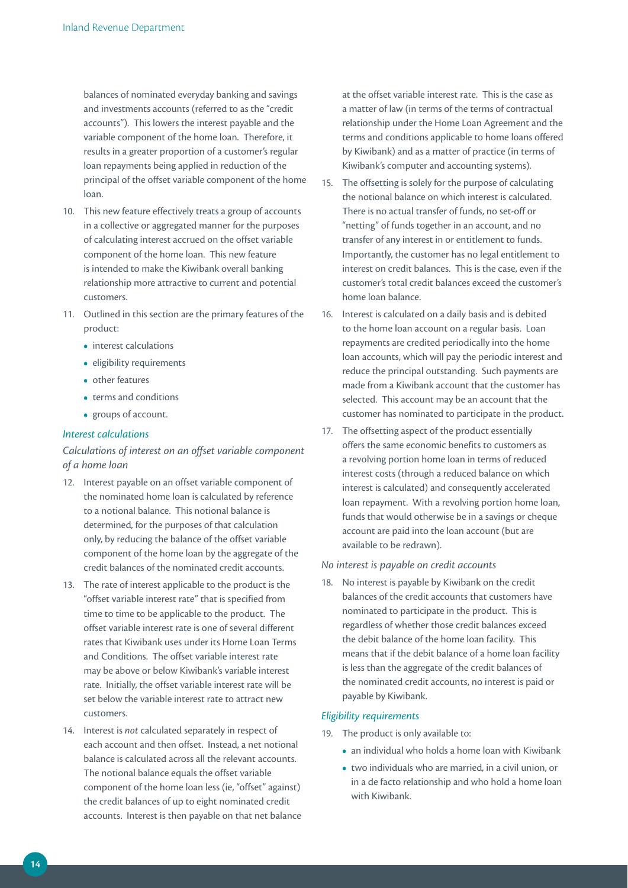balances of nominated everyday banking and savings and investments accounts (referred to as the "credit accounts"). This lowers the interest payable and the variable component of the home loan. Therefore, it results in a greater proportion of a customer's regular loan repayments being applied in reduction of the principal of the offset variable component of the home loan.

10. This new feature effectively treats a group of accounts in a collective or aggregated manner for the purposes of calculating interest accrued on the offset variable component of the home loan. This new feature is intended to make the Kiwibank overall banking relationship more attractive to current and potential customers.

11. Outlined in this section are the primary features of the product:
    - interest calculations
    - eligibility requirements
    - other features
    - terms and conditions
    - groups of account.

*Interest calculations*

*Calculations of interest on an offset variable component of a home loan*

12. Interest payable on an offset variable component of the nominated home loan is calculated by reference to a notional balance. This notional balance is determined, for the purposes of that calculation only, by reducing the balance of the offset variable component of the home loan by the aggregate of the credit balances of the nominated credit accounts.

13. The rate of interest applicable to the product is the "offset variable interest rate" that is specified from time to time to be applicable to the product. The offset variable interest rate is one of several different rates that Kiwibank uses under its Home Loan Terms and Conditions. The offset variable interest rate may be above or below Kiwibank's variable interest rate. Initially, the offset variable interest rate will be set below the variable interest rate to attract new customers.

14. Interest is *not* calculated separately in respect of each account and then offset. Instead, a net notional balance is calculated across all the relevant accounts. The notional balance equals the offset variable component of the home loan less (ie, "offset" against) the credit balances of up to eight nominated credit accounts. Interest is then payable on that net balance at the offset variable interest rate. This is the case as a matter of law (in terms of the terms of contractual relationship under the Home Loan Agreement and the terms and conditions applicable to home loans offered by Kiwibank) and as a matter of practice (in terms of Kiwibank's computer and accounting systems).

15. The offsetting is solely for the purpose of calculating the notional balance on which interest is calculated. There is no actual transfer of funds, no set-off or "netting" of funds together in an account, and no transfer of any interest in or entitlement to funds. Importantly, the customer has no legal entitlement to interest on credit balances. This is the case, even if the customer's total credit balances exceed the customer's home loan balance.

16. Interest is calculated on a daily basis and is debited to the home loan account on a regular basis. Loan repayments are credited periodically into the home loan accounts, which will pay the periodic interest and reduce the principal outstanding. Such payments are made from a Kiwibank account that the customer has selected. This account may be an account that the customer has nominated to participate in the product.

17. The offsetting aspect of the product essentially offers the same economic benefits to customers as a revolving portion home loan in terms of reduced interest costs (through a reduced balance on which interest is calculated) and consequently accelerated loan repayment. With a revolving portion home loan, funds that would otherwise be in a savings or cheque account are paid into the loan account (but are available to be redrawn).

*No interest is payable on credit accounts*

18. No interest is payable by Kiwibank on the credit balances of the credit accounts that customers have nominated to participate in the product. This is regardless of whether those credit balances exceed the debit balance of the home loan facility. This means that if the debit balance of a home loan facility is less than the aggregate of the credit balances of the nominated credit accounts, no interest is paid or payable by Kiwibank.

*Eligibility requirements*

19. The product is only available to:
    - an individual who holds a home loan with Kiwibank
    - two individuals who are married, in a civil union, or in a de facto relationship and who hold a home loan with Kiwibank.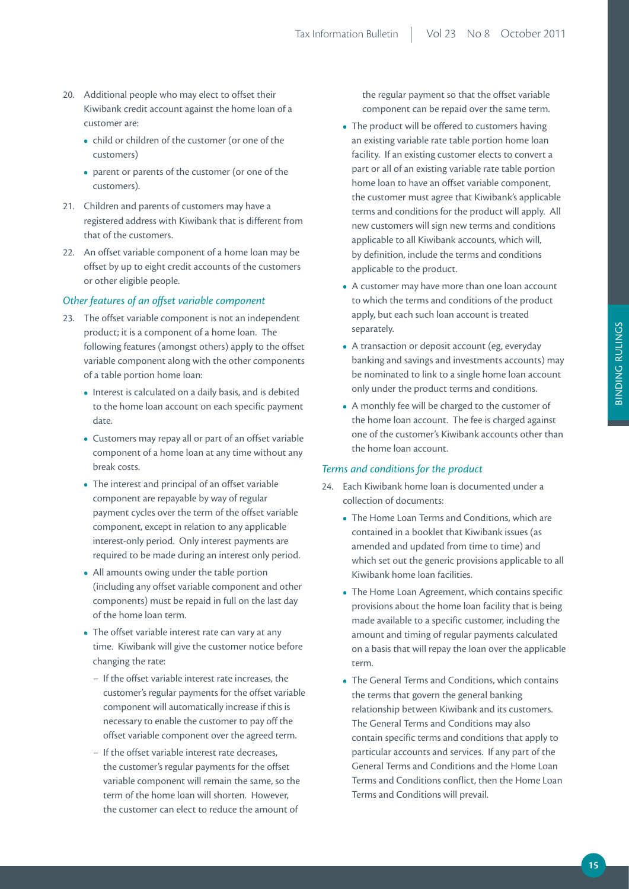20. Additional people who may elect to offset their Kiwibank credit account against the home loan of a customer are:
    - child or children of the customer (or one of the customers)
    - parent or parents of the customer (or one of the customers).
21. Children and parents of customers may have a registered address with Kiwibank that is different from that of the customers.
22. An offset variable component of a home loan may be offset by up to eight credit accounts of the customers or other eligible people.

### *Other features of an offset variable component*

23. The offset variable component is not an independent product; it is a component of a home loan. The following features (amongst others) apply to the offset variable component along with the other components of a table portion home loan:
    - Interest is calculated on a daily basis, and is debited to the home loan account on each specific payment date.
    - Customers may repay all or part of an offset variable component of a home loan at any time without any break costs.
    - The interest and principal of an offset variable component are repayable by way of regular payment cycles over the term of the offset variable component, except in relation to any applicable interest-only period. Only interest payments are required to be made during an interest only period.
    - All amounts owing under the table portion (including any offset variable component and other components) must be repaid in full on the last day of the home loan term.
    - The offset variable interest rate can vary at any time. Kiwibank will give the customer notice before changing the rate:
      - If the offset variable interest rate increases, the customer's regular payments for the offset variable component will automatically increase if this is necessary to enable the customer to pay off the offset variable component over the agreed term.
      - If the offset variable interest rate decreases, the customer's regular payments for the offset variable component will remain the same, so the term of the home loan will shorten. However, the customer can elect to reduce the amount of the regular payment so that the offset variable component can be repaid over the same term.
    - The product will be offered to customers having an existing variable rate table portion home loan facility. If an existing customer elects to convert a part or all of an existing variable rate table portion home loan to have an offset variable component, the customer must agree that Kiwibank's applicable terms and conditions for the product will apply. All new customers will sign new terms and conditions applicable to all Kiwibank accounts, which will, by definition, include the terms and conditions applicable to the product.
    - A customer may have more than one loan account to which the terms and conditions of the product apply, but each such loan account is treated separately.
    - A transaction or deposit account (eg, everyday banking and savings and investments accounts) may be nominated to link to a single home loan account only under the product terms and conditions.
    - A monthly fee will be charged to the customer of the home loan account. The fee is charged against one of the customer's Kiwibank accounts other than the home loan account.

### *Terms and conditions for the product*

24. Each Kiwibank home loan is documented under a collection of documents:
    - The Home Loan Terms and Conditions, which are contained in a booklet that Kiwibank issues (as amended and updated from time to time) and which set out the generic provisions applicable to all Kiwibank home loan facilities.
    - The Home Loan Agreement, which contains specific provisions about the home loan facility that is being made available to a specific customer, including the amount and timing of regular payments calculated on a basis that will repay the loan over the applicable term.
    - The General Terms and Conditions, which contains the terms that govern the general banking relationship between Kiwibank and its customers. The General Terms and Conditions may also contain specific terms and conditions that apply to particular accounts and services. If any part of the General Terms and Conditions and the Home Loan Terms and Conditions conflict, then the Home Loan Terms and Conditions will prevail.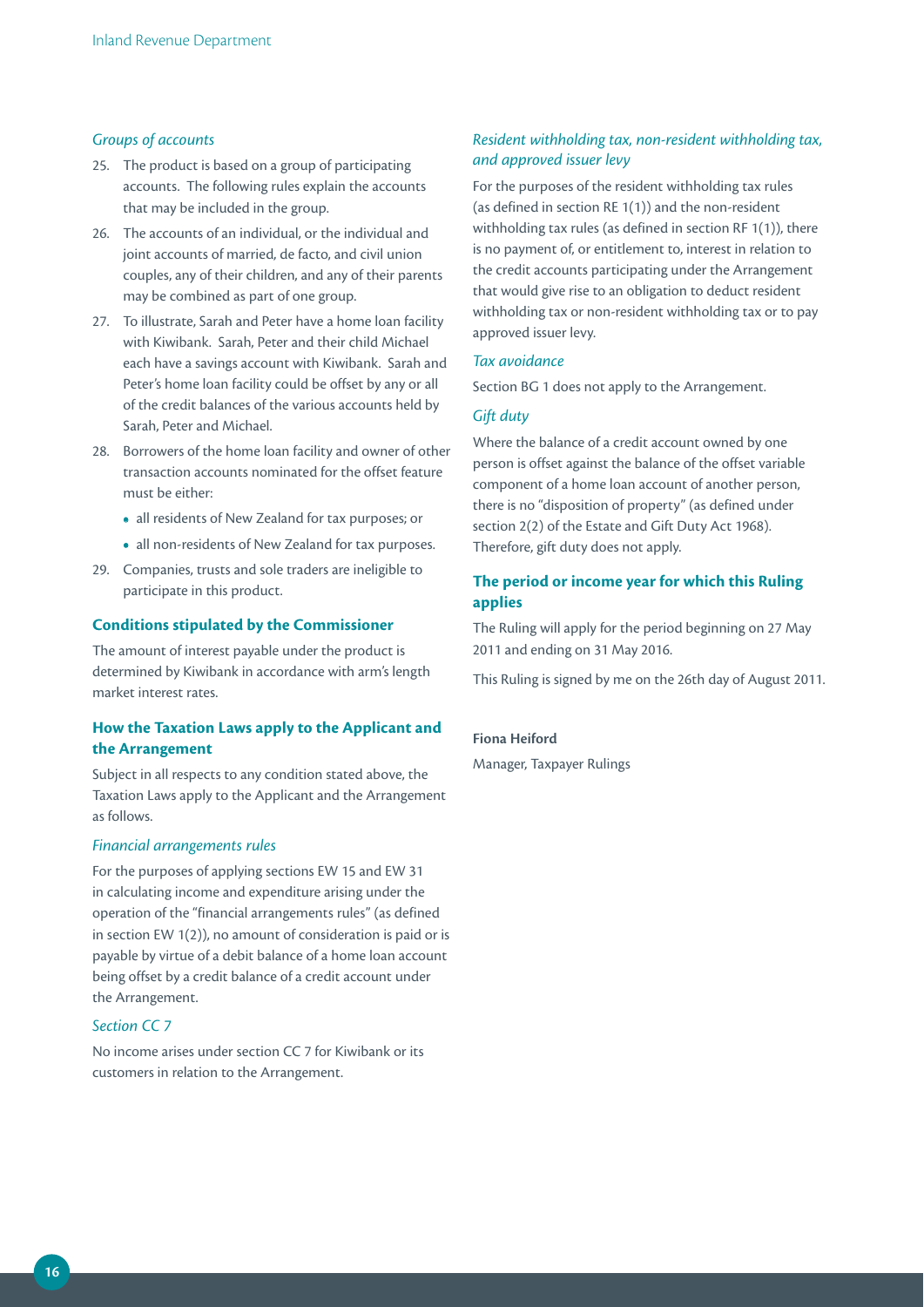### *Groups of accounts*

25. The product is based on a group of participating accounts. The following rules explain the accounts that may be included in the group.
26. The accounts of an individual, or the individual and joint accounts of married, de facto, and civil union couples, any of their children, and any of their parents may be combined as part of one group.
27. To illustrate, Sarah and Peter have a home loan facility with Kiwibank. Sarah, Peter and their child Michael each have a savings account with Kiwibank. Sarah and Peter's home loan facility could be offset by any or all of the credit balances of the various accounts held by Sarah, Peter and Michael.
28. Borrowers of the home loan facility and owner of other transaction accounts nominated for the offset feature must be either:
    - all residents of New Zealand for tax purposes; or
    - all non-residents of New Zealand for tax purposes.
29. Companies, trusts and sole traders are ineligible to participate in this product.

## Conditions stipulated by the Commissioner

The amount of interest payable under the product is determined by Kiwibank in accordance with arm's length market interest rates.

## How the Taxation Laws apply to the Applicant and the Arrangement

Subject in all respects to any condition stated above, the Taxation Laws apply to the Applicant and the Arrangement as follows.

### *Financial arrangements rules*

For the purposes of applying sections EW 15 and EW 31 in calculating income and expenditure arising under the operation of the "financial arrangements rules" (as defined in section EW 1(2)), no amount of consideration is paid or is payable by virtue of a debit balance of a home loan account being offset by a credit balance of a credit account under the Arrangement.

### *Section CC 7*

No income arises under section CC 7 for Kiwibank or its customers in relation to the Arrangement.

### *Resident withholding tax, non-resident withholding tax, and approved issuer levy*

For the purposes of the resident withholding tax rules (as defined in section RE 1(1)) and the non-resident withholding tax rules (as defined in section RF 1(1)), there is no payment of, or entitlement to, interest in relation to the credit accounts participating under the Arrangement that would give rise to an obligation to deduct resident withholding tax or non-resident withholding tax or to pay approved issuer levy.

### *Tax avoidance*

Section BG 1 does not apply to the Arrangement.

### *Gift duty*

Where the balance of a credit account owned by one person is offset against the balance of the offset variable component of a home loan account of another person, there is no "disposition of property" (as defined under section 2(2) of the Estate and Gift Duty Act 1968). Therefore, gift duty does not apply.

## The period or income year for which this Ruling applies

The Ruling will apply for the period beginning on 27 May 2011 and ending on 31 May 2016.

This Ruling is signed by me on the 26th day of August 2011.

**Fiona Heiford**

Manager, Taxpayer Rulings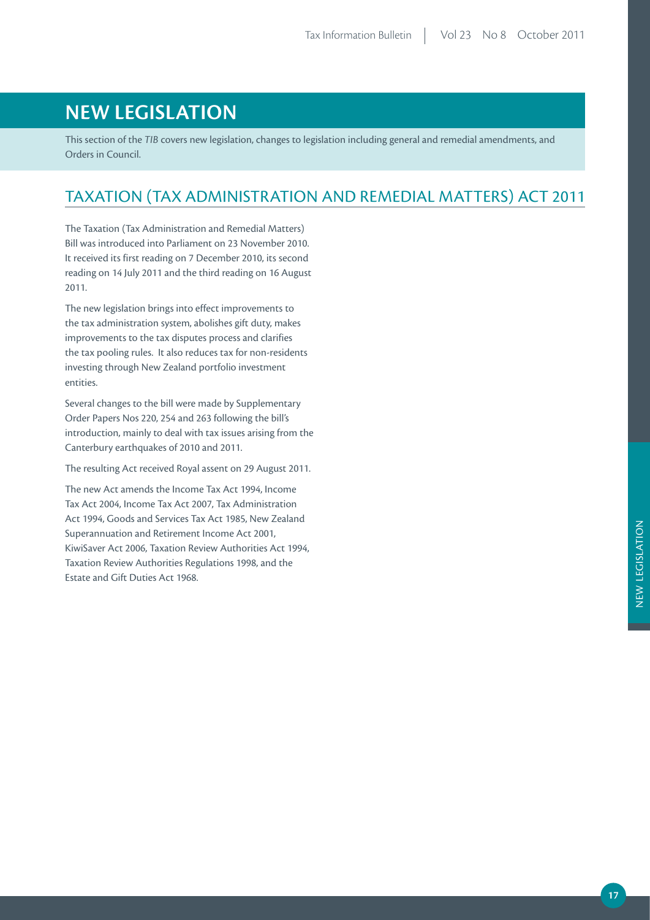# NEW LEGISLATION

This section of the *TIB* covers new legislation, changes to legislation including general and remedial amendments, and Orders in Council.

## TAXATION (TAX ADMINISTRATION AND REMEDIAL MATTERS) ACT 2011

The Taxation (Tax Administration and Remedial Matters) Bill was introduced into Parliament on 23 November 2010. It received its first reading on 7 December 2010, its second reading on 14 July 2011 and the third reading on 16 August 2011.

The new legislation brings into effect improvements to the tax administration system, abolishes gift duty, makes improvements to the tax disputes process and clarifies the tax pooling rules. It also reduces tax for non-residents investing through New Zealand portfolio investment entities.

Several changes to the bill were made by Supplementary Order Papers Nos 220, 254 and 263 following the bill's introduction, mainly to deal with tax issues arising from the Canterbury earthquakes of 2010 and 2011.

The resulting Act received Royal assent on 29 August 2011.

The new Act amends the Income Tax Act 1994, Income Tax Act 2004, Income Tax Act 2007, Tax Administration Act 1994, Goods and Services Tax Act 1985, New Zealand Superannuation and Retirement Income Act 2001, KiwiSaver Act 2006, Taxation Review Authorities Act 1994, Taxation Review Authorities Regulations 1998, and the Estate and Gift Duties Act 1968.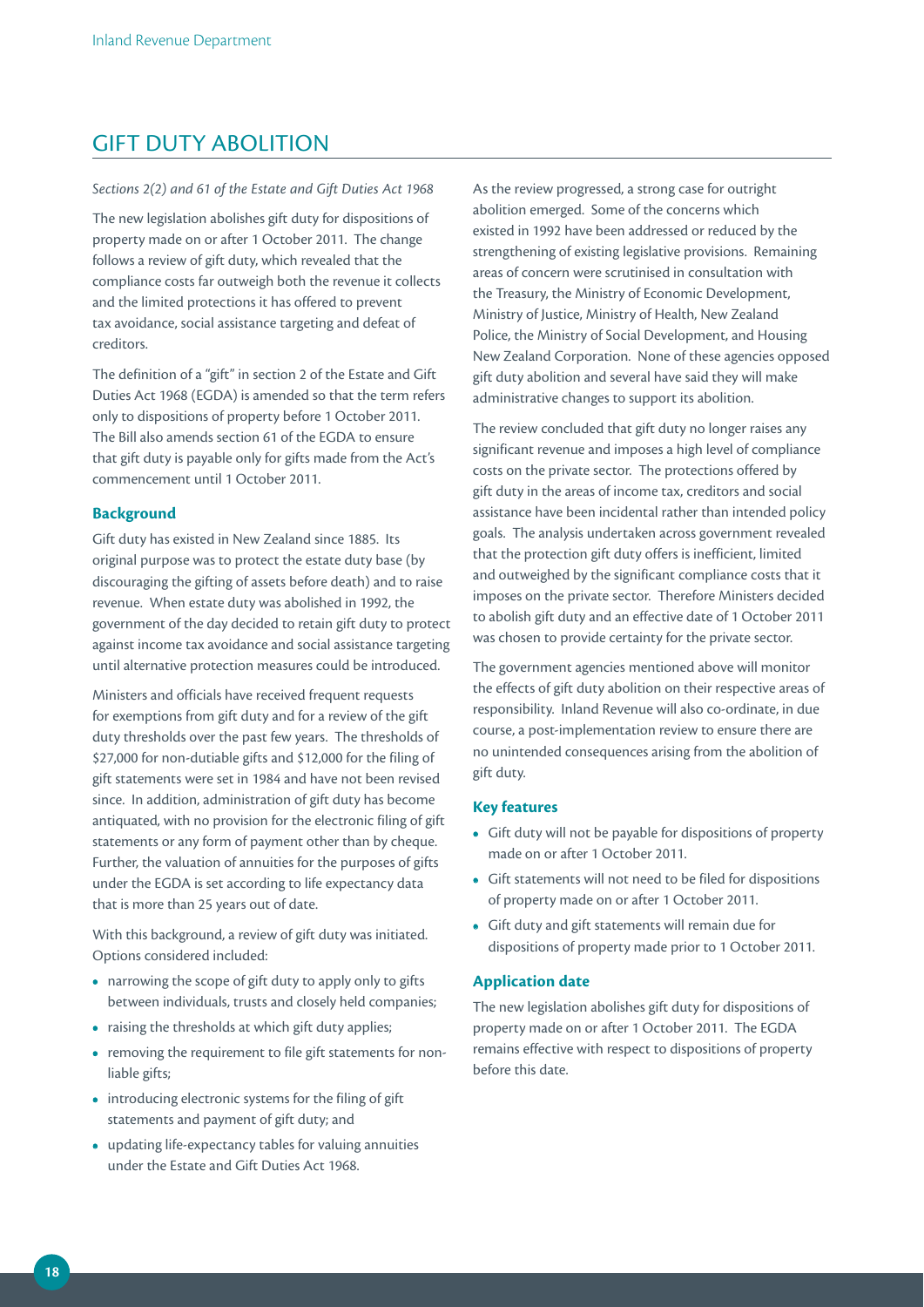# GIFT DUTY ABOLITION

*Sections 2(2) and 61 of the Estate and Gift Duties Act 1968*

The new legislation abolishes gift duty for dispositions of property made on or after 1 October 2011. The change follows a review of gift duty, which revealed that the compliance costs far outweigh both the revenue it collects and the limited protections it has offered to prevent tax avoidance, social assistance targeting and defeat of creditors.

The definition of a "gift" in section 2 of the Estate and Gift Duties Act 1968 (EGDA) is amended so that the term refers only to dispositions of property before 1 October 2011. The Bill also amends section 61 of the EGDA to ensure that gift duty is payable only for gifts made from the Act's commencement until 1 October 2011.

## Background

Gift duty has existed in New Zealand since 1885. Its original purpose was to protect the estate duty base (by discouraging the gifting of assets before death) and to raise revenue. When estate duty was abolished in 1992, the government of the day decided to retain gift duty to protect against income tax avoidance and social assistance targeting until alternative protection measures could be introduced.

Ministers and officials have received frequent requests for exemptions from gift duty and for a review of the gift duty thresholds over the past few years. The thresholds of $27,000 for non-dutiable gifts and $12,000 for the filing of gift statements were set in 1984 and have not been revised since. In addition, administration of gift duty has become antiquated, with no provision for the electronic filing of gift statements or any form of payment other than by cheque. Further, the valuation of annuities for the purposes of gifts under the EGDA is set according to life expectancy data that is more than 25 years out of date.

With this background, a review of gift duty was initiated. Options considered included:

- narrowing the scope of gift duty to apply only to gifts between individuals, trusts and closely held companies;
- raising the thresholds at which gift duty applies;
- removing the requirement to file gift statements for non-liable gifts;
- introducing electronic systems for the filing of gift statements and payment of gift duty; and
- updating life-expectancy tables for valuing annuities under the Estate and Gift Duties Act 1968.

As the review progressed, a strong case for outright abolition emerged. Some of the concerns which existed in 1992 have been addressed or reduced by the strengthening of existing legislative provisions. Remaining areas of concern were scrutinised in consultation with the Treasury, the Ministry of Economic Development, Ministry of Justice, Ministry of Health, New Zealand Police, the Ministry of Social Development, and Housing New Zealand Corporation. None of these agencies opposed gift duty abolition and several have said they will make administrative changes to support its abolition.

The review concluded that gift duty no longer raises any significant revenue and imposes a high level of compliance costs on the private sector. The protections offered by gift duty in the areas of income tax, creditors and social assistance have been incidental rather than intended policy goals. The analysis undertaken across government revealed that the protection gift duty offers is inefficient, limited and outweighed by the significant compliance costs that it imposes on the private sector. Therefore Ministers decided to abolish gift duty and an effective date of 1 October 2011 was chosen to provide certainty for the private sector.

The government agencies mentioned above will monitor the effects of gift duty abolition on their respective areas of responsibility. Inland Revenue will also co-ordinate, in due course, a post-implementation review to ensure there are no unintended consequences arising from the abolition of gift duty.

## Key features

- Gift duty will not be payable for dispositions of property made on or after 1 October 2011.
- Gift statements will not need to be filed for dispositions of property made on or after 1 October 2011.
- Gift duty and gift statements will remain due for dispositions of property made prior to 1 October 2011.

## Application date

The new legislation abolishes gift duty for dispositions of property made on or after 1 October 2011. The EGDA remains effective with respect to dispositions of property before this date.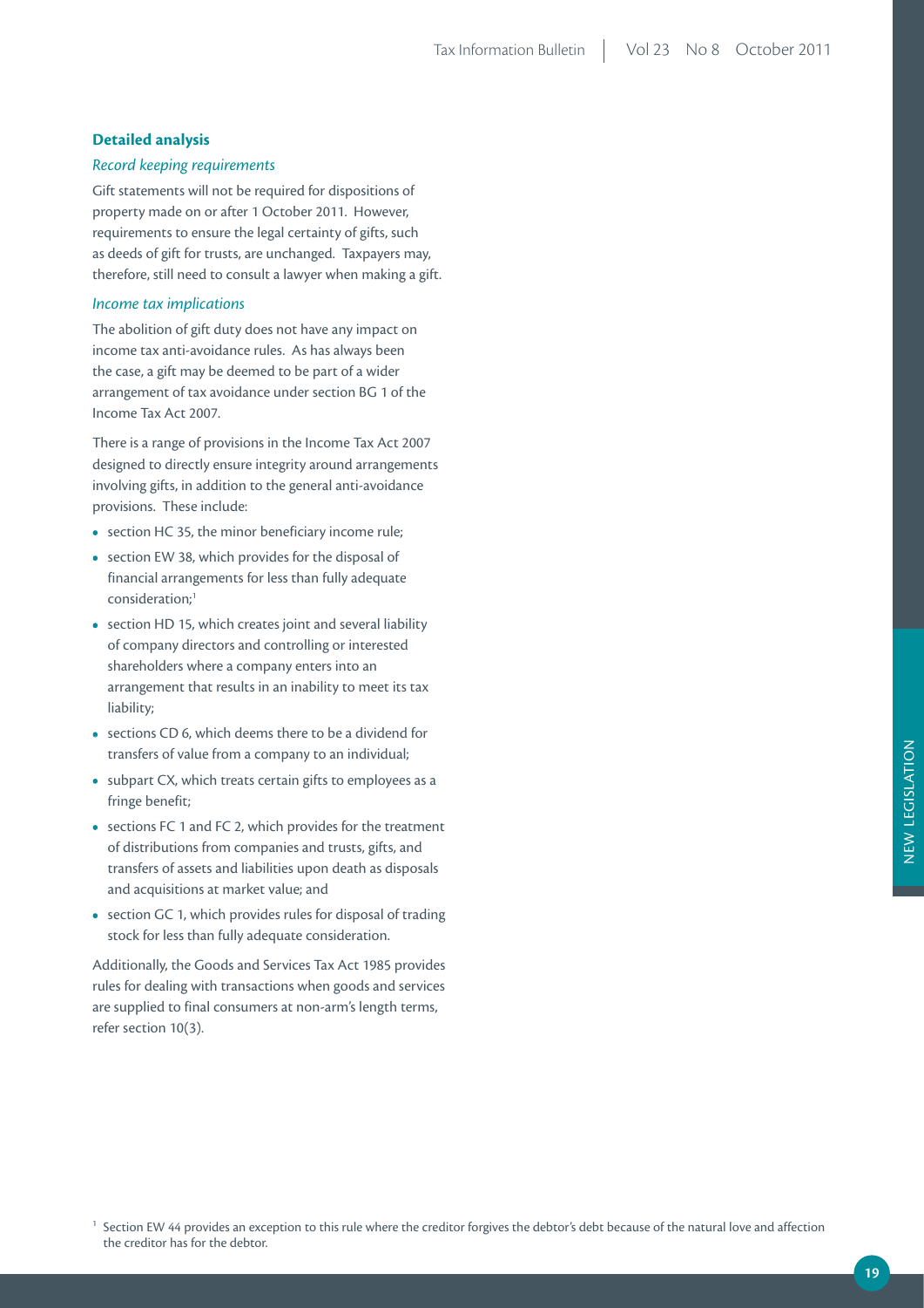### Detailed analysis

*Record keeping requirements*

Gift statements will not be required for dispositions of property made on or after 1 October 2011. However, requirements to ensure the legal certainty of gifts, such as deeds of gift for trusts, are unchanged. Taxpayers may, therefore, still need to consult a lawyer when making a gift.

*Income tax implications*

The abolition of gift duty does not have any impact on income tax anti-avoidance rules. As has always been the case, a gift may be deemed to be part of a wider arrangement of tax avoidance under section BG 1 of the Income Tax Act 2007.

There is a range of provisions in the Income Tax Act 2007 designed to directly ensure integrity around arrangements involving gifts, in addition to the general anti-avoidance provisions. These include:

- section HC 35, the minor beneficiary income rule;
- section EW 38, which provides for the disposal of financial arrangements for less than fully adequate consideration;[1]
- section HD 15, which creates joint and several liability of company directors and controlling or interested shareholders where a company enters into an arrangement that results in an inability to meet its tax liability;
- sections CD 6, which deems there to be a dividend for transfers of value from a company to an individual;
- subpart CX, which treats certain gifts to employees as a fringe benefit;
- sections FC 1 and FC 2, which provides for the treatment of distributions from companies and trusts, gifts, and transfers of assets and liabilities upon death as disposals and acquisitions at market value; and
- section GC 1, which provides rules for disposal of trading stock for less than fully adequate consideration.

Additionally, the Goods and Services Tax Act 1985 provides rules for dealing with transactions when goods and services are supplied to final consumers at non-arm's length terms, refer section 10(3).

[1] Section EW 44 provides an exception to this rule where the creditor forgives the debtor's debt because of the natural love and affection the creditor has for the debtor.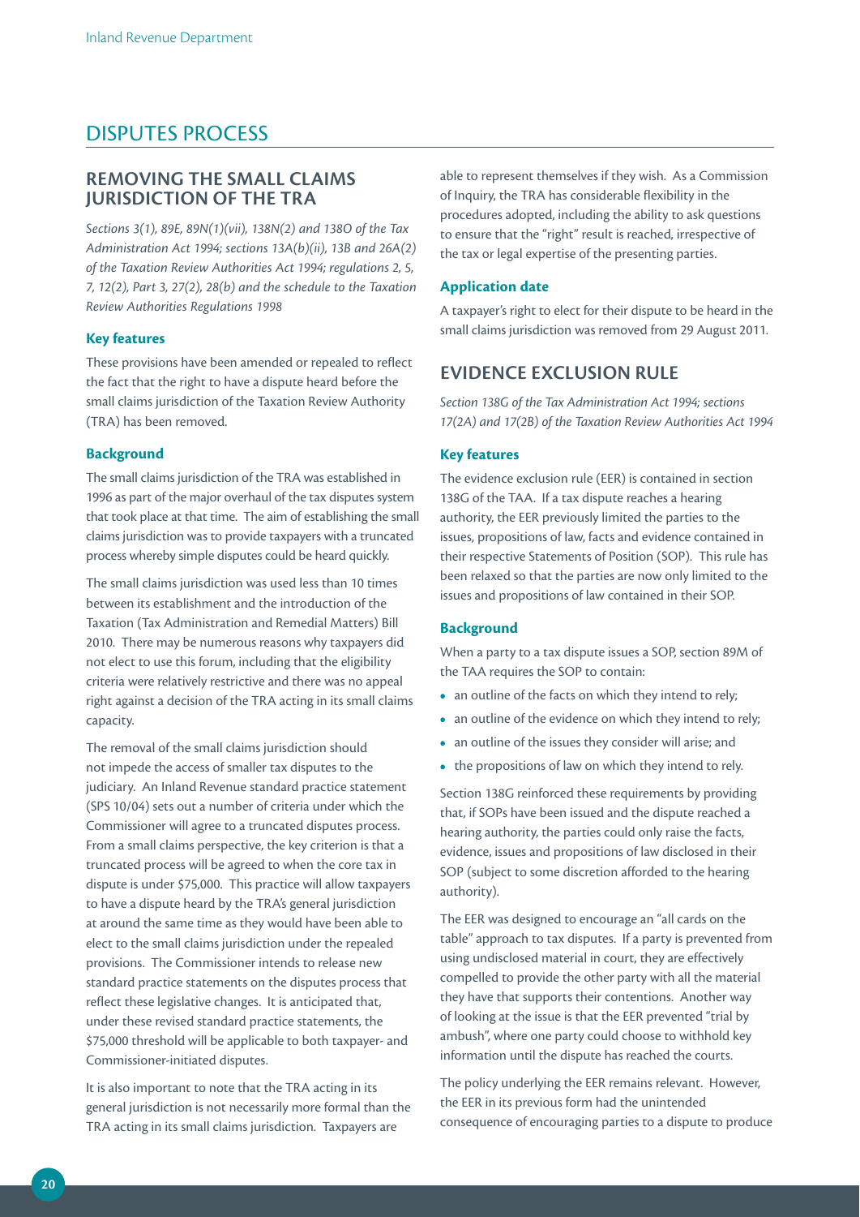# DISPUTES PROCESS

## REMOVING THE SMALL CLAIMS JURISDICTION OF THE TRA

*Sections 3(1), 89E, 89N(1)(vii), 138N(2) and 138O of the Tax Administration Act 1994; sections 13A(b)(ii), 13B and 26A(2) of the Taxation Review Authorities Act 1994; regulations 2, 5, 7, 12(2), Part 3, 27(2), 28(b) and the schedule to the Taxation Review Authorities Regulations 1998*

### Key features

These provisions have been amended or repealed to reflect the fact that the right to have a dispute heard before the small claims jurisdiction of the Taxation Review Authority (TRA) has been removed.

### Background

The small claims jurisdiction of the TRA was established in 1996 as part of the major overhaul of the tax disputes system that took place at that time. The aim of establishing the small claims jurisdiction was to provide taxpayers with a truncated process whereby simple disputes could be heard quickly.

The small claims jurisdiction was used less than 10 times between its establishment and the introduction of the Taxation (Tax Administration and Remedial Matters) Bill 2010. There may be numerous reasons why taxpayers did not elect to use this forum, including that the eligibility criteria were relatively restrictive and there was no appeal right against a decision of the TRA acting in its small claims capacity.

The removal of the small claims jurisdiction should not impede the access of smaller tax disputes to the judiciary. An Inland Revenue standard practice statement (SPS 10/04) sets out a number of criteria under which the Commissioner will agree to a truncated disputes process. From a small claims perspective, the key criterion is that a truncated process will be agreed to when the core tax in dispute is under $75,000. This practice will allow taxpayers to have a dispute heard by the TRA's general jurisdiction at around the same time as they would have been able to elect to the small claims jurisdiction under the repealed provisions. The Commissioner intends to release new standard practice statements on the disputes process that reflect these legislative changes. It is anticipated that, under these revised standard practice statements, the $75,000 threshold will be applicable to both taxpayer- and Commissioner-initiated disputes.

It is also important to note that the TRA acting in its general jurisdiction is not necessarily more formal than the TRA acting in its small claims jurisdiction. Taxpayers are able to represent themselves if they wish. As a Commission of Inquiry, the TRA has considerable flexibility in the procedures adopted, including the ability to ask questions to ensure that the "right" result is reached, irrespective of the tax or legal expertise of the presenting parties.

### Application date

A taxpayer's right to elect for their dispute to be heard in the small claims jurisdiction was removed from 29 August 2011.

## EVIDENCE EXCLUSION RULE

*Section 138G of the Tax Administration Act 1994; sections 17(2A) and 17(2B) of the Taxation Review Authorities Act 1994*

### Key features

The evidence exclusion rule (EER) is contained in section 138G of the TAA. If a tax dispute reaches a hearing authority, the EER previously limited the parties to the issues, propositions of law, facts and evidence contained in their respective Statements of Position (SOP). This rule has been relaxed so that the parties are now only limited to the issues and propositions of law contained in their SOP.

### Background

When a party to a tax dispute issues a SOP, section 89M of the TAA requires the SOP to contain:

- an outline of the facts on which they intend to rely;
- an outline of the evidence on which they intend to rely;
- an outline of the issues they consider will arise; and
- the propositions of law on which they intend to rely.

Section 138G reinforced these requirements by providing that, if SOPs have been issued and the dispute reached a hearing authority, the parties could only raise the facts, evidence, issues and propositions of law disclosed in their SOP (subject to some discretion afforded to the hearing authority).

The EER was designed to encourage an "all cards on the table" approach to tax disputes. If a party is prevented from using undisclosed material in court, they are effectively compelled to provide the other party with all the material they have that supports their contentions. Another way of looking at the issue is that the EER prevented "trial by ambush", where one party could choose to withhold key information until the dispute has reached the courts.

The policy underlying the EER remains relevant. However, the EER in its previous form had the unintended consequence of encouraging parties to a dispute to produce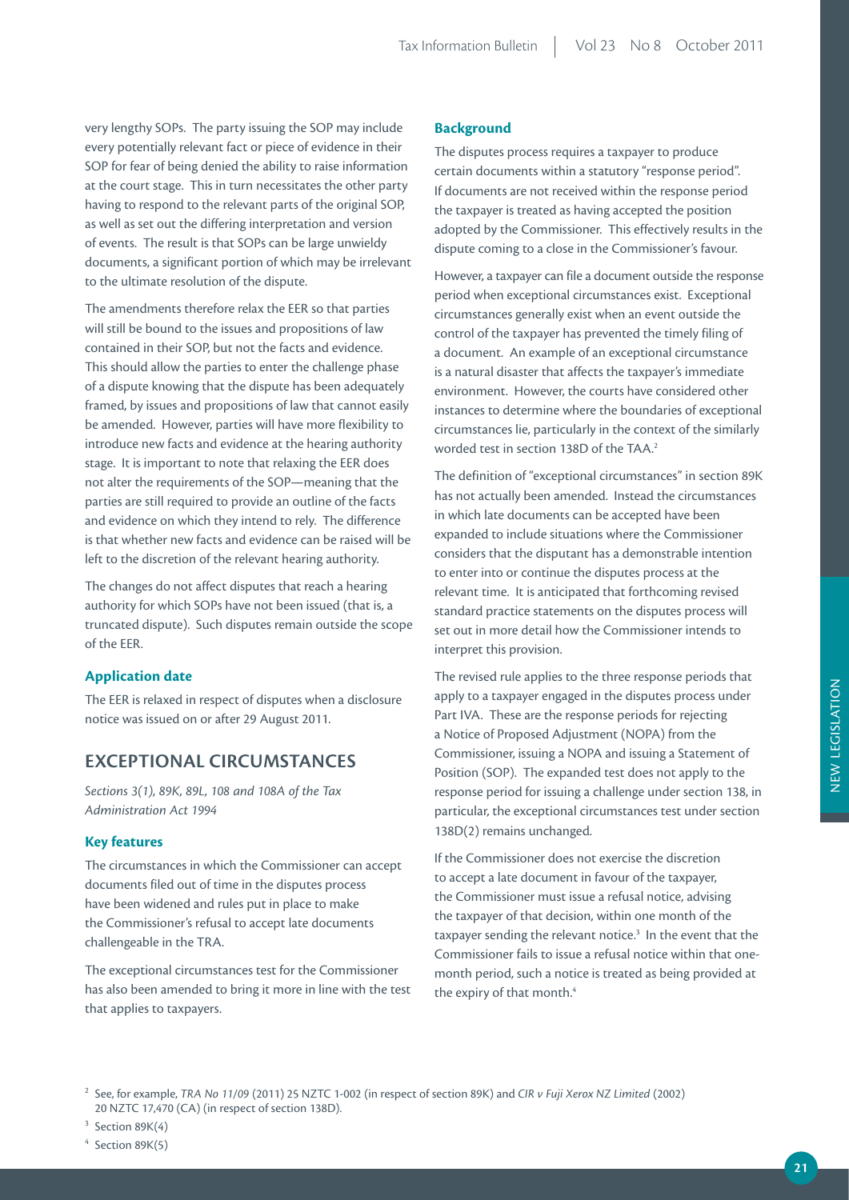very lengthy SOPs. The party issuing the SOP may include every potentially relevant fact or piece of evidence in their SOP for fear of being denied the ability to raise information at the court stage. This in turn necessitates the other party having to respond to the relevant parts of the original SOP, as well as set out the differing interpretation and version of events. The result is that SOPs can be large unwieldy documents, a significant portion of which may be irrelevant to the ultimate resolution of the dispute.

The amendments therefore relax the EER so that parties will still be bound to the issues and propositions of law contained in their SOP, but not the facts and evidence. This should allow the parties to enter the challenge phase of a dispute knowing that the dispute has been adequately framed, by issues and propositions of law that cannot easily be amended. However, parties will have more flexibility to introduce new facts and evidence at the hearing authority stage. It is important to note that relaxing the EER does not alter the requirements of the SOP—meaning that the parties are still required to provide an outline of the facts and evidence on which they intend to rely. The difference is that whether new facts and evidence can be raised will be left to the discretion of the relevant hearing authority.

The changes do not affect disputes that reach a hearing authority for which SOPs have not been issued (that is, a truncated dispute). Such disputes remain outside the scope of the EER.

### Application date

The EER is relaxed in respect of disputes when a disclosure notice was issued on or after 29 August 2011.

## EXCEPTIONAL CIRCUMSTANCES

*Sections 3(1), 89K, 89L, 108 and 108A of the Tax Administration Act 1994*

### Key features

The circumstances in which the Commissioner can accept documents filed out of time in the disputes process have been widened and rules put in place to make the Commissioner's refusal to accept late documents challengeable in the TRA.

The exceptional circumstances test for the Commissioner has also been amended to bring it more in line with the test that applies to taxpayers.

### Background

The disputes process requires a taxpayer to produce certain documents within a statutory "response period". If documents are not received within the response period the taxpayer is treated as having accepted the position adopted by the Commissioner. This effectively results in the dispute coming to a close in the Commissioner's favour.

However, a taxpayer can file a document outside the response period when exceptional circumstances exist. Exceptional circumstances generally exist when an event outside the control of the taxpayer has prevented the timely filing of a document. An example of an exceptional circumstance is a natural disaster that affects the taxpayer's immediate environment. However, the courts have considered other instances to determine where the boundaries of exceptional circumstances lie, particularly in the context of the similarly worded test in section 138D of the TAA.[2]

The definition of "exceptional circumstances" in section 89K has not actually been amended. Instead the circumstances in which late documents can be accepted have been expanded to include situations where the Commissioner considers that the disputant has a demonstrable intention to enter into or continue the disputes process at the relevant time. It is anticipated that forthcoming revised standard practice statements on the disputes process will set out in more detail how the Commissioner intends to interpret this provision.

The revised rule applies to the three response periods that apply to a taxpayer engaged in the disputes process under Part IVA. These are the response periods for rejecting a Notice of Proposed Adjustment (NOPA) from the Commissioner, issuing a NOPA and issuing a Statement of Position (SOP). The expanded test does not apply to the response period for issuing a challenge under section 138, in particular, the exceptional circumstances test under section 138D(2) remains unchanged.

If the Commissioner does not exercise the discretion to accept a late document in favour of the taxpayer, the Commissioner must issue a refusal notice, advising the taxpayer of that decision, within one month of the taxpayer sending the relevant notice.[3] In the event that the Commissioner fails to issue a refusal notice within that one-month period, such a notice is treated as being provided at the expiry of that month.[4]

---

[2] See, for example, *TRA No 11/09* (2011) 25 NZTC 1-002 (in respect of section 89K) and *CIR v Fuji Xerox NZ Limited* (2002) 20 NZTC 17,470 (CA) (in respect of section 138D).

[3] Section 89K(4)

[4] Section 89K(5)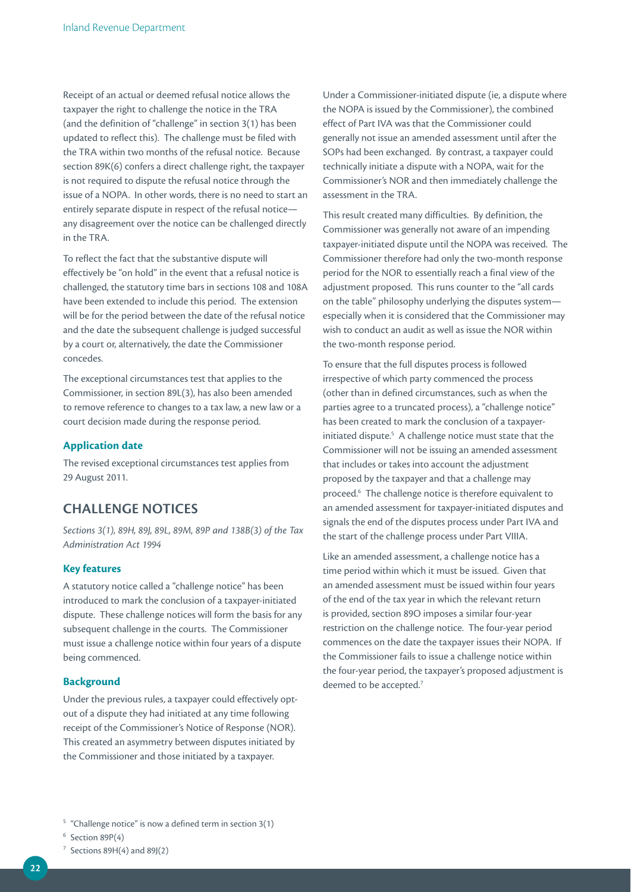Receipt of an actual or deemed refusal notice allows the taxpayer the right to challenge the notice in the TRA (and the definition of "challenge" in section 3(1) has been updated to reflect this). The challenge must be filed with the TRA within two months of the refusal notice. Because section 89K(6) confers a direct challenge right, the taxpayer is not required to dispute the refusal notice through the issue of a NOPA. In other words, there is no need to start an entirely separate dispute in respect of the refusal notice—any disagreement over the notice can be challenged directly in the TRA.

To reflect the fact that the substantive dispute will effectively be "on hold" in the event that a refusal notice is challenged, the statutory time bars in sections 108 and 108A have been extended to include this period. The extension will be for the period between the date of the refusal notice and the date the subsequent challenge is judged successful by a court or, alternatively, the date the Commissioner concedes.

The exceptional circumstances test that applies to the Commissioner, in section 89L(3), has also been amended to remove reference to changes to a tax law, a new law or a court decision made during the response period.

### Application date

The revised exceptional circumstances test applies from 29 August 2011.

## CHALLENGE NOTICES

*Sections 3(1), 89H, 89J, 89L, 89M, 89P and 138B(3) of the Tax Administration Act 1994*

### Key features

A statutory notice called a "challenge notice" has been introduced to mark the conclusion of a taxpayer-initiated dispute. These challenge notices will form the basis for any subsequent challenge in the courts. The Commissioner must issue a challenge notice within four years of a dispute being commenced.

### Background

Under the previous rules, a taxpayer could effectively opt-out of a dispute they had initiated at any time following receipt of the Commissioner's Notice of Response (NOR). This created an asymmetry between disputes initiated by the Commissioner and those initiated by a taxpayer.

Under a Commissioner-initiated dispute (ie, a dispute where the NOPA is issued by the Commissioner), the combined effect of Part IVA was that the Commissioner could generally not issue an amended assessment until after the SOPs had been exchanged. By contrast, a taxpayer could technically initiate a dispute with a NOPA, wait for the Commissioner's NOR and then immediately challenge the assessment in the TRA.

This result created many difficulties. By definition, the Commissioner was generally not aware of an impending taxpayer-initiated dispute until the NOPA was received. The Commissioner therefore had only the two-month response period for the NOR to essentially reach a final view of the adjustment proposed. This runs counter to the "all cards on the table" philosophy underlying the disputes system—especially when it is considered that the Commissioner may wish to conduct an audit as well as issue the NOR within the two-month response period.

To ensure that the full disputes process is followed irrespective of which party commenced the process (other than in defined circumstances, such as when the parties agree to a truncated process), a "challenge notice" has been created to mark the conclusion of a taxpayer-initiated dispute.[5] A challenge notice must state that the Commissioner will not be issuing an amended assessment that includes or takes into account the adjustment proposed by the taxpayer and that a challenge may proceed.[6] The challenge notice is therefore equivalent to an amended assessment for taxpayer-initiated disputes and signals the end of the disputes process under Part IVA and the start of the challenge process under Part VIIIA.

Like an amended assessment, a challenge notice has a time period within which it must be issued. Given that an amended assessment must be issued within four years of the end of the tax year in which the relevant return is provided, section 89O imposes a similar four-year restriction on the challenge notice. The four-year period commences on the date the taxpayer issues their NOPA. If the Commissioner fails to issue a challenge notice within the four-year period, the taxpayer's proposed adjustment is deemed to be accepted.[7]

[5] "Challenge notice" is now a defined term in section 3(1)

[6] Section 89P(4)

[7] Sections 89H(4) and 89J(2)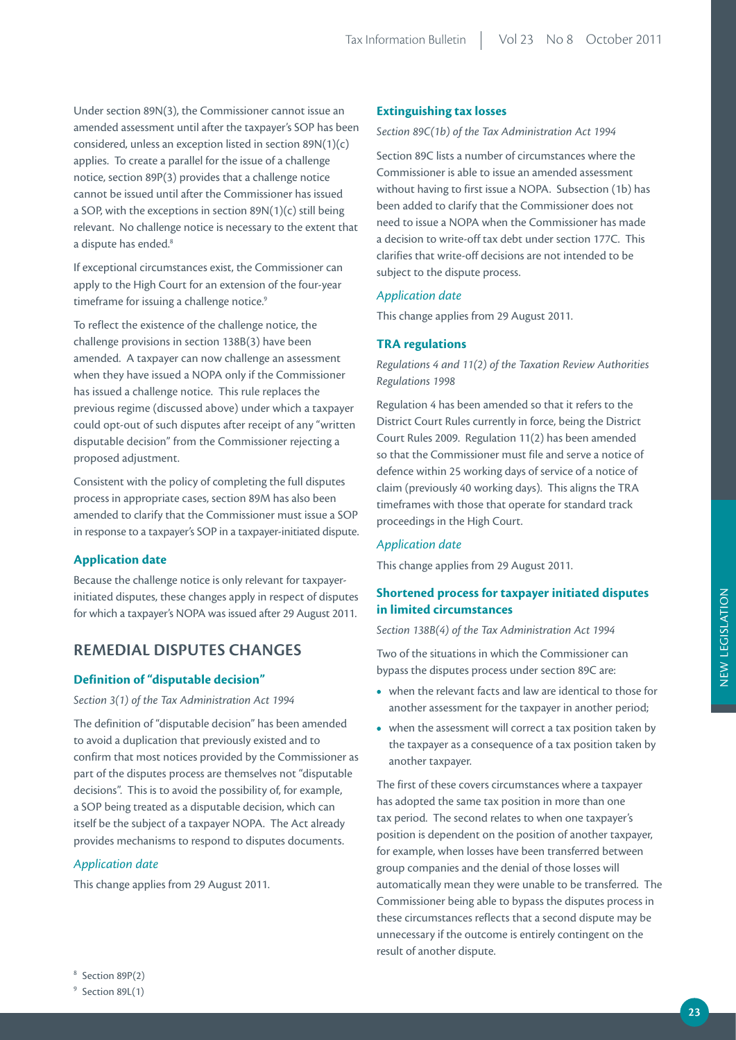Under section 89N(3), the Commissioner cannot issue an amended assessment until after the taxpayer's SOP has been considered, unless an exception listed in section 89N(1)(c) applies. To create a parallel for the issue of a challenge notice, section 89P(3) provides that a challenge notice cannot be issued until after the Commissioner has issued a SOP, with the exceptions in section 89N(1)(c) still being relevant. No challenge notice is necessary to the extent that a dispute has ended.[8]

If exceptional circumstances exist, the Commissioner can apply to the High Court for an extension of the four-year timeframe for issuing a challenge notice.[9]

To reflect the existence of the challenge notice, the challenge provisions in section 138B(3) have been amended. A taxpayer can now challenge an assessment when they have issued a NOPA only if the Commissioner has issued a challenge notice. This rule replaces the previous regime (discussed above) under which a taxpayer could opt-out of such disputes after receipt of any "written disputable decision" from the Commissioner rejecting a proposed adjustment.

Consistent with the policy of completing the full disputes process in appropriate cases, section 89M has also been amended to clarify that the Commissioner must issue a SOP in response to a taxpayer's SOP in a taxpayer-initiated dispute.

#### Application date

Because the challenge notice is only relevant for taxpayer-initiated disputes, these changes apply in respect of disputes for which a taxpayer's NOPA was issued after 29 August 2011.

## REMEDIAL DISPUTES CHANGES

### Definition of "disputable decision"

*Section 3(1) of the Tax Administration Act 1994*

The definition of "disputable decision" has been amended to avoid a duplication that previously existed and to confirm that most notices provided by the Commissioner as part of the disputes process are themselves not "disputable decisions". This is to avoid the possibility of, for example, a SOP being treated as a disputable decision, which can itself be the subject of a taxpayer NOPA. The Act already provides mechanisms to respond to disputes documents.

#### *Application date*

This change applies from 29 August 2011.

### Extinguishing tax losses

*Section 89C(1b) of the Tax Administration Act 1994*

Section 89C lists a number of circumstances where the Commissioner is able to issue an amended assessment without having to first issue a NOPA. Subsection (1b) has been added to clarify that the Commissioner does not need to issue a NOPA when the Commissioner has made a decision to write-off tax debt under section 177C. This clarifies that write-off decisions are not intended to be subject to the dispute process.

#### *Application date*

This change applies from 29 August 2011.

### TRA regulations

*Regulations 4 and 11(2) of the Taxation Review Authorities Regulations 1998*

Regulation 4 has been amended so that it refers to the District Court Rules currently in force, being the District Court Rules 2009. Regulation 11(2) has been amended so that the Commissioner must file and serve a notice of defence within 25 working days of service of a notice of claim (previously 40 working days). This aligns the TRA timeframes with those that operate for standard track proceedings in the High Court.

#### *Application date*

This change applies from 29 August 2011.

### Shortened process for taxpayer initiated disputes in limited circumstances

*Section 138B(4) of the Tax Administration Act 1994*

Two of the situations in which the Commissioner can bypass the disputes process under section 89C are:

- when the relevant facts and law are identical to those for another assessment for the taxpayer in another period;
- when the assessment will correct a tax position taken by the taxpayer as a consequence of a tax position taken by another taxpayer.

The first of these covers circumstances where a taxpayer has adopted the same tax position in more than one tax period. The second relates to when one taxpayer's position is dependent on the position of another taxpayer, for example, when losses have been transferred between group companies and the denial of those losses will automatically mean they were unable to be transferred. The Commissioner being able to bypass the disputes process in these circumstances reflects that a second dispute may be unnecessary if the outcome is entirely contingent on the result of another dispute.

---

[8] Section 89P(2)

[9] Section 89L(1)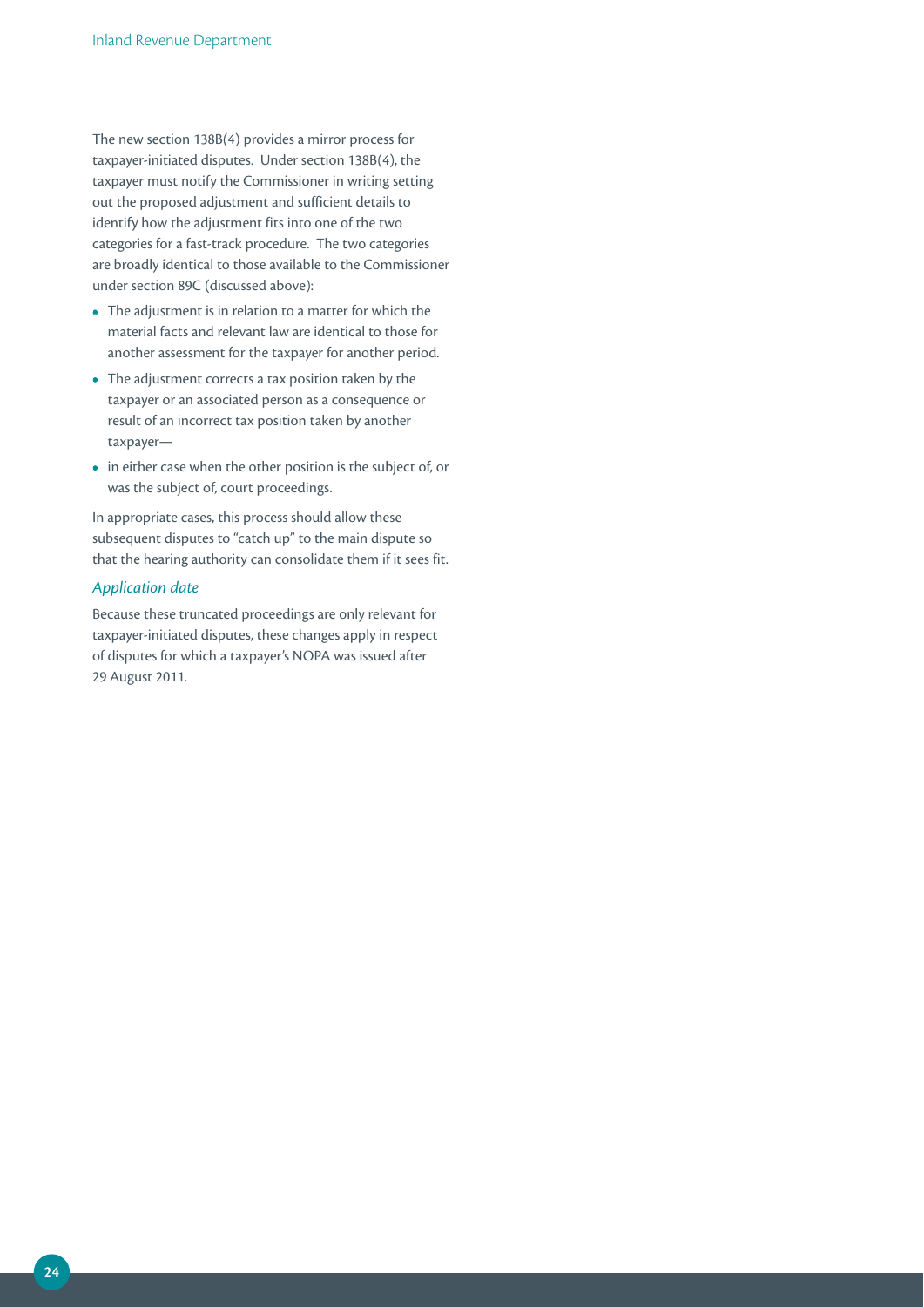The new section 138B(4) provides a mirror process for taxpayer-initiated disputes. Under section 138B(4), the taxpayer must notify the Commissioner in writing setting out the proposed adjustment and sufficient details to identify how the adjustment fits into one of the two categories for a fast-track procedure. The two categories are broadly identical to those available to the Commissioner under section 89C (discussed above):

- The adjustment is in relation to a matter for which the material facts and relevant law are identical to those for another assessment for the taxpayer for another period.
- The adjustment corrects a tax position taken by the taxpayer or an associated person as a consequence or result of an incorrect tax position taken by another taxpayer—
- in either case when the other position is the subject of, or was the subject of, court proceedings.

In appropriate cases, this process should allow these subsequent disputes to "catch up" to the main dispute so that the hearing authority can consolidate them if it sees fit.

#### *Application date*

Because these truncated proceedings are only relevant for taxpayer-initiated disputes, these changes apply in respect of disputes for which a taxpayer's NOPA was issued after 29 August 2011.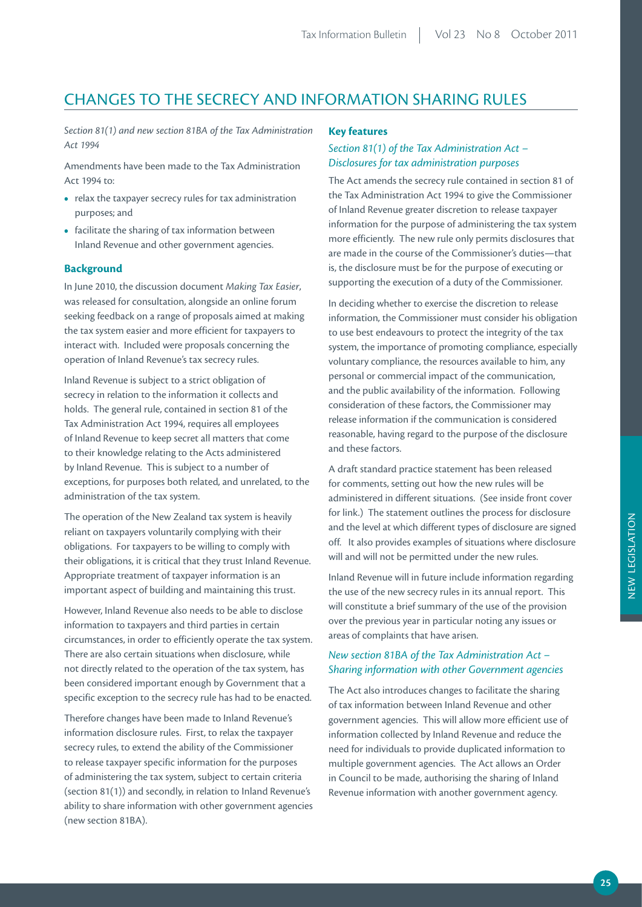## CHANGES TO THE SECRECY AND INFORMATION SHARING RULES

*Section 81(1) and new section 81BA of the Tax Administration Act 1994*

Amendments have been made to the Tax Administration Act 1994 to:

- relax the taxpayer secrecy rules for tax administration purposes; and
- facilitate the sharing of tax information between Inland Revenue and other government agencies.

### Background

In June 2010, the discussion document *Making Tax Easier*, was released for consultation, alongside an online forum seeking feedback on a range of proposals aimed at making the tax system easier and more efficient for taxpayers to interact with. Included were proposals concerning the operation of Inland Revenue's tax secrecy rules.

Inland Revenue is subject to a strict obligation of secrecy in relation to the information it collects and holds. The general rule, contained in section 81 of the Tax Administration Act 1994, requires all employees of Inland Revenue to keep secret all matters that come to their knowledge relating to the Acts administered by Inland Revenue. This is subject to a number of exceptions, for purposes both related, and unrelated, to the administration of the tax system.

The operation of the New Zealand tax system is heavily reliant on taxpayers voluntarily complying with their obligations. For taxpayers to be willing to comply with their obligations, it is critical that they trust Inland Revenue. Appropriate treatment of taxpayer information is an important aspect of building and maintaining this trust.

However, Inland Revenue also needs to be able to disclose information to taxpayers and third parties in certain circumstances, in order to efficiently operate the tax system. There are also certain situations when disclosure, while not directly related to the operation of the tax system, has been considered important enough by Government that a specific exception to the secrecy rule has had to be enacted.

Therefore changes have been made to Inland Revenue's information disclosure rules. First, to relax the taxpayer secrecy rules, to extend the ability of the Commissioner to release taxpayer specific information for the purposes of administering the tax system, subject to certain criteria (section 81(1)) and secondly, in relation to Inland Revenue's ability to share information with other government agencies (new section 81BA).

### Key features

#### *Section 81(1) of the Tax Administration Act – Disclosures for tax administration purposes*

The Act amends the secrecy rule contained in section 81 of the Tax Administration Act 1994 to give the Commissioner of Inland Revenue greater discretion to release taxpayer information for the purpose of administering the tax system more efficiently. The new rule only permits disclosures that are made in the course of the Commissioner's duties—that is, the disclosure must be for the purpose of executing or supporting the execution of a duty of the Commissioner.

In deciding whether to exercise the discretion to release information, the Commissioner must consider his obligation to use best endeavours to protect the integrity of the tax system, the importance of promoting compliance, especially voluntary compliance, the resources available to him, any personal or commercial impact of the communication, and the public availability of the information. Following consideration of these factors, the Commissioner may release information if the communication is considered reasonable, having regard to the purpose of the disclosure and these factors.

A draft standard practice statement has been released for comments, setting out how the new rules will be administered in different situations. (See inside front cover for link.) The statement outlines the process for disclosure and the level at which different types of disclosure are signed off. It also provides examples of situations where disclosure will and will not be permitted under the new rules.

Inland Revenue will in future include information regarding the use of the new secrecy rules in its annual report. This will constitute a brief summary of the use of the provision over the previous year in particular noting any issues or areas of complaints that have arisen.

#### *New section 81BA of the Tax Administration Act – Sharing information with other Government agencies*

The Act also introduces changes to facilitate the sharing of tax information between Inland Revenue and other government agencies. This will allow more efficient use of information collected by Inland Revenue and reduce the need for individuals to provide duplicated information to multiple government agencies. The Act allows an Order in Council to be made, authorising the sharing of Inland Revenue information with another government agency.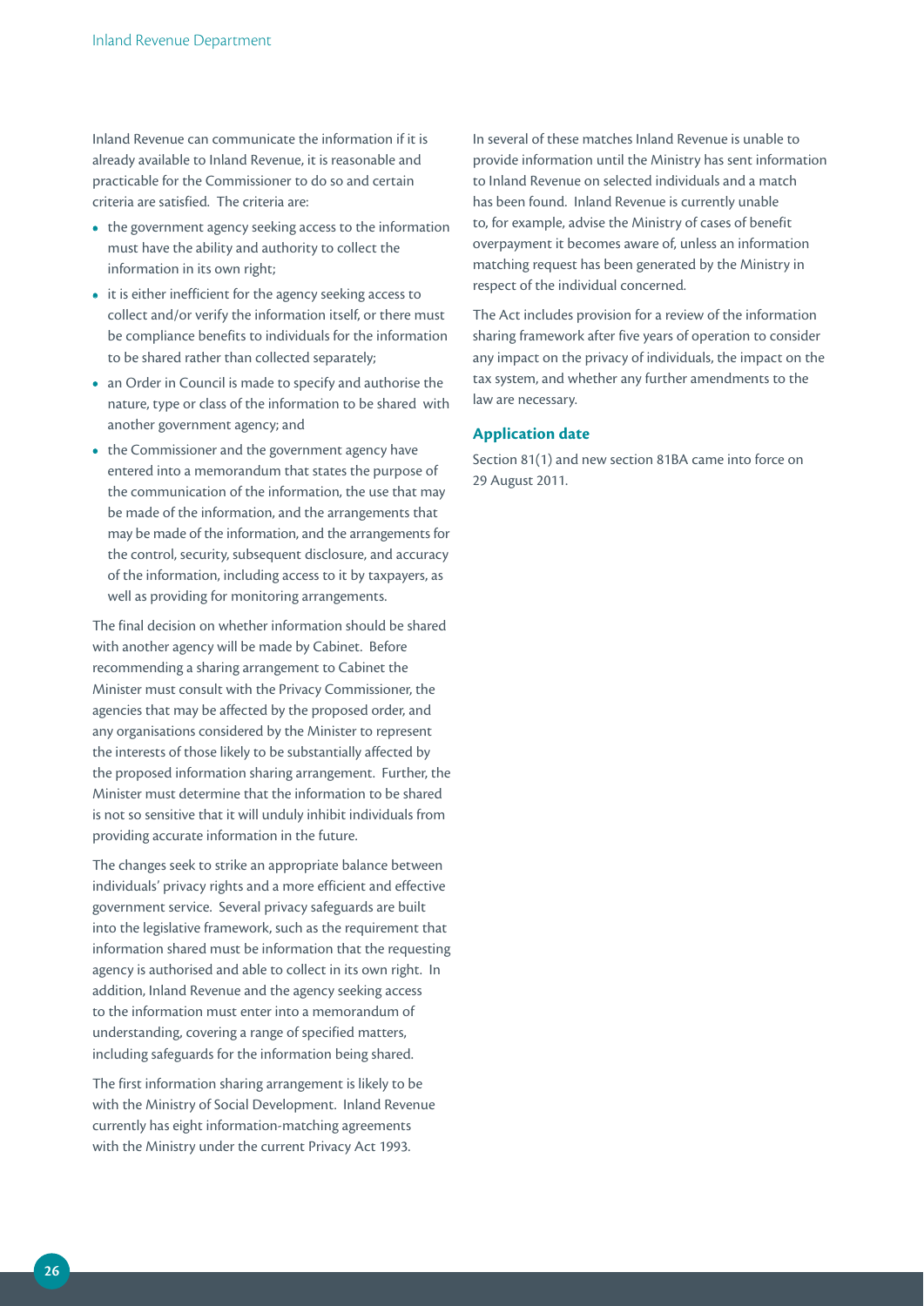Inland Revenue can communicate the information if it is already available to Inland Revenue, it is reasonable and practicable for the Commissioner to do so and certain criteria are satisfied. The criteria are:

- the government agency seeking access to the information must have the ability and authority to collect the information in its own right;
- it is either inefficient for the agency seeking access to collect and/or verify the information itself, or there must be compliance benefits to individuals for the information to be shared rather than collected separately;
- an Order in Council is made to specify and authorise the nature, type or class of the information to be shared with another government agency; and
- the Commissioner and the government agency have entered into a memorandum that states the purpose of the communication of the information, the use that may be made of the information, and the arrangements that may be made of the information, and the arrangements for the control, security, subsequent disclosure, and accuracy of the information, including access to it by taxpayers, as well as providing for monitoring arrangements.

The final decision on whether information should be shared with another agency will be made by Cabinet. Before recommending a sharing arrangement to Cabinet the Minister must consult with the Privacy Commissioner, the agencies that may be affected by the proposed order, and any organisations considered by the Minister to represent the interests of those likely to be substantially affected by the proposed information sharing arrangement. Further, the Minister must determine that the information to be shared is not so sensitive that it will unduly inhibit individuals from providing accurate information in the future.

The changes seek to strike an appropriate balance between individuals' privacy rights and a more efficient and effective government service. Several privacy safeguards are built into the legislative framework, such as the requirement that information shared must be information that the requesting agency is authorised and able to collect in its own right. In addition, Inland Revenue and the agency seeking access to the information must enter into a memorandum of understanding, covering a range of specified matters, including safeguards for the information being shared.

The first information sharing arrangement is likely to be with the Ministry of Social Development. Inland Revenue currently has eight information-matching agreements with the Ministry under the current Privacy Act 1993.

In several of these matches Inland Revenue is unable to provide information until the Ministry has sent information to Inland Revenue on selected individuals and a match has been found. Inland Revenue is currently unable to, for example, advise the Ministry of cases of benefit overpayment it becomes aware of, unless an information matching request has been generated by the Ministry in respect of the individual concerned.

The Act includes provision for a review of the information sharing framework after five years of operation to consider any impact on the privacy of individuals, the impact on the tax system, and whether any further amendments to the law are necessary.

### Application date

Section 81(1) and new section 81BA came into force on 29 August 2011.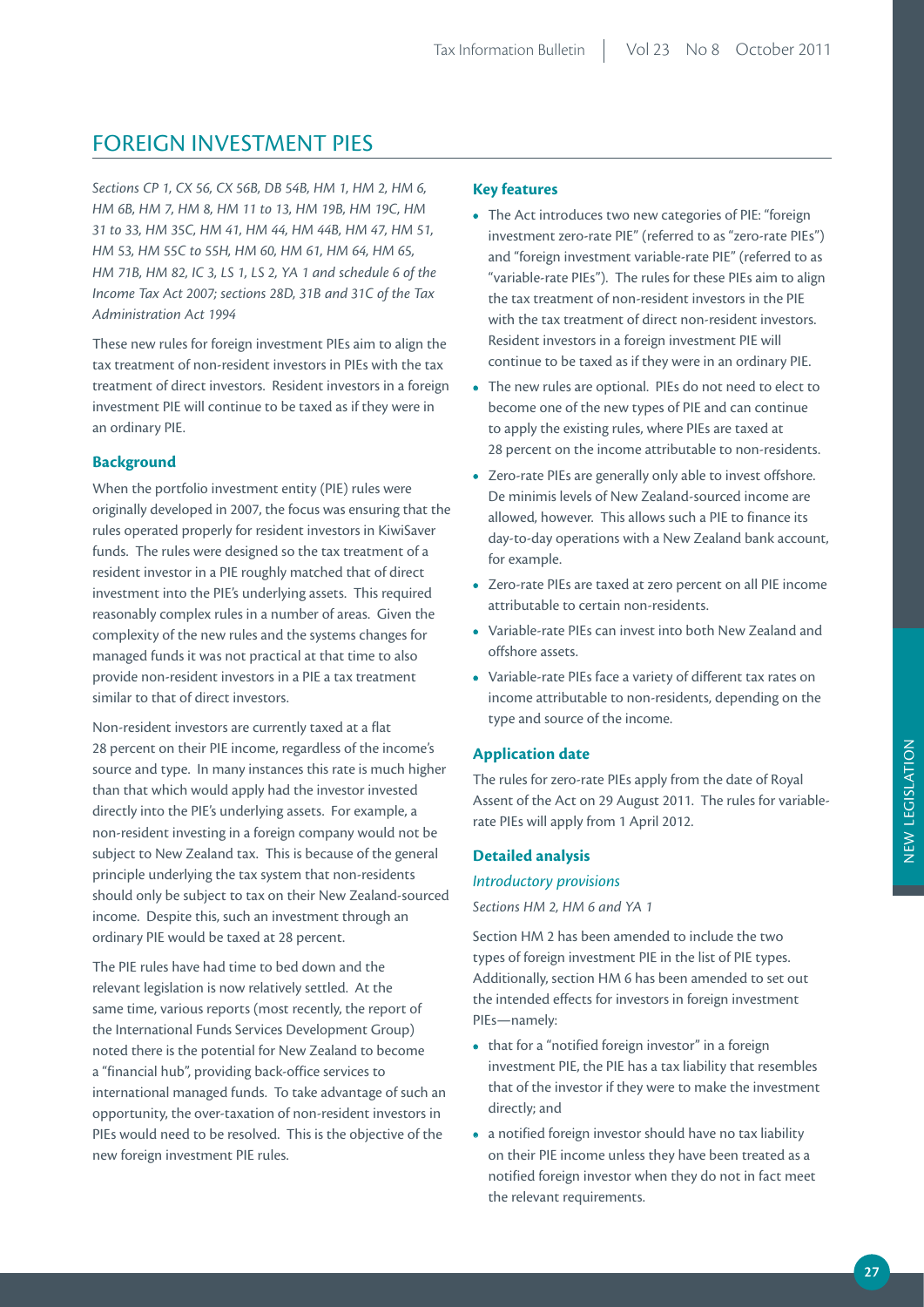## FOREIGN INVESTMENT PIES

*Sections CP 1, CX 56, CX 56B, DB 54B, HM 1, HM 2, HM 6, HM 6B, HM 7, HM 8, HM 11 to 13, HM 19B, HM 19C, HM 31 to 33, HM 35C, HM 41, HM 44, HM 44B, HM 47, HM 51, HM 53, HM 55C to 55H, HM 60, HM 61, HM 64, HM 65, HM 71B, HM 82, IC 3, LS 1, LS 2, YA 1 and schedule 6 of the Income Tax Act 2007; sections 28D, 31B and 31C of the Tax Administration Act 1994*

These new rules for foreign investment PIEs aim to align the tax treatment of non-resident investors in PIEs with the tax treatment of direct investors. Resident investors in a foreign investment PIE will continue to be taxed as if they were in an ordinary PIE.

### Background

When the portfolio investment entity (PIE) rules were originally developed in 2007, the focus was ensuring that the rules operated properly for resident investors in KiwiSaver funds. The rules were designed so the tax treatment of a resident investor in a PIE roughly matched that of direct investment into the PIE's underlying assets. This required reasonably complex rules in a number of areas. Given the complexity of the new rules and the systems changes for managed funds it was not practical at that time to also provide non-resident investors in a PIE a tax treatment similar to that of direct investors.

Non-resident investors are currently taxed at a flat 28 percent on their PIE income, regardless of the income's source and type. In many instances this rate is much higher than that which would apply had the investor invested directly into the PIE's underlying assets. For example, a non-resident investing in a foreign company would not be subject to New Zealand tax. This is because of the general principle underlying the tax system that non-residents should only be subject to tax on their New Zealand-sourced income. Despite this, such an investment through an ordinary PIE would be taxed at 28 percent.

The PIE rules have had time to bed down and the relevant legislation is now relatively settled. At the same time, various reports (most recently, the report of the International Funds Services Development Group) noted there is the potential for New Zealand to become a "financial hub", providing back-office services to international managed funds. To take advantage of such an opportunity, the over-taxation of non-resident investors in PIEs would need to be resolved. This is the objective of the new foreign investment PIE rules.

### Key features

- The Act introduces two new categories of PIE: "foreign investment zero-rate PIE" (referred to as "zero-rate PIEs") and "foreign investment variable-rate PIE" (referred to as "variable-rate PIEs"). The rules for these PIEs aim to align the tax treatment of non-resident investors in the PIE with the tax treatment of direct non-resident investors. Resident investors in a foreign investment PIE will continue to be taxed as if they were in an ordinary PIE.
- The new rules are optional. PIEs do not need to elect to become one of the new types of PIE and can continue to apply the existing rules, where PIEs are taxed at 28 percent on the income attributable to non-residents.
- Zero-rate PIEs are generally only able to invest offshore. De minimis levels of New Zealand-sourced income are allowed, however. This allows such a PIE to finance its day-to-day operations with a New Zealand bank account, for example.
- Zero-rate PIEs are taxed at zero percent on all PIE income attributable to certain non-residents.
- Variable-rate PIEs can invest into both New Zealand and offshore assets.
- Variable-rate PIEs face a variety of different tax rates on income attributable to non-residents, depending on the type and source of the income.

### Application date

The rules for zero-rate PIEs apply from the date of Royal Assent of the Act on 29 August 2011. The rules for variable-rate PIEs will apply from 1 April 2012.

### Detailed analysis

#### *Introductory provisions*

*Sections HM 2, HM 6 and YA 1*

Section HM 2 has been amended to include the two types of foreign investment PIE in the list of PIE types. Additionally, section HM 6 has been amended to set out the intended effects for investors in foreign investment PIEs—namely:

- that for a "notified foreign investor" in a foreign investment PIE, the PIE has a tax liability that resembles that of the investor if they were to make the investment directly; and
- a notified foreign investor should have no tax liability on their PIE income unless they have been treated as a notified foreign investor when they do not in fact meet the relevant requirements.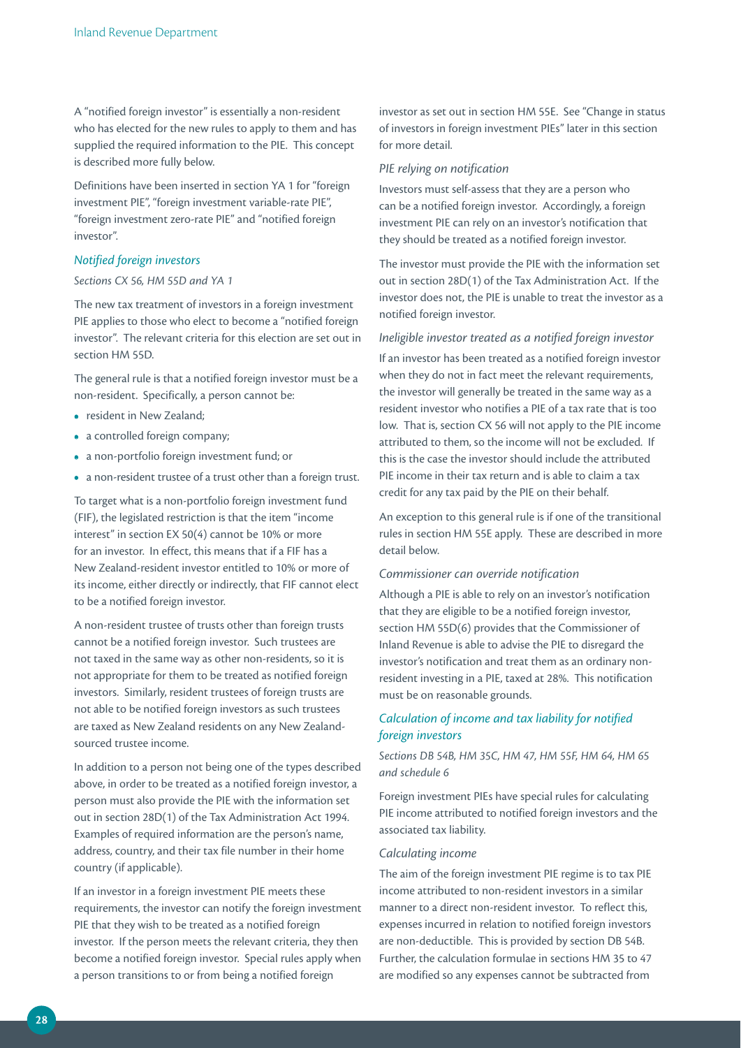A "notified foreign investor" is essentially a non-resident who has elected for the new rules to apply to them and has supplied the required information to the PIE. This concept is described more fully below.

Definitions have been inserted in section YA 1 for "foreign investment PIE", "foreign investment variable-rate PIE", "foreign investment zero-rate PIE" and "notified foreign investor".

### *Notified foreign investors*

*Sections CX 56, HM 55D and YA 1*

The new tax treatment of investors in a foreign investment PIE applies to those who elect to become a "notified foreign investor". The relevant criteria for this election are set out in section HM 55D.

The general rule is that a notified foreign investor must be a non-resident. Specifically, a person cannot be:

- resident in New Zealand;
- a controlled foreign company;
- a non-portfolio foreign investment fund; or
- a non-resident trustee of a trust other than a foreign trust.

To target what is a non-portfolio foreign investment fund (FIF), the legislated restriction is that the item "income interest" in section EX 50(4) cannot be 10% or more for an investor. In effect, this means that if a FIF has a New Zealand-resident investor entitled to 10% or more of its income, either directly or indirectly, that FIF cannot elect to be a notified foreign investor.

A non-resident trustee of trusts other than foreign trusts cannot be a notified foreign investor. Such trustees are not taxed in the same way as other non-residents, so it is not appropriate for them to be treated as notified foreign investors. Similarly, resident trustees of foreign trusts are not able to be notified foreign investors as such trustees are taxed as New Zealand residents on any New Zealand-sourced trustee income.

In addition to a person not being one of the types described above, in order to be treated as a notified foreign investor, a person must also provide the PIE with the information set out in section 28D(1) of the Tax Administration Act 1994. Examples of required information are the person's name, address, country, and their tax file number in their home country (if applicable).

If an investor in a foreign investment PIE meets these requirements, the investor can notify the foreign investment PIE that they wish to be treated as a notified foreign investor. If the person meets the relevant criteria, they then become a notified foreign investor. Special rules apply when a person transitions to or from being a notified foreign investor as set out in section HM 55E. See "Change in status of investors in foreign investment PIEs" later in this section for more detail.

#### *PIE relying on notification*

Investors must self-assess that they are a person who can be a notified foreign investor. Accordingly, a foreign investment PIE can rely on an investor's notification that they should be treated as a notified foreign investor.

The investor must provide the PIE with the information set out in section 28D(1) of the Tax Administration Act. If the investor does not, the PIE is unable to treat the investor as a notified foreign investor.

#### *Ineligible investor treated as a notified foreign investor*

If an investor has been treated as a notified foreign investor when they do not in fact meet the relevant requirements, the investor will generally be treated in the same way as a resident investor who notifies a PIE of a tax rate that is too low. That is, section CX 56 will not apply to the PIE income attributed to them, so the income will not be excluded. If this is the case the investor should include the attributed PIE income in their tax return and is able to claim a tax credit for any tax paid by the PIE on their behalf.

An exception to this general rule is if one of the transitional rules in section HM 55E apply. These are described in more detail below.

#### *Commissioner can override notification*

Although a PIE is able to rely on an investor's notification that they are eligible to be a notified foreign investor, section HM 55D(6) provides that the Commissioner of Inland Revenue is able to advise the PIE to disregard the investor's notification and treat them as an ordinary non-resident investing in a PIE, taxed at 28%. This notification must be on reasonable grounds.

### *Calculation of income and tax liability for notified foreign investors*

*Sections DB 54B, HM 35C, HM 47, HM 55F, HM 64, HM 65 and schedule 6*

Foreign investment PIEs have special rules for calculating PIE income attributed to notified foreign investors and the associated tax liability.

#### *Calculating income*

The aim of the foreign investment PIE regime is to tax PIE income attributed to non-resident investors in a similar manner to a direct non-resident investor. To reflect this, expenses incurred in relation to notified foreign investors are non-deductible. This is provided by section DB 54B. Further, the calculation formulae in sections HM 35 to 47 are modified so any expenses cannot be subtracted from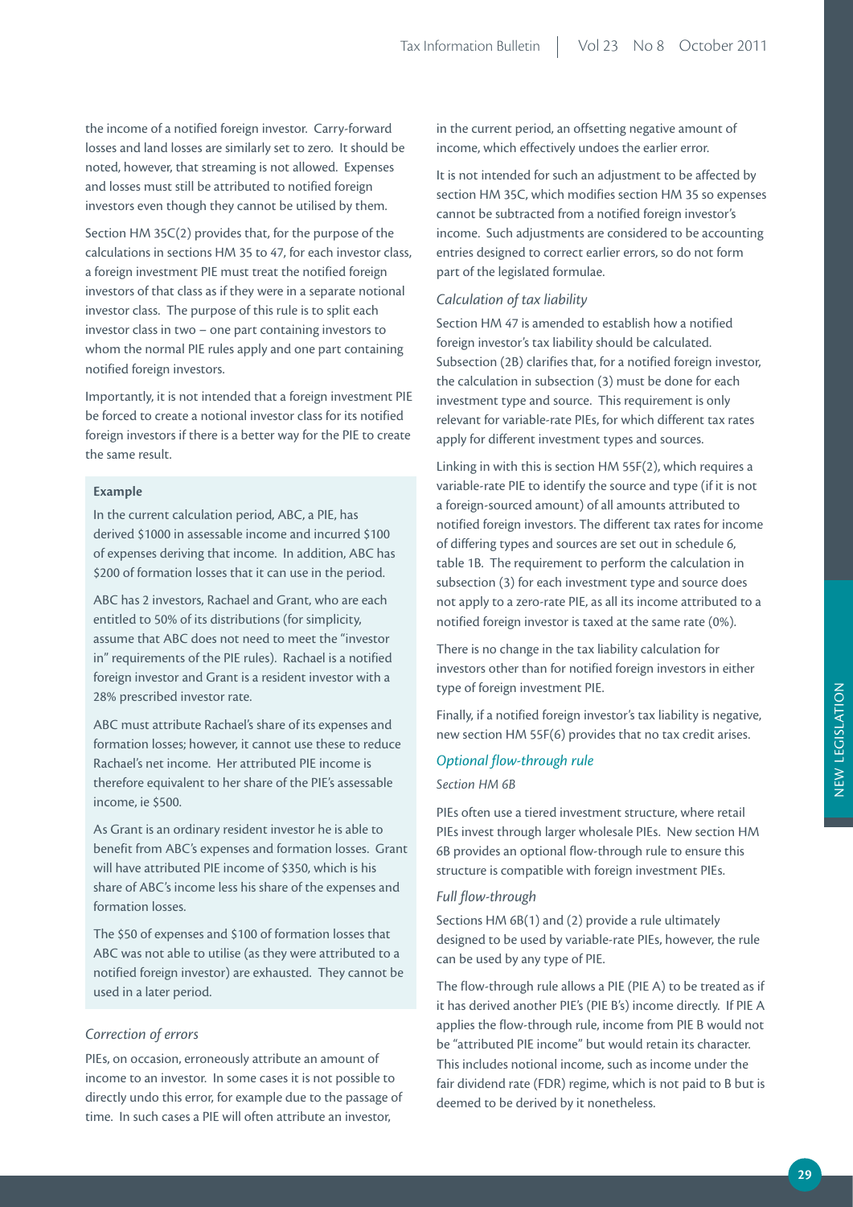the income of a notified foreign investor. Carry-forward losses and land losses are similarly set to zero. It should be noted, however, that streaming is not allowed. Expenses and losses must still be attributed to notified foreign investors even though they cannot be utilised by them.

Section HM 35C(2) provides that, for the purpose of the calculations in sections HM 35 to 47, for each investor class, a foreign investment PIE must treat the notified foreign investors of that class as if they were in a separate notional investor class. The purpose of this rule is to split each investor class in two – one part containing investors to whom the normal PIE rules apply and one part containing notified foreign investors.

Importantly, it is not intended that a foreign investment PIE be forced to create a notional investor class for its notified foreign investors if there is a better way for the PIE to create the same result.

**Example**

In the current calculation period, ABC, a PIE, has derived $1000 in assessable income and incurred $100 of expenses deriving that income. In addition, ABC has $200 of formation losses that it can use in the period.

ABC has 2 investors, Rachael and Grant, who are each entitled to 50% of its distributions (for simplicity, assume that ABC does not need to meet the "investor in" requirements of the PIE rules). Rachael is a notified foreign investor and Grant is a resident investor with a 28% prescribed investor rate.

ABC must attribute Rachael's share of its expenses and formation losses; however, it cannot use these to reduce Rachael's net income. Her attributed PIE income is therefore equivalent to her share of the PIE's assessable income, ie $500.

As Grant is an ordinary resident investor he is able to benefit from ABC's expenses and formation losses. Grant will have attributed PIE income of $350, which is his share of ABC's income less his share of the expenses and formation losses.

The $50 of expenses and $100 of formation losses that ABC was not able to utilise (as they were attributed to a notified foreign investor) are exhausted. They cannot be used in a later period.

*Correction of errors*

PIEs, on occasion, erroneously attribute an amount of income to an investor. In some cases it is not possible to directly undo this error, for example due to the passage of time. In such cases a PIE will often attribute an investor, in the current period, an offsetting negative amount of income, which effectively undoes the earlier error.

It is not intended for such an adjustment to be affected by section HM 35C, which modifies section HM 35 so expenses cannot be subtracted from a notified foreign investor's income. Such adjustments are considered to be accounting entries designed to correct earlier errors, so do not form part of the legislated formulae.

*Calculation of tax liability*

Section HM 47 is amended to establish how a notified foreign investor's tax liability should be calculated. Subsection (2B) clarifies that, for a notified foreign investor, the calculation in subsection (3) must be done for each investment type and source. This requirement is only relevant for variable-rate PIEs, for which different tax rates apply for different investment types and sources.

Linking in with this is section HM 55F(2), which requires a variable-rate PIE to identify the source and type (if it is not a foreign-sourced amount) of all amounts attributed to notified foreign investors. The different tax rates for income of differing types and sources are set out in schedule 6, table 1B. The requirement to perform the calculation in subsection (3) for each investment type and source does not apply to a zero-rate PIE, as all its income attributed to a notified foreign investor is taxed at the same rate (0%).

There is no change in the tax liability calculation for investors other than for notified foreign investors in either type of foreign investment PIE.

Finally, if a notified foreign investor's tax liability is negative, new section HM 55F(6) provides that no tax credit arises.

### *Optional flow-through rule*

*Section HM 6B*

PIEs often use a tiered investment structure, where retail PIEs invest through larger wholesale PIEs. New section HM 6B provides an optional flow-through rule to ensure this structure is compatible with foreign investment PIEs.

*Full flow-through*

Sections HM 6B(1) and (2) provide a rule ultimately designed to be used by variable-rate PIEs, however, the rule can be used by any type of PIE.

The flow-through rule allows a PIE (PIE A) to be treated as if it has derived another PIE's (PIE B's) income directly. If PIE A applies the flow-through rule, income from PIE B would not be "attributed PIE income" but would retain its character. This includes notional income, such as income under the fair dividend rate (FDR) regime, which is not paid to B but is deemed to be derived by it nonetheless.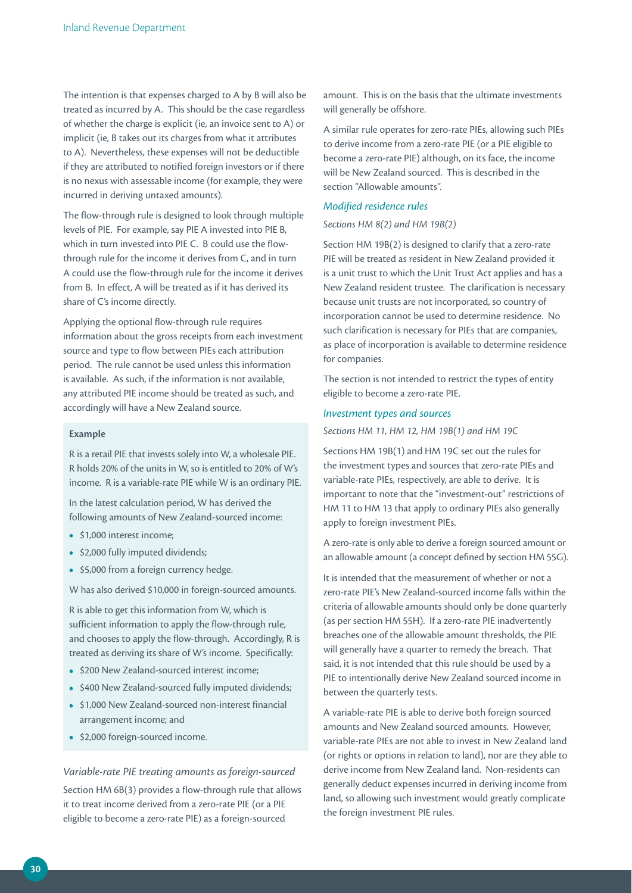The intention is that expenses charged to A by B will also be treated as incurred by A. This should be the case regardless of whether the charge is explicit (ie, an invoice sent to A) or implicit (ie, B takes out its charges from what it attributes to A). Nevertheless, these expenses will not be deductible if they are attributed to notified foreign investors or if there is no nexus with assessable income (for example, they were incurred in deriving untaxed amounts).

The flow-through rule is designed to look through multiple levels of PIE. For example, say PIE A invested into PIE B, which in turn invested into PIE C. B could use the flow-through rule for the income it derives from C, and in turn A could use the flow-through rule for the income it derives from B. In effect, A will be treated as if it has derived its share of C's income directly.

Applying the optional flow-through rule requires information about the gross receipts from each investment source and type to flow between PIEs each attribution period. The rule cannot be used unless this information is available. As such, if the information is not available, any attributed PIE income should be treated as such, and accordingly will have a New Zealand source.

**Example**

R is a retail PIE that invests solely into W, a wholesale PIE. R holds 20% of the units in W, so is entitled to 20% of W's income. R is a variable-rate PIE while W is an ordinary PIE.

In the latest calculation period, W has derived the following amounts of New Zealand-sourced income:

- $1,000 interest income;
- $2,000 fully imputed dividends;
- $5,000 from a foreign currency hedge.

W has also derived $10,000 in foreign-sourced amounts.

R is able to get this information from W, which is sufficient information to apply the flow-through rule, and chooses to apply the flow-through. Accordingly, R is treated as deriving its share of W's income. Specifically:

- $200 New Zealand-sourced interest income;
- $400 New Zealand-sourced fully imputed dividends;
- $1,000 New Zealand-sourced non-interest financial arrangement income; and
- $2,000 foreign-sourced income.

*Variable-rate PIE treating amounts as foreign-sourced*

Section HM 6B(3) provides a flow-through rule that allows it to treat income derived from a zero-rate PIE (or a PIE eligible to become a zero-rate PIE) as a foreign-sourced amount. This is on the basis that the ultimate investments will generally be offshore.

A similar rule operates for zero-rate PIEs, allowing such PIEs to derive income from a zero-rate PIE (or a PIE eligible to become a zero-rate PIE) although, on its face, the income will be New Zealand sourced. This is described in the section "Allowable amounts".

### *Modified residence rules*

*Sections HM 8(2) and HM 19B(2)*

Section HM 19B(2) is designed to clarify that a zero-rate PIE will be treated as resident in New Zealand provided it is a unit trust to which the Unit Trust Act applies and has a New Zealand resident trustee. The clarification is necessary because unit trusts are not incorporated, so country of incorporation cannot be used to determine residence. No such clarification is necessary for PIEs that are companies, as place of incorporation is available to determine residence for companies.

The section is not intended to restrict the types of entity eligible to become a zero-rate PIE.

### *Investment types and sources*

*Sections HM 11, HM 12, HM 19B(1) and HM 19C*

Sections HM 19B(1) and HM 19C set out the rules for the investment types and sources that zero-rate PIEs and variable-rate PIEs, respectively, are able to derive. It is important to note that the "investment-out" restrictions of HM 11 to HM 13 that apply to ordinary PIEs also generally apply to foreign investment PIEs.

A zero-rate is only able to derive a foreign sourced amount or an allowable amount (a concept defined by section HM 55G).

It is intended that the measurement of whether or not a zero-rate PIE's New Zealand-sourced income falls within the criteria of allowable amounts should only be done quarterly (as per section HM 55H). If a zero-rate PIE inadvertently breaches one of the allowable amount thresholds, the PIE will generally have a quarter to remedy the breach. That said, it is not intended that this rule should be used by a PIE to intentionally derive New Zealand sourced income in between the quarterly tests.

A variable-rate PIE is able to derive both foreign sourced amounts and New Zealand sourced amounts. However, variable-rate PIEs are not able to invest in New Zealand land (or rights or options in relation to land), nor are they able to derive income from New Zealand land. Non-residents can generally deduct expenses incurred in deriving income from land, so allowing such investment would greatly complicate the foreign investment PIE rules.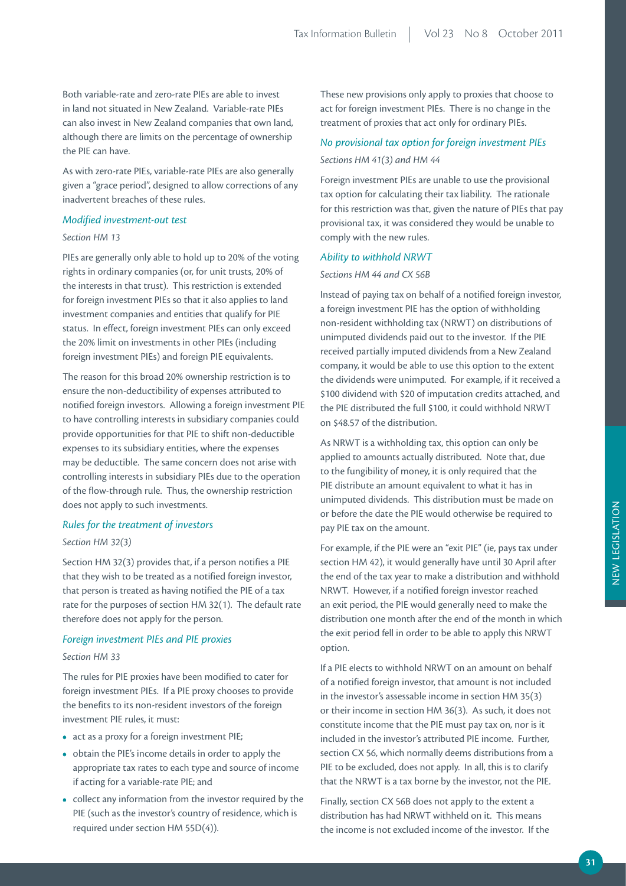Both variable-rate and zero-rate PIEs are able to invest in land not situated in New Zealand. Variable-rate PIEs can also invest in New Zealand companies that own land, although there are limits on the percentage of ownership the PIE can have.

As with zero-rate PIEs, variable-rate PIEs are also generally given a "grace period", designed to allow corrections of any inadvertent breaches of these rules.

### *Modified investment-out test*

*Section HM 13*

PIEs are generally only able to hold up to 20% of the voting rights in ordinary companies (or, for unit trusts, 20% of the interests in that trust). This restriction is extended for foreign investment PIEs so that it also applies to land investment companies and entities that qualify for PIE status. In effect, foreign investment PIEs can only exceed the 20% limit on investments in other PIEs (including foreign investment PIEs) and foreign PIE equivalents.

The reason for this broad 20% ownership restriction is to ensure the non-deductibility of expenses attributed to notified foreign investors. Allowing a foreign investment PIE to have controlling interests in subsidiary companies could provide opportunities for that PIE to shift non-deductible expenses to its subsidiary entities, where the expenses may be deductible. The same concern does not arise with controlling interests in subsidiary PIEs due to the operation of the flow-through rule. Thus, the ownership restriction does not apply to such investments.

### *Rules for the treatment of investors*

*Section HM 32(3)*

Section HM 32(3) provides that, if a person notifies a PIE that they wish to be treated as a notified foreign investor, that person is treated as having notified the PIE of a tax rate for the purposes of section HM 32(1). The default rate therefore does not apply for the person.

### *Foreign investment PIEs and PIE proxies*

*Section HM 33*

The rules for PIE proxies have been modified to cater for foreign investment PIEs. If a PIE proxy chooses to provide the benefits to its non-resident investors of the foreign investment PIE rules, it must:

- act as a proxy for a foreign investment PIE;
- obtain the PIE's income details in order to apply the appropriate tax rates to each type and source of income if acting for a variable-rate PIE; and
- collect any information from the investor required by the PIE (such as the investor's country of residence, which is required under section HM 55D(4)).

These new provisions only apply to proxies that choose to act for foreign investment PIEs. There is no change in the treatment of proxies that act only for ordinary PIEs.

### *No provisional tax option for foreign investment PIEs*

*Sections HM 41(3) and HM 44*

Foreign investment PIEs are unable to use the provisional tax option for calculating their tax liability. The rationale for this restriction was that, given the nature of PIEs that pay provisional tax, it was considered they would be unable to comply with the new rules.

### *Ability to withhold NRWT*

*Sections HM 44 and CX 56B*

Instead of paying tax on behalf of a notified foreign investor, a foreign investment PIE has the option of withholding non-resident withholding tax (NRWT) on distributions of unimputed dividends paid out to the investor. If the PIE received partially imputed dividends from a New Zealand company, it would be able to use this option to the extent the dividends were unimputed. For example, if it received a $100 dividend with $20 of imputation credits attached, and the PIE distributed the full $100, it could withhold NRWT on $48.57 of the distribution.

As NRWT is a withholding tax, this option can only be applied to amounts actually distributed. Note that, due to the fungibility of money, it is only required that the PIE distribute an amount equivalent to what it has in unimputed dividends. This distribution must be made on or before the date the PIE would otherwise be required to pay PIE tax on the amount.

For example, if the PIE were an "exit PIE" (ie, pays tax under section HM 42), it would generally have until 30 April after the end of the tax year to make a distribution and withhold NRWT. However, if a notified foreign investor reached an exit period, the PIE would generally need to make the distribution one month after the end of the month in which the exit period fell in order to be able to apply this NRWT option.

If a PIE elects to withhold NRWT on an amount on behalf of a notified foreign investor, that amount is not included in the investor's assessable income in section HM 35(3) or their income in section HM 36(3). As such, it does not constitute income that the PIE must pay tax on, nor is it included in the investor's attributed PIE income. Further, section CX 56, which normally deems distributions from a PIE to be excluded, does not apply. In all, this is to clarify that the NRWT is a tax borne by the investor, not the PIE.

Finally, section CX 56B does not apply to the extent a distribution has had NRWT withheld on it. This means the income is not excluded income of the investor. If the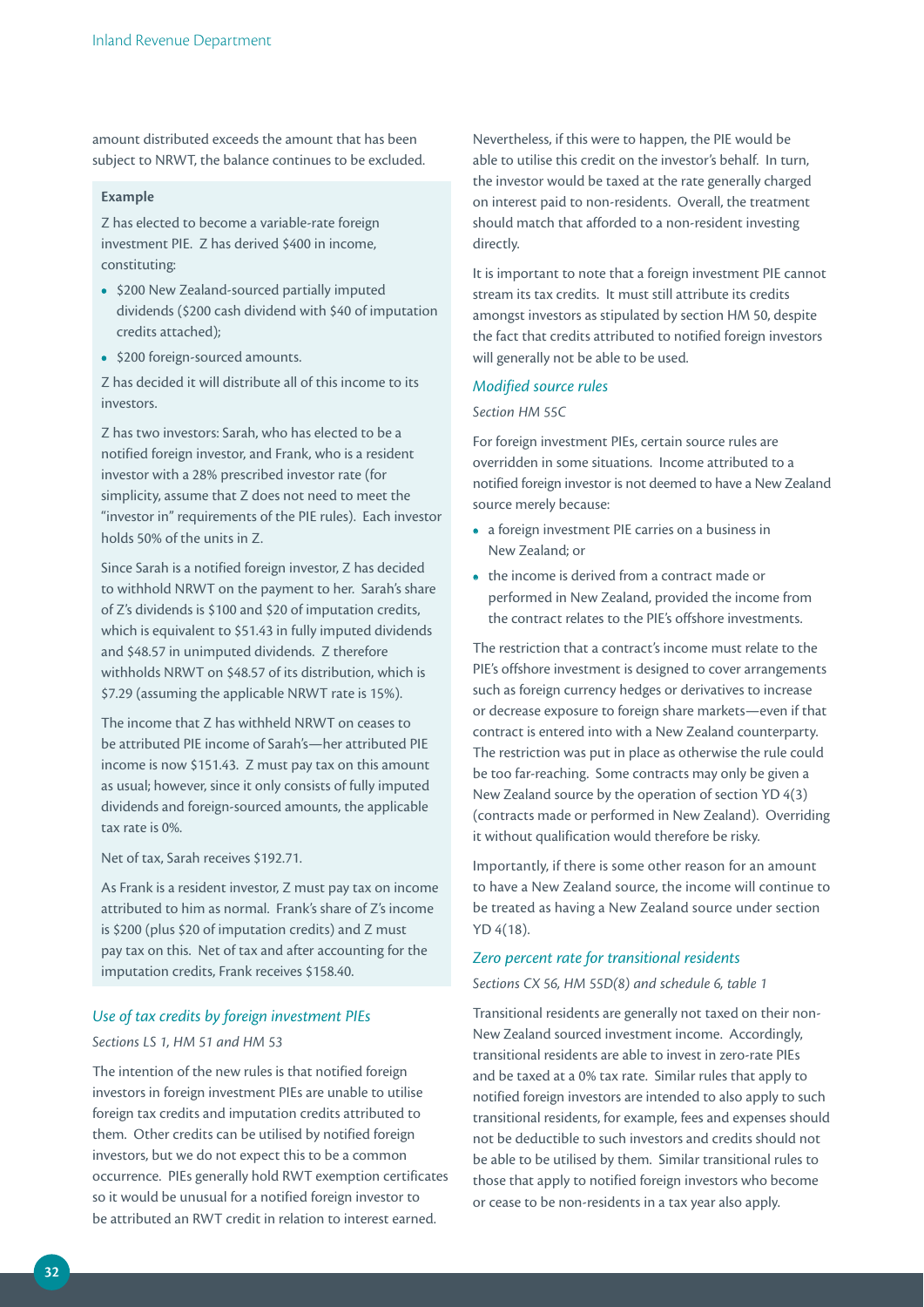amount distributed exceeds the amount that has been subject to NRWT, the balance continues to be excluded.

> **Example**
>
> Z has elected to become a variable-rate foreign investment PIE. Z has derived $400 in income, constituting:
>
> - $200 New Zealand-sourced partially imputed dividends ($200 cash dividend with $40 of imputation credits attached);
> - $200 foreign-sourced amounts.
>
> Z has decided it will distribute all of this income to its investors.
>
> Z has two investors: Sarah, who has elected to be a notified foreign investor, and Frank, who is a resident investor with a 28% prescribed investor rate (for simplicity, assume that Z does not need to meet the "investor in" requirements of the PIE rules). Each investor holds 50% of the units in Z.
>
> Since Sarah is a notified foreign investor, Z has decided to withhold NRWT on the payment to her. Sarah's share of Z's dividends is $100 and $20 of imputation credits, which is equivalent to $51.43 in fully imputed dividends and $48.57 in unimputed dividends. Z therefore withholds NRWT on $48.57 of its distribution, which is $7.29 (assuming the applicable NRWT rate is 15%).
>
> The income that Z has withheld NRWT on ceases to be attributed PIE income of Sarah's—her attributed PIE income is now $151.43. Z must pay tax on this amount as usual; however, since it only consists of fully imputed dividends and foreign-sourced amounts, the applicable tax rate is 0%.
>
> Net of tax, Sarah receives $192.71.
>
> As Frank is a resident investor, Z must pay tax on income attributed to him as normal. Frank's share of Z's income is $200 (plus $20 of imputation credits) and Z must pay tax on this. Net of tax and after accounting for the imputation credits, Frank receives $158.40.

### *Use of tax credits by foreign investment PIEs*

*Sections LS 1, HM 51 and HM 53*

The intention of the new rules is that notified foreign investors in foreign investment PIEs are unable to utilise foreign tax credits and imputation credits attributed to them. Other credits can be utilised by notified foreign investors, but we do not expect this to be a common occurrence. PIEs generally hold RWT exemption certificates so it would be unusual for a notified foreign investor to be attributed an RWT credit in relation to interest earned. Nevertheless, if this were to happen, the PIE would be able to utilise this credit on the investor's behalf. In turn, the investor would be taxed at the rate generally charged on interest paid to non-residents. Overall, the treatment should match that afforded to a non-resident investing directly.

It is important to note that a foreign investment PIE cannot stream its tax credits. It must still attribute its credits amongst investors as stipulated by section HM 50, despite the fact that credits attributed to notified foreign investors will generally not be able to be used.

### *Modified source rules*

*Section HM 55C*

For foreign investment PIEs, certain source rules are overridden in some situations. Income attributed to a notified foreign investor is not deemed to have a New Zealand source merely because:

- a foreign investment PIE carries on a business in New Zealand; or
- the income is derived from a contract made or performed in New Zealand, provided the income from the contract relates to the PIE's offshore investments.

The restriction that a contract's income must relate to the PIE's offshore investment is designed to cover arrangements such as foreign currency hedges or derivatives to increase or decrease exposure to foreign share markets—even if that contract is entered into with a New Zealand counterparty. The restriction was put in place as otherwise the rule could be too far-reaching. Some contracts may only be given a New Zealand source by the operation of section YD 4(3) (contracts made or performed in New Zealand). Overriding it without qualification would therefore be risky.

Importantly, if there is some other reason for an amount to have a New Zealand source, the income will continue to be treated as having a New Zealand source under section YD 4(18).

### *Zero percent rate for transitional residents*

*Sections CX 56, HM 55D(8) and schedule 6, table 1*

Transitional residents are generally not taxed on their non-New Zealand sourced investment income. Accordingly, transitional residents are able to invest in zero-rate PIEs and be taxed at a 0% tax rate. Similar rules that apply to notified foreign investors are intended to also apply to such transitional residents, for example, fees and expenses should not be deductible to such investors and credits should not be able to be utilised by them. Similar transitional rules to those that apply to notified foreign investors who become or cease to be non-residents in a tax year also apply.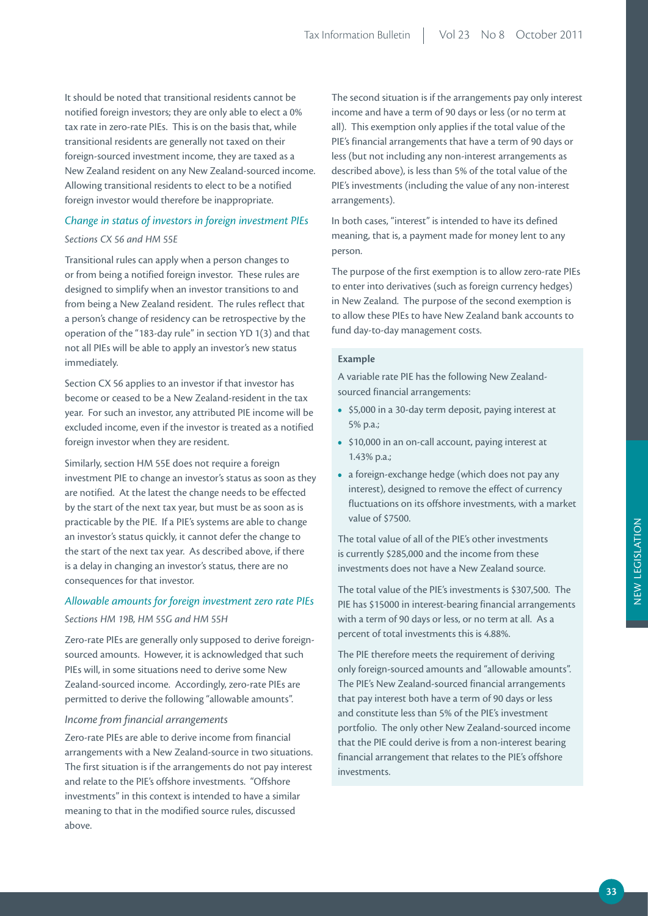It should be noted that transitional residents cannot be notified foreign investors; they are only able to elect a 0% tax rate in zero-rate PIEs. This is on the basis that, while transitional residents are generally not taxed on their foreign-sourced investment income, they are taxed as a New Zealand resident on any New Zealand-sourced income. Allowing transitional residents to elect to be a notified foreign investor would therefore be inappropriate.

### *Change in status of investors in foreign investment PIEs*

*Sections CX 56 and HM 55E*

Transitional rules can apply when a person changes to or from being a notified foreign investor. These rules are designed to simplify when an investor transitions to and from being a New Zealand resident. The rules reflect that a person's change of residency can be retrospective by the operation of the "183-day rule" in section YD 1(3) and that not all PIEs will be able to apply an investor's new status immediately.

Section CX 56 applies to an investor if that investor has become or ceased to be a New Zealand-resident in the tax year. For such an investor, any attributed PIE income will be excluded income, even if the investor is treated as a notified foreign investor when they are resident.

Similarly, section HM 55E does not require a foreign investment PIE to change an investor's status as soon as they are notified. At the latest the change needs to be effected by the start of the next tax year, but must be as soon as is practicable by the PIE. If a PIE's systems are able to change an investor's status quickly, it cannot defer the change to the start of the next tax year. As described above, if there is a delay in changing an investor's status, there are no consequences for that investor.

### *Allowable amounts for foreign investment zero rate PIEs*

*Sections HM 19B, HM 55G and HM 55H*

Zero-rate PIEs are generally only supposed to derive foreign-sourced amounts. However, it is acknowledged that such PIEs will, in some situations need to derive some New Zealand-sourced income. Accordingly, zero-rate PIEs are permitted to derive the following "allowable amounts".

#### *Income from financial arrangements*

Zero-rate PIEs are able to derive income from financial arrangements with a New Zealand-source in two situations. The first situation is if the arrangements do not pay interest and relate to the PIE's offshore investments. "Offshore investments" in this context is intended to have a similar meaning to that in the modified source rules, discussed above.

The second situation is if the arrangements pay only interest income and have a term of 90 days or less (or no term at all). This exemption only applies if the total value of the PIE's financial arrangements that have a term of 90 days or less (but not including any non-interest arrangements as described above), is less than 5% of the total value of the PIE's investments (including the value of any non-interest arrangements).

In both cases, "interest" is intended to have its defined meaning, that is, a payment made for money lent to any person.

The purpose of the first exemption is to allow zero-rate PIEs to enter into derivatives (such as foreign currency hedges) in New Zealand. The purpose of the second exemption is to allow these PIEs to have New Zealand bank accounts to fund day-to-day management costs.

**Example**

A variable rate PIE has the following New Zealand-sourced financial arrangements:

- $5,000 in a 30-day term deposit, paying interest at 5% p.a.;
- $10,000 in an on-call account, paying interest at 1.43% p.a.;
- a foreign-exchange hedge (which does not pay any interest), designed to remove the effect of currency fluctuations on its offshore investments, with a market value of $7500.

The total value of all of the PIE's other investments is currently $285,000 and the income from these investments does not have a New Zealand source.

The total value of the PIE's investments is $307,500. The PIE has $15000 in interest-bearing financial arrangements with a term of 90 days or less, or no term at all. As a percent of total investments this is 4.88%.

The PIE therefore meets the requirement of deriving only foreign-sourced amounts and "allowable amounts". The PIE's New Zealand-sourced financial arrangements that pay interest both have a term of 90 days or less and constitute less than 5% of the PIE's investment portfolio. The only other New Zealand-sourced income that the PIE could derive is from a non-interest bearing financial arrangement that relates to the PIE's offshore investments.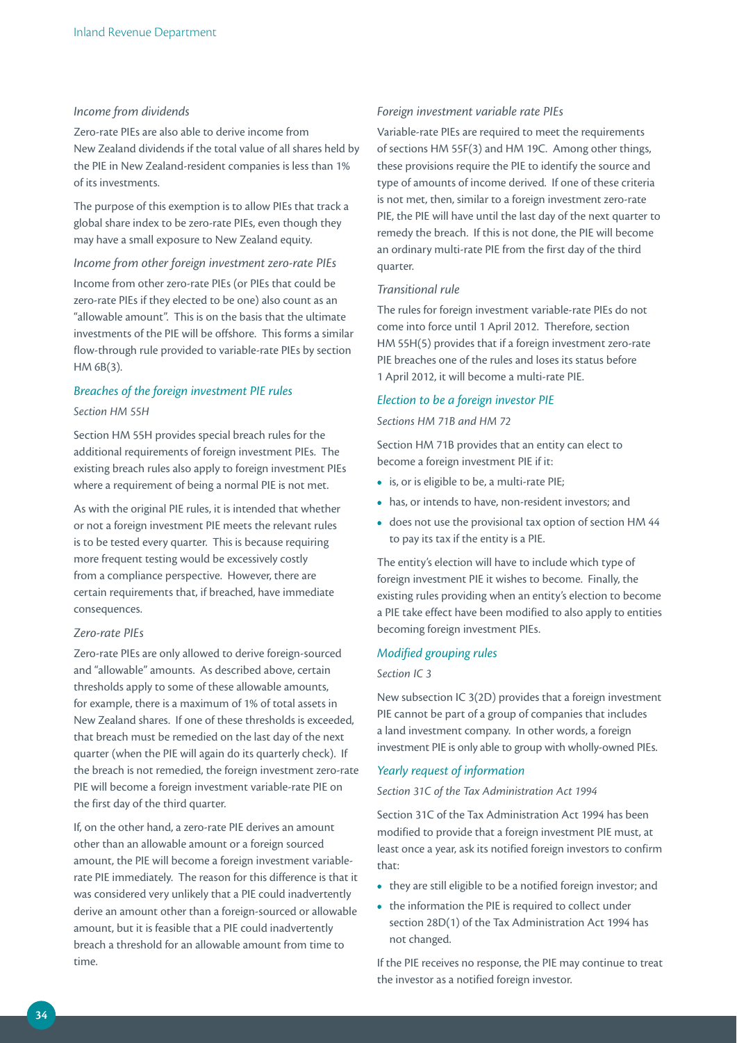*Income from dividends*

Zero-rate PIEs are also able to derive income from New Zealand dividends if the total value of all shares held by the PIE in New Zealand-resident companies is less than 1% of its investments.

The purpose of this exemption is to allow PIEs that track a global share index to be zero-rate PIEs, even though they may have a small exposure to New Zealand equity.

*Income from other foreign investment zero-rate PIEs*

Income from other zero-rate PIEs (or PIEs that could be zero-rate PIEs if they elected to be one) also count as an "allowable amount". This is on the basis that the ultimate investments of the PIE will be offshore. This forms a similar flow-through rule provided to variable-rate PIEs by section HM 6B(3).

### *Breaches of the foreign investment PIE rules*

*Section HM 55H*

Section HM 55H provides special breach rules for the additional requirements of foreign investment PIEs. The existing breach rules also apply to foreign investment PIEs where a requirement of being a normal PIE is not met.

As with the original PIE rules, it is intended that whether or not a foreign investment PIE meets the relevant rules is to be tested every quarter. This is because requiring more frequent testing would be excessively costly from a compliance perspective. However, there are certain requirements that, if breached, have immediate consequences.

*Zero-rate PIEs*

Zero-rate PIEs are only allowed to derive foreign-sourced and "allowable" amounts. As described above, certain thresholds apply to some of these allowable amounts, for example, there is a maximum of 1% of total assets in New Zealand shares. If one of these thresholds is exceeded, that breach must be remedied on the last day of the next quarter (when the PIE will again do its quarterly check). If the breach is not remedied, the foreign investment zero-rate PIE will become a foreign investment variable-rate PIE on the first day of the third quarter.

If, on the other hand, a zero-rate PIE derives an amount other than an allowable amount or a foreign sourced amount, the PIE will become a foreign investment variable-rate PIE immediately. The reason for this difference is that it was considered very unlikely that a PIE could inadvertently derive an amount other than a foreign-sourced or allowable amount, but it is feasible that a PIE could inadvertently breach a threshold for an allowable amount from time to time.

*Foreign investment variable rate PIEs*

Variable-rate PIEs are required to meet the requirements of sections HM 55F(3) and HM 19C. Among other things, these provisions require the PIE to identify the source and type of amounts of income derived. If one of these criteria is not met, then, similar to a foreign investment zero-rate PIE, the PIE will have until the last day of the next quarter to remedy the breach. If this is not done, the PIE will become an ordinary multi-rate PIE from the first day of the third quarter.

*Transitional rule*

The rules for foreign investment variable-rate PIEs do not come into force until 1 April 2012. Therefore, section HM 55H(5) provides that if a foreign investment zero-rate PIE breaches one of the rules and loses its status before 1 April 2012, it will become a multi-rate PIE.

### *Election to be a foreign investor PIE*

*Sections HM 71B and HM 72*

Section HM 71B provides that an entity can elect to become a foreign investment PIE if it:

- is, or is eligible to be, a multi-rate PIE;
- has, or intends to have, non-resident investors; and
- does not use the provisional tax option of section HM 44 to pay its tax if the entity is a PIE.

The entity's election will have to include which type of foreign investment PIE it wishes to become. Finally, the existing rules providing when an entity's election to become a PIE take effect have been modified to also apply to entities becoming foreign investment PIEs.

### *Modified grouping rules*

*Section IC 3*

New subsection IC 3(2D) provides that a foreign investment PIE cannot be part of a group of companies that includes a land investment company. In other words, a foreign investment PIE is only able to group with wholly-owned PIEs.

### *Yearly request of information*

*Section 31C of the Tax Administration Act 1994*

Section 31C of the Tax Administration Act 1994 has been modified to provide that a foreign investment PIE must, at least once a year, ask its notified foreign investors to confirm that:

- they are still eligible to be a notified foreign investor; and
- the information the PIE is required to collect under section 28D(1) of the Tax Administration Act 1994 has not changed.

If the PIE receives no response, the PIE may continue to treat the investor as a notified foreign investor.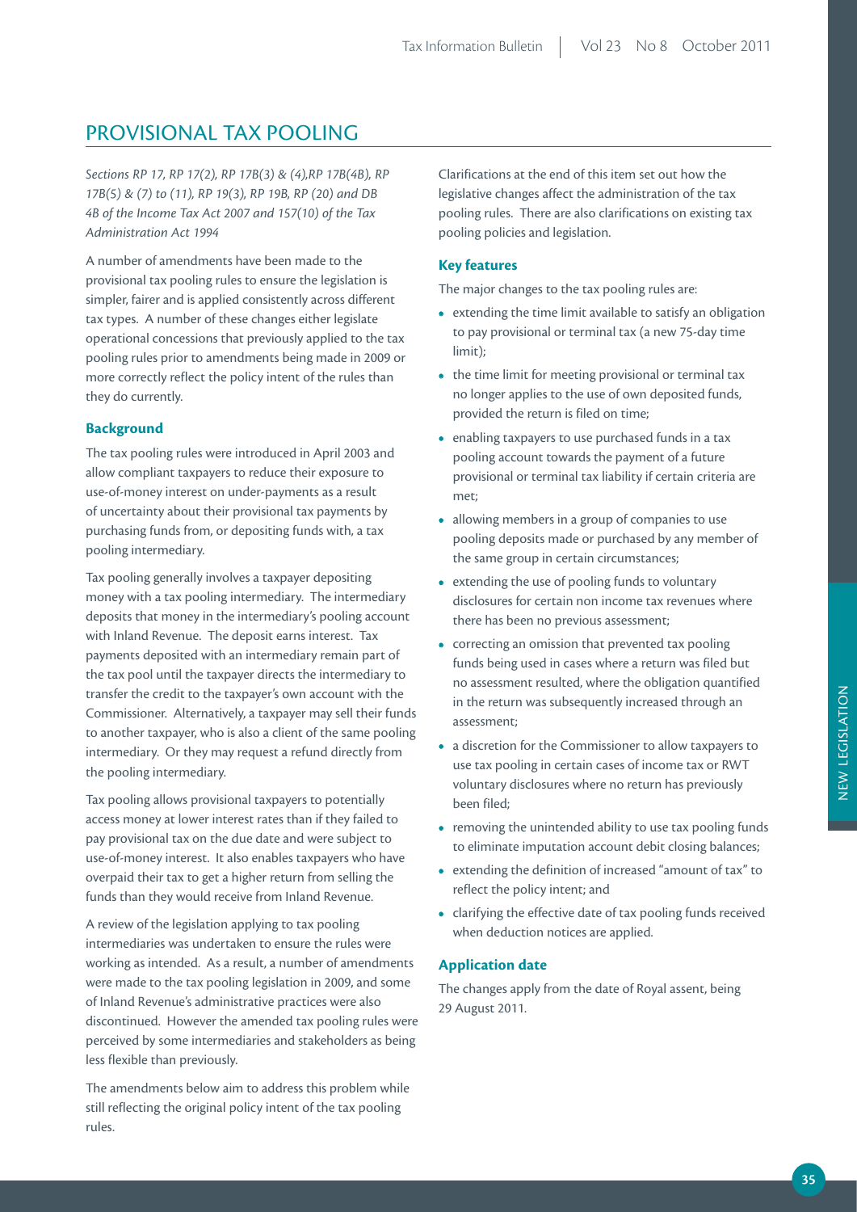## PROVISIONAL TAX POOLING

*Sections RP 17, RP 17(2), RP 17B(3) & (4),RP 17B(4B), RP 17B(5) & (7) to (11), RP 19(3), RP 19B, RP (20) and DB 4B of the Income Tax Act 2007 and 157(10) of the Tax Administration Act 1994*

A number of amendments have been made to the provisional tax pooling rules to ensure the legislation is simpler, fairer and is applied consistently across different tax types. A number of these changes either legislate operational concessions that previously applied to the tax pooling rules prior to amendments being made in 2009 or more correctly reflect the policy intent of the rules than they do currently.

### Background

The tax pooling rules were introduced in April 2003 and allow compliant taxpayers to reduce their exposure to use-of-money interest on under-payments as a result of uncertainty about their provisional tax payments by purchasing funds from, or depositing funds with, a tax pooling intermediary.

Tax pooling generally involves a taxpayer depositing money with a tax pooling intermediary. The intermediary deposits that money in the intermediary's pooling account with Inland Revenue. The deposit earns interest. Tax payments deposited with an intermediary remain part of the tax pool until the taxpayer directs the intermediary to transfer the credit to the taxpayer's own account with the Commissioner. Alternatively, a taxpayer may sell their funds to another taxpayer, who is also a client of the same pooling intermediary. Or they may request a refund directly from the pooling intermediary.

Tax pooling allows provisional taxpayers to potentially access money at lower interest rates than if they failed to pay provisional tax on the due date and were subject to use-of-money interest. It also enables taxpayers who have overpaid their tax to get a higher return from selling the funds than they would receive from Inland Revenue.

A review of the legislation applying to tax pooling intermediaries was undertaken to ensure the rules were working as intended. As a result, a number of amendments were made to the tax pooling legislation in 2009, and some of Inland Revenue's administrative practices were also discontinued. However the amended tax pooling rules were perceived by some intermediaries and stakeholders as being less flexible than previously.

The amendments below aim to address this problem while still reflecting the original policy intent of the tax pooling rules.

Clarifications at the end of this item set out how the legislative changes affect the administration of the tax pooling rules. There are also clarifications on existing tax pooling policies and legislation.

### Key features

The major changes to the tax pooling rules are:

- extending the time limit available to satisfy an obligation to pay provisional or terminal tax (a new 75-day time limit);
- the time limit for meeting provisional or terminal tax no longer applies to the use of own deposited funds, provided the return is filed on time;
- enabling taxpayers to use purchased funds in a tax pooling account towards the payment of a future provisional or terminal tax liability if certain criteria are met;
- allowing members in a group of companies to use pooling deposits made or purchased by any member of the same group in certain circumstances;
- extending the use of pooling funds to voluntary disclosures for certain non income tax revenues where there has been no previous assessment;
- correcting an omission that prevented tax pooling funds being used in cases where a return was filed but no assessment resulted, where the obligation quantified in the return was subsequently increased through an assessment;
- a discretion for the Commissioner to allow taxpayers to use tax pooling in certain cases of income tax or RWT voluntary disclosures where no return has previously been filed;
- removing the unintended ability to use tax pooling funds to eliminate imputation account debit closing balances;
- extending the definition of increased "amount of tax" to reflect the policy intent; and
- clarifying the effective date of tax pooling funds received when deduction notices are applied.

### Application date

The changes apply from the date of Royal assent, being 29 August 2011.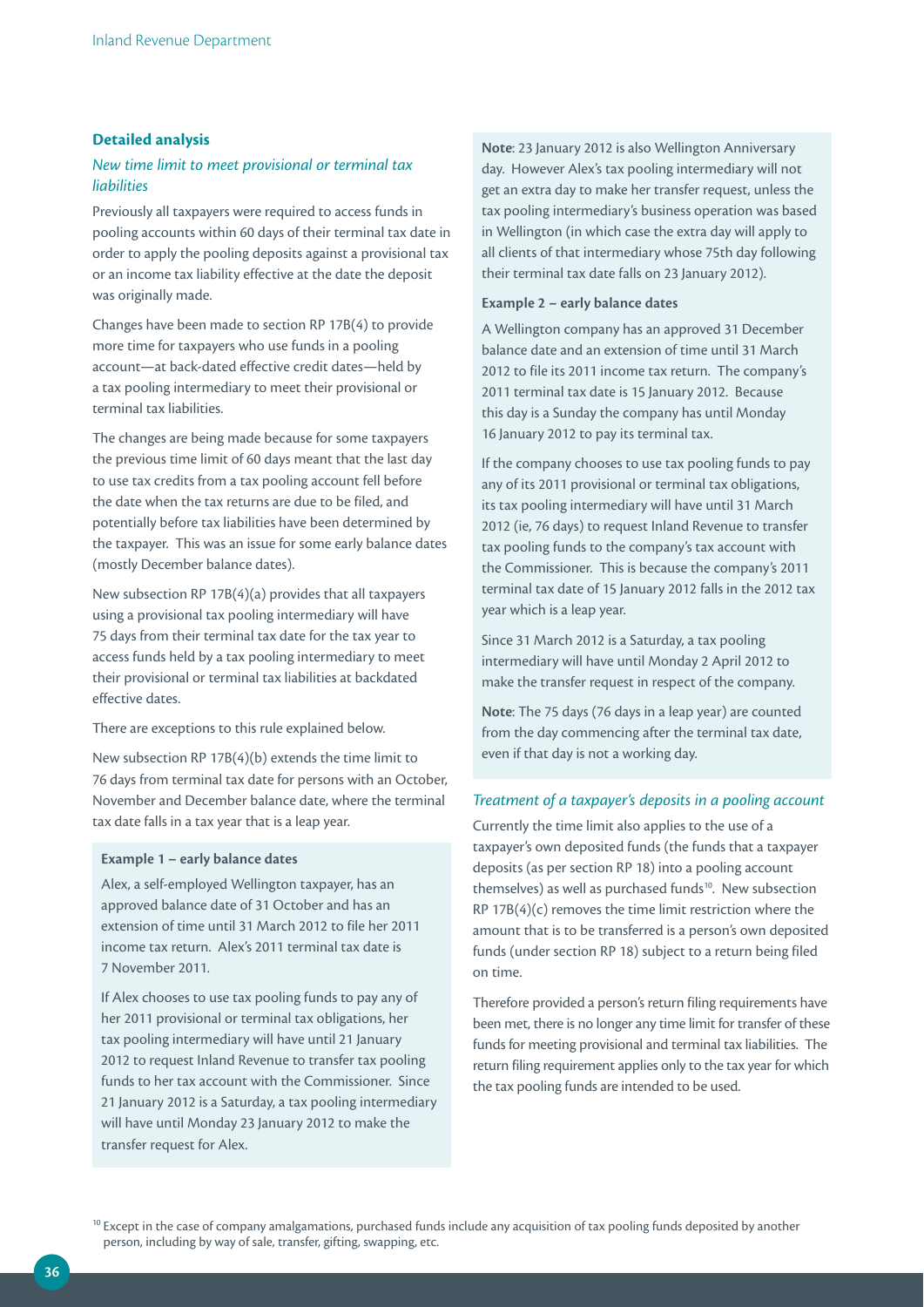## Detailed analysis

### *New time limit to meet provisional or terminal tax liabilities*

Previously all taxpayers were required to access funds in pooling accounts within 60 days of their terminal tax date in order to apply the pooling deposits against a provisional tax or an income tax liability effective at the date the deposit was originally made.

Changes have been made to section RP 17B(4) to provide more time for taxpayers who use funds in a pooling account—at back-dated effective credit dates—held by a tax pooling intermediary to meet their provisional or terminal tax liabilities.

The changes are being made because for some taxpayers the previous time limit of 60 days meant that the last day to use tax credits from a tax pooling account fell before the date when the tax returns are due to be filed, and potentially before tax liabilities have been determined by the taxpayer. This was an issue for some early balance dates (mostly December balance dates).

New subsection RP 17B(4)(a) provides that all taxpayers using a provisional tax pooling intermediary will have 75 days from their terminal tax date for the tax year to access funds held by a tax pooling intermediary to meet their provisional or terminal tax liabilities at backdated effective dates.

There are exceptions to this rule explained below.

New subsection RP 17B(4)(b) extends the time limit to 76 days from terminal tax date for persons with an October, November and December balance date, where the terminal tax date falls in a tax year that is a leap year.

**Example 1 – early balance dates**

Alex, a self-employed Wellington taxpayer, has an approved balance date of 31 October and has an extension of time until 31 March 2012 to file her 2011 income tax return. Alex's 2011 terminal tax date is 7 November 2011.

If Alex chooses to use tax pooling funds to pay any of her 2011 provisional or terminal tax obligations, her tax pooling intermediary will have until 21 January 2012 to request Inland Revenue to transfer tax pooling funds to her tax account with the Commissioner. Since 21 January 2012 is a Saturday, a tax pooling intermediary will have until Monday 23 January 2012 to make the transfer request for Alex.

**Note**: 23 January 2012 is also Wellington Anniversary day. However Alex's tax pooling intermediary will not get an extra day to make her transfer request, unless the tax pooling intermediary's business operation was based in Wellington (in which case the extra day will apply to all clients of that intermediary whose 75th day following their terminal tax date falls on 23 January 2012).

**Example 2 – early balance dates**

A Wellington company has an approved 31 December balance date and an extension of time until 31 March 2012 to file its 2011 income tax return. The company's 2011 terminal tax date is 15 January 2012. Because this day is a Sunday the company has until Monday 16 January 2012 to pay its terminal tax.

If the company chooses to use tax pooling funds to pay any of its 2011 provisional or terminal tax obligations, its tax pooling intermediary will have until 31 March 2012 (ie, 76 days) to request Inland Revenue to transfer tax pooling funds to the company's tax account with the Commissioner. This is because the company's 2011 terminal tax date of 15 January 2012 falls in the 2012 tax year which is a leap year.

Since 31 March 2012 is a Saturday, a tax pooling intermediary will have until Monday 2 April 2012 to make the transfer request in respect of the company.

**Note**: The 75 days (76 days in a leap year) are counted from the day commencing after the terminal tax date, even if that day is not a working day.

### *Treatment of a taxpayer's deposits in a pooling account*

Currently the time limit also applies to the use of a taxpayer's own deposited funds (the funds that a taxpayer deposits (as per section RP 18) into a pooling account themselves) as well as purchased funds[10]. New subsection RP 17B(4)(c) removes the time limit restriction where the amount that is to be transferred is a person's own deposited funds (under section RP 18) subject to a return being filed on time.

Therefore provided a person's return filing requirements have been met, there is no longer any time limit for transfer of these funds for meeting provisional and terminal tax liabilities. The return filing requirement applies only to the tax year for which the tax pooling funds are intended to be used.

[10] Except in the case of company amalgamations, purchased funds include any acquisition of tax pooling funds deposited by another person, including by way of sale, transfer, gifting, swapping, etc.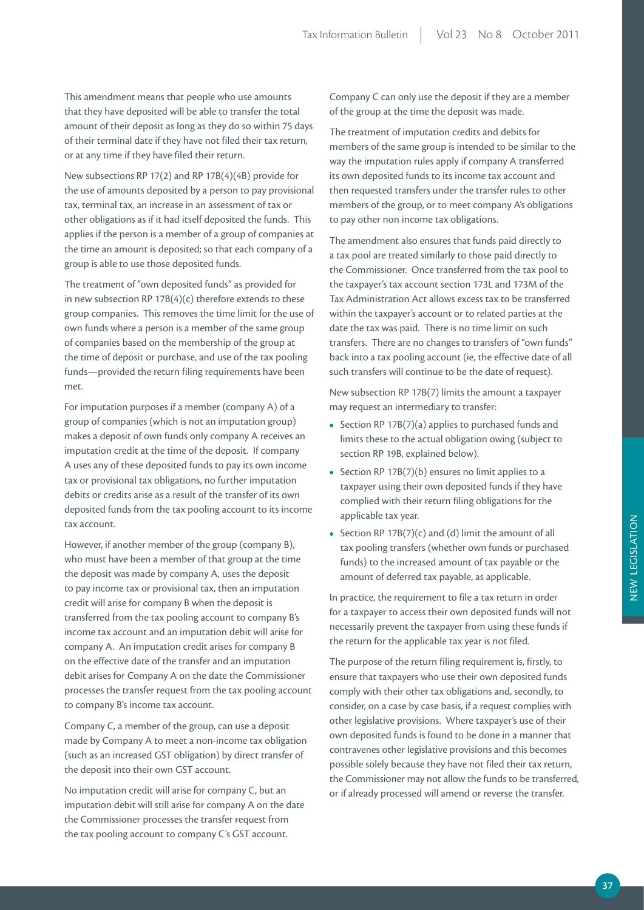This amendment means that people who use amounts that they have deposited will be able to transfer the total amount of their deposit as long as they do so within 75 days of their terminal date if they have not filed their tax return, or at any time if they have filed their return.

New subsections RP 17(2) and RP 17B(4)(4B) provide for the use of amounts deposited by a person to pay provisional tax, terminal tax, an increase in an assessment of tax or other obligations as if it had itself deposited the funds. This applies if the person is a member of a group of companies at the time an amount is deposited; so that each company of a group is able to use those deposited funds.

The treatment of "own deposited funds" as provided for in new subsection RP 17B(4)(c) therefore extends to these group companies. This removes the time limit for the use of own funds where a person is a member of the same group of companies based on the membership of the group at the time of deposit or purchase, and use of the tax pooling funds—provided the return filing requirements have been met.

For imputation purposes if a member (company A) of a group of companies (which is not an imputation group) makes a deposit of own funds only company A receives an imputation credit at the time of the deposit. If company A uses any of these deposited funds to pay its own income tax or provisional tax obligations, no further imputation debits or credits arise as a result of the transfer of its own deposited funds from the tax pooling account to its income tax account.

However, if another member of the group (company B), who must have been a member of that group at the time the deposit was made by company A, uses the deposit to pay income tax or provisional tax, then an imputation credit will arise for company B when the deposit is transferred from the tax pooling account to company B's income tax account and an imputation debit will arise for company A. An imputation credit arises for company B on the effective date of the transfer and an imputation debit arises for Company A on the date the Commissioner processes the transfer request from the tax pooling account to company B's income tax account.

Company C, a member of the group, can use a deposit made by Company A to meet a non-income tax obligation (such as an increased GST obligation) by direct transfer of the deposit into their own GST account.

No imputation credit will arise for company C, but an imputation debit will still arise for company A on the date the Commissioner processes the transfer request from the tax pooling account to company C's GST account.

Company C can only use the deposit if they are a member of the group at the time the deposit was made.

The treatment of imputation credits and debits for members of the same group is intended to be similar to the way the imputation rules apply if company A transferred its own deposited funds to its income tax account and then requested transfers under the transfer rules to other members of the group, or to meet company A's obligations to pay other non income tax obligations.

The amendment also ensures that funds paid directly to a tax pool are treated similarly to those paid directly to the Commissioner. Once transferred from the tax pool to the taxpayer's tax account section 173L and 173M of the Tax Administration Act allows excess tax to be transferred within the taxpayer's account or to related parties at the date the tax was paid. There is no time limit on such transfers. There are no changes to transfers of "own funds" back into a tax pooling account (ie, the effective date of all such transfers will continue to be the date of request).

New subsection RP 17B(7) limits the amount a taxpayer may request an intermediary to transfer:

- Section RP 17B(7)(a) applies to purchased funds and limits these to the actual obligation owing (subject to section RP 19B, explained below).
- Section RP 17B(7)(b) ensures no limit applies to a taxpayer using their own deposited funds if they have complied with their return filing obligations for the applicable tax year.
- Section RP 17B(7)(c) and (d) limit the amount of all tax pooling transfers (whether own funds or purchased funds) to the increased amount of tax payable or the amount of deferred tax payable, as applicable.

In practice, the requirement to file a tax return in order for a taxpayer to access their own deposited funds will not necessarily prevent the taxpayer from using these funds if the return for the applicable tax year is not filed.

The purpose of the return filing requirement is, firstly, to ensure that taxpayers who use their own deposited funds comply with their other tax obligations and, secondly, to consider, on a case by case basis, if a request complies with other legislative provisions. Where taxpayer's use of their own deposited funds is found to be done in a manner that contravenes other legislative provisions and this becomes possible solely because they have not filed their tax return, the Commissioner may not allow the funds to be transferred, or if already processed will amend or reverse the transfer.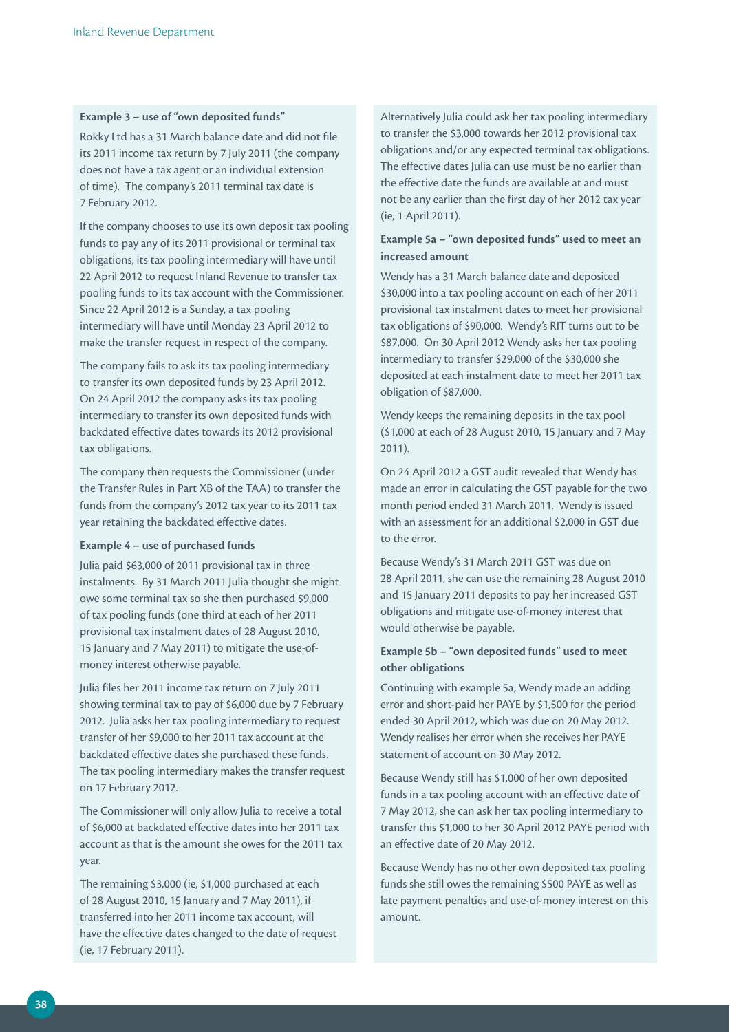**Example 3 – use of "own deposited funds"**

Rokky Ltd has a 31 March balance date and did not file its 2011 income tax return by 7 July 2011 (the company does not have a tax agent or an individual extension of time). The company's 2011 terminal tax date is 7 February 2012.

If the company chooses to use its own deposit tax pooling funds to pay any of its 2011 provisional or terminal tax obligations, its tax pooling intermediary will have until 22 April 2012 to request Inland Revenue to transfer tax pooling funds to its tax account with the Commissioner. Since 22 April 2012 is a Sunday, a tax pooling intermediary will have until Monday 23 April 2012 to make the transfer request in respect of the company.

The company fails to ask its tax pooling intermediary to transfer its own deposited funds by 23 April 2012. On 24 April 2012 the company asks its tax pooling intermediary to transfer its own deposited funds with backdated effective dates towards its 2012 provisional tax obligations.

The company then requests the Commissioner (under the Transfer Rules in Part XB of the TAA) to transfer the funds from the company's 2012 tax year to its 2011 tax year retaining the backdated effective dates.

**Example 4 – use of purchased funds**

Julia paid $63,000 of 2011 provisional tax in three instalments. By 31 March 2011 Julia thought she might owe some terminal tax so she then purchased $9,000 of tax pooling funds (one third at each of her 2011 provisional tax instalment dates of 28 August 2010, 15 January and 7 May 2011) to mitigate the use-of-money interest otherwise payable.

Julia files her 2011 income tax return on 7 July 2011 showing terminal tax to pay of $6,000 due by 7 February 2012. Julia asks her tax pooling intermediary to request transfer of her $9,000 to her 2011 tax account at the backdated effective dates she purchased these funds. The tax pooling intermediary makes the transfer request on 17 February 2012.

The Commissioner will only allow Julia to receive a total of $6,000 at backdated effective dates into her 2011 tax account as that is the amount she owes for the 2011 tax year.

The remaining $3,000 (ie, $1,000 purchased at each of 28 August 2010, 15 January and 7 May 2011), if transferred into her 2011 income tax account, will have the effective dates changed to the date of request (ie, 17 February 2011).

Alternatively Julia could ask her tax pooling intermediary to transfer the $3,000 towards her 2012 provisional tax obligations and/or any expected terminal tax obligations. The effective dates Julia can use must be no earlier than the effective date the funds are available at and must not be any earlier than the first day of her 2012 tax year (ie, 1 April 2011).

**Example 5a – "own deposited funds" used to meet an increased amount**

Wendy has a 31 March balance date and deposited $30,000 into a tax pooling account on each of her 2011 provisional tax instalment dates to meet her provisional tax obligations of $90,000. Wendy's RIT turns out to be $87,000. On 30 April 2012 Wendy asks her tax pooling intermediary to transfer $29,000 of the $30,000 she deposited at each instalment date to meet her 2011 tax obligation of $87,000.

Wendy keeps the remaining deposits in the tax pool ($1,000 at each of 28 August 2010, 15 January and 7 May 2011).

On 24 April 2012 a GST audit revealed that Wendy has made an error in calculating the GST payable for the two month period ended 31 March 2011. Wendy is issued with an assessment for an additional $2,000 in GST due to the error.

Because Wendy's 31 March 2011 GST was due on 28 April 2011, she can use the remaining 28 August 2010 and 15 January 2011 deposits to pay her increased GST obligations and mitigate use-of-money interest that would otherwise be payable.

**Example 5b – "own deposited funds" used to meet other obligations**

Continuing with example 5a, Wendy made an adding error and short-paid her PAYE by $1,500 for the period ended 30 April 2012, which was due on 20 May 2012. Wendy realises her error when she receives her PAYE statement of account on 30 May 2012.

Because Wendy still has $1,000 of her own deposited funds in a tax pooling account with an effective date of 7 May 2012, she can ask her tax pooling intermediary to transfer this $1,000 to her 30 April 2012 PAYE period with an effective date of 20 May 2012.

Because Wendy has no other own deposited tax pooling funds she still owes the remaining $500 PAYE as well as late payment penalties and use-of-money interest on this amount.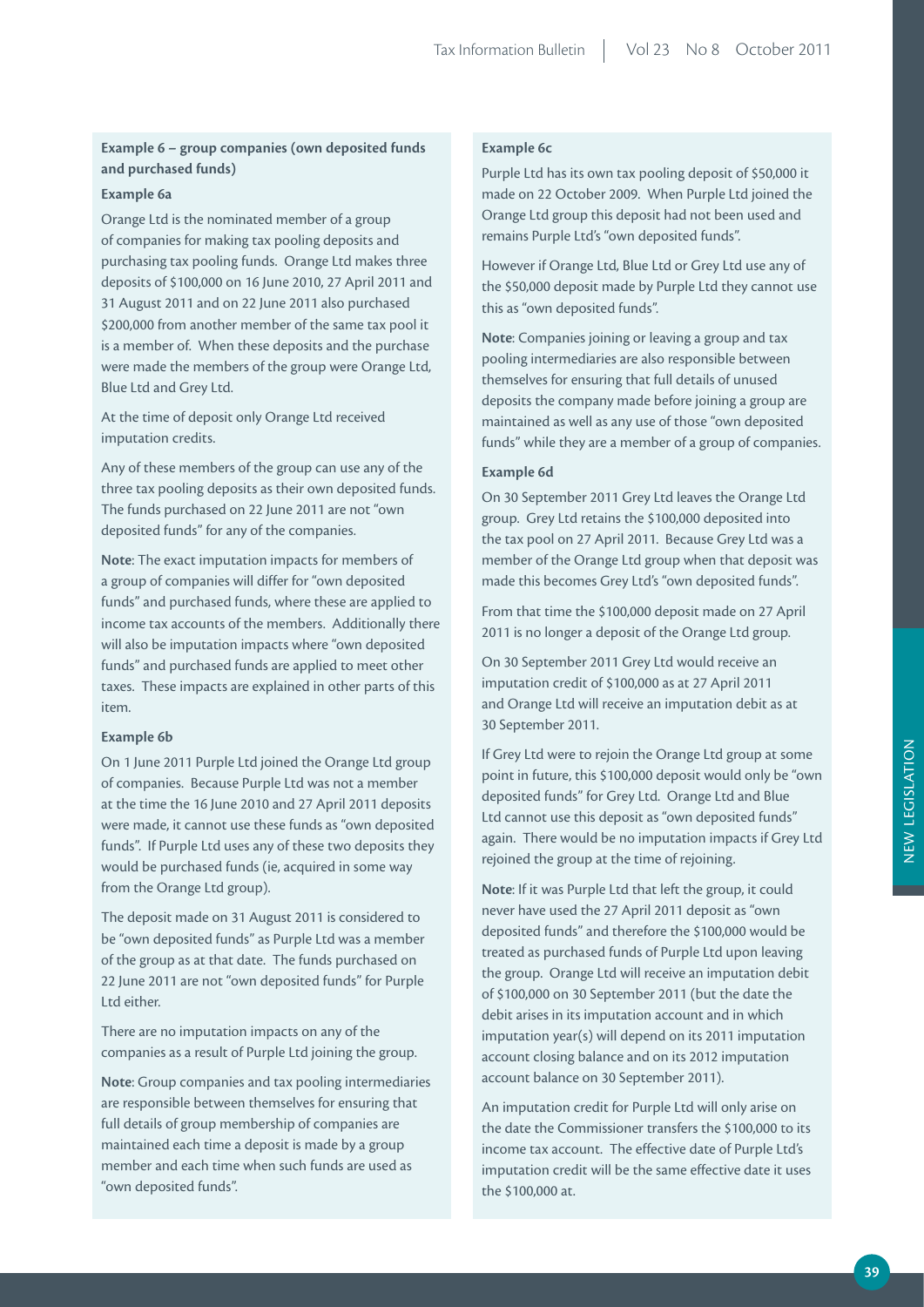### Example 6 – group companies (own deposited funds and purchased funds)

#### Example 6a

Orange Ltd is the nominated member of a group of companies for making tax pooling deposits and purchasing tax pooling funds. Orange Ltd makes three deposits of $100,000 on 16 June 2010, 27 April 2011 and 31 August 2011 and on 22 June 2011 also purchased $200,000 from another member of the same tax pool it is a member of. When these deposits and the purchase were made the members of the group were Orange Ltd, Blue Ltd and Grey Ltd.

At the time of deposit only Orange Ltd received imputation credits.

Any of these members of the group can use any of the three tax pooling deposits as their own deposited funds. The funds purchased on 22 June 2011 are not "own deposited funds" for any of the companies.

**Note**: The exact imputation impacts for members of a group of companies will differ for "own deposited funds" and purchased funds, where these are applied to income tax accounts of the members. Additionally there will also be imputation impacts where "own deposited funds" and purchased funds are applied to meet other taxes. These impacts are explained in other parts of this item.

#### Example 6b

On 1 June 2011 Purple Ltd joined the Orange Ltd group of companies. Because Purple Ltd was not a member at the time the 16 June 2010 and 27 April 2011 deposits were made, it cannot use these funds as "own deposited funds". If Purple Ltd uses any of these two deposits they would be purchased funds (ie, acquired in some way from the Orange Ltd group).

The deposit made on 31 August 2011 is considered to be "own deposited funds" as Purple Ltd was a member of the group as at that date. The funds purchased on 22 June 2011 are not "own deposited funds" for Purple Ltd either.

There are no imputation impacts on any of the companies as a result of Purple Ltd joining the group.

**Note**: Group companies and tax pooling intermediaries are responsible between themselves for ensuring that full details of group membership of companies are maintained each time a deposit is made by a group member and each time when such funds are used as "own deposited funds".

#### Example 6c

Purple Ltd has its own tax pooling deposit of $50,000 it made on 22 October 2009. When Purple Ltd joined the Orange Ltd group this deposit had not been used and remains Purple Ltd's "own deposited funds".

However if Orange Ltd, Blue Ltd or Grey Ltd use any of the $50,000 deposit made by Purple Ltd they cannot use this as "own deposited funds".

**Note**: Companies joining or leaving a group and tax pooling intermediaries are also responsible between themselves for ensuring that full details of unused deposits the company made before joining a group are maintained as well as any use of those "own deposited funds" while they are a member of a group of companies.

#### Example 6d

On 30 September 2011 Grey Ltd leaves the Orange Ltd group. Grey Ltd retains the $100,000 deposited into the tax pool on 27 April 2011. Because Grey Ltd was a member of the Orange Ltd group when that deposit was made this becomes Grey Ltd's "own deposited funds".

From that time the $100,000 deposit made on 27 April 2011 is no longer a deposit of the Orange Ltd group.

On 30 September 2011 Grey Ltd would receive an imputation credit of $100,000 as at 27 April 2011 and Orange Ltd will receive an imputation debit as at 30 September 2011.

If Grey Ltd were to rejoin the Orange Ltd group at some point in future, this $100,000 deposit would only be "own deposited funds" for Grey Ltd. Orange Ltd and Blue Ltd cannot use this deposit as "own deposited funds" again. There would be no imputation impacts if Grey Ltd rejoined the group at the time of rejoining.

**Note**: If it was Purple Ltd that left the group, it could never have used the 27 April 2011 deposit as "own deposited funds" and therefore the $100,000 would be treated as purchased funds of Purple Ltd upon leaving the group. Orange Ltd will receive an imputation debit of $100,000 on 30 September 2011 (but the date the debit arises in its imputation account and in which imputation year(s) will depend on its 2011 imputation account closing balance and on its 2012 imputation account balance on 30 September 2011).

An imputation credit for Purple Ltd will only arise on the date the Commissioner transfers the $100,000 to its income tax account. The effective date of Purple Ltd's imputation credit will be the same effective date it uses the $100,000 at.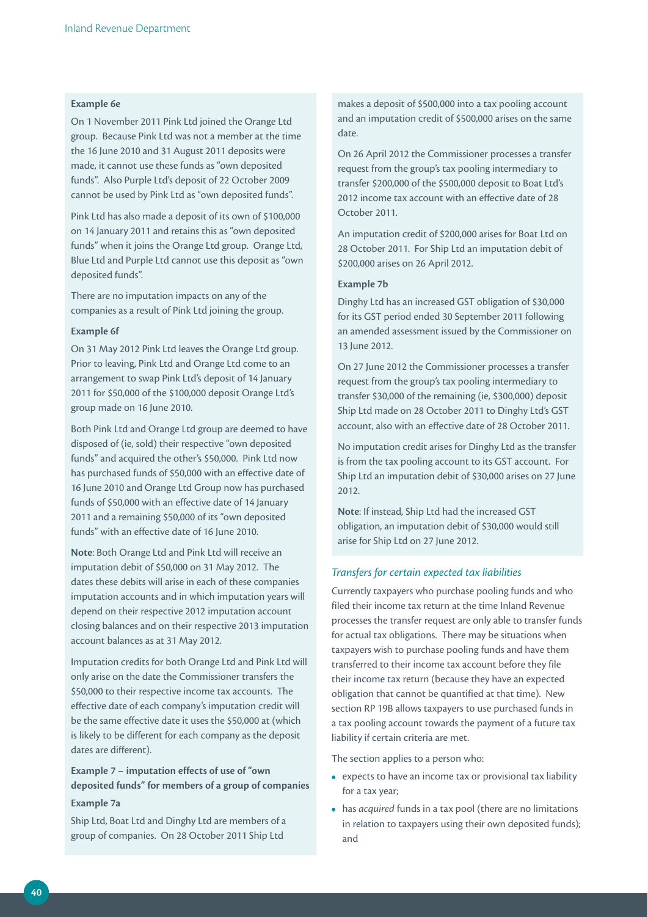**Example 6e**

On 1 November 2011 Pink Ltd joined the Orange Ltd group. Because Pink Ltd was not a member at the time the 16 June 2010 and 31 August 2011 deposits were made, it cannot use these funds as "own deposited funds". Also Purple Ltd's deposit of 22 October 2009 cannot be used by Pink Ltd as "own deposited funds".

Pink Ltd has also made a deposit of its own of $100,000 on 14 January 2011 and retains this as "own deposited funds" when it joins the Orange Ltd group. Orange Ltd, Blue Ltd and Purple Ltd cannot use this deposit as "own deposited funds".

There are no imputation impacts on any of the companies as a result of Pink Ltd joining the group.

**Example 6f**

On 31 May 2012 Pink Ltd leaves the Orange Ltd group. Prior to leaving, Pink Ltd and Orange Ltd come to an arrangement to swap Pink Ltd's deposit of 14 January 2011 for $50,000 of the $100,000 deposit Orange Ltd's group made on 16 June 2010.

Both Pink Ltd and Orange Ltd group are deemed to have disposed of (ie, sold) their respective "own deposited funds" and acquired the other's $50,000. Pink Ltd now has purchased funds of $50,000 with an effective date of 16 June 2010 and Orange Ltd Group now has purchased funds of $50,000 with an effective date of 14 January 2011 and a remaining $50,000 of its "own deposited funds" with an effective date of 16 June 2010.

**Note**: Both Orange Ltd and Pink Ltd will receive an imputation debit of $50,000 on 31 May 2012. The dates these debits will arise in each of these companies imputation accounts and in which imputation years will depend on their respective 2012 imputation account closing balances and on their respective 2013 imputation account balances as at 31 May 2012.

Imputation credits for both Orange Ltd and Pink Ltd will only arise on the date the Commissioner transfers the $50,000 to their respective income tax accounts. The effective date of each company's imputation credit will be the same effective date it uses the $50,000 at (which is likely to be different for each company as the deposit dates are different).

**Example 7 – imputation effects of use of "own deposited funds" for members of a group of companies**

**Example 7a**

Ship Ltd, Boat Ltd and Dinghy Ltd are members of a group of companies. On 28 October 2011 Ship Ltd makes a deposit of $500,000 into a tax pooling account and an imputation credit of $500,000 arises on the same date.

On 26 April 2012 the Commissioner processes a transfer request from the group's tax pooling intermediary to transfer $200,000 of the $500,000 deposit to Boat Ltd's 2012 income tax account with an effective date of 28 October 2011.

An imputation credit of $200,000 arises for Boat Ltd on 28 October 2011. For Ship Ltd an imputation debit of $200,000 arises on 26 April 2012.

**Example 7b**

Dinghy Ltd has an increased GST obligation of $30,000 for its GST period ended 30 September 2011 following an amended assessment issued by the Commissioner on 13 June 2012.

On 27 June 2012 the Commissioner processes a transfer request from the group's tax pooling intermediary to transfer $30,000 of the remaining (ie, $300,000) deposit Ship Ltd made on 28 October 2011 to Dinghy Ltd's GST account, also with an effective date of 28 October 2011.

No imputation credit arises for Dinghy Ltd as the transfer is from the tax pooling account to its GST account. For Ship Ltd an imputation debit of $30,000 arises on 27 June 2012.

**Note**: If instead, Ship Ltd had the increased GST obligation, an imputation debit of $30,000 would still arise for Ship Ltd on 27 June 2012.

### *Transfers for certain expected tax liabilities*

Currently taxpayers who purchase pooling funds and who filed their income tax return at the time Inland Revenue processes the transfer request are only able to transfer funds for actual tax obligations. There may be situations when taxpayers wish to purchase pooling funds and have them transferred to their income tax account before they file their income tax return (because they have an expected obligation that cannot be quantified at that time). New section RP 19B allows taxpayers to use purchased funds in a tax pooling account towards the payment of a future tax liability if certain criteria are met.

The section applies to a person who:

- expects to have an income tax or provisional tax liability for a tax year;
- has *acquired* funds in a tax pool (there are no limitations in relation to taxpayers using their own deposited funds); and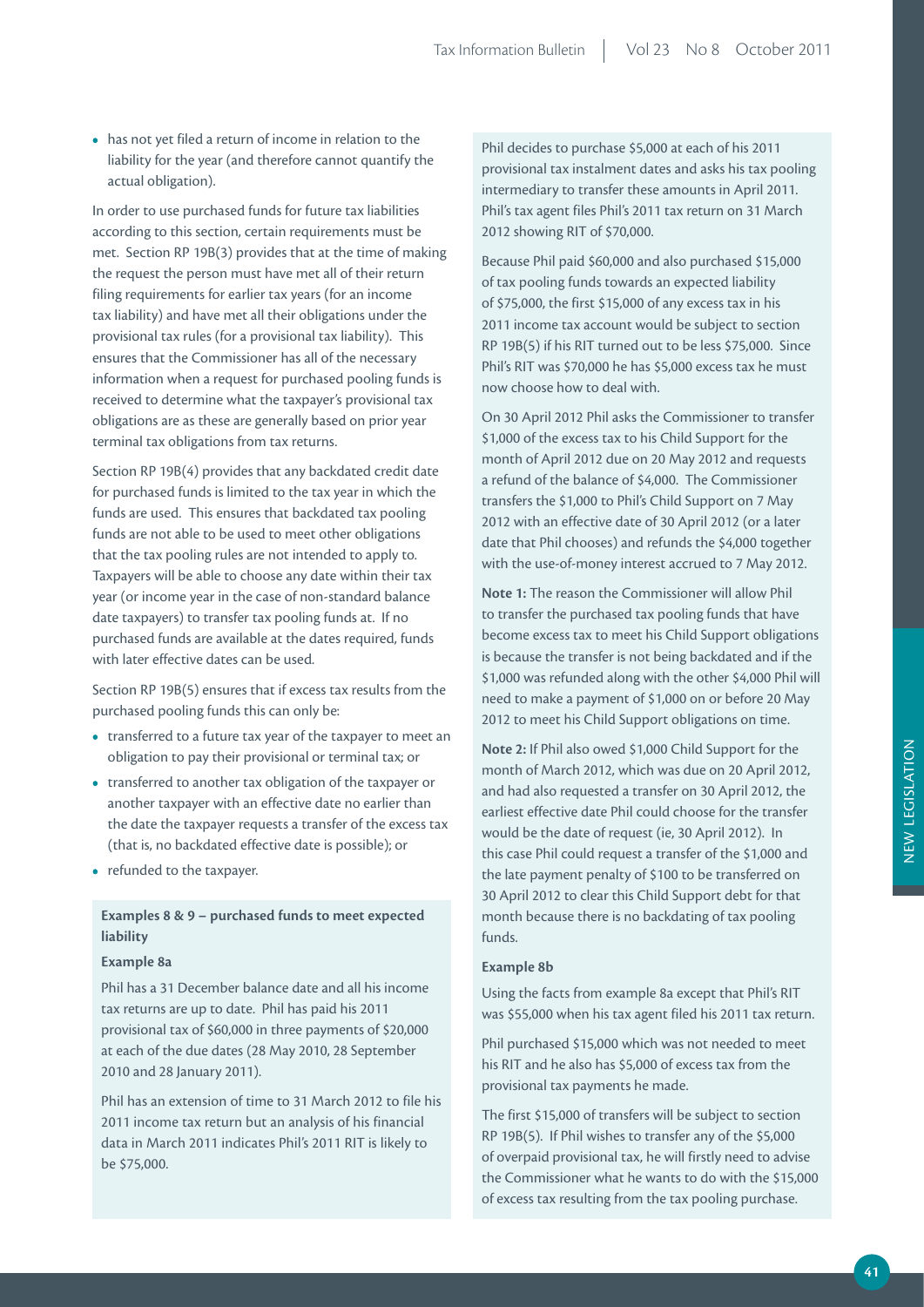- has not yet filed a return of income in relation to the liability for the year (and therefore cannot quantify the actual obligation).

In order to use purchased funds for future tax liabilities according to this section, certain requirements must be met. Section RP 19B(3) provides that at the time of making the request the person must have met all of their return filing requirements for earlier tax years (for an income tax liability) and have met all their obligations under the provisional tax rules (for a provisional tax liability). This ensures that the Commissioner has all of the necessary information when a request for purchased pooling funds is received to determine what the taxpayer's provisional tax obligations are as these are generally based on prior year terminal tax obligations from tax returns.

Section RP 19B(4) provides that any backdated credit date for purchased funds is limited to the tax year in which the funds are used. This ensures that backdated tax pooling funds are not able to be used to meet other obligations that the tax pooling rules are not intended to apply to. Taxpayers will be able to choose any date within their tax year (or income year in the case of non-standard balance date taxpayers) to transfer tax pooling funds at. If no purchased funds are available at the dates required, funds with later effective dates can be used.

Section RP 19B(5) ensures that if excess tax results from the purchased pooling funds this can only be:

- transferred to a future tax year of the taxpayer to meet an obligation to pay their provisional or terminal tax; or
- transferred to another tax obligation of the taxpayer or another taxpayer with an effective date no earlier than the date the taxpayer requests a transfer of the excess tax (that is, no backdated effective date is possible); or
- refunded to the taxpayer.

**Examples 8 & 9 – purchased funds to meet expected liability**

**Example 8a**

Phil has a 31 December balance date and all his income tax returns are up to date. Phil has paid his 2011 provisional tax of $60,000 in three payments of $20,000 at each of the due dates (28 May 2010, 28 September 2010 and 28 January 2011).

Phil has an extension of time to 31 March 2012 to file his 2011 income tax return but an analysis of his financial data in March 2011 indicates Phil's 2011 RIT is likely to be $75,000.

Phil decides to purchase $5,000 at each of his 2011 provisional tax instalment dates and asks his tax pooling intermediary to transfer these amounts in April 2011. Phil's tax agent files Phil's 2011 tax return on 31 March 2012 showing RIT of $70,000.

Because Phil paid $60,000 and also purchased $15,000 of tax pooling funds towards an expected liability of $75,000, the first $15,000 of any excess tax in his 2011 income tax account would be subject to section RP 19B(5) if his RIT turned out to be less $75,000. Since Phil's RIT was $70,000 he has $5,000 excess tax he must now choose how to deal with.

On 30 April 2012 Phil asks the Commissioner to transfer $1,000 of the excess tax to his Child Support for the month of April 2012 due on 20 May 2012 and requests a refund of the balance of $4,000. The Commissioner transfers the $1,000 to Phil's Child Support on 7 May 2012 with an effective date of 30 April 2012 (or a later date that Phil chooses) and refunds the $4,000 together with the use-of-money interest accrued to 7 May 2012.

**Note 1:** The reason the Commissioner will allow Phil to transfer the purchased tax pooling funds that have become excess tax to meet his Child Support obligations is because the transfer is not being backdated and if the $1,000 was refunded along with the other $4,000 Phil will need to make a payment of $1,000 on or before 20 May 2012 to meet his Child Support obligations on time.

**Note 2:** If Phil also owed $1,000 Child Support for the month of March 2012, which was due on 20 April 2012, and had also requested a transfer on 30 April 2012, the earliest effective date Phil could choose for the transfer would be the date of request (ie, 30 April 2012). In this case Phil could request a transfer of the $1,000 and the late payment penalty of $100 to be transferred on 30 April 2012 to clear this Child Support debt for that month because there is no backdating of tax pooling funds.

**Example 8b**

Using the facts from example 8a except that Phil's RIT was $55,000 when his tax agent filed his 2011 tax return.

Phil purchased $15,000 which was not needed to meet his RIT and he also has $5,000 of excess tax from the provisional tax payments he made.

The first $15,000 of transfers will be subject to section RP 19B(5). If Phil wishes to transfer any of the $5,000 of overpaid provisional tax, he will firstly need to advise the Commissioner what he wants to do with the $15,000 of excess tax resulting from the tax pooling purchase.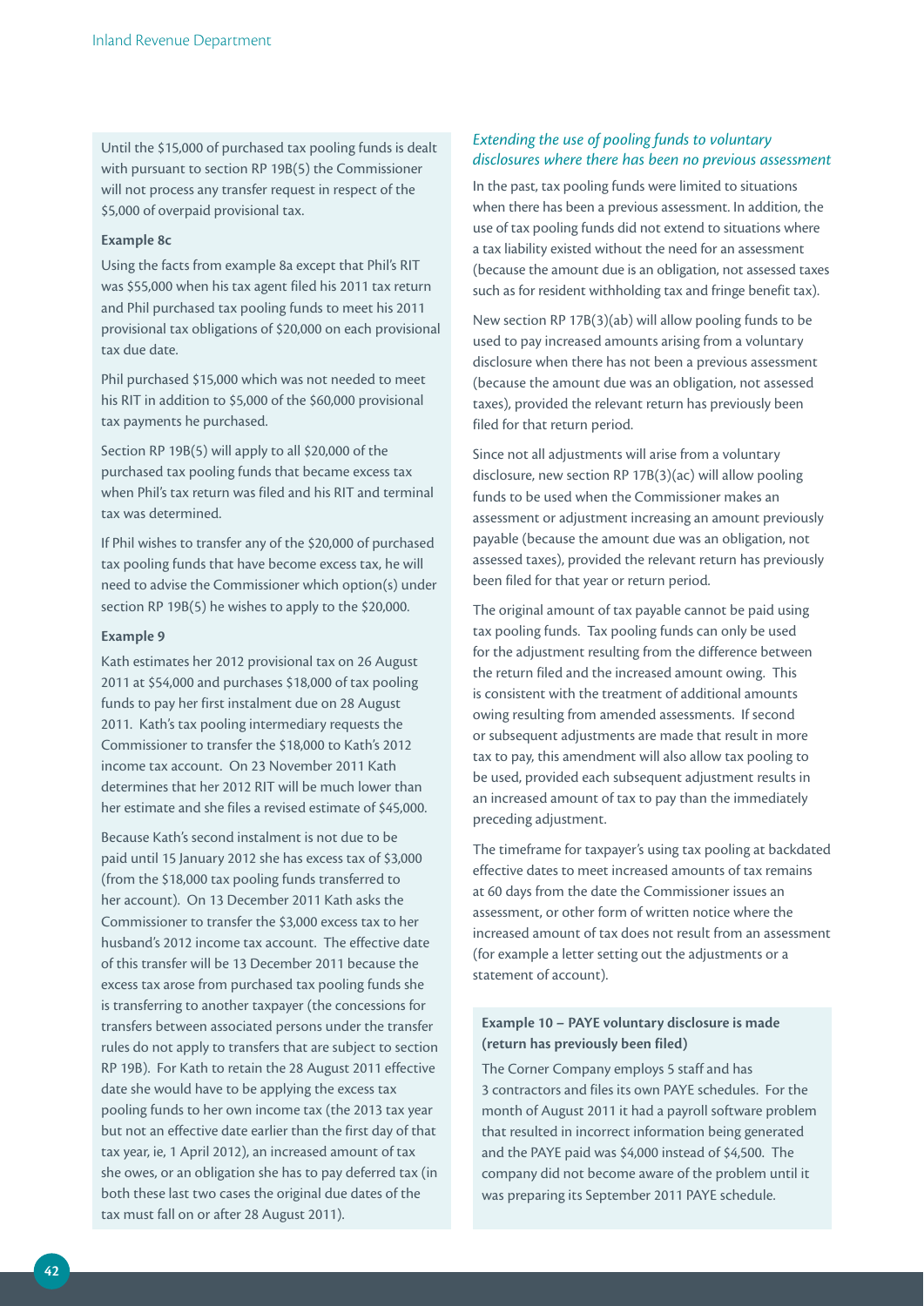Until the $15,000 of purchased tax pooling funds is dealt with pursuant to section RP 19B(5) the Commissioner will not process any transfer request in respect of the $5,000 of overpaid provisional tax.

**Example 8c**

Using the facts from example 8a except that Phil's RIT was $55,000 when his tax agent filed his 2011 tax return and Phil purchased tax pooling funds to meet his 2011 provisional tax obligations of $20,000 on each provisional tax due date.

Phil purchased $15,000 which was not needed to meet his RIT in addition to $5,000 of the $60,000 provisional tax payments he purchased.

Section RP 19B(5) will apply to all $20,000 of the purchased tax pooling funds that became excess tax when Phil's tax return was filed and his RIT and terminal tax was determined.

If Phil wishes to transfer any of the $20,000 of purchased tax pooling funds that have become excess tax, he will need to advise the Commissioner which option(s) under section RP 19B(5) he wishes to apply to the $20,000.

**Example 9**

Kath estimates her 2012 provisional tax on 26 August 2011 at $54,000 and purchases $18,000 of tax pooling funds to pay her first instalment due on 28 August 2011. Kath's tax pooling intermediary requests the Commissioner to transfer the $18,000 to Kath's 2012 income tax account. On 23 November 2011 Kath determines that her 2012 RIT will be much lower than her estimate and she files a revised estimate of $45,000.

Because Kath's second instalment is not due to be paid until 15 January 2012 she has excess tax of $3,000 (from the $18,000 tax pooling funds transferred to her account). On 13 December 2011 Kath asks the Commissioner to transfer the $3,000 excess tax to her husband's 2012 income tax account. The effective date of this transfer will be 13 December 2011 because the excess tax arose from purchased tax pooling funds she is transferring to another taxpayer (the concessions for transfers between associated persons under the transfer rules do not apply to transfers that are subject to section RP 19B). For Kath to retain the 28 August 2011 effective date she would have to be applying the excess tax pooling funds to her own income tax (the 2013 tax year but not an effective date earlier than the first day of that tax year, ie, 1 April 2012), an increased amount of tax she owes, or an obligation she has to pay deferred tax (in both these last two cases the original due dates of the tax must fall on or after 28 August 2011).

### *Extending the use of pooling funds to voluntary disclosures where there has been no previous assessment*

In the past, tax pooling funds were limited to situations when there has been a previous assessment. In addition, the use of tax pooling funds did not extend to situations where a tax liability existed without the need for an assessment (because the amount due is an obligation, not assessed taxes such as for resident withholding tax and fringe benefit tax).

New section RP 17B(3)(ab) will allow pooling funds to be used to pay increased amounts arising from a voluntary disclosure when there has not been a previous assessment (because the amount due was an obligation, not assessed taxes), provided the relevant return has previously been filed for that return period.

Since not all adjustments will arise from a voluntary disclosure, new section RP 17B(3)(ac) will allow pooling funds to be used when the Commissioner makes an assessment or adjustment increasing an amount previously payable (because the amount due was an obligation, not assessed taxes), provided the relevant return has previously been filed for that year or return period.

The original amount of tax payable cannot be paid using tax pooling funds. Tax pooling funds can only be used for the adjustment resulting from the difference between the return filed and the increased amount owing. This is consistent with the treatment of additional amounts owing resulting from amended assessments. If second or subsequent adjustments are made that result in more tax to pay, this amendment will also allow tax pooling to be used, provided each subsequent adjustment results in an increased amount of tax to pay than the immediately preceding adjustment.

The timeframe for taxpayer's using tax pooling at backdated effective dates to meet increased amounts of tax remains at 60 days from the date the Commissioner issues an assessment, or other form of written notice where the increased amount of tax does not result from an assessment (for example a letter setting out the adjustments or a statement of account).

**Example 10 – PAYE voluntary disclosure is made (return has previously been filed)**

The Corner Company employs 5 staff and has 3 contractors and files its own PAYE schedules. For the month of August 2011 it had a payroll software problem that resulted in incorrect information being generated and the PAYE paid was $4,000 instead of $4,500. The company did not become aware of the problem until it was preparing its September 2011 PAYE schedule.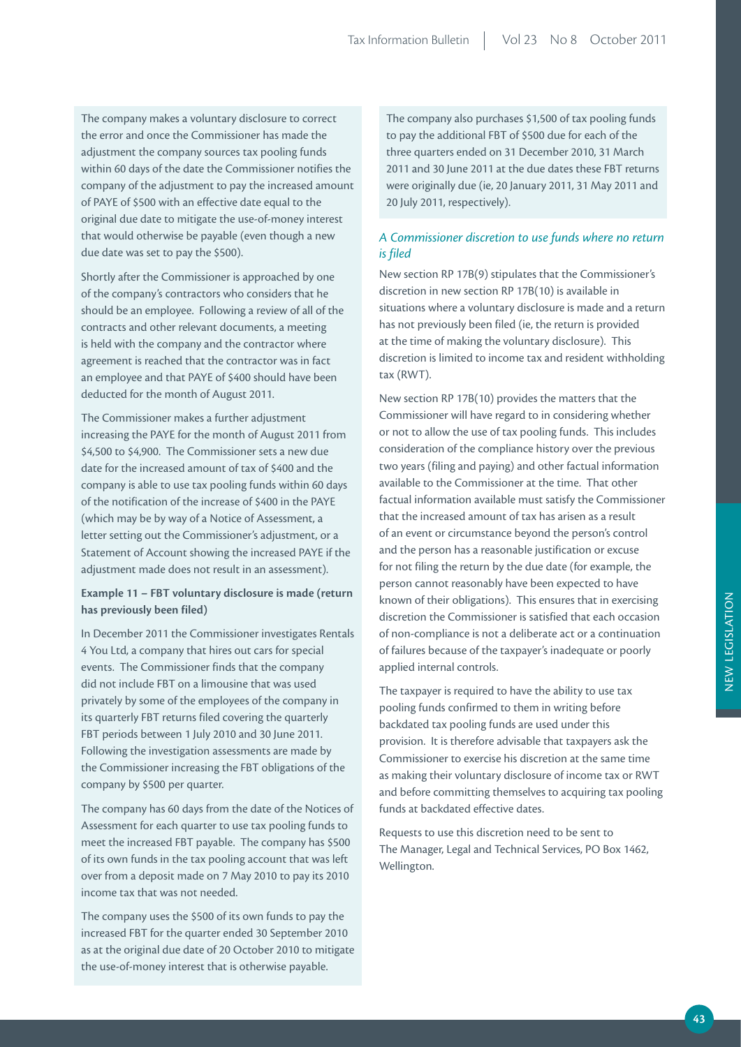The company makes a voluntary disclosure to correct the error and once the Commissioner has made the adjustment the company sources tax pooling funds within 60 days of the date the Commissioner notifies the company of the adjustment to pay the increased amount of PAYE of $500 with an effective date equal to the original due date to mitigate the use-of-money interest that would otherwise be payable (even though a new due date was set to pay the $500).

Shortly after the Commissioner is approached by one of the company's contractors who considers that he should be an employee. Following a review of all of the contracts and other relevant documents, a meeting is held with the company and the contractor where agreement is reached that the contractor was in fact an employee and that PAYE of $400 should have been deducted for the month of August 2011.

The Commissioner makes a further adjustment increasing the PAYE for the month of August 2011 from $4,500 to $4,900. The Commissioner sets a new due date for the increased amount of tax of $400 and the company is able to use tax pooling funds within 60 days of the notification of the increase of $400 in the PAYE (which may be by way of a Notice of Assessment, a letter setting out the Commissioner's adjustment, or a Statement of Account showing the increased PAYE if the adjustment made does not result in an assessment).

**Example 11 – FBT voluntary disclosure is made (return has previously been filed)**

In December 2011 the Commissioner investigates Rentals 4 You Ltd, a company that hires out cars for special events. The Commissioner finds that the company did not include FBT on a limousine that was used privately by some of the employees of the company in its quarterly FBT returns filed covering the quarterly FBT periods between 1 July 2010 and 30 June 2011. Following the investigation assessments are made by the Commissioner increasing the FBT obligations of the company by $500 per quarter.

The company has 60 days from the date of the Notices of Assessment for each quarter to use tax pooling funds to meet the increased FBT payable. The company has $500 of its own funds in the tax pooling account that was left over from a deposit made on 7 May 2010 to pay its 2010 income tax that was not needed.

The company uses the $500 of its own funds to pay the increased FBT for the quarter ended 30 September 2010 as at the original due date of 20 October 2010 to mitigate the use-of-money interest that is otherwise payable.

The company also purchases $1,500 of tax pooling funds to pay the additional FBT of $500 due for each of the three quarters ended on 31 December 2010, 31 March 2011 and 30 June 2011 at the due dates these FBT returns were originally due (ie, 20 January 2011, 31 May 2011 and 20 July 2011, respectively).

### *A Commissioner discretion to use funds where no return is filed*

New section RP 17B(9) stipulates that the Commissioner's discretion in new section RP 17B(10) is available in situations where a voluntary disclosure is made and a return has not previously been filed (ie, the return is provided at the time of making the voluntary disclosure). This discretion is limited to income tax and resident withholding tax (RWT).

New section RP 17B(10) provides the matters that the Commissioner will have regard to in considering whether or not to allow the use of tax pooling funds. This includes consideration of the compliance history over the previous two years (filing and paying) and other factual information available to the Commissioner at the time. That other factual information available must satisfy the Commissioner that the increased amount of tax has arisen as a result of an event or circumstance beyond the person's control and the person has a reasonable justification or excuse for not filing the return by the due date (for example, the person cannot reasonably have been expected to have known of their obligations). This ensures that in exercising discretion the Commissioner is satisfied that each occasion of non-compliance is not a deliberate act or a continuation of failures because of the taxpayer's inadequate or poorly applied internal controls.

The taxpayer is required to have the ability to use tax pooling funds confirmed to them in writing before backdated tax pooling funds are used under this provision. It is therefore advisable that taxpayers ask the Commissioner to exercise his discretion at the same time as making their voluntary disclosure of income tax or RWT and before committing themselves to acquiring tax pooling funds at backdated effective dates.

Requests to use this discretion need to be sent to The Manager, Legal and Technical Services, PO Box 1462, Wellington.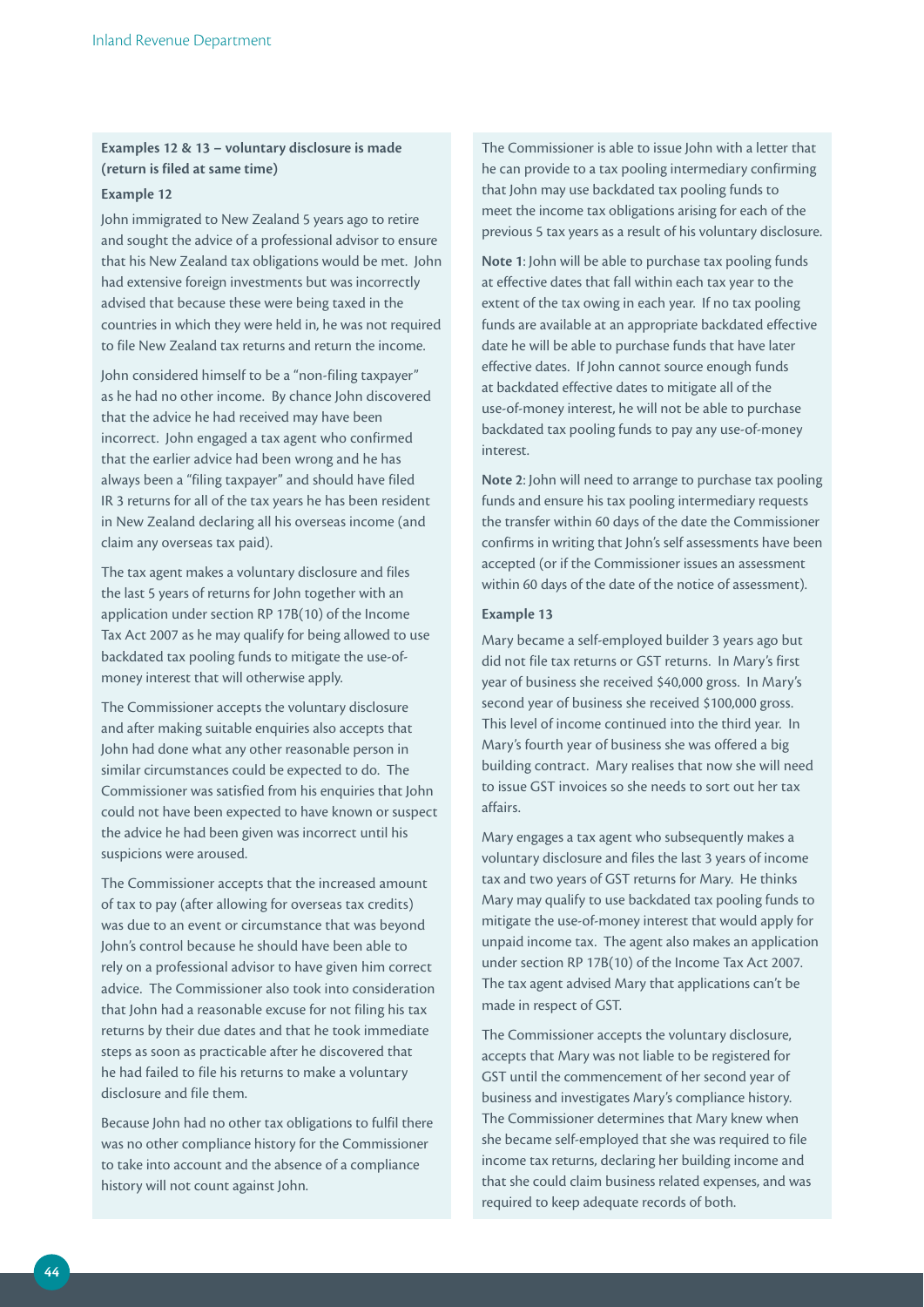### Examples 12 & 13 – voluntary disclosure is made (return is filed at same time)

**Example 12**

John immigrated to New Zealand 5 years ago to retire and sought the advice of a professional advisor to ensure that his New Zealand tax obligations would be met. John had extensive foreign investments but was incorrectly advised that because these were being taxed in the countries in which they were held in, he was not required to file New Zealand tax returns and return the income.

John considered himself to be a "non-filing taxpayer" as he had no other income. By chance John discovered that the advice he had received may have been incorrect. John engaged a tax agent who confirmed that the earlier advice had been wrong and he has always been a "filing taxpayer" and should have filed IR 3 returns for all of the tax years he has been resident in New Zealand declaring all his overseas income (and claim any overseas tax paid).

The tax agent makes a voluntary disclosure and files the last 5 years of returns for John together with an application under section RP 17B(10) of the Income Tax Act 2007 as he may qualify for being allowed to use backdated tax pooling funds to mitigate the use-of-money interest that will otherwise apply.

The Commissioner accepts the voluntary disclosure and after making suitable enquiries also accepts that John had done what any other reasonable person in similar circumstances could be expected to do. The Commissioner was satisfied from his enquiries that John could not have been expected to have known or suspect the advice he had been given was incorrect until his suspicions were aroused.

The Commissioner accepts that the increased amount of tax to pay (after allowing for overseas tax credits) was due to an event or circumstance that was beyond John's control because he should have been able to rely on a professional advisor to have given him correct advice. The Commissioner also took into consideration that John had a reasonable excuse for not filing his tax returns by their due dates and that he took immediate steps as soon as practicable after he discovered that he had failed to file his returns to make a voluntary disclosure and file them.

Because John had no other tax obligations to fulfil there was no other compliance history for the Commissioner to take into account and the absence of a compliance history will not count against John.

The Commissioner is able to issue John with a letter that he can provide to a tax pooling intermediary confirming that John may use backdated tax pooling funds to meet the income tax obligations arising for each of the previous 5 tax years as a result of his voluntary disclosure.

**Note 1**: John will be able to purchase tax pooling funds at effective dates that fall within each tax year to the extent of the tax owing in each year. If no tax pooling funds are available at an appropriate backdated effective date he will be able to purchase funds that have later effective dates. If John cannot source enough funds at backdated effective dates to mitigate all of the use-of-money interest, he will not be able to purchase backdated tax pooling funds to pay any use-of-money interest.

**Note 2**: John will need to arrange to purchase tax pooling funds and ensure his tax pooling intermediary requests the transfer within 60 days of the date the Commissioner confirms in writing that John's self assessments have been accepted (or if the Commissioner issues an assessment within 60 days of the date of the notice of assessment).

**Example 13**

Mary became a self-employed builder 3 years ago but did not file tax returns or GST returns. In Mary's first year of business she received $40,000 gross. In Mary's second year of business she received $100,000 gross. This level of income continued into the third year. In Mary's fourth year of business she was offered a big building contract. Mary realises that now she will need to issue GST invoices so she needs to sort out her tax affairs.

Mary engages a tax agent who subsequently makes a voluntary disclosure and files the last 3 years of income tax and two years of GST returns for Mary. He thinks Mary may qualify to use backdated tax pooling funds to mitigate the use-of-money interest that would apply for unpaid income tax. The agent also makes an application under section RP 17B(10) of the Income Tax Act 2007. The tax agent advised Mary that applications can't be made in respect of GST.

The Commissioner accepts the voluntary disclosure, accepts that Mary was not liable to be registered for GST until the commencement of her second year of business and investigates Mary's compliance history. The Commissioner determines that Mary knew when she became self-employed that she was required to file income tax returns, declaring her building income and that she could claim business related expenses, and was required to keep adequate records of both.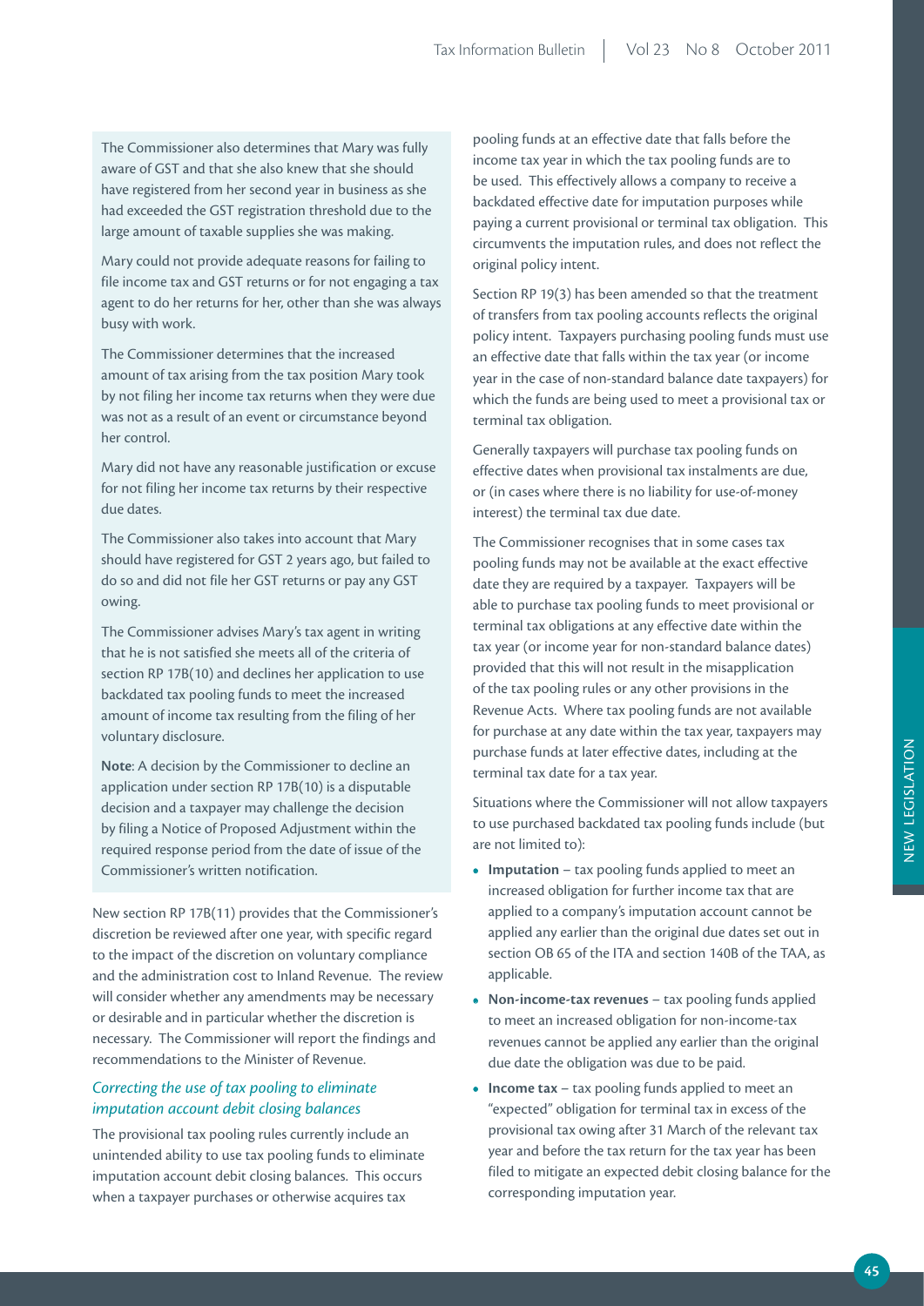The Commissioner also determines that Mary was fully aware of GST and that she also knew that she should have registered from her second year in business as she had exceeded the GST registration threshold due to the large amount of taxable supplies she was making.

Mary could not provide adequate reasons for failing to file income tax and GST returns or for not engaging a tax agent to do her returns for her, other than she was always busy with work.

The Commissioner determines that the increased amount of tax arising from the tax position Mary took by not filing her income tax returns when they were due was not as a result of an event or circumstance beyond her control.

Mary did not have any reasonable justification or excuse for not filing her income tax returns by their respective due dates.

The Commissioner also takes into account that Mary should have registered for GST 2 years ago, but failed to do so and did not file her GST returns or pay any GST owing.

The Commissioner advises Mary's tax agent in writing that he is not satisfied she meets all of the criteria of section RP 17B(10) and declines her application to use backdated tax pooling funds to meet the increased amount of income tax resulting from the filing of her voluntary disclosure.

**Note**: A decision by the Commissioner to decline an application under section RP 17B(10) is a disputable decision and a taxpayer may challenge the decision by filing a Notice of Proposed Adjustment within the required response period from the date of issue of the Commissioner's written notification.

New section RP 17B(11) provides that the Commissioner's discretion be reviewed after one year, with specific regard to the impact of the discretion on voluntary compliance and the administration cost to Inland Revenue. The review will consider whether any amendments may be necessary or desirable and in particular whether the discretion is necessary. The Commissioner will report the findings and recommendations to the Minister of Revenue.

*Correcting the use of tax pooling to eliminate imputation account debit closing balances*

The provisional tax pooling rules currently include an unintended ability to use tax pooling funds to eliminate imputation account debit closing balances. This occurs when a taxpayer purchases or otherwise acquires tax pooling funds at an effective date that falls before the income tax year in which the tax pooling funds are to be used. This effectively allows a company to receive a backdated effective date for imputation purposes while paying a current provisional or terminal tax obligation. This circumvents the imputation rules, and does not reflect the original policy intent.

Section RP 19(3) has been amended so that the treatment of transfers from tax pooling accounts reflects the original policy intent. Taxpayers purchasing pooling funds must use an effective date that falls within the tax year (or income year in the case of non-standard balance date taxpayers) for which the funds are being used to meet a provisional tax or terminal tax obligation.

Generally taxpayers will purchase tax pooling funds on effective dates when provisional tax instalments are due, or (in cases where there is no liability for use-of-money interest) the terminal tax due date.

The Commissioner recognises that in some cases tax pooling funds may not be available at the exact effective date they are required by a taxpayer. Taxpayers will be able to purchase tax pooling funds to meet provisional or terminal tax obligations at any effective date within the tax year (or income year for non-standard balance dates) provided that this will not result in the misapplication of the tax pooling rules or any other provisions in the Revenue Acts. Where tax pooling funds are not available for purchase at any date within the tax year, taxpayers may purchase funds at later effective dates, including at the terminal tax date for a tax year.

Situations where the Commissioner will not allow taxpayers to use purchased backdated tax pooling funds include (but are not limited to):

- **Imputation** – tax pooling funds applied to meet an increased obligation for further income tax that are applied to a company's imputation account cannot be applied any earlier than the original due dates set out in section OB 65 of the ITA and section 140B of the TAA, as applicable.
- **Non-income-tax revenues** – tax pooling funds applied to meet an increased obligation for non-income-tax revenues cannot be applied any earlier than the original due date the obligation was due to be paid.
- **Income tax** – tax pooling funds applied to meet an "expected" obligation for terminal tax in excess of the provisional tax owing after 31 March of the relevant tax year and before the tax return for the tax year has been filed to mitigate an expected debit closing balance for the corresponding imputation year.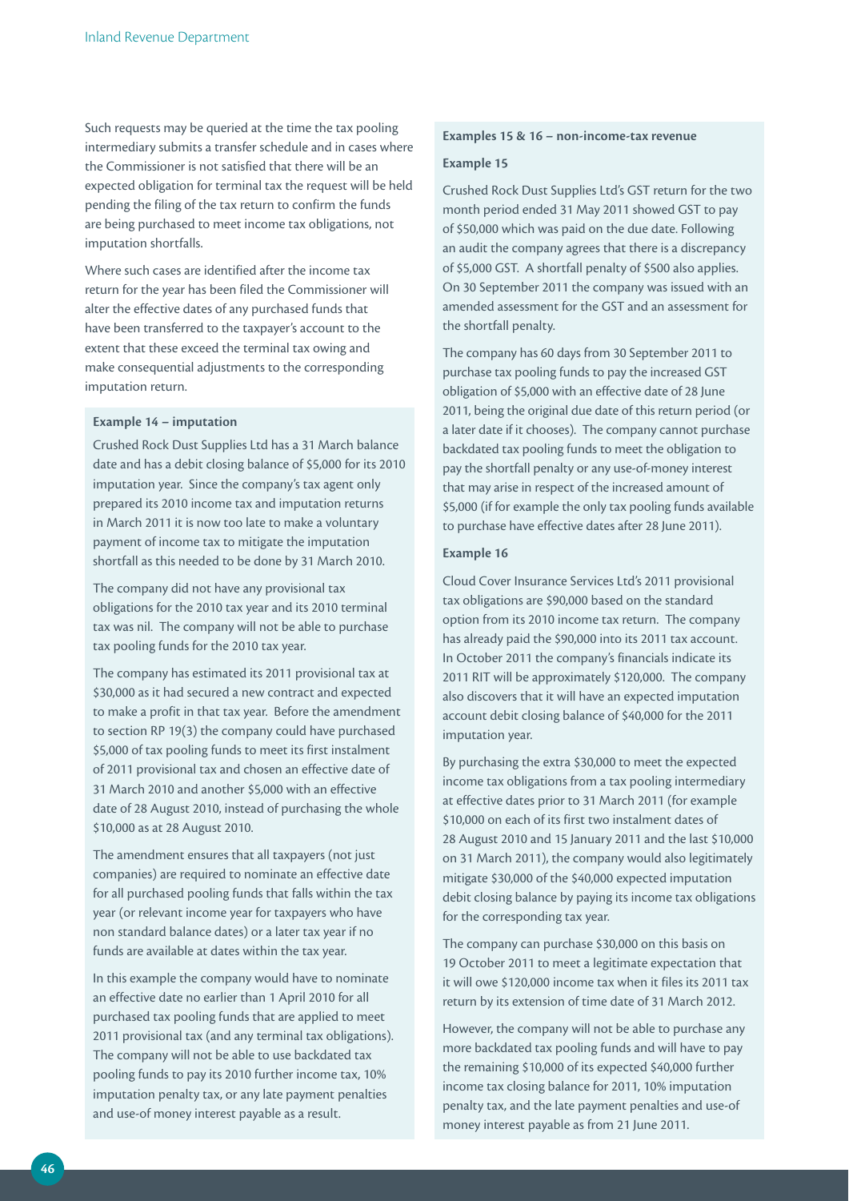Such requests may be queried at the time the tax pooling intermediary submits a transfer schedule and in cases where the Commissioner is not satisfied that there will be an expected obligation for terminal tax the request will be held pending the filing of the tax return to confirm the funds are being purchased to meet income tax obligations, not imputation shortfalls.

Where such cases are identified after the income tax return for the year has been filed the Commissioner will alter the effective dates of any purchased funds that have been transferred to the taxpayer's account to the extent that these exceed the terminal tax owing and make consequential adjustments to the corresponding imputation return.

**Example 14 – imputation**

Crushed Rock Dust Supplies Ltd has a 31 March balance date and has a debit closing balance of $5,000 for its 2010 imputation year. Since the company's tax agent only prepared its 2010 income tax and imputation returns in March 2011 it is now too late to make a voluntary payment of income tax to mitigate the imputation shortfall as this needed to be done by 31 March 2010.

The company did not have any provisional tax obligations for the 2010 tax year and its 2010 terminal tax was nil. The company will not be able to purchase tax pooling funds for the 2010 tax year.

The company has estimated its 2011 provisional tax at $30,000 as it had secured a new contract and expected to make a profit in that tax year. Before the amendment to section RP 19(3) the company could have purchased $5,000 of tax pooling funds to meet its first instalment of 2011 provisional tax and chosen an effective date of 31 March 2010 and another $5,000 with an effective date of 28 August 2010, instead of purchasing the whole $10,000 as at 28 August 2010.

The amendment ensures that all taxpayers (not just companies) are required to nominate an effective date for all purchased pooling funds that falls within the tax year (or relevant income year for taxpayers who have non standard balance dates) or a later tax year if no funds are available at dates within the tax year.

In this example the company would have to nominate an effective date no earlier than 1 April 2010 for all purchased tax pooling funds that are applied to meet 2011 provisional tax (and any terminal tax obligations). The company will not be able to use backdated tax pooling funds to pay its 2010 further income tax, 10% imputation penalty tax, or any late payment penalties and use-of money interest payable as a result.

**Examples 15 & 16 – non-income-tax revenue**

**Example 15**

Crushed Rock Dust Supplies Ltd's GST return for the two month period ended 31 May 2011 showed GST to pay of $50,000 which was paid on the due date. Following an audit the company agrees that there is a discrepancy of $5,000 GST. A shortfall penalty of $500 also applies. On 30 September 2011 the company was issued with an amended assessment for the GST and an assessment for the shortfall penalty.

The company has 60 days from 30 September 2011 to purchase tax pooling funds to pay the increased GST obligation of $5,000 with an effective date of 28 June 2011, being the original due date of this return period (or a later date if it chooses). The company cannot purchase backdated tax pooling funds to meet the obligation to pay the shortfall penalty or any use-of-money interest that may arise in respect of the increased amount of $5,000 (if for example the only tax pooling funds available to purchase have effective dates after 28 June 2011).

**Example 16**

Cloud Cover Insurance Services Ltd's 2011 provisional tax obligations are $90,000 based on the standard option from its 2010 income tax return. The company has already paid the $90,000 into its 2011 tax account. In October 2011 the company's financials indicate its 2011 RIT will be approximately $120,000. The company also discovers that it will have an expected imputation account debit closing balance of $40,000 for the 2011 imputation year.

By purchasing the extra $30,000 to meet the expected income tax obligations from a tax pooling intermediary at effective dates prior to 31 March 2011 (for example $10,000 on each of its first two instalment dates of 28 August 2010 and 15 January 2011 and the last $10,000 on 31 March 2011), the company would also legitimately mitigate $30,000 of the $40,000 expected imputation debit closing balance by paying its income tax obligations for the corresponding tax year.

The company can purchase $30,000 on this basis on 19 October 2011 to meet a legitimate expectation that it will owe $120,000 income tax when it files its 2011 tax return by its extension of time date of 31 March 2012.

However, the company will not be able to purchase any more backdated tax pooling funds and will have to pay the remaining $10,000 of its expected $40,000 further income tax closing balance for 2011, 10% imputation penalty tax, and the late payment penalties and use-of money interest payable as from 21 June 2011.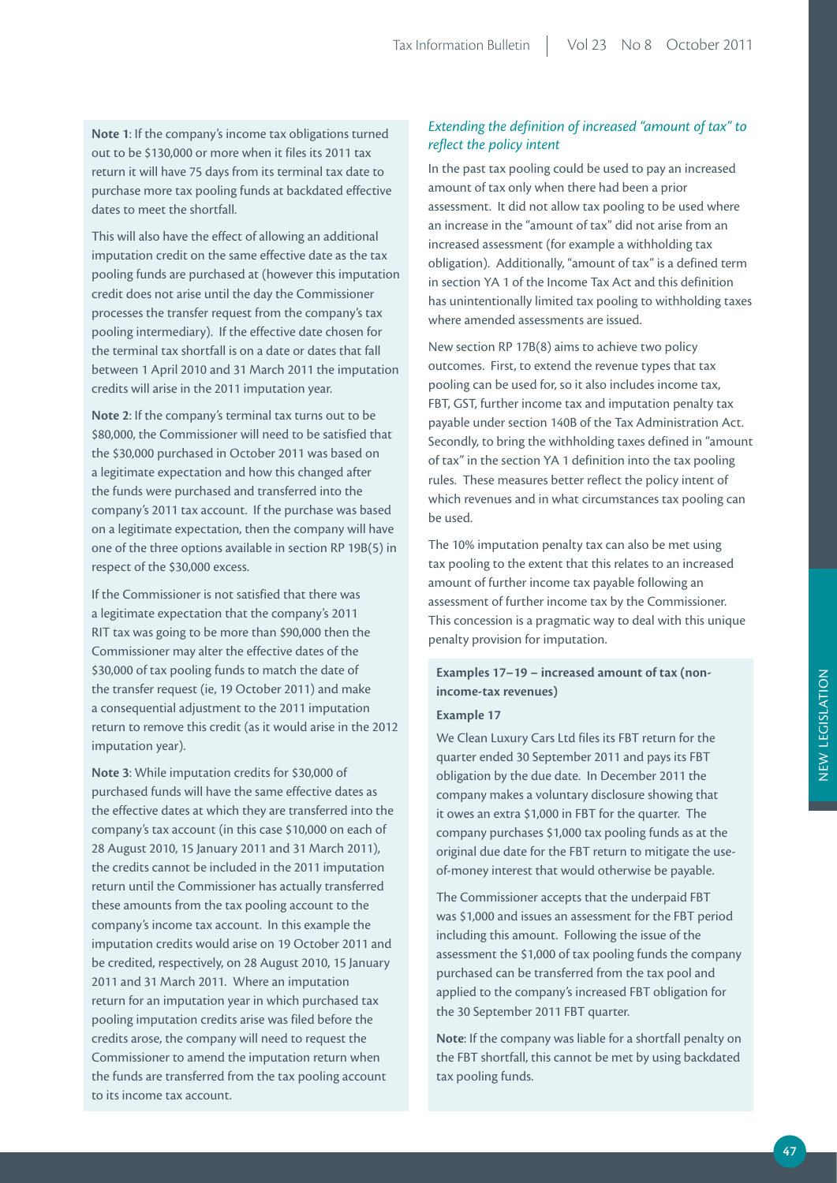**Note 1**: If the company's income tax obligations turned out to be $130,000 or more when it files its 2011 tax return it will have 75 days from its terminal tax date to purchase more tax pooling funds at backdated effective dates to meet the shortfall.

This will also have the effect of allowing an additional imputation credit on the same effective date as the tax pooling funds are purchased at (however this imputation credit does not arise until the day the Commissioner processes the transfer request from the company's tax pooling intermediary). If the effective date chosen for the terminal tax shortfall is on a date or dates that fall between 1 April 2010 and 31 March 2011 the imputation credits will arise in the 2011 imputation year.

**Note 2**: If the company's terminal tax turns out to be $80,000, the Commissioner will need to be satisfied that the $30,000 purchased in October 2011 was based on a legitimate expectation and how this changed after the funds were purchased and transferred into the company's 2011 tax account. If the purchase was based on a legitimate expectation, then the company will have one of the three options available in section RP 19B(5) in respect of the $30,000 excess.

If the Commissioner is not satisfied that there was a legitimate expectation that the company's 2011 RIT tax was going to be more than $90,000 then the Commissioner may alter the effective dates of the $30,000 of tax pooling funds to match the date of the transfer request (ie, 19 October 2011) and make a consequential adjustment to the 2011 imputation return to remove this credit (as it would arise in the 2012 imputation year).

**Note 3**: While imputation credits for $30,000 of purchased funds will have the same effective dates as the effective dates at which they are transferred into the company's tax account (in this case $10,000 on each of 28 August 2010, 15 January 2011 and 31 March 2011), the credits cannot be included in the 2011 imputation return until the Commissioner has actually transferred these amounts from the tax pooling account to the company's income tax account. In this example the imputation credits would arise on 19 October 2011 and be credited, respectively, on 28 August 2010, 15 January 2011 and 31 March 2011. Where an imputation return for an imputation year in which purchased tax pooling imputation credits arise was filed before the credits arose, the company will need to request the Commissioner to amend the imputation return when the funds are transferred from the tax pooling account to its income tax account.

### *Extending the definition of increased "amount of tax" to reflect the policy intent*

In the past tax pooling could be used to pay an increased amount of tax only when there had been a prior assessment. It did not allow tax pooling to be used where an increase in the "amount of tax" did not arise from an increased assessment (for example a withholding tax obligation). Additionally, "amount of tax" is a defined term in section YA 1 of the Income Tax Act and this definition has unintentionally limited tax pooling to withholding taxes where amended assessments are issued.

New section RP 17B(8) aims to achieve two policy outcomes. First, to extend the revenue types that tax pooling can be used for, so it also includes income tax, FBT, GST, further income tax and imputation penalty tax payable under section 140B of the Tax Administration Act. Secondly, to bring the withholding taxes defined in "amount of tax" in the section YA 1 definition into the tax pooling rules. These measures better reflect the policy intent of which revenues and in what circumstances tax pooling can be used.

The 10% imputation penalty tax can also be met using tax pooling to the extent that this relates to an increased amount of further income tax payable following an assessment of further income tax by the Commissioner. This concession is a pragmatic way to deal with this unique penalty provision for imputation.

**Examples 17–19 – increased amount of tax (non-income-tax revenues)**

**Example 17**

We Clean Luxury Cars Ltd files its FBT return for the quarter ended 30 September 2011 and pays its FBT obligation by the due date. In December 2011 the company makes a voluntary disclosure showing that it owes an extra $1,000 in FBT for the quarter. The company purchases $1,000 tax pooling funds as at the original due date for the FBT return to mitigate the use-of-money interest that would otherwise be payable.

The Commissioner accepts that the underpaid FBT was $1,000 and issues an assessment for the FBT period including this amount. Following the issue of the assessment the $1,000 of tax pooling funds the company purchased can be transferred from the tax pool and applied to the company's increased FBT obligation for the 30 September 2011 FBT quarter.

**Note**: If the company was liable for a shortfall penalty on the FBT shortfall, this cannot be met by using backdated tax pooling funds.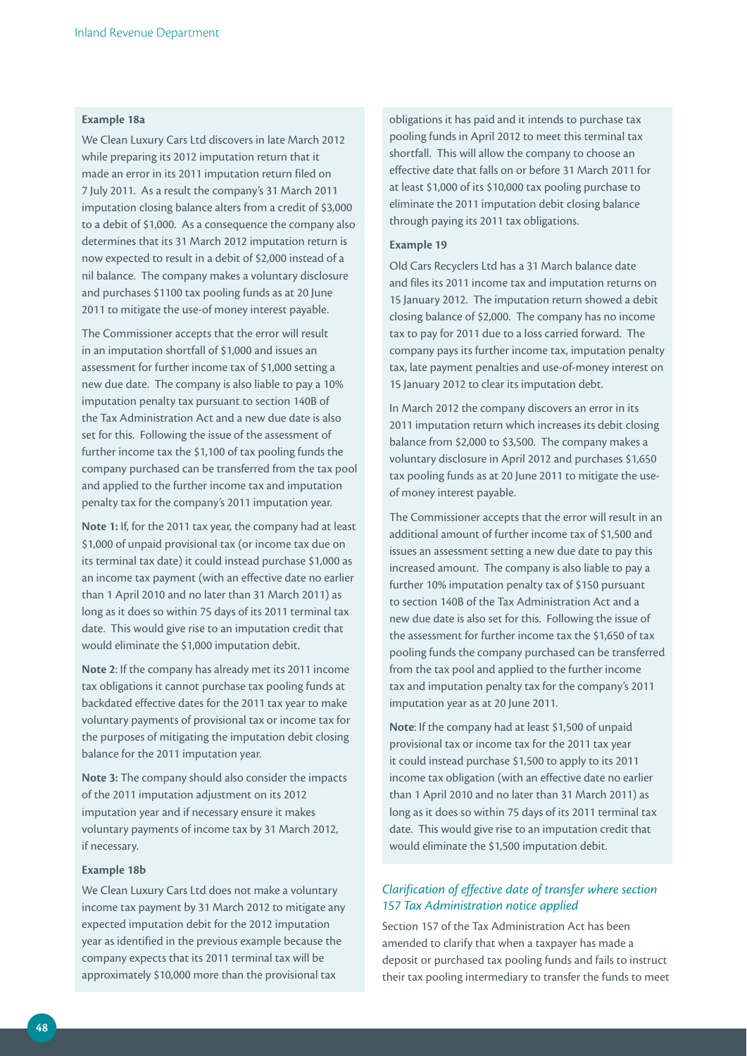**Example 18a**

We Clean Luxury Cars Ltd discovers in late March 2012 while preparing its 2012 imputation return that it made an error in its 2011 imputation return filed on 7 July 2011. As a result the company's 31 March 2011 imputation closing balance alters from a credit of $3,000 to a debit of $1,000. As a consequence the company also determines that its 31 March 2012 imputation return is now expected to result in a debit of $2,000 instead of a nil balance. The company makes a voluntary disclosure and purchases $1100 tax pooling funds as at 20 June 2011 to mitigate the use-of money interest payable.

The Commissioner accepts that the error will result in an imputation shortfall of $1,000 and issues an assessment for further income tax of $1,000 setting a new due date. The company is also liable to pay a 10% imputation penalty tax pursuant to section 140B of the Tax Administration Act and a new due date is also set for this. Following the issue of the assessment of further income tax the $1,100 of tax pooling funds the company purchased can be transferred from the tax pool and applied to the further income tax and imputation penalty tax for the company's 2011 imputation year.

**Note 1:** If, for the 2011 tax year, the company had at least $1,000 of unpaid provisional tax (or income tax due on its terminal tax date) it could instead purchase $1,000 as an income tax payment (with an effective date no earlier than 1 April 2010 and no later than 31 March 2011) as long as it does so within 75 days of its 2011 terminal tax date. This would give rise to an imputation credit that would eliminate the $1,000 imputation debit.

**Note 2**: If the company has already met its 2011 income tax obligations it cannot purchase tax pooling funds at backdated effective dates for the 2011 tax year to make voluntary payments of provisional tax or income tax for the purposes of mitigating the imputation debit closing balance for the 2011 imputation year.

**Note 3:** The company should also consider the impacts of the 2011 imputation adjustment on its 2012 imputation year and if necessary ensure it makes voluntary payments of income tax by 31 March 2012, if necessary.

**Example 18b**

We Clean Luxury Cars Ltd does not make a voluntary income tax payment by 31 March 2012 to mitigate any expected imputation debit for the 2012 imputation year as identified in the previous example because the company expects that its 2011 terminal tax will be approximately $10,000 more than the provisional tax obligations it has paid and it intends to purchase tax pooling funds in April 2012 to meet this terminal tax shortfall. This will allow the company to choose an effective date that falls on or before 31 March 2011 for at least $1,000 of its $10,000 tax pooling purchase to eliminate the 2011 imputation debit closing balance through paying its 2011 tax obligations.

**Example 19**

Old Cars Recyclers Ltd has a 31 March balance date and files its 2011 income tax and imputation returns on 15 January 2012. The imputation return showed a debit closing balance of $2,000. The company has no income tax to pay for 2011 due to a loss carried forward. The company pays its further income tax, imputation penalty tax, late payment penalties and use-of-money interest on 15 January 2012 to clear its imputation debt.

In March 2012 the company discovers an error in its 2011 imputation return which increases its debit closing balance from $2,000 to $3,500. The company makes a voluntary disclosure in April 2012 and purchases $1,650 tax pooling funds as at 20 June 2011 to mitigate the use-of money interest payable.

The Commissioner accepts that the error will result in an additional amount of further income tax of $1,500 and issues an assessment setting a new due date to pay this increased amount. The company is also liable to pay a further 10% imputation penalty tax of $150 pursuant to section 140B of the Tax Administration Act and a new due date is also set for this. Following the issue of the assessment for further income tax the $1,650 of tax pooling funds the company purchased can be transferred from the tax pool and applied to the further income tax and imputation penalty tax for the company's 2011 imputation year as at 20 June 2011.

**Note**: If the company had at least $1,500 of unpaid provisional tax or income tax for the 2011 tax year it could instead purchase $1,500 to apply to its 2011 income tax obligation (with an effective date no earlier than 1 April 2010 and no later than 31 March 2011) as long as it does so within 75 days of its 2011 terminal tax date. This would give rise to an imputation credit that would eliminate the $1,500 imputation debit.

### *Clarification of effective date of transfer where section 157 Tax Administration notice applied*

Section 157 of the Tax Administration Act has been amended to clarify that when a taxpayer has made a deposit or purchased tax pooling funds and fails to instruct their tax pooling intermediary to transfer the funds to meet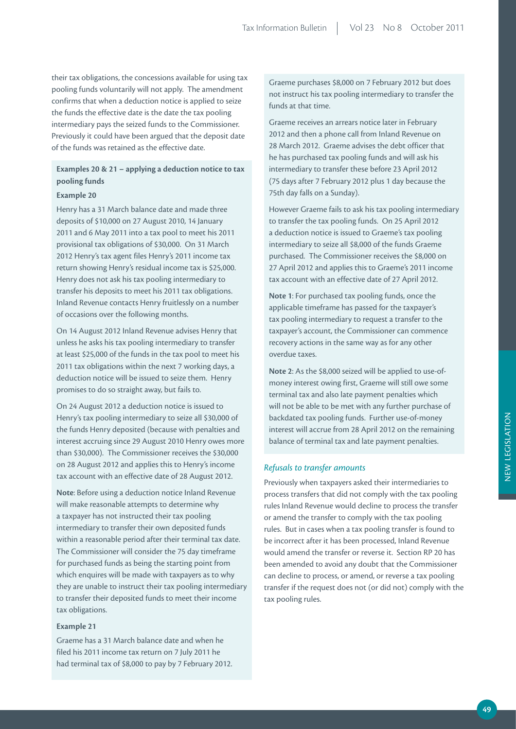their tax obligations, the concessions available for using tax pooling funds voluntarily will not apply. The amendment confirms that when a deduction notice is applied to seize the funds the effective date is the date the tax pooling intermediary pays the seized funds to the Commissioner. Previously it could have been argued that the deposit date of the funds was retained as the effective date.

**Examples 20 & 21 – applying a deduction notice to tax pooling funds**

**Example 20**

Henry has a 31 March balance date and made three deposits of $10,000 on 27 August 2010, 14 January 2011 and 6 May 2011 into a tax pool to meet his 2011 provisional tax obligations of $30,000. On 31 March 2012 Henry's tax agent files Henry's 2011 income tax return showing Henry's residual income tax is $25,000. Henry does not ask his tax pooling intermediary to transfer his deposits to meet his 2011 tax obligations. Inland Revenue contacts Henry fruitlessly on a number of occasions over the following months.

On 14 August 2012 Inland Revenue advises Henry that unless he asks his tax pooling intermediary to transfer at least $25,000 of the funds in the tax pool to meet his 2011 tax obligations within the next 7 working days, a deduction notice will be issued to seize them. Henry promises to do so straight away, but fails to.

On 24 August 2012 a deduction notice is issued to Henry's tax pooling intermediary to seize all $30,000 of the funds Henry deposited (because with penalties and interest accruing since 29 August 2010 Henry owes more than $30,000). The Commissioner receives the $30,000 on 28 August 2012 and applies this to Henry's income tax account with an effective date of 28 August 2012.

**Note**: Before using a deduction notice Inland Revenue will make reasonable attempts to determine why a taxpayer has not instructed their tax pooling intermediary to transfer their own deposited funds within a reasonable period after their terminal tax date. The Commissioner will consider the 75 day timeframe for purchased funds as being the starting point from which enquires will be made with taxpayers as to why they are unable to instruct their tax pooling intermediary to transfer their deposited funds to meet their income tax obligations.

**Example 21**

Graeme has a 31 March balance date and when he filed his 2011 income tax return on 7 July 2011 he had terminal tax of $8,000 to pay by 7 February 2012.

Graeme purchases $8,000 on 7 February 2012 but does not instruct his tax pooling intermediary to transfer the funds at that time.

Graeme receives an arrears notice later in February 2012 and then a phone call from Inland Revenue on 28 March 2012. Graeme advises the debt officer that he has purchased tax pooling funds and will ask his intermediary to transfer these before 23 April 2012 (75 days after 7 February 2012 plus 1 day because the 75th day falls on a Sunday).

However Graeme fails to ask his tax pooling intermediary to transfer the tax pooling funds. On 25 April 2012 a deduction notice is issued to Graeme's tax pooling intermediary to seize all $8,000 of the funds Graeme purchased. The Commissioner receives the $8,000 on 27 April 2012 and applies this to Graeme's 2011 income tax account with an effective date of 27 April 2012.

**Note 1**: For purchased tax pooling funds, once the applicable timeframe has passed for the taxpayer's tax pooling intermediary to request a transfer to the taxpayer's account, the Commissioner can commence recovery actions in the same way as for any other overdue taxes.

**Note 2**: As the $8,000 seized will be applied to use-of-money interest owing first, Graeme will still owe some terminal tax and also late payment penalties which will not be able to be met with any further purchase of backdated tax pooling funds. Further use-of-money interest will accrue from 28 April 2012 on the remaining balance of terminal tax and late payment penalties.

*Refusals to transfer amounts*

Previously when taxpayers asked their intermediaries to process transfers that did not comply with the tax pooling rules Inland Revenue would decline to process the transfer or amend the transfer to comply with the tax pooling rules. But in cases when a tax pooling transfer is found to be incorrect after it has been processed, Inland Revenue would amend the transfer or reverse it. Section RP 20 has been amended to avoid any doubt that the Commissioner can decline to process, or amend, or reverse a tax pooling transfer if the request does not (or did not) comply with the tax pooling rules.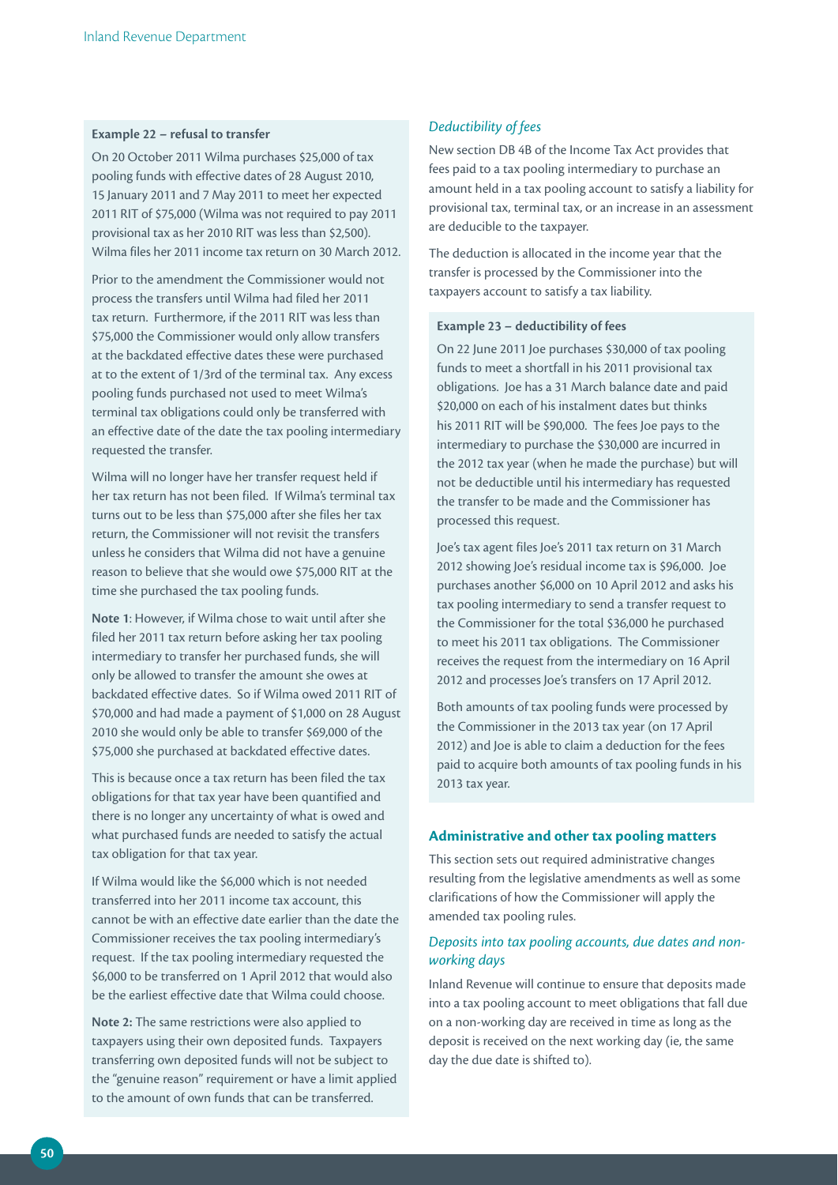**Example 22 – refusal to transfer**

On 20 October 2011 Wilma purchases $25,000 of tax pooling funds with effective dates of 28 August 2010, 15 January 2011 and 7 May 2011 to meet her expected 2011 RIT of $75,000 (Wilma was not required to pay 2011 provisional tax as her 2010 RIT was less than $2,500). Wilma files her 2011 income tax return on 30 March 2012.

Prior to the amendment the Commissioner would not process the transfers until Wilma had filed her 2011 tax return. Furthermore, if the 2011 RIT was less than $75,000 the Commissioner would only allow transfers at the backdated effective dates these were purchased at to the extent of 1/3rd of the terminal tax. Any excess pooling funds purchased not used to meet Wilma's terminal tax obligations could only be transferred with an effective date of the date the tax pooling intermediary requested the transfer.

Wilma will no longer have her transfer request held if her tax return has not been filed. If Wilma's terminal tax turns out to be less than $75,000 after she files her tax return, the Commissioner will not revisit the transfers unless he considers that Wilma did not have a genuine reason to believe that she would owe $75,000 RIT at the time she purchased the tax pooling funds.

**Note 1**: However, if Wilma chose to wait until after she filed her 2011 tax return before asking her tax pooling intermediary to transfer her purchased funds, she will only be allowed to transfer the amount she owes at backdated effective dates. So if Wilma owed 2011 RIT of $70,000 and had made a payment of $1,000 on 28 August 2010 she would only be able to transfer $69,000 of the $75,000 she purchased at backdated effective dates.

This is because once a tax return has been filed the tax obligations for that tax year have been quantified and there is no longer any uncertainty of what is owed and what purchased funds are needed to satisfy the actual tax obligation for that tax year.

If Wilma would like the $6,000 which is not needed transferred into her 2011 income tax account, this cannot be with an effective date earlier than the date the Commissioner receives the tax pooling intermediary's request. If the tax pooling intermediary requested the $6,000 to be transferred on 1 April 2012 that would also be the earliest effective date that Wilma could choose.

**Note 2:** The same restrictions were also applied to taxpayers using their own deposited funds. Taxpayers transferring own deposited funds will not be subject to the "genuine reason" requirement or have a limit applied to the amount of own funds that can be transferred.

### *Deductibility of fees*

New section DB 4B of the Income Tax Act provides that fees paid to a tax pooling intermediary to purchase an amount held in a tax pooling account to satisfy a liability for provisional tax, terminal tax, or an increase in an assessment are deducible to the taxpayer.

The deduction is allocated in the income year that the transfer is processed by the Commissioner into the taxpayers account to satisfy a tax liability.

**Example 23 – deductibility of fees**

On 22 June 2011 Joe purchases $30,000 of tax pooling funds to meet a shortfall in his 2011 provisional tax obligations. Joe has a 31 March balance date and paid $20,000 on each of his instalment dates but thinks his 2011 RIT will be $90,000. The fees Joe pays to the intermediary to purchase the $30,000 are incurred in the 2012 tax year (when he made the purchase) but will not be deductible until his intermediary has requested the transfer to be made and the Commissioner has processed this request.

Joe's tax agent files Joe's 2011 tax return on 31 March 2012 showing Joe's residual income tax is $96,000. Joe purchases another $6,000 on 10 April 2012 and asks his tax pooling intermediary to send a transfer request to the Commissioner for the total $36,000 he purchased to meet his 2011 tax obligations. The Commissioner receives the request from the intermediary on 16 April 2012 and processes Joe's transfers on 17 April 2012.

Both amounts of tax pooling funds were processed by the Commissioner in the 2013 tax year (on 17 April 2012) and Joe is able to claim a deduction for the fees paid to acquire both amounts of tax pooling funds in his 2013 tax year.

## **Administrative and other tax pooling matters**

This section sets out required administrative changes resulting from the legislative amendments as well as some clarifications of how the Commissioner will apply the amended tax pooling rules.

### *Deposits into tax pooling accounts, due dates and non-working days*

Inland Revenue will continue to ensure that deposits made into a tax pooling account to meet obligations that fall due on a non-working day are received in time as long as the deposit is received on the next working day (ie, the same day the due date is shifted to).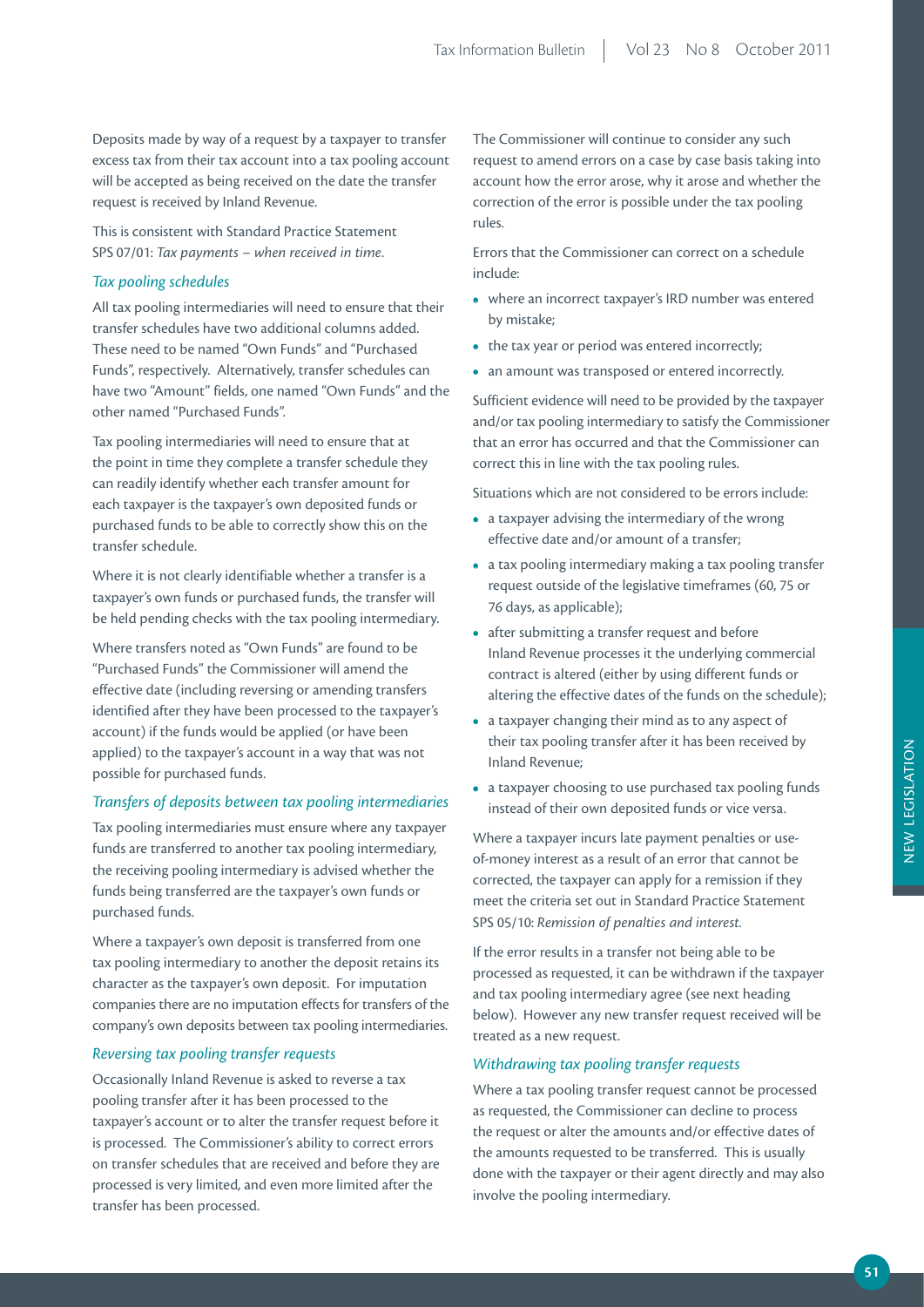Deposits made by way of a request by a taxpayer to transfer excess tax from their tax account into a tax pooling account will be accepted as being received on the date the transfer request is received by Inland Revenue.

This is consistent with Standard Practice Statement SPS 07/01: *Tax payments – when received in time*.

### *Tax pooling schedules*

All tax pooling intermediaries will need to ensure that their transfer schedules have two additional columns added. These need to be named "Own Funds" and "Purchased Funds", respectively. Alternatively, transfer schedules can have two "Amount" fields, one named "Own Funds" and the other named "Purchased Funds".

Tax pooling intermediaries will need to ensure that at the point in time they complete a transfer schedule they can readily identify whether each transfer amount for each taxpayer is the taxpayer's own deposited funds or purchased funds to be able to correctly show this on the transfer schedule.

Where it is not clearly identifiable whether a transfer is a taxpayer's own funds or purchased funds, the transfer will be held pending checks with the tax pooling intermediary.

Where transfers noted as "Own Funds" are found to be "Purchased Funds" the Commissioner will amend the effective date (including reversing or amending transfers identified after they have been processed to the taxpayer's account) if the funds would be applied (or have been applied) to the taxpayer's account in a way that was not possible for purchased funds.

### *Transfers of deposits between tax pooling intermediaries*

Tax pooling intermediaries must ensure where any taxpayer funds are transferred to another tax pooling intermediary, the receiving pooling intermediary is advised whether the funds being transferred are the taxpayer's own funds or purchased funds.

Where a taxpayer's own deposit is transferred from one tax pooling intermediary to another the deposit retains its character as the taxpayer's own deposit. For imputation companies there are no imputation effects for transfers of the company's own deposits between tax pooling intermediaries.

### *Reversing tax pooling transfer requests*

Occasionally Inland Revenue is asked to reverse a tax pooling transfer after it has been processed to the taxpayer's account or to alter the transfer request before it is processed. The Commissioner's ability to correct errors on transfer schedules that are received and before they are processed is very limited, and even more limited after the transfer has been processed.

The Commissioner will continue to consider any such request to amend errors on a case by case basis taking into account how the error arose, why it arose and whether the correction of the error is possible under the tax pooling rules.

Errors that the Commissioner can correct on a schedule include:

- where an incorrect taxpayer's IRD number was entered by mistake;
- the tax year or period was entered incorrectly;
- an amount was transposed or entered incorrectly.

Sufficient evidence will need to be provided by the taxpayer and/or tax pooling intermediary to satisfy the Commissioner that an error has occurred and that the Commissioner can correct this in line with the tax pooling rules.

Situations which are not considered to be errors include:

- a taxpayer advising the intermediary of the wrong effective date and/or amount of a transfer;
- a tax pooling intermediary making a tax pooling transfer request outside of the legislative timeframes (60, 75 or 76 days, as applicable);
- after submitting a transfer request and before Inland Revenue processes it the underlying commercial contract is altered (either by using different funds or altering the effective dates of the funds on the schedule);
- a taxpayer changing their mind as to any aspect of their tax pooling transfer after it has been received by Inland Revenue;
- a taxpayer choosing to use purchased tax pooling funds instead of their own deposited funds or vice versa.

Where a taxpayer incurs late payment penalties or use-of-money interest as a result of an error that cannot be corrected, the taxpayer can apply for a remission if they meet the criteria set out in Standard Practice Statement SPS 05/10: *Remission of penalties and interest*.

If the error results in a transfer not being able to be processed as requested, it can be withdrawn if the taxpayer and tax pooling intermediary agree (see next heading below). However any new transfer request received will be treated as a new request.

### *Withdrawing tax pooling transfer requests*

Where a tax pooling transfer request cannot be processed as requested, the Commissioner can decline to process the request or alter the amounts and/or effective dates of the amounts requested to be transferred. This is usually done with the taxpayer or their agent directly and may also involve the pooling intermediary.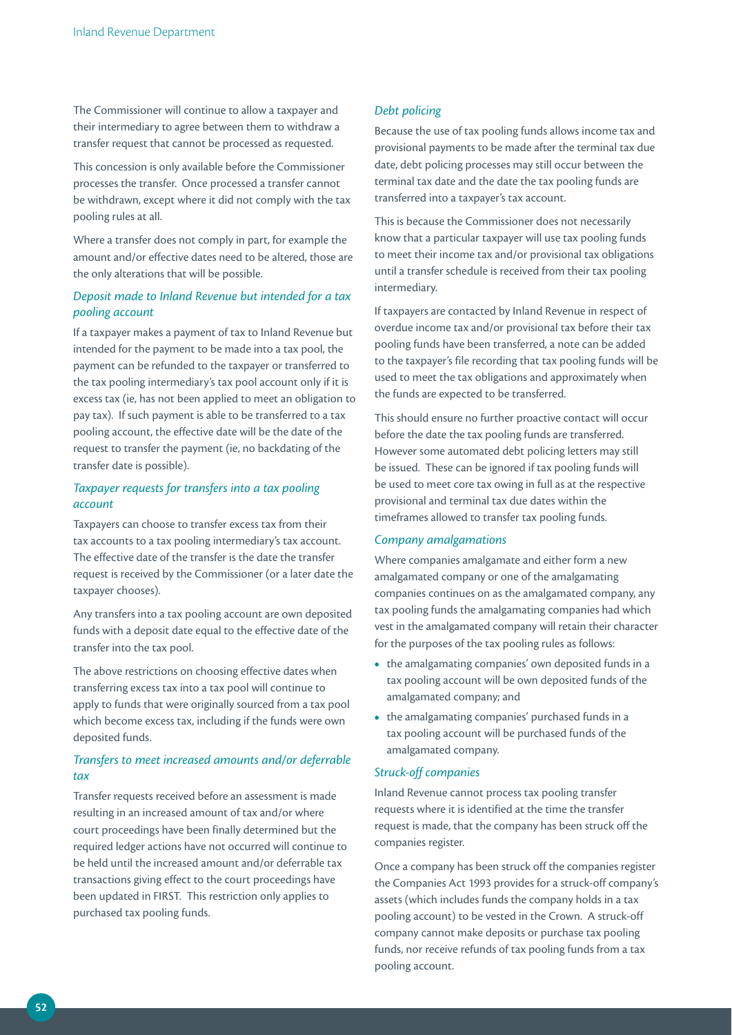The Commissioner will continue to allow a taxpayer and their intermediary to agree between them to withdraw a transfer request that cannot be processed as requested.

This concession is only available before the Commissioner processes the transfer. Once processed a transfer cannot be withdrawn, except where it did not comply with the tax pooling rules at all.

Where a transfer does not comply in part, for example the amount and/or effective dates need to be altered, those are the only alterations that will be possible.

### *Deposit made to Inland Revenue but intended for a tax pooling account*

If a taxpayer makes a payment of tax to Inland Revenue but intended for the payment to be made into a tax pool, the payment can be refunded to the taxpayer or transferred to the tax pooling intermediary's tax pool account only if it is excess tax (ie, has not been applied to meet an obligation to pay tax). If such payment is able to be transferred to a tax pooling account, the effective date will be the date of the request to transfer the payment (ie, no backdating of the transfer date is possible).

### *Taxpayer requests for transfers into a tax pooling account*

Taxpayers can choose to transfer excess tax from their tax accounts to a tax pooling intermediary's tax account. The effective date of the transfer is the date the transfer request is received by the Commissioner (or a later date the taxpayer chooses).

Any transfers into a tax pooling account are own deposited funds with a deposit date equal to the effective date of the transfer into the tax pool.

The above restrictions on choosing effective dates when transferring excess tax into a tax pool will continue to apply to funds that were originally sourced from a tax pool which become excess tax, including if the funds were own deposited funds.

### *Transfers to meet increased amounts and/or deferrable tax*

Transfer requests received before an assessment is made resulting in an increased amount of tax and/or where court proceedings have been finally determined but the required ledger actions have not occurred will continue to be held until the increased amount and/or deferrable tax transactions giving effect to the court proceedings have been updated in FIRST. This restriction only applies to purchased tax pooling funds.

### *Debt policing*

Because the use of tax pooling funds allows income tax and provisional payments to be made after the terminal tax due date, debt policing processes may still occur between the terminal tax date and the date the tax pooling funds are transferred into a taxpayer's tax account.

This is because the Commissioner does not necessarily know that a particular taxpayer will use tax pooling funds to meet their income tax and/or provisional tax obligations until a transfer schedule is received from their tax pooling intermediary.

If taxpayers are contacted by Inland Revenue in respect of overdue income tax and/or provisional tax before their tax pooling funds have been transferred, a note can be added to the taxpayer's file recording that tax pooling funds will be used to meet the tax obligations and approximately when the funds are expected to be transferred.

This should ensure no further proactive contact will occur before the date the tax pooling funds are transferred. However some automated debt policing letters may still be issued. These can be ignored if tax pooling funds will be used to meet core tax owing in full as at the respective provisional and terminal tax due dates within the timeframes allowed to transfer tax pooling funds.

### *Company amalgamations*

Where companies amalgamate and either form a new amalgamated company or one of the amalgamating companies continues on as the amalgamated company, any tax pooling funds the amalgamating companies had which vest in the amalgamated company will retain their character for the purposes of the tax pooling rules as follows:

- the amalgamating companies' own deposited funds in a tax pooling account will be own deposited funds of the amalgamated company; and
- the amalgamating companies' purchased funds in a tax pooling account will be purchased funds of the amalgamated company.

### *Struck-off companies*

Inland Revenue cannot process tax pooling transfer requests where it is identified at the time the transfer request is made, that the company has been struck off the companies register.

Once a company has been struck off the companies register the Companies Act 1993 provides for a struck-off company's assets (which includes funds the company holds in a tax pooling account) to be vested in the Crown. A struck-off company cannot make deposits or purchase tax pooling funds, nor receive refunds of tax pooling funds from a tax pooling account.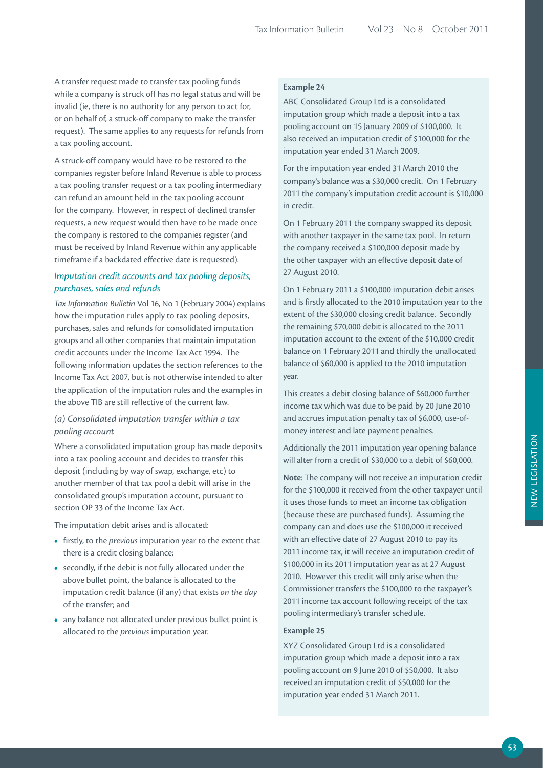A transfer request made to transfer tax pooling funds while a company is struck off has no legal status and will be invalid (ie, there is no authority for any person to act for, or on behalf of, a struck-off company to make the transfer request). The same applies to any requests for refunds from a tax pooling account.

A struck-off company would have to be restored to the companies register before Inland Revenue is able to process a tax pooling transfer request or a tax pooling intermediary can refund an amount held in the tax pooling account for the company. However, in respect of declined transfer requests, a new request would then have to be made once the company is restored to the companies register (and must be received by Inland Revenue within any applicable timeframe if a backdated effective date is requested).

### *Imputation credit accounts and tax pooling deposits, purchases, sales and refunds*

*Tax Information Bulletin* Vol 16, No 1 (February 2004) explains how the imputation rules apply to tax pooling deposits, purchases, sales and refunds for consolidated imputation groups and all other companies that maintain imputation credit accounts under the Income Tax Act 1994. The following information updates the section references to the Income Tax Act 2007, but is not otherwise intended to alter the application of the imputation rules and the examples in the above TIB are still reflective of the current law.

#### *(a) Consolidated imputation transfer within a tax pooling account*

Where a consolidated imputation group has made deposits into a tax pooling account and decides to transfer this deposit (including by way of swap, exchange, etc) to another member of that tax pool a debit will arise in the consolidated group's imputation account, pursuant to section OP 33 of the Income Tax Act.

The imputation debit arises and is allocated:

- firstly, to the *previous* imputation year to the extent that there is a credit closing balance;
- secondly, if the debit is not fully allocated under the above bullet point, the balance is allocated to the imputation credit balance (if any) that exists *on the day* of the transfer; and
- any balance not allocated under previous bullet point is allocated to the *previous* imputation year.

**Example 24**

ABC Consolidated Group Ltd is a consolidated imputation group which made a deposit into a tax pooling account on 15 January 2009 of $100,000. It also received an imputation credit of $100,000 for the imputation year ended 31 March 2009.

For the imputation year ended 31 March 2010 the company's balance was a $30,000 credit. On 1 February 2011 the company's imputation credit account is $10,000 in credit.

On 1 February 2011 the company swapped its deposit with another taxpayer in the same tax pool. In return the company received a $100,000 deposit made by the other taxpayer with an effective deposit date of 27 August 2010.

On 1 February 2011 a $100,000 imputation debit arises and is firstly allocated to the 2010 imputation year to the extent of the $30,000 closing credit balance. Secondly the remaining $70,000 debit is allocated to the 2011 imputation account to the extent of the $10,000 credit balance on 1 February 2011 and thirdly the unallocated balance of $60,000 is applied to the 2010 imputation year.

This creates a debit closing balance of $60,000 further income tax which was due to be paid by 20 June 2010 and accrues imputation penalty tax of $6,000, use-of-money interest and late payment penalties.

Additionally the 2011 imputation year opening balance will alter from a credit of $30,000 to a debit of $60,000.

**Note**: The company will not receive an imputation credit for the $100,000 it received from the other taxpayer until it uses those funds to meet an income tax obligation (because these are purchased funds). Assuming the company can and does use the $100,000 it received with an effective date of 27 August 2010 to pay its 2011 income tax, it will receive an imputation credit of $100,000 in its 2011 imputation year as at 27 August 2010. However this credit will only arise when the Commissioner transfers the $100,000 to the taxpayer's 2011 income tax account following receipt of the tax pooling intermediary's transfer schedule.

**Example 25**

XYZ Consolidated Group Ltd is a consolidated imputation group which made a deposit into a tax pooling account on 9 June 2010 of $50,000. It also received an imputation credit of $50,000 for the imputation year ended 31 March 2011.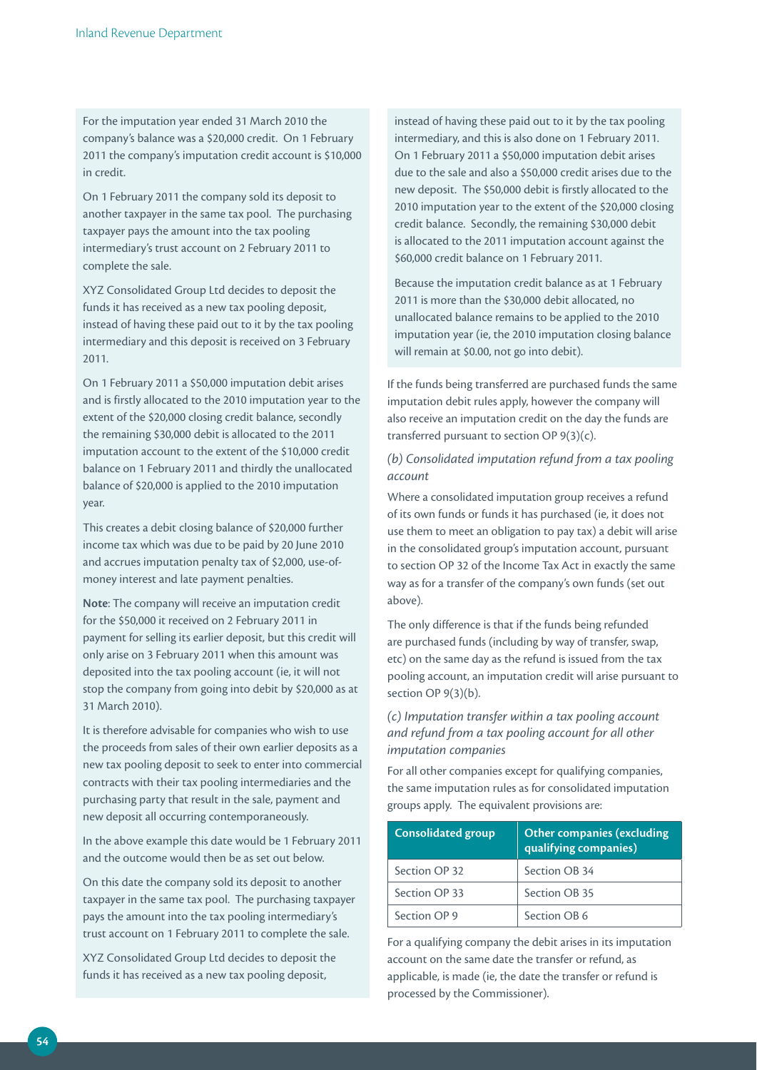For the imputation year ended 31 March 2010 the company's balance was a $20,000 credit. On 1 February 2011 the company's imputation credit account is $10,000 in credit.

On 1 February 2011 the company sold its deposit to another taxpayer in the same tax pool. The purchasing taxpayer pays the amount into the tax pooling intermediary's trust account on 2 February 2011 to complete the sale.

XYZ Consolidated Group Ltd decides to deposit the funds it has received as a new tax pooling deposit, instead of having these paid out to it by the tax pooling intermediary and this deposit is received on 3 February 2011.

On 1 February 2011 a $50,000 imputation debit arises and is firstly allocated to the 2010 imputation year to the extent of the $20,000 closing credit balance, secondly the remaining $30,000 debit is allocated to the 2011 imputation account to the extent of the $10,000 credit balance on 1 February 2011 and thirdly the unallocated balance of $20,000 is applied to the 2010 imputation year.

This creates a debit closing balance of $20,000 further income tax which was due to be paid by 20 June 2010 and accrues imputation penalty tax of $2,000, use-of-money interest and late payment penalties.

**Note**: The company will receive an imputation credit for the $50,000 it received on 2 February 2011 in payment for selling its earlier deposit, but this credit will only arise on 3 February 2011 when this amount was deposited into the tax pooling account (ie, it will not stop the company from going into debit by $20,000 as at 31 March 2010).

It is therefore advisable for companies who wish to use the proceeds from sales of their own earlier deposits as a new tax pooling deposit to seek to enter into commercial contracts with their tax pooling intermediaries and the purchasing party that result in the sale, payment and new deposit all occurring contemporaneously.

In the above example this date would be 1 February 2011 and the outcome would then be as set out below.

On this date the company sold its deposit to another taxpayer in the same tax pool. The purchasing taxpayer pays the amount into the tax pooling intermediary's trust account on 1 February 2011 to complete the sale.

XYZ Consolidated Group Ltd decides to deposit the funds it has received as a new tax pooling deposit, instead of having these paid out to it by the tax pooling intermediary, and this is also done on 1 February 2011. On 1 February 2011 a $50,000 imputation debit arises due to the sale and also a $50,000 credit arises due to the new deposit. The $50,000 debit is firstly allocated to the 2010 imputation year to the extent of the $20,000 closing credit balance. Secondly, the remaining $30,000 debit is allocated to the 2011 imputation account against the $60,000 credit balance on 1 February 2011.

Because the imputation credit balance as at 1 February 2011 is more than the $30,000 debit allocated, no unallocated balance remains to be applied to the 2010 imputation year (ie, the 2010 imputation closing balance will remain at $0.00, not go into debit).

If the funds being transferred are purchased funds the same imputation debit rules apply, however the company will also receive an imputation credit on the day the funds are transferred pursuant to section OP 9(3)(c).

*(b) Consolidated imputation refund from a tax pooling account*

Where a consolidated imputation group receives a refund of its own funds or funds it has purchased (ie, it does not use them to meet an obligation to pay tax) a debit will arise in the consolidated group's imputation account, pursuant to section OP 32 of the Income Tax Act in exactly the same way as for a transfer of the company's own funds (set out above).

The only difference is that if the funds being refunded are purchased funds (including by way of transfer, swap, etc) on the same day as the refund is issued from the tax pooling account, an imputation credit will arise pursuant to section OP 9(3)(b).

*(c) Imputation transfer within a tax pooling account and refund from a tax pooling account for all other imputation companies*

For all other companies except for qualifying companies, the same imputation rules as for consolidated imputation groups apply. The equivalent provisions are:

| Consolidated group | Other companies (excluding qualifying companies) |
|---|---|
| Section OP 32 | Section OB 34 |
| Section OP 33 | Section OB 35 |
| Section OP 9 | Section OB 6 |

For a qualifying company the debit arises in its imputation account on the same date the transfer or refund, as applicable, is made (ie, the date the transfer or refund is processed by the Commissioner).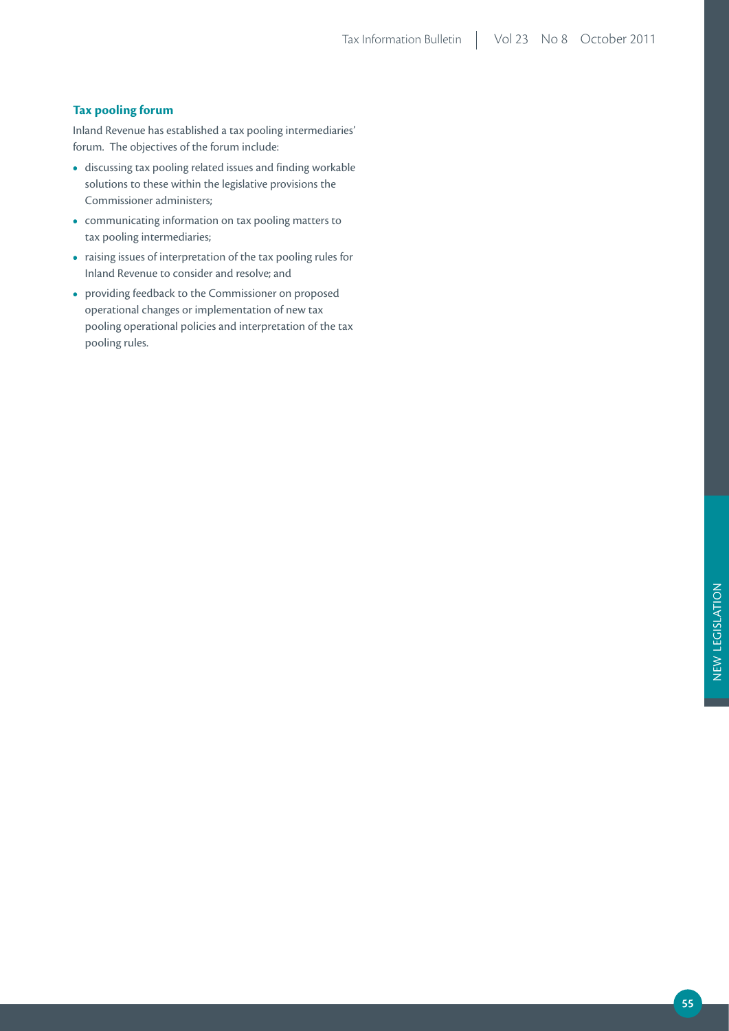### Tax pooling forum

Inland Revenue has established a tax pooling intermediaries' forum. The objectives of the forum include:

- discussing tax pooling related issues and finding workable solutions to these within the legislative provisions the Commissioner administers;
- communicating information on tax pooling matters to tax pooling intermediaries;
- raising issues of interpretation of the tax pooling rules for Inland Revenue to consider and resolve; and
- providing feedback to the Commissioner on proposed operational changes or implementation of new tax pooling operational policies and interpretation of the tax pooling rules.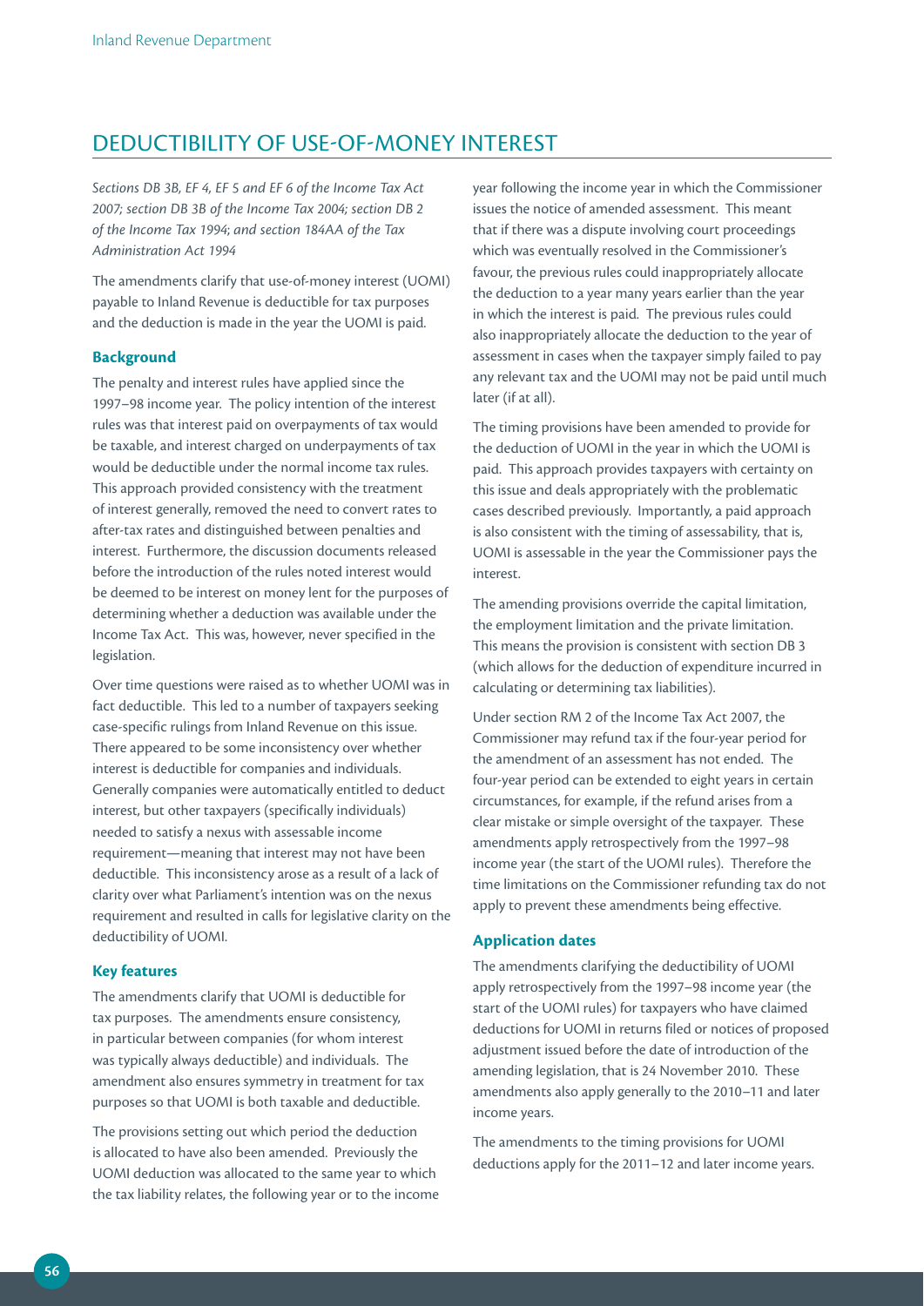## DEDUCTIBILITY OF USE-OF-MONEY INTEREST

*Sections DB 3B, EF 4, EF 5 and EF 6 of the Income Tax Act 2007; section DB 3B of the Income Tax 2004; section DB 2 of the Income Tax 1994; and section 184AA of the Tax Administration Act 1994*

The amendments clarify that use-of-money interest (UOMI) payable to Inland Revenue is deductible for tax purposes and the deduction is made in the year the UOMI is paid.

### Background

The penalty and interest rules have applied since the 1997–98 income year. The policy intention of the interest rules was that interest paid on overpayments of tax would be taxable, and interest charged on underpayments of tax would be deductible under the normal income tax rules. This approach provided consistency with the treatment of interest generally, removed the need to convert rates to after-tax rates and distinguished between penalties and interest. Furthermore, the discussion documents released before the introduction of the rules noted interest would be deemed to be interest on money lent for the purposes of determining whether a deduction was available under the Income Tax Act. This was, however, never specified in the legislation.

Over time questions were raised as to whether UOMI was in fact deductible. This led to a number of taxpayers seeking case-specific rulings from Inland Revenue on this issue. There appeared to be some inconsistency over whether interest is deductible for companies and individuals. Generally companies were automatically entitled to deduct interest, but other taxpayers (specifically individuals) needed to satisfy a nexus with assessable income requirement—meaning that interest may not have been deductible. This inconsistency arose as a result of a lack of clarity over what Parliament's intention was on the nexus requirement and resulted in calls for legislative clarity on the deductibility of UOMI.

### Key features

The amendments clarify that UOMI is deductible for tax purposes. The amendments ensure consistency, in particular between companies (for whom interest was typically always deductible) and individuals. The amendment also ensures symmetry in treatment for tax purposes so that UOMI is both taxable and deductible.

The provisions setting out which period the deduction is allocated to have also been amended. Previously the UOMI deduction was allocated to the same year to which the tax liability relates, the following year or to the income year following the income year in which the Commissioner issues the notice of amended assessment. This meant that if there was a dispute involving court proceedings which was eventually resolved in the Commissioner's favour, the previous rules could inappropriately allocate the deduction to a year many years earlier than the year in which the interest is paid. The previous rules could also inappropriately allocate the deduction to the year of assessment in cases when the taxpayer simply failed to pay any relevant tax and the UOMI may not be paid until much later (if at all).

The timing provisions have been amended to provide for the deduction of UOMI in the year in which the UOMI is paid. This approach provides taxpayers with certainty on this issue and deals appropriately with the problematic cases described previously. Importantly, a paid approach is also consistent with the timing of assessability, that is, UOMI is assessable in the year the Commissioner pays the interest.

The amending provisions override the capital limitation, the employment limitation and the private limitation. This means the provision is consistent with section DB 3 (which allows for the deduction of expenditure incurred in calculating or determining tax liabilities).

Under section RM 2 of the Income Tax Act 2007, the Commissioner may refund tax if the four-year period for the amendment of an assessment has not ended. The four-year period can be extended to eight years in certain circumstances, for example, if the refund arises from a clear mistake or simple oversight of the taxpayer. These amendments apply retrospectively from the 1997–98 income year (the start of the UOMI rules). Therefore the time limitations on the Commissioner refunding tax do not apply to prevent these amendments being effective.

### Application dates

The amendments clarifying the deductibility of UOMI apply retrospectively from the 1997–98 income year (the start of the UOMI rules) for taxpayers who have claimed deductions for UOMI in returns filed or notices of proposed adjustment issued before the date of introduction of the amending legislation, that is 24 November 2010. These amendments also apply generally to the 2010–11 and later income years.

The amendments to the timing provisions for UOMI deductions apply for the 2011–12 and later income years.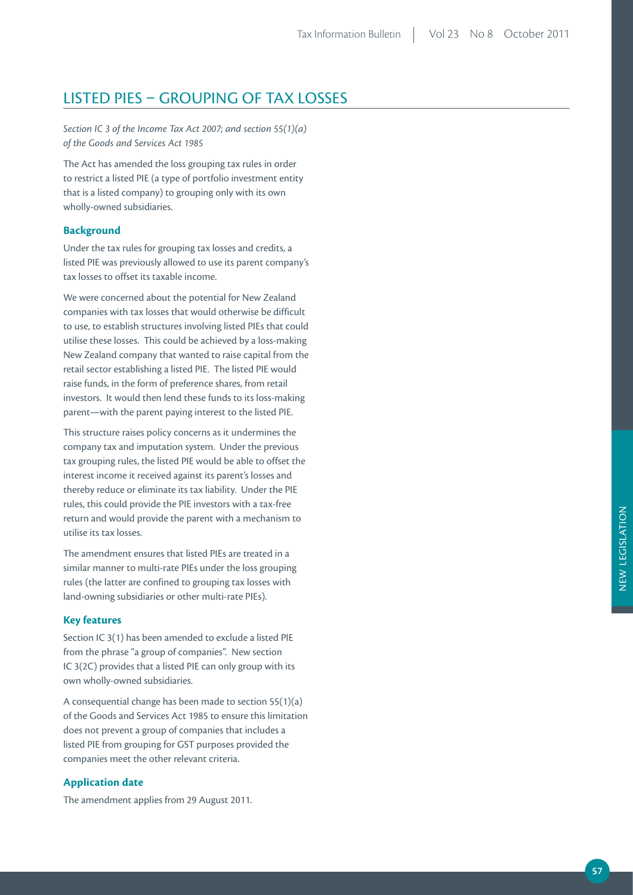## LISTED PIES – GROUPING OF TAX LOSSES

*Section IC 3 of the Income Tax Act 2007; and section 55(1)(a) of the Goods and Services Act 1985*

The Act has amended the loss grouping tax rules in order to restrict a listed PIE (a type of portfolio investment entity that is a listed company) to grouping only with its own wholly-owned subsidiaries.

### Background

Under the tax rules for grouping tax losses and credits, a listed PIE was previously allowed to use its parent company's tax losses to offset its taxable income.

We were concerned about the potential for New Zealand companies with tax losses that would otherwise be difficult to use, to establish structures involving listed PIEs that could utilise these losses. This could be achieved by a loss-making New Zealand company that wanted to raise capital from the retail sector establishing a listed PIE. The listed PIE would raise funds, in the form of preference shares, from retail investors. It would then lend these funds to its loss-making parent—with the parent paying interest to the listed PIE.

This structure raises policy concerns as it undermines the company tax and imputation system. Under the previous tax grouping rules, the listed PIE would be able to offset the interest income it received against its parent's losses and thereby reduce or eliminate its tax liability. Under the PIE rules, this could provide the PIE investors with a tax-free return and would provide the parent with a mechanism to utilise its tax losses.

The amendment ensures that listed PIEs are treated in a similar manner to multi-rate PIEs under the loss grouping rules (the latter are confined to grouping tax losses with land-owning subsidiaries or other multi-rate PIEs).

### Key features

Section IC 3(1) has been amended to exclude a listed PIE from the phrase "a group of companies". New section IC 3(2C) provides that a listed PIE can only group with its own wholly-owned subsidiaries.

A consequential change has been made to section 55(1)(a) of the Goods and Services Act 1985 to ensure this limitation does not prevent a group of companies that includes a listed PIE from grouping for GST purposes provided the companies meet the other relevant criteria.

### Application date

The amendment applies from 29 August 2011.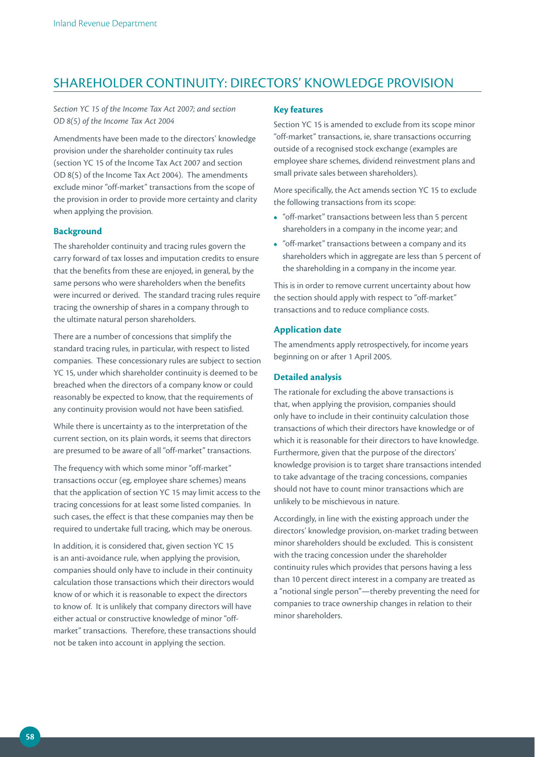# SHAREHOLDER CONTINUITY: DIRECTORS' KNOWLEDGE PROVISION

*Section YC 15 of the Income Tax Act 2007; and section OD 8(5) of the Income Tax Act 2004*

Amendments have been made to the directors' knowledge provision under the shareholder continuity tax rules (section YC 15 of the Income Tax Act 2007 and section OD 8(5) of the Income Tax Act 2004). The amendments exclude minor "off-market" transactions from the scope of the provision in order to provide more certainty and clarity when applying the provision.

### Background

The shareholder continuity and tracing rules govern the carry forward of tax losses and imputation credits to ensure that the benefits from these are enjoyed, in general, by the same persons who were shareholders when the benefits were incurred or derived. The standard tracing rules require tracing the ownership of shares in a company through to the ultimate natural person shareholders.

There are a number of concessions that simplify the standard tracing rules, in particular, with respect to listed companies. These concessionary rules are subject to section YC 15, under which shareholder continuity is deemed to be breached when the directors of a company know or could reasonably be expected to know, that the requirements of any continuity provision would not have been satisfied.

While there is uncertainty as to the interpretation of the current section, on its plain words, it seems that directors are presumed to be aware of all "off-market" transactions.

The frequency with which some minor "off-market" transactions occur (eg, employee share schemes) means that the application of section YC 15 may limit access to the tracing concessions for at least some listed companies. In such cases, the effect is that these companies may then be required to undertake full tracing, which may be onerous.

In addition, it is considered that, given section YC 15 is an anti-avoidance rule, when applying the provision, companies should only have to include in their continuity calculation those transactions which their directors would know of or which it is reasonable to expect the directors to know of. It is unlikely that company directors will have either actual or constructive knowledge of minor "off-market" transactions. Therefore, these transactions should not be taken into account in applying the section.

### Key features

Section YC 15 is amended to exclude from its scope minor "off-market" transactions, ie, share transactions occurring outside of a recognised stock exchange (examples are employee share schemes, dividend reinvestment plans and small private sales between shareholders).

More specifically, the Act amends section YC 15 to exclude the following transactions from its scope:

- "off-market" transactions between less than 5 percent shareholders in a company in the income year; and
- "off-market" transactions between a company and its shareholders which in aggregate are less than 5 percent of the shareholding in a company in the income year.

This is in order to remove current uncertainty about how the section should apply with respect to "off-market" transactions and to reduce compliance costs.

### Application date

The amendments apply retrospectively, for income years beginning on or after 1 April 2005.

### Detailed analysis

The rationale for excluding the above transactions is that, when applying the provision, companies should only have to include in their continuity calculation those transactions of which their directors have knowledge or of which it is reasonable for their directors to have knowledge. Furthermore, given that the purpose of the directors' knowledge provision is to target share transactions intended to take advantage of the tracing concessions, companies should not have to count minor transactions which are unlikely to be mischievous in nature.

Accordingly, in line with the existing approach under the directors' knowledge provision, on-market trading between minor shareholders should be excluded. This is consistent with the tracing concession under the shareholder continuity rules which provides that persons having a less than 10 percent direct interest in a company are treated as a "notional single person"—thereby preventing the need for companies to trace ownership changes in relation to their minor shareholders.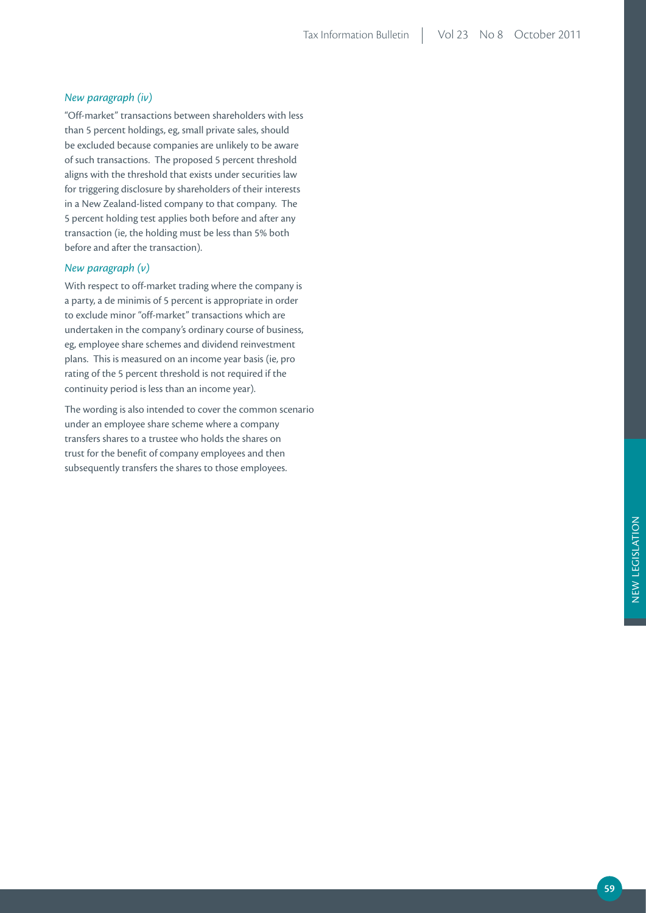*New paragraph (iv)*

"Off-market" transactions between shareholders with less than 5 percent holdings, eg, small private sales, should be excluded because companies are unlikely to be aware of such transactions. The proposed 5 percent threshold aligns with the threshold that exists under securities law for triggering disclosure by shareholders of their interests in a New Zealand-listed company to that company. The 5 percent holding test applies both before and after any transaction (ie, the holding must be less than 5% both before and after the transaction).

*New paragraph (v)*

With respect to off-market trading where the company is a party, a de minimis of 5 percent is appropriate in order to exclude minor "off-market" transactions which are undertaken in the company's ordinary course of business, eg, employee share schemes and dividend reinvestment plans. This is measured on an income year basis (ie, pro rating of the 5 percent threshold is not required if the continuity period is less than an income year).

The wording is also intended to cover the common scenario under an employee share scheme where a company transfers shares to a trustee who holds the shares on trust for the benefit of company employees and then subsequently transfers the shares to those employees.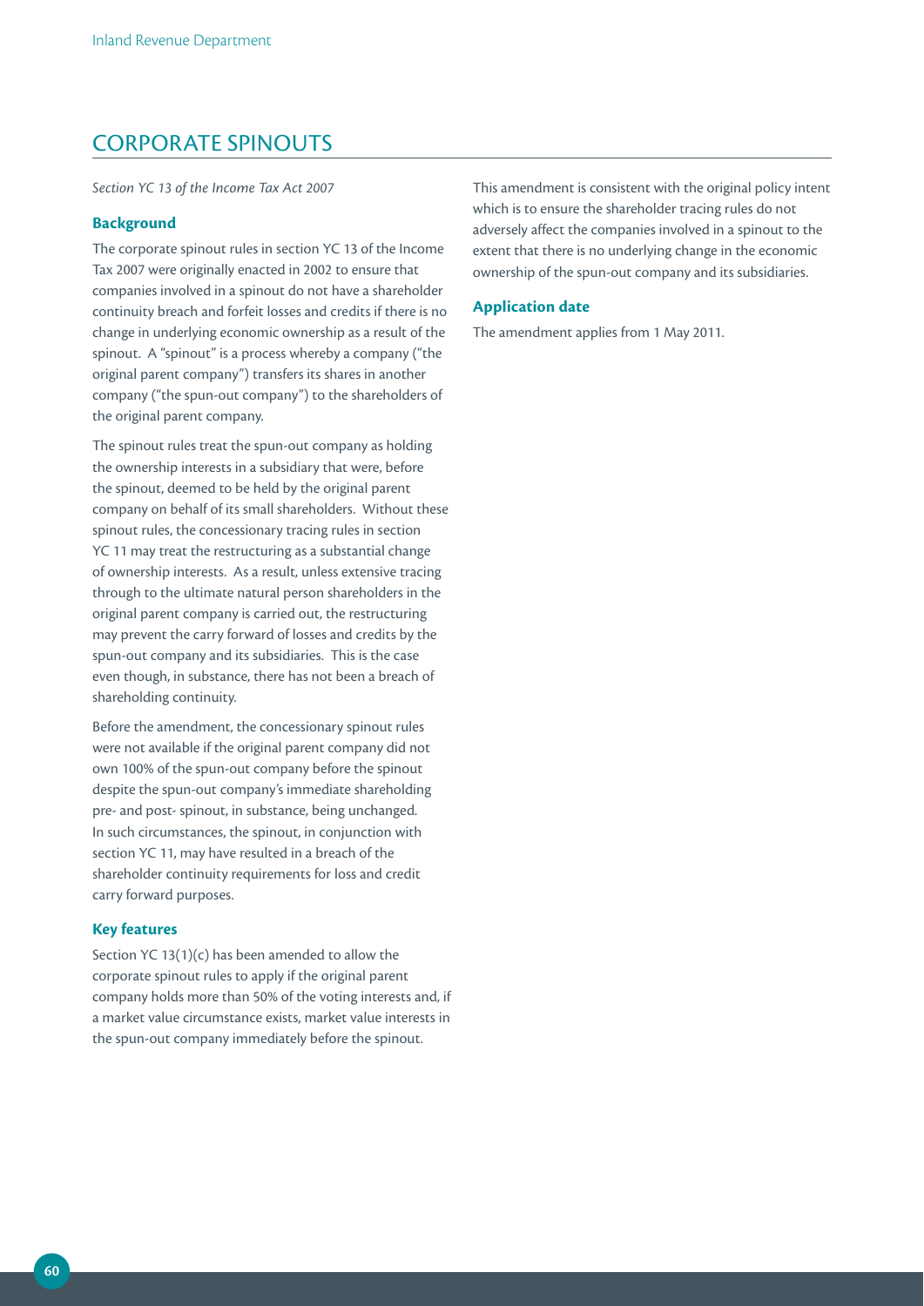## CORPORATE SPINOUTS

*Section YC 13 of the Income Tax Act 2007*

### Background

The corporate spinout rules in section YC 13 of the Income Tax 2007 were originally enacted in 2002 to ensure that companies involved in a spinout do not have a shareholder continuity breach and forfeit losses and credits if there is no change in underlying economic ownership as a result of the spinout. A "spinout" is a process whereby a company ("the original parent company") transfers its shares in another company ("the spun-out company") to the shareholders of the original parent company.

The spinout rules treat the spun-out company as holding the ownership interests in a subsidiary that were, before the spinout, deemed to be held by the original parent company on behalf of its small shareholders. Without these spinout rules, the concessionary tracing rules in section YC 11 may treat the restructuring as a substantial change of ownership interests. As a result, unless extensive tracing through to the ultimate natural person shareholders in the original parent company is carried out, the restructuring may prevent the carry forward of losses and credits by the spun-out company and its subsidiaries. This is the case even though, in substance, there has not been a breach of shareholding continuity.

Before the amendment, the concessionary spinout rules were not available if the original parent company did not own 100% of the spun-out company before the spinout despite the spun-out company's immediate shareholding pre- and post- spinout, in substance, being unchanged. In such circumstances, the spinout, in conjunction with section YC 11, may have resulted in a breach of the shareholder continuity requirements for loss and credit carry forward purposes.

### Key features

Section YC 13(1)(c) has been amended to allow the corporate spinout rules to apply if the original parent company holds more than 50% of the voting interests and, if a market value circumstance exists, market value interests in the spun-out company immediately before the spinout.

This amendment is consistent with the original policy intent which is to ensure the shareholder tracing rules do not adversely affect the companies involved in a spinout to the extent that there is no underlying change in the economic ownership of the spun-out company and its subsidiaries.

### Application date

The amendment applies from 1 May 2011.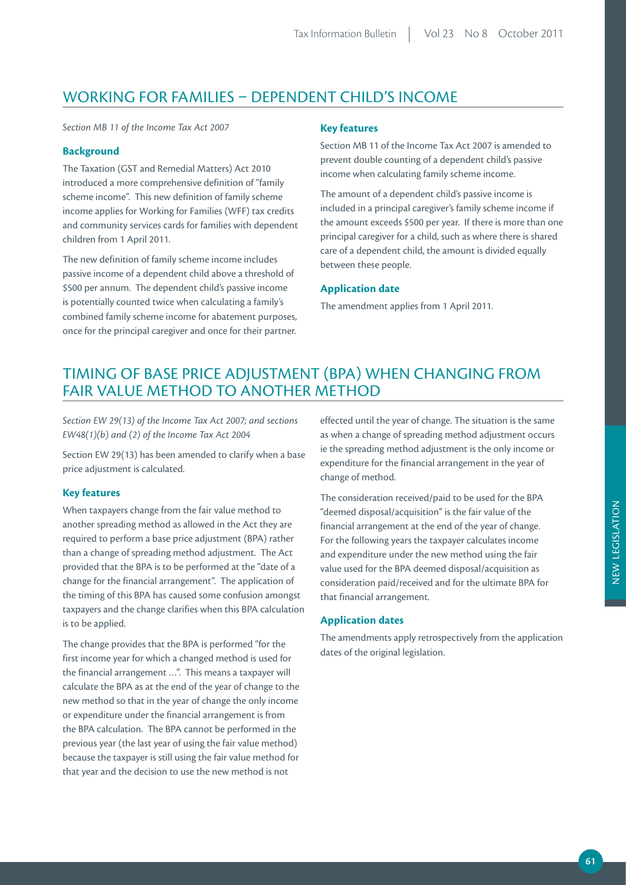## WORKING FOR FAMILIES – DEPENDENT CHILD'S INCOME

*Section MB 11 of the Income Tax Act 2007*

### Background

The Taxation (GST and Remedial Matters) Act 2010 introduced a more comprehensive definition of "family scheme income". This new definition of family scheme income applies for Working for Families (WFF) tax credits and community services cards for families with dependent children from 1 April 2011.

The new definition of family scheme income includes passive income of a dependent child above a threshold of $500 per annum. The dependent child's passive income is potentially counted twice when calculating a family's combined family scheme income for abatement purposes, once for the principal caregiver and once for their partner.

### Key features

Section MB 11 of the Income Tax Act 2007 is amended to prevent double counting of a dependent child's passive income when calculating family scheme income.

The amount of a dependent child's passive income is included in a principal caregiver's family scheme income if the amount exceeds $500 per year. If there is more than one principal caregiver for a child, such as where there is shared care of a dependent child, the amount is divided equally between these people.

### Application date

The amendment applies from 1 April 2011.

## TIMING OF BASE PRICE ADJUSTMENT (BPA) WHEN CHANGING FROM FAIR VALUE METHOD TO ANOTHER METHOD

*Section EW 29(13) of the Income Tax Act 2007; and sections EW48(1)(b) and (2) of the Income Tax Act 2004*

Section EW 29(13) has been amended to clarify when a base price adjustment is calculated.

### Key features

When taxpayers change from the fair value method to another spreading method as allowed in the Act they are required to perform a base price adjustment (BPA) rather than a change of spreading method adjustment. The Act provided that the BPA is to be performed at the "date of a change for the financial arrangement". The application of the timing of this BPA has caused some confusion amongst taxpayers and the change clarifies when this BPA calculation is to be applied.

The change provides that the BPA is performed "for the first income year for which a changed method is used for the financial arrangement …". This means a taxpayer will calculate the BPA as at the end of the year of change to the new method so that in the year of change the only income or expenditure under the financial arrangement is from the BPA calculation. The BPA cannot be performed in the previous year (the last year of using the fair value method) because the taxpayer is still using the fair value method for that year and the decision to use the new method is not effected until the year of change. The situation is the same as when a change of spreading method adjustment occurs ie the spreading method adjustment is the only income or expenditure for the financial arrangement in the year of change of method.

The consideration received/paid to be used for the BPA "deemed disposal/acquisition" is the fair value of the financial arrangement at the end of the year of change. For the following years the taxpayer calculates income and expenditure under the new method using the fair value used for the BPA deemed disposal/acquisition as consideration paid/received and for the ultimate BPA for that financial arrangement.

### Application dates

The amendments apply retrospectively from the application dates of the original legislation.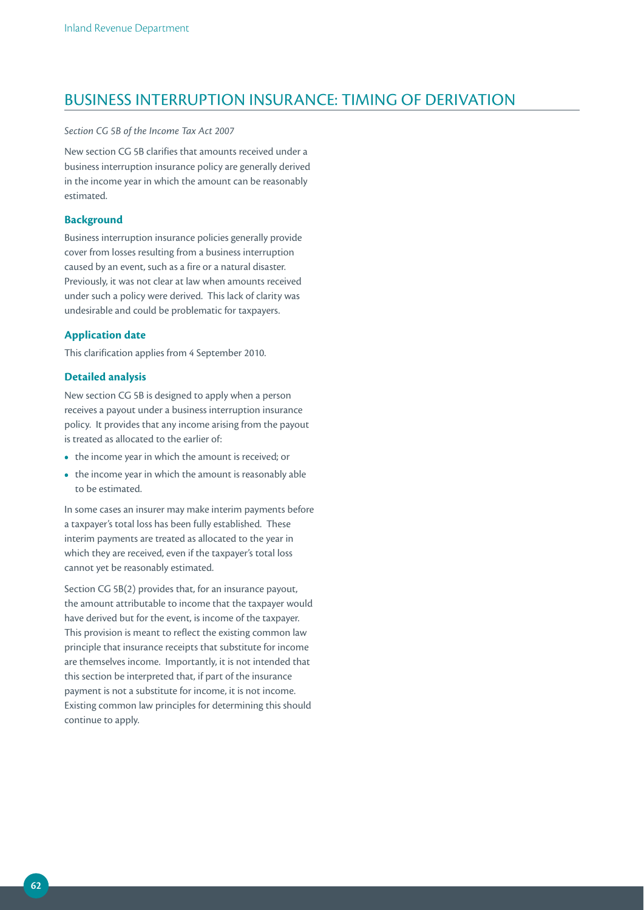## BUSINESS INTERRUPTION INSURANCE: TIMING OF DERIVATION

*Section CG 5B of the Income Tax Act 2007*

New section CG 5B clarifies that amounts received under a business interruption insurance policy are generally derived in the income year in which the amount can be reasonably estimated.

### Background

Business interruption insurance policies generally provide cover from losses resulting from a business interruption caused by an event, such as a fire or a natural disaster. Previously, it was not clear at law when amounts received under such a policy were derived. This lack of clarity was undesirable and could be problematic for taxpayers.

### Application date

This clarification applies from 4 September 2010.

### Detailed analysis

New section CG 5B is designed to apply when a person receives a payout under a business interruption insurance policy. It provides that any income arising from the payout is treated as allocated to the earlier of:

- the income year in which the amount is received; or
- the income year in which the amount is reasonably able to be estimated.

In some cases an insurer may make interim payments before a taxpayer's total loss has been fully established. These interim payments are treated as allocated to the year in which they are received, even if the taxpayer's total loss cannot yet be reasonably estimated.

Section CG 5B(2) provides that, for an insurance payout, the amount attributable to income that the taxpayer would have derived but for the event, is income of the taxpayer. This provision is meant to reflect the existing common law principle that insurance receipts that substitute for income are themselves income. Importantly, it is not intended that this section be interpreted that, if part of the insurance payment is not a substitute for income, it is not income. Existing common law principles for determining this should continue to apply.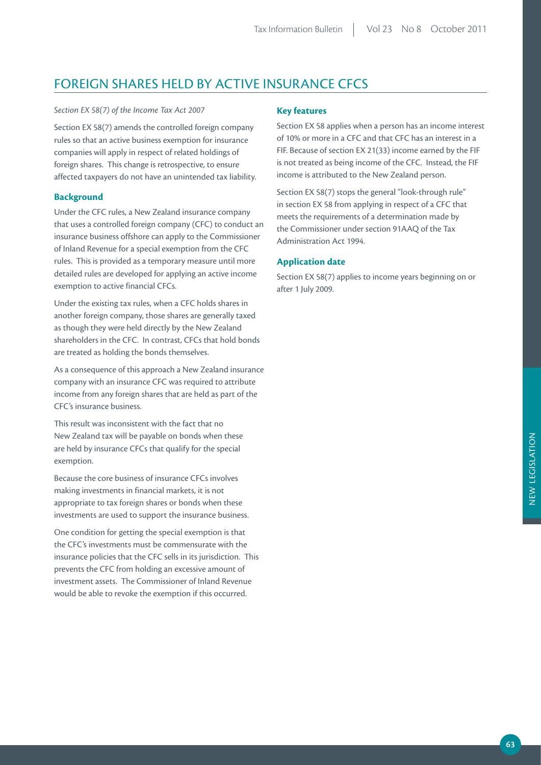## FOREIGN SHARES HELD BY ACTIVE INSURANCE CFCS

*Section EX 58(7) of the Income Tax Act 2007*

Section EX 58(7) amends the controlled foreign company rules so that an active business exemption for insurance companies will apply in respect of related holdings of foreign shares. This change is retrospective, to ensure affected taxpayers do not have an unintended tax liability.

### Background

Under the CFC rules, a New Zealand insurance company that uses a controlled foreign company (CFC) to conduct an insurance business offshore can apply to the Commissioner of Inland Revenue for a special exemption from the CFC rules. This is provided as a temporary measure until more detailed rules are developed for applying an active income exemption to active financial CFCs.

Under the existing tax rules, when a CFC holds shares in another foreign company, those shares are generally taxed as though they were held directly by the New Zealand shareholders in the CFC. In contrast, CFCs that hold bonds are treated as holding the bonds themselves.

As a consequence of this approach a New Zealand insurance company with an insurance CFC was required to attribute income from any foreign shares that are held as part of the CFC's insurance business.

This result was inconsistent with the fact that no New Zealand tax will be payable on bonds when these are held by insurance CFCs that qualify for the special exemption.

Because the core business of insurance CFCs involves making investments in financial markets, it is not appropriate to tax foreign shares or bonds when these investments are used to support the insurance business.

One condition for getting the special exemption is that the CFC's investments must be commensurate with the insurance policies that the CFC sells in its jurisdiction. This prevents the CFC from holding an excessive amount of investment assets. The Commissioner of Inland Revenue would be able to revoke the exemption if this occurred.

### Key features

Section EX 58 applies when a person has an income interest of 10% or more in a CFC and that CFC has an interest in a FIF. Because of section EX 21(33) income earned by the FIF is not treated as being income of the CFC. Instead, the FIF income is attributed to the New Zealand person.

Section EX 58(7) stops the general "look-through rule" in section EX 58 from applying in respect of a CFC that meets the requirements of a determination made by the Commissioner under section 91AAQ of the Tax Administration Act 1994.

### Application date

Section EX 58(7) applies to income years beginning on or after 1 July 2009.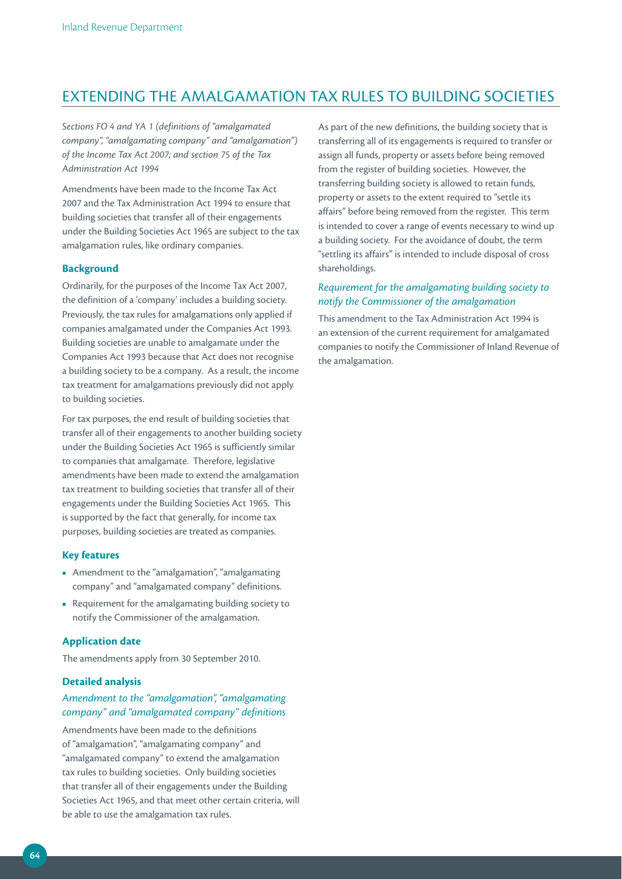## EXTENDING THE AMALGAMATION TAX RULES TO BUILDING SOCIETIES

*Sections FO 4 and YA 1 (definitions of "amalgamated company", "amalgamating company" and "amalgamation") of the Income Tax Act 2007; and section 75 of the Tax Administration Act 1994*

Amendments have been made to the Income Tax Act 2007 and the Tax Administration Act 1994 to ensure that building societies that transfer all of their engagements under the Building Societies Act 1965 are subject to the tax amalgamation rules, like ordinary companies.

### Background

Ordinarily, for the purposes of the Income Tax Act 2007, the definition of a 'company' includes a building society. Previously, the tax rules for amalgamations only applied if companies amalgamated under the Companies Act 1993. Building societies are unable to amalgamate under the Companies Act 1993 because that Act does not recognise a building society to be a company. As a result, the income tax treatment for amalgamations previously did not apply to building societies.

For tax purposes, the end result of building societies that transfer all of their engagements to another building society under the Building Societies Act 1965 is sufficiently similar to companies that amalgamate. Therefore, legislative amendments have been made to extend the amalgamation tax treatment to building societies that transfer all of their engagements under the Building Societies Act 1965. This is supported by the fact that generally, for income tax purposes, building societies are treated as companies.

### Key features

- Amendment to the "amalgamation", "amalgamating company" and "amalgamated company" definitions.
- Requirement for the amalgamating building society to notify the Commissioner of the amalgamation.

### Application date

The amendments apply from 30 September 2010.

### Detailed analysis

#### *Amendment to the "amalgamation", "amalgamating company" and "amalgamated company" definitions*

Amendments have been made to the definitions of "amalgamation", "amalgamating company" and "amalgamated company" to extend the amalgamation tax rules to building societies. Only building societies that transfer all of their engagements under the Building Societies Act 1965, and that meet other certain criteria, will be able to use the amalgamation tax rules.

As part of the new definitions, the building society that is transferring all of its engagements is required to transfer or assign all funds, property or assets before being removed from the register of building societies. However, the transferring building society is allowed to retain funds, property or assets to the extent required to "settle its affairs" before being removed from the register. This term is intended to cover a range of events necessary to wind up a building society. For the avoidance of doubt, the term "settling its affairs" is intended to include disposal of cross shareholdings.

#### *Requirement for the amalgamating building society to notify the Commissioner of the amalgamation*

This amendment to the Tax Administration Act 1994 is an extension of the current requirement for amalgamated companies to notify the Commissioner of Inland Revenue of the amalgamation.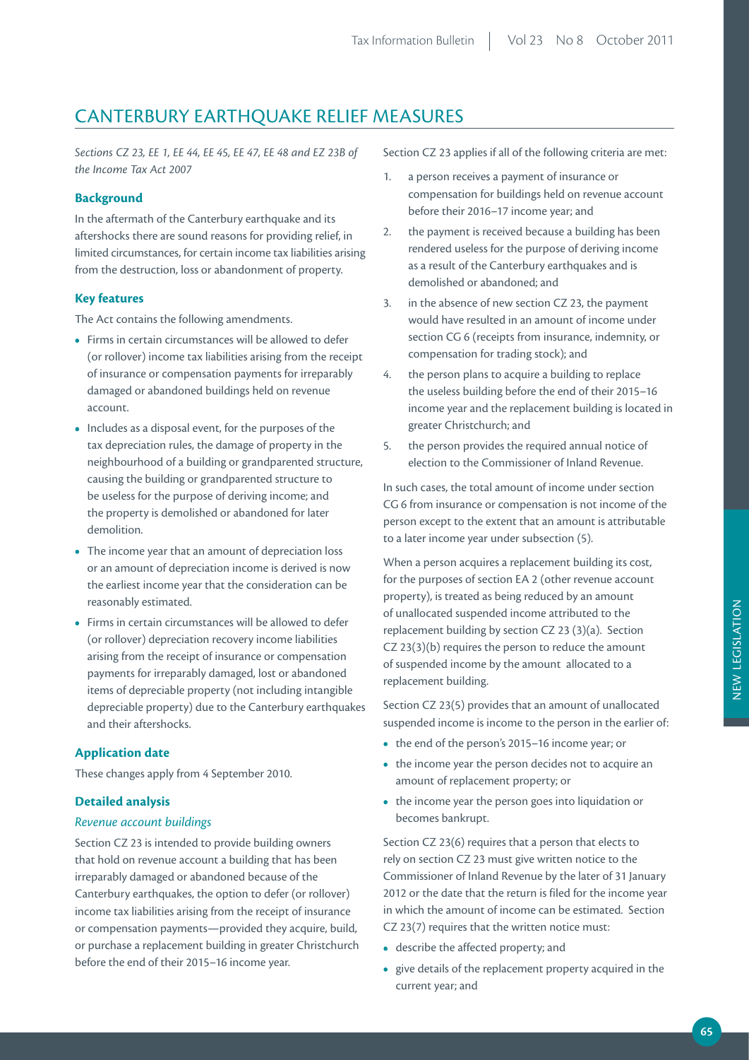# CANTERBURY EARTHQUAKE RELIEF MEASURES

*Sections CZ 23, EE 1, EE 44, EE 45, EE 47, EE 48 and EZ 23B of the Income Tax Act 2007*

### Background

In the aftermath of the Canterbury earthquake and its aftershocks there are sound reasons for providing relief, in limited circumstances, for certain income tax liabilities arising from the destruction, loss or abandonment of property.

### Key features

The Act contains the following amendments.

- Firms in certain circumstances will be allowed to defer (or rollover) income tax liabilities arising from the receipt of insurance or compensation payments for irreparably damaged or abandoned buildings held on revenue account.
- Includes as a disposal event, for the purposes of the tax depreciation rules, the damage of property in the neighbourhood of a building or grandparented structure, causing the building or grandparented structure to be useless for the purpose of deriving income; and the property is demolished or abandoned for later demolition.
- The income year that an amount of depreciation loss or an amount of depreciation income is derived is now the earliest income year that the consideration can be reasonably estimated.
- Firms in certain circumstances will be allowed to defer (or rollover) depreciation recovery income liabilities arising from the receipt of insurance or compensation payments for irreparably damaged, lost or abandoned items of depreciable property (not including intangible depreciable property) due to the Canterbury earthquakes and their aftershocks.

### Application date

These changes apply from 4 September 2010.

### Detailed analysis

*Revenue account buildings*

Section CZ 23 is intended to provide building owners that hold on revenue account a building that has been irreparably damaged or abandoned because of the Canterbury earthquakes, the option to defer (or rollover) income tax liabilities arising from the receipt of insurance or compensation payments—provided they acquire, build, or purchase a replacement building in greater Christchurch before the end of their 2015–16 income year.

Section CZ 23 applies if all of the following criteria are met:

1. a person receives a payment of insurance or compensation for buildings held on revenue account before their 2016–17 income year; and
2. the payment is received because a building has been rendered useless for the purpose of deriving income as a result of the Canterbury earthquakes and is demolished or abandoned; and
3. in the absence of new section CZ 23, the payment would have resulted in an amount of income under section CG 6 (receipts from insurance, indemnity, or compensation for trading stock); and
4. the person plans to acquire a building to replace the useless building before the end of their 2015–16 income year and the replacement building is located in greater Christchurch; and
5. the person provides the required annual notice of election to the Commissioner of Inland Revenue.

In such cases, the total amount of income under section CG 6 from insurance or compensation is not income of the person except to the extent that an amount is attributable to a later income year under subsection (5).

When a person acquires a replacement building its cost, for the purposes of section EA 2 (other revenue account property), is treated as being reduced by an amount of unallocated suspended income attributed to the replacement building by section CZ 23 (3)(a). Section CZ 23(3)(b) requires the person to reduce the amount of suspended income by the amount allocated to a replacement building.

Section CZ 23(5) provides that an amount of unallocated suspended income is income to the person in the earlier of:

- the end of the person's 2015–16 income year; or
- the income year the person decides not to acquire an amount of replacement property; or
- the income year the person goes into liquidation or becomes bankrupt.

Section CZ 23(6) requires that a person that elects to rely on section CZ 23 must give written notice to the Commissioner of Inland Revenue by the later of 31 January 2012 or the date that the return is filed for the income year in which the amount of income can be estimated. Section CZ 23(7) requires that the written notice must:

- describe the affected property; and
- give details of the replacement property acquired in the current year; and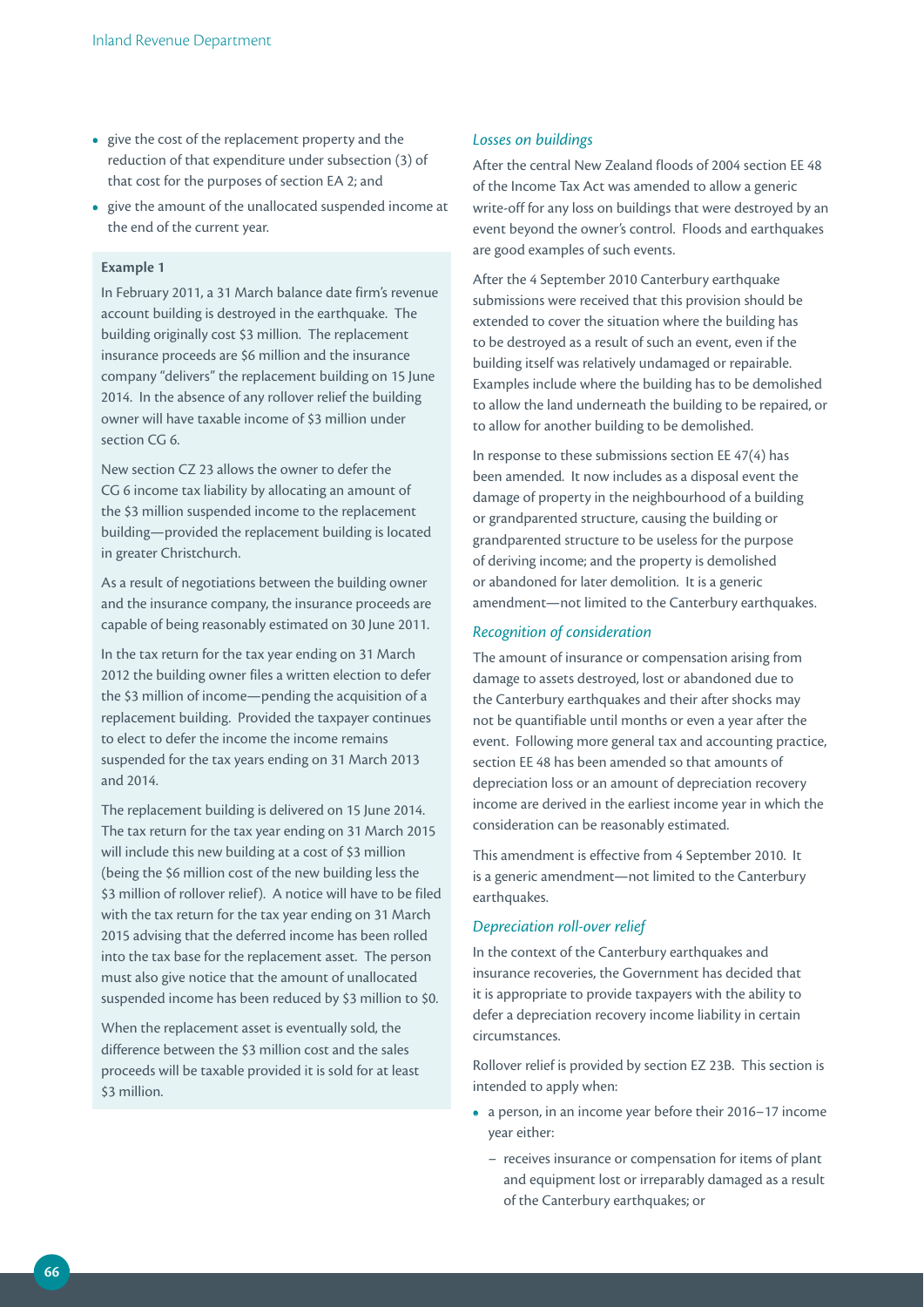- give the cost of the replacement property and the reduction of that expenditure under subsection (3) of that cost for the purposes of section EA 2; and
- give the amount of the unallocated suspended income at the end of the current year.

**Example 1**

In February 2011, a 31 March balance date firm's revenue account building is destroyed in the earthquake. The building originally cost $3 million. The replacement insurance proceeds are $6 million and the insurance company "delivers" the replacement building on 15 June 2014. In the absence of any rollover relief the building owner will have taxable income of $3 million under section CG 6.

New section CZ 23 allows the owner to defer the CG 6 income tax liability by allocating an amount of the $3 million suspended income to the replacement building—provided the replacement building is located in greater Christchurch.

As a result of negotiations between the building owner and the insurance company, the insurance proceeds are capable of being reasonably estimated on 30 June 2011.

In the tax return for the tax year ending on 31 March 2012 the building owner files a written election to defer the $3 million of income—pending the acquisition of a replacement building. Provided the taxpayer continues to elect to defer the income the income remains suspended for the tax years ending on 31 March 2013 and 2014.

The replacement building is delivered on 15 June 2014. The tax return for the tax year ending on 31 March 2015 will include this new building at a cost of $3 million (being the $6 million cost of the new building less the $3 million of rollover relief). A notice will have to be filed with the tax return for the tax year ending on 31 March 2015 advising that the deferred income has been rolled into the tax base for the replacement asset. The person must also give notice that the amount of unallocated suspended income has been reduced by $3 million to $0.

When the replacement asset is eventually sold, the difference between the $3 million cost and the sales proceeds will be taxable provided it is sold for at least $3 million.

### *Losses on buildings*

After the central New Zealand floods of 2004 section EE 48 of the Income Tax Act was amended to allow a generic write-off for any loss on buildings that were destroyed by an event beyond the owner's control. Floods and earthquakes are good examples of such events.

After the 4 September 2010 Canterbury earthquake submissions were received that this provision should be extended to cover the situation where the building has to be destroyed as a result of such an event, even if the building itself was relatively undamaged or repairable. Examples include where the building has to be demolished to allow the land underneath the building to be repaired, or to allow for another building to be demolished.

In response to these submissions section EE 47(4) has been amended. It now includes as a disposal event the damage of property in the neighbourhood of a building or grandparented structure, causing the building or grandparented structure to be useless for the purpose of deriving income; and the property is demolished or abandoned for later demolition. It is a generic amendment—not limited to the Canterbury earthquakes.

### *Recognition of consideration*

The amount of insurance or compensation arising from damage to assets destroyed, lost or abandoned due to the Canterbury earthquakes and their after shocks may not be quantifiable until months or even a year after the event. Following more general tax and accounting practice, section EE 48 has been amended so that amounts of depreciation loss or an amount of depreciation recovery income are derived in the earliest income year in which the consideration can be reasonably estimated.

This amendment is effective from 4 September 2010. It is a generic amendment—not limited to the Canterbury earthquakes.

### *Depreciation roll-over relief*

In the context of the Canterbury earthquakes and insurance recoveries, the Government has decided that it is appropriate to provide taxpayers with the ability to defer a depreciation recovery income liability in certain circumstances.

Rollover relief is provided by section EZ 23B. This section is intended to apply when:

- a person, in an income year before their 2016–17 income year either:
  - receives insurance or compensation for items of plant and equipment lost or irreparably damaged as a result of the Canterbury earthquakes; or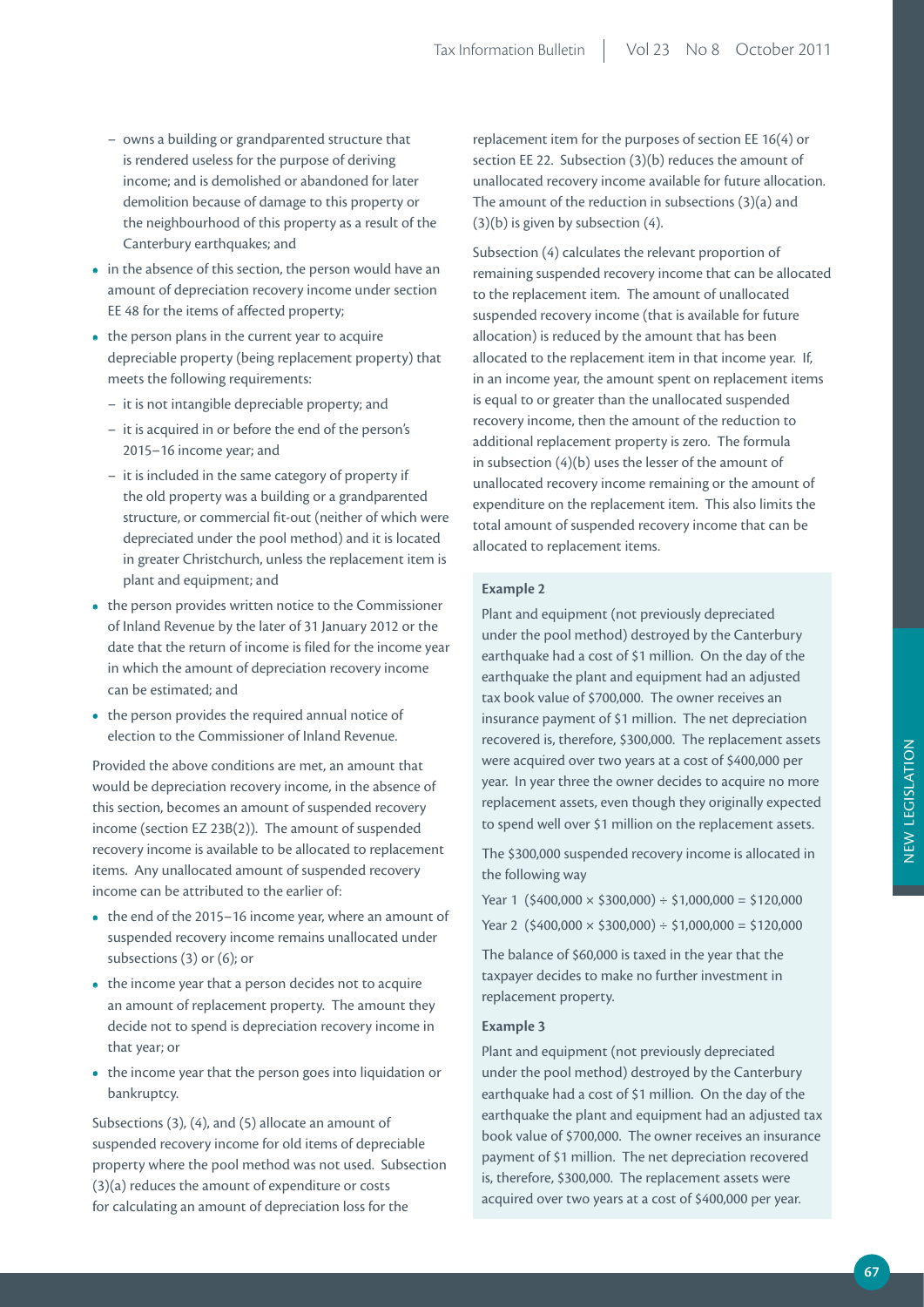- owns a building or grandparented structure that is rendered useless for the purpose of deriving income; and is demolished or abandoned for later demolition because of damage to this property or the neighbourhood of this property as a result of the Canterbury earthquakes; and
- in the absence of this section, the person would have an amount of depreciation recovery income under section EE 48 for the items of affected property;
- the person plans in the current year to acquire depreciable property (being replacement property) that meets the following requirements:
  - it is not intangible depreciable property; and
  - it is acquired in or before the end of the person's 2015–16 income year; and
  - it is included in the same category of property if the old property was a building or a grandparented structure, or commercial fit-out (neither of which were depreciated under the pool method) and it is located in greater Christchurch, unless the replacement item is plant and equipment; and
- the person provides written notice to the Commissioner of Inland Revenue by the later of 31 January 2012 or the date that the return of income is filed for the income year in which the amount of depreciation recovery income can be estimated; and
- the person provides the required annual notice of election to the Commissioner of Inland Revenue.

Provided the above conditions are met, an amount that would be depreciation recovery income, in the absence of this section, becomes an amount of suspended recovery income (section EZ 23B(2)). The amount of suspended recovery income is available to be allocated to replacement items. Any unallocated amount of suspended recovery income can be attributed to the earlier of:

- the end of the 2015–16 income year, where an amount of suspended recovery income remains unallocated under subsections (3) or (6); or
- the income year that a person decides not to acquire an amount of replacement property. The amount they decide not to spend is depreciation recovery income in that year; or
- the income year that the person goes into liquidation or bankruptcy.

Subsections (3), (4), and (5) allocate an amount of suspended recovery income for old items of depreciable property where the pool method was not used. Subsection (3)(a) reduces the amount of expenditure or costs for calculating an amount of depreciation loss for the replacement item for the purposes of section EE 16(4) or section EE 22. Subsection (3)(b) reduces the amount of unallocated recovery income available for future allocation. The amount of the reduction in subsections (3)(a) and (3)(b) is given by subsection (4).

Subsection (4) calculates the relevant proportion of remaining suspended recovery income that can be allocated to the replacement item. The amount of unallocated suspended recovery income (that is available for future allocation) is reduced by the amount that has been allocated to the replacement item in that income year. If, in an income year, the amount spent on replacement items is equal to or greater than the unallocated suspended recovery income, then the amount of the reduction to additional replacement property is zero. The formula in subsection (4)(b) uses the lesser of the amount of unallocated recovery income remaining or the amount of expenditure on the replacement item. This also limits the total amount of suspended recovery income that can be allocated to replacement items.

**Example 2**

Plant and equipment (not previously depreciated under the pool method) destroyed by the Canterbury earthquake had a cost of $1 million. On the day of the earthquake the plant and equipment had an adjusted tax book value of $700,000. The owner receives an insurance payment of $1 million. The net depreciation recovered is, therefore, $300,000. The replacement assets were acquired over two years at a cost of $400,000 per year. In year three the owner decides to acquire no more replacement assets, even though they originally expected to spend well over $1 million on the replacement assets.

The $300,000 suspended recovery income is allocated in the following way

Year 1 ($400,000 × $300,000) ÷ $1,000,000 = $120,000

Year 2 ($400,000 × $300,000) ÷ $1,000,000 = $120,000

The balance of $60,000 is taxed in the year that the taxpayer decides to make no further investment in replacement property.

**Example 3**

Plant and equipment (not previously depreciated under the pool method) destroyed by the Canterbury earthquake had a cost of $1 million. On the day of the earthquake the plant and equipment had an adjusted tax book value of $700,000. The owner receives an insurance payment of $1 million. The net depreciation recovered is, therefore, $300,000. The replacement assets were acquired over two years at a cost of $400,000 per year.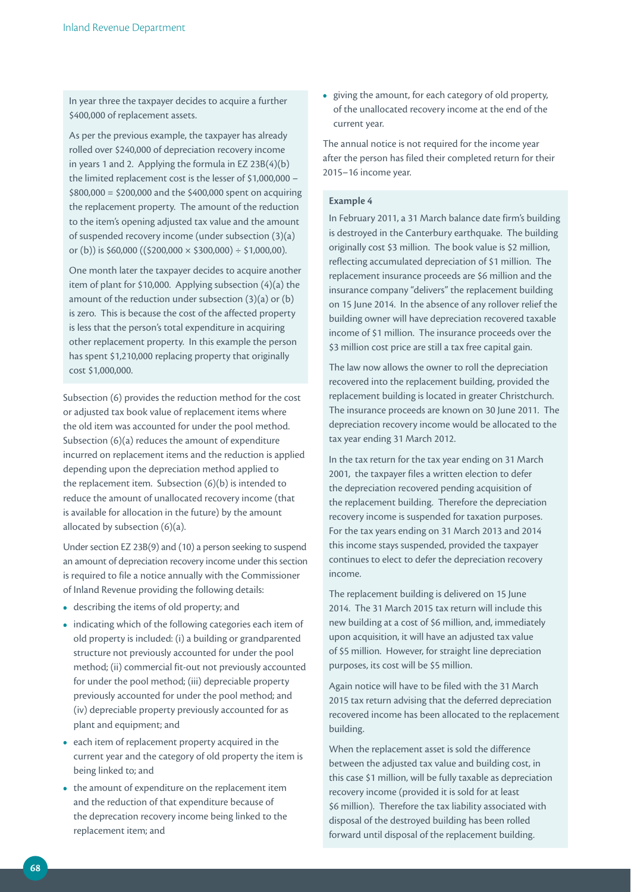In year three the taxpayer decides to acquire a further $400,000 of replacement assets.

As per the previous example, the taxpayer has already rolled over $240,000 of depreciation recovery income in years 1 and 2. Applying the formula in EZ 23B(4)(b) the limited replacement cost is the lesser of $1,000,000 – $800,000 = $200,000 and the $400,000 spent on acquiring the replacement property. The amount of the reduction to the item's opening adjusted tax value and the amount of suspended recovery income (under subsection (3)(a) or (b)) is $60,000 (($200,000 × $300,000) ÷ $1,000,00).

One month later the taxpayer decides to acquire another item of plant for $10,000. Applying subsection (4)(a) the amount of the reduction under subsection (3)(a) or (b) is zero. This is because the cost of the affected property is less that the person's total expenditure in acquiring other replacement property. In this example the person has spent $1,210,000 replacing property that originally cost $1,000,000.

Subsection (6) provides the reduction method for the cost or adjusted tax book value of replacement items where the old item was accounted for under the pool method. Subsection (6)(a) reduces the amount of expenditure incurred on replacement items and the reduction is applied depending upon the depreciation method applied to the replacement item. Subsection (6)(b) is intended to reduce the amount of unallocated recovery income (that is available for allocation in the future) by the amount allocated by subsection (6)(a).

Under section EZ 23B(9) and (10) a person seeking to suspend an amount of depreciation recovery income under this section is required to file a notice annually with the Commissioner of Inland Revenue providing the following details:

- describing the items of old property; and
- indicating which of the following categories each item of old property is included: (i) a building or grandparented structure not previously accounted for under the pool method; (ii) commercial fit-out not previously accounted for under the pool method; (iii) depreciable property previously accounted for under the pool method; and (iv) depreciable property previously accounted for as plant and equipment; and
- each item of replacement property acquired in the current year and the category of old property the item is being linked to; and
- the amount of expenditure on the replacement item and the reduction of that expenditure because of the deprecation recovery income being linked to the replacement item; and
- giving the amount, for each category of old property, of the unallocated recovery income at the end of the current year.

The annual notice is not required for the income year after the person has filed their completed return for their 2015–16 income year.

**Example 4**

In February 2011, a 31 March balance date firm's building is destroyed in the Canterbury earthquake. The building originally cost $3 million. The book value is $2 million, reflecting accumulated depreciation of $1 million. The replacement insurance proceeds are $6 million and the insurance company "delivers" the replacement building on 15 June 2014. In the absence of any rollover relief the building owner will have depreciation recovered taxable income of $1 million. The insurance proceeds over the $3 million cost price are still a tax free capital gain.

The law now allows the owner to roll the depreciation recovered into the replacement building, provided the replacement building is located in greater Christchurch. The insurance proceeds are known on 30 June 2011. The depreciation recovery income would be allocated to the tax year ending 31 March 2012.

In the tax return for the tax year ending on 31 March 2001, the taxpayer files a written election to defer the depreciation recovered pending acquisition of the replacement building. Therefore the depreciation recovery income is suspended for taxation purposes. For the tax years ending on 31 March 2013 and 2014 this income stays suspended, provided the taxpayer continues to elect to defer the depreciation recovery income.

The replacement building is delivered on 15 June 2014. The 31 March 2015 tax return will include this new building at a cost of $6 million, and, immediately upon acquisition, it will have an adjusted tax value of $5 million. However, for straight line depreciation purposes, its cost will be $5 million.

Again notice will have to be filed with the 31 March 2015 tax return advising that the deferred depreciation recovered income has been allocated to the replacement building.

When the replacement asset is sold the difference between the adjusted tax value and building cost, in this case $1 million, will be fully taxable as depreciation recovery income (provided it is sold for at least $6 million). Therefore the tax liability associated with disposal of the destroyed building has been rolled forward until disposal of the replacement building.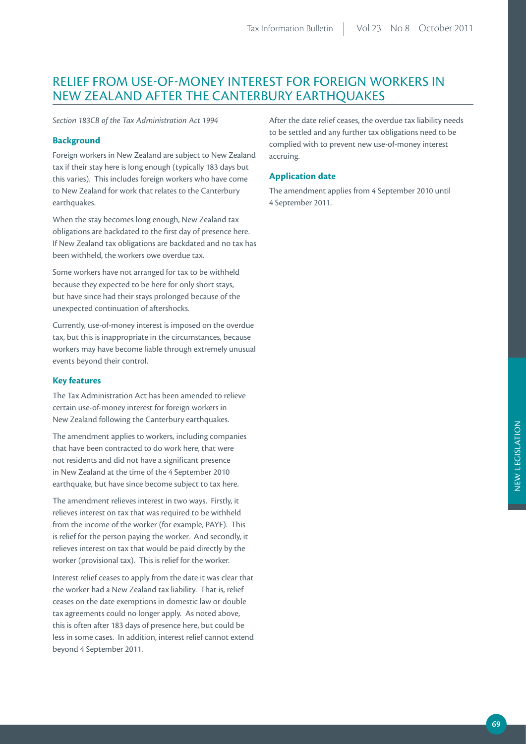# RELIEF FROM USE-OF-MONEY INTEREST FOR FOREIGN WORKERS IN NEW ZEALAND AFTER THE CANTERBURY EARTHQUAKES

*Section 183CB of the Tax Administration Act 1994*

### Background

Foreign workers in New Zealand are subject to New Zealand tax if their stay here is long enough (typically 183 days but this varies). This includes foreign workers who have come to New Zealand for work that relates to the Canterbury earthquakes.

When the stay becomes long enough, New Zealand tax obligations are backdated to the first day of presence here. If New Zealand tax obligations are backdated and no tax has been withheld, the workers owe overdue tax.

Some workers have not arranged for tax to be withheld because they expected to be here for only short stays, but have since had their stays prolonged because of the unexpected continuation of aftershocks.

Currently, use-of-money interest is imposed on the overdue tax, but this is inappropriate in the circumstances, because workers may have become liable through extremely unusual events beyond their control.

### Key features

The Tax Administration Act has been amended to relieve certain use-of-money interest for foreign workers in New Zealand following the Canterbury earthquakes.

The amendment applies to workers, including companies that have been contracted to do work here, that were not residents and did not have a significant presence in New Zealand at the time of the 4 September 2010 earthquake, but have since become subject to tax here.

The amendment relieves interest in two ways. Firstly, it relieves interest on tax that was required to be withheld from the income of the worker (for example, PAYE). This is relief for the person paying the worker. And secondly, it relieves interest on tax that would be paid directly by the worker (provisional tax). This is relief for the worker.

Interest relief ceases to apply from the date it was clear that the worker had a New Zealand tax liability. That is, relief ceases on the date exemptions in domestic law or double tax agreements could no longer apply. As noted above, this is often after 183 days of presence here, but could be less in some cases. In addition, interest relief cannot extend beyond 4 September 2011.

After the date relief ceases, the overdue tax liability needs to be settled and any further tax obligations need to be complied with to prevent new use-of-money interest accruing.

### Application date

The amendment applies from 4 September 2010 until 4 September 2011.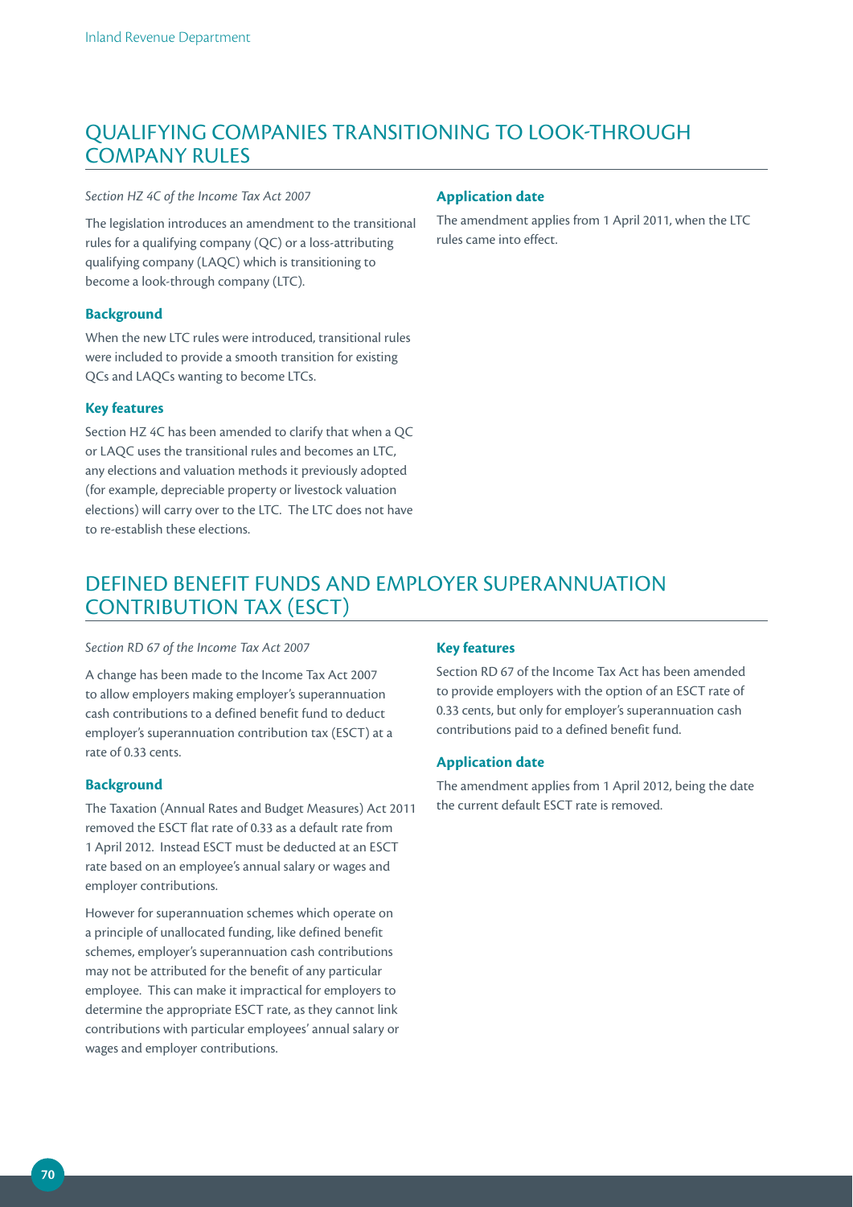## QUALIFYING COMPANIES TRANSITIONING TO LOOK-THROUGH COMPANY RULES

*Section HZ 4C of the Income Tax Act 2007*

The legislation introduces an amendment to the transitional rules for a qualifying company (QC) or a loss-attributing qualifying company (LAQC) which is transitioning to become a look-through company (LTC).

### Background

When the new LTC rules were introduced, transitional rules were included to provide a smooth transition for existing QCs and LAQCs wanting to become LTCs.

### Key features

Section HZ 4C has been amended to clarify that when a QC or LAQC uses the transitional rules and becomes an LTC, any elections and valuation methods it previously adopted (for example, depreciable property or livestock valuation elections) will carry over to the LTC. The LTC does not have to re-establish these elections.

### Application date

The amendment applies from 1 April 2011, when the LTC rules came into effect.

## DEFINED BENEFIT FUNDS AND EMPLOYER SUPERANNUATION CONTRIBUTION TAX (ESCT)

*Section RD 67 of the Income Tax Act 2007*

A change has been made to the Income Tax Act 2007 to allow employers making employer's superannuation cash contributions to a defined benefit fund to deduct employer's superannuation contribution tax (ESCT) at a rate of 0.33 cents.

### Background

The Taxation (Annual Rates and Budget Measures) Act 2011 removed the ESCT flat rate of 0.33 as a default rate from 1 April 2012. Instead ESCT must be deducted at an ESCT rate based on an employee's annual salary or wages and employer contributions.

However for superannuation schemes which operate on a principle of unallocated funding, like defined benefit schemes, employer's superannuation cash contributions may not be attributed for the benefit of any particular employee. This can make it impractical for employers to determine the appropriate ESCT rate, as they cannot link contributions with particular employees' annual salary or wages and employer contributions.

### Key features

Section RD 67 of the Income Tax Act has been amended to provide employers with the option of an ESCT rate of 0.33 cents, but only for employer's superannuation cash contributions paid to a defined benefit fund.

### Application date

The amendment applies from 1 April 2012, being the date the current default ESCT rate is removed.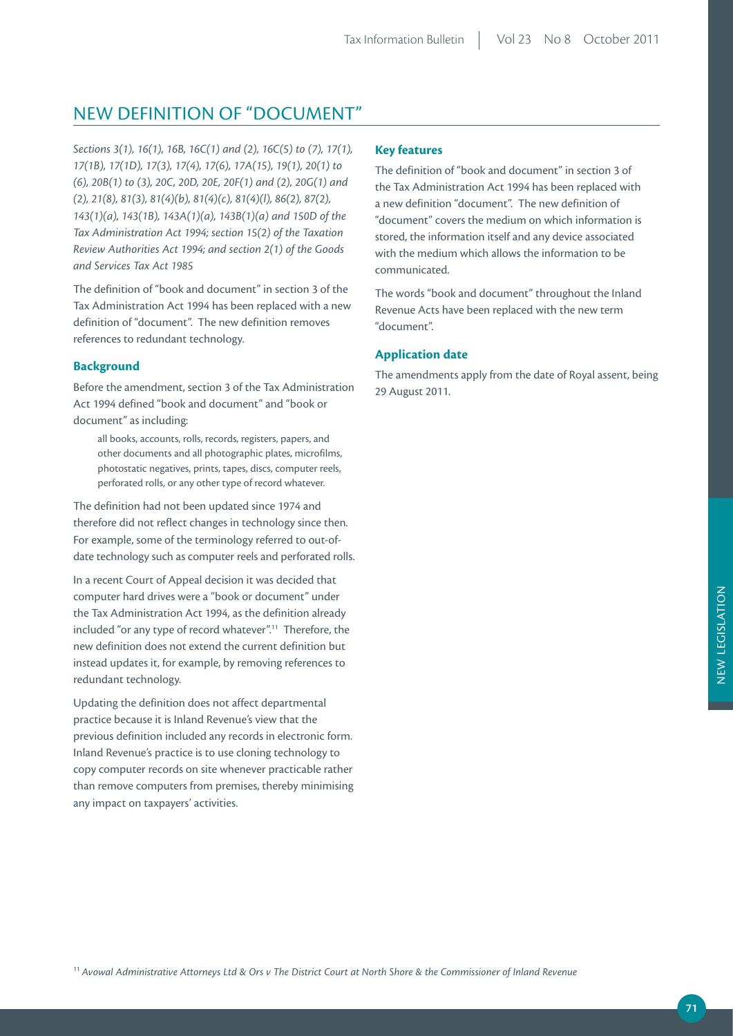## NEW DEFINITION OF "DOCUMENT"

*Sections 3(1), 16(1), 16B, 16C(1) and (2), 16C(5) to (7), 17(1), 17(1B), 17(1D), 17(3), 17(4), 17(6), 17A(15), 19(1), 20(1) to (6), 20B(1) to (3), 20C, 20D, 20E, 20F(1) and (2), 20G(1) and (2), 21(8), 81(3), 81(4)(b), 81(4)(c), 81(4)(l), 86(2), 87(2), 143(1)(a), 143(1B), 143A(1)(a), 143B(1)(a) and 150D of the Tax Administration Act 1994; section 15(2) of the Taxation Review Authorities Act 1994; and section 2(1) of the Goods and Services Tax Act 1985*

The definition of "book and document" in section 3 of the Tax Administration Act 1994 has been replaced with a new definition of "document". The new definition removes references to redundant technology.

### Background

Before the amendment, section 3 of the Tax Administration Act 1994 defined "book and document" and "book or document" as including:

> all books, accounts, rolls, records, registers, papers, and other documents and all photographic plates, microfilms, photostatic negatives, prints, tapes, discs, computer reels, perforated rolls, or any other type of record whatever.

The definition had not been updated since 1974 and therefore did not reflect changes in technology since then. For example, some of the terminology referred to out-of-date technology such as computer reels and perforated rolls.

In a recent Court of Appeal decision it was decided that computer hard drives were a "book or document" under the Tax Administration Act 1994, as the definition already included "or any type of record whatever".[11] Therefore, the new definition does not extend the current definition but instead updates it, for example, by removing references to redundant technology.

Updating the definition does not affect departmental practice because it is Inland Revenue's view that the previous definition included any records in electronic form. Inland Revenue's practice is to use cloning technology to copy computer records on site whenever practicable rather than remove computers from premises, thereby minimising any impact on taxpayers' activities.

### Key features

The definition of "book and document" in section 3 of the Tax Administration Act 1994 has been replaced with a new definition "document". The new definition of "document" covers the medium on which information is stored, the information itself and any device associated with the medium which allows the information to be communicated.

The words "book and document" throughout the Inland Revenue Acts have been replaced with the new term "document".

### Application date

The amendments apply from the date of Royal assent, being 29 August 2011.

[11] *Avowal Administrative Attorneys Ltd & Ors v The District Court at North Shore & the Commissioner of Inland Revenue*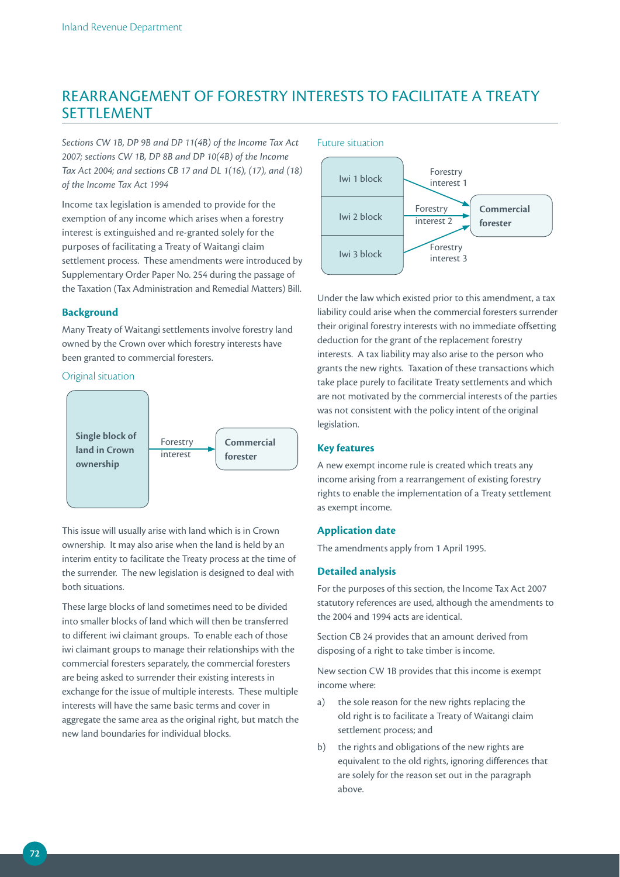## REARRANGEMENT OF FORESTRY INTERESTS TO FACILITATE A TREATY SETTLEMENT

*Sections CW 1B, DP 9B and DP 11(4B) of the Income Tax Act 2007; sections CW 1B, DP 8B and DP 10(4B) of the Income Tax Act 2004; and sections CB 17 and DL 1(16), (17), and (18) of the Income Tax Act 1994*

Income tax legislation is amended to provide for the exemption of any income which arises when a forestry interest is extinguished and re-granted solely for the purposes of facilitating a Treaty of Waitangi claim settlement process. These amendments were introduced by Supplementary Order Paper No. 254 during the passage of the Taxation (Tax Administration and Remedial Matters) Bill.

### Background

Many Treaty of Waitangi settlements involve forestry land owned by the Crown over which forestry interests have been granted to commercial foresters.

#### Original situation

**Single block of land in Crown ownership** → Forestry interest → **Commercial forester**

This issue will usually arise with land which is in Crown ownership. It may also arise when the land is held by an interim entity to facilitate the Treaty process at the time of the surrender. The new legislation is designed to deal with both situations.

These large blocks of land sometimes need to be divided into smaller blocks of land which will then be transferred to different iwi claimant groups. To enable each of those iwi claimant groups to manage their relationships with the commercial foresters separately, the commercial foresters are being asked to surrender their existing interests in exchange for the issue of multiple interests. These multiple interests will have the same basic terms and cover in aggregate the same area as the original right, but match the new land boundaries for individual blocks.

#### Future situation

- Iwi 1 block → Forestry interest 1 → **Commercial forester**
- Iwi 2 block → Forestry interest 2 → **Commercial forester**
- Iwi 3 block → Forestry interest 3 → **Commercial forester**

Under the law which existed prior to this amendment, a tax liability could arise when the commercial foresters surrender their original forestry interests with no immediate offsetting deduction for the grant of the replacement forestry interests. A tax liability may also arise to the person who grants the new rights. Taxation of these transactions which take place purely to facilitate Treaty settlements and which are not motivated by the commercial interests of the parties was not consistent with the policy intent of the original legislation.

### Key features

A new exempt income rule is created which treats any income arising from a rearrangement of existing forestry rights to enable the implementation of a Treaty settlement as exempt income.

### Application date

The amendments apply from 1 April 1995.

### Detailed analysis

For the purposes of this section, the Income Tax Act 2007 statutory references are used, although the amendments to the 2004 and 1994 acts are identical.

Section CB 24 provides that an amount derived from disposing of a right to take timber is income.

New section CW 1B provides that this income is exempt income where:

a) the sole reason for the new rights replacing the old right is to facilitate a Treaty of Waitangi claim settlement process; and

b) the rights and obligations of the new rights are equivalent to the old rights, ignoring differences that are solely for the reason set out in the paragraph above.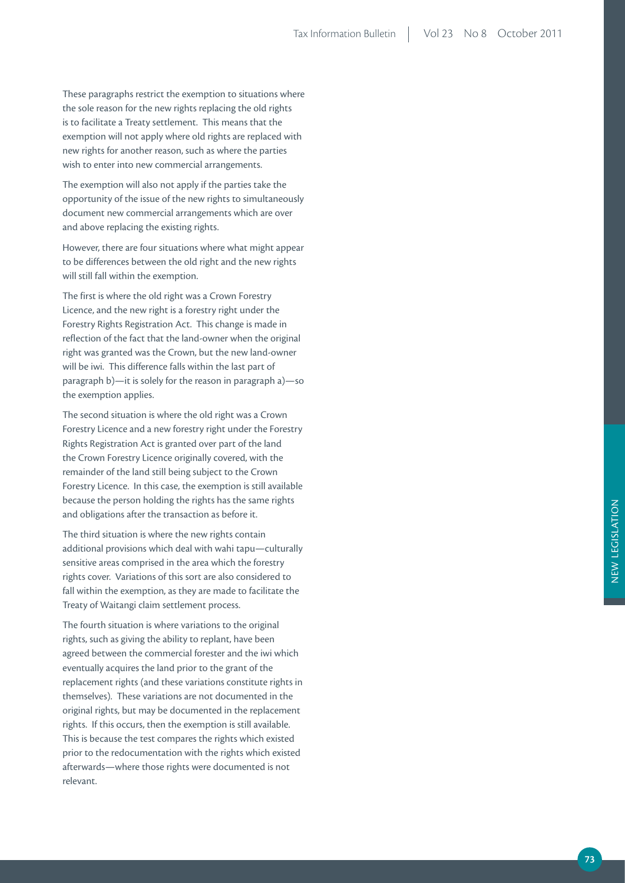These paragraphs restrict the exemption to situations where the sole reason for the new rights replacing the old rights is to facilitate a Treaty settlement. This means that the exemption will not apply where old rights are replaced with new rights for another reason, such as where the parties wish to enter into new commercial arrangements.

The exemption will also not apply if the parties take the opportunity of the issue of the new rights to simultaneously document new commercial arrangements which are over and above replacing the existing rights.

However, there are four situations where what might appear to be differences between the old right and the new rights will still fall within the exemption.

The first is where the old right was a Crown Forestry Licence, and the new right is a forestry right under the Forestry Rights Registration Act. This change is made in reflection of the fact that the land-owner when the original right was granted was the Crown, but the new land-owner will be iwi. This difference falls within the last part of paragraph b)—it is solely for the reason in paragraph a)—so the exemption applies.

The second situation is where the old right was a Crown Forestry Licence and a new forestry right under the Forestry Rights Registration Act is granted over part of the land the Crown Forestry Licence originally covered, with the remainder of the land still being subject to the Crown Forestry Licence. In this case, the exemption is still available because the person holding the rights has the same rights and obligations after the transaction as before it.

The third situation is where the new rights contain additional provisions which deal with wahi tapu—culturally sensitive areas comprised in the area which the forestry rights cover. Variations of this sort are also considered to fall within the exemption, as they are made to facilitate the Treaty of Waitangi claim settlement process.

The fourth situation is where variations to the original rights, such as giving the ability to replant, have been agreed between the commercial forester and the iwi which eventually acquires the land prior to the grant of the replacement rights (and these variations constitute rights in themselves). These variations are not documented in the original rights, but may be documented in the replacement rights. If this occurs, then the exemption is still available. This is because the test compares the rights which existed prior to the redocumentation with the rights which existed afterwards—where those rights were documented is not relevant.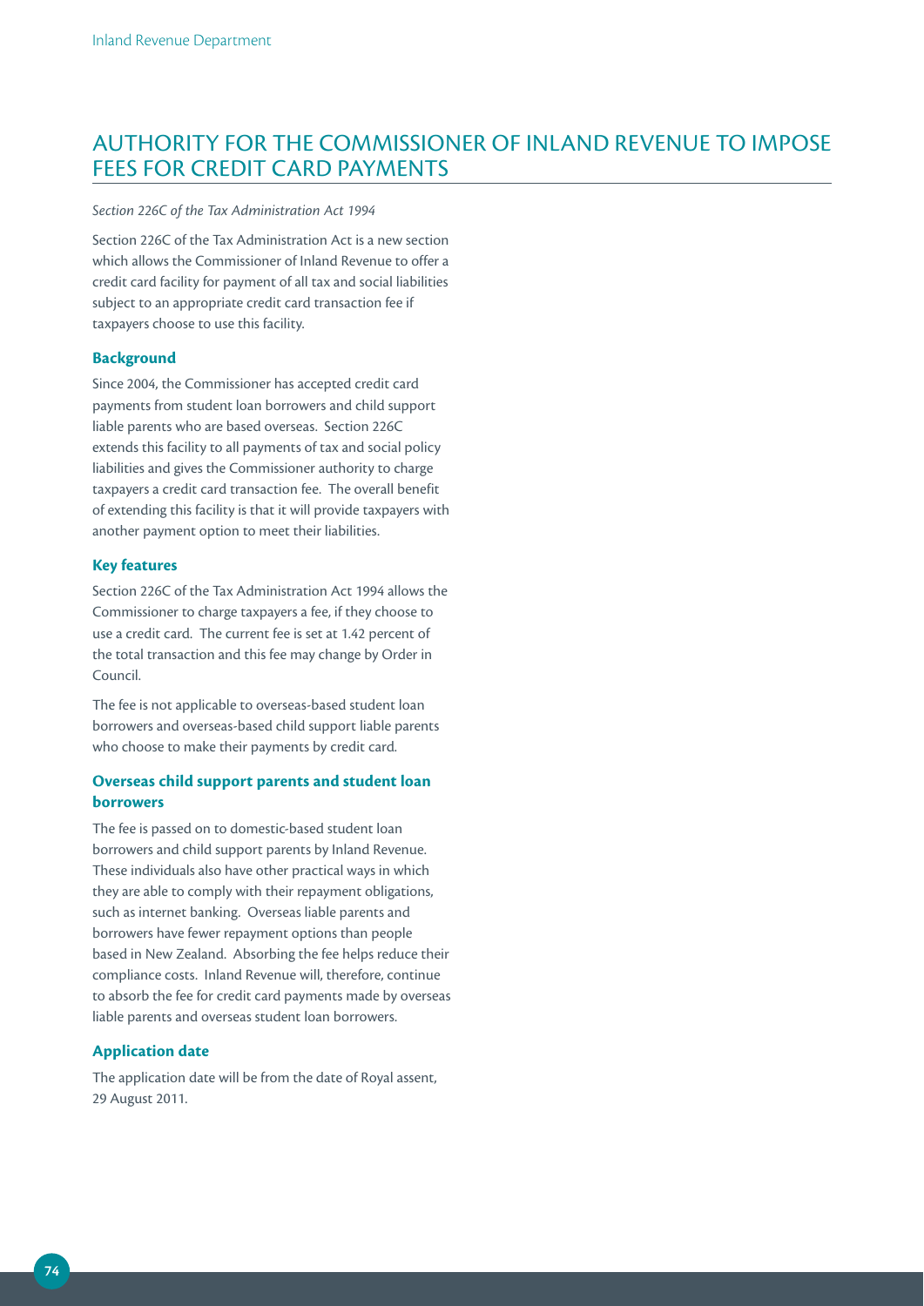## AUTHORITY FOR THE COMMISSIONER OF INLAND REVENUE TO IMPOSE FEES FOR CREDIT CARD PAYMENTS

*Section 226C of the Tax Administration Act 1994*

Section 226C of the Tax Administration Act is a new section which allows the Commissioner of Inland Revenue to offer a credit card facility for payment of all tax and social liabilities subject to an appropriate credit card transaction fee if taxpayers choose to use this facility.

### Background

Since 2004, the Commissioner has accepted credit card payments from student loan borrowers and child support liable parents who are based overseas. Section 226C extends this facility to all payments of tax and social policy liabilities and gives the Commissioner authority to charge taxpayers a credit card transaction fee. The overall benefit of extending this facility is that it will provide taxpayers with another payment option to meet their liabilities.

### Key features

Section 226C of the Tax Administration Act 1994 allows the Commissioner to charge taxpayers a fee, if they choose to use a credit card. The current fee is set at 1.42 percent of the total transaction and this fee may change by Order in Council.

The fee is not applicable to overseas-based student loan borrowers and overseas-based child support liable parents who choose to make their payments by credit card.

### Overseas child support parents and student loan borrowers

The fee is passed on to domestic-based student loan borrowers and child support parents by Inland Revenue. These individuals also have other practical ways in which they are able to comply with their repayment obligations, such as internet banking. Overseas liable parents and borrowers have fewer repayment options than people based in New Zealand. Absorbing the fee helps reduce their compliance costs. Inland Revenue will, therefore, continue to absorb the fee for credit card payments made by overseas liable parents and overseas student loan borrowers.

### Application date

The application date will be from the date of Royal assent, 29 August 2011.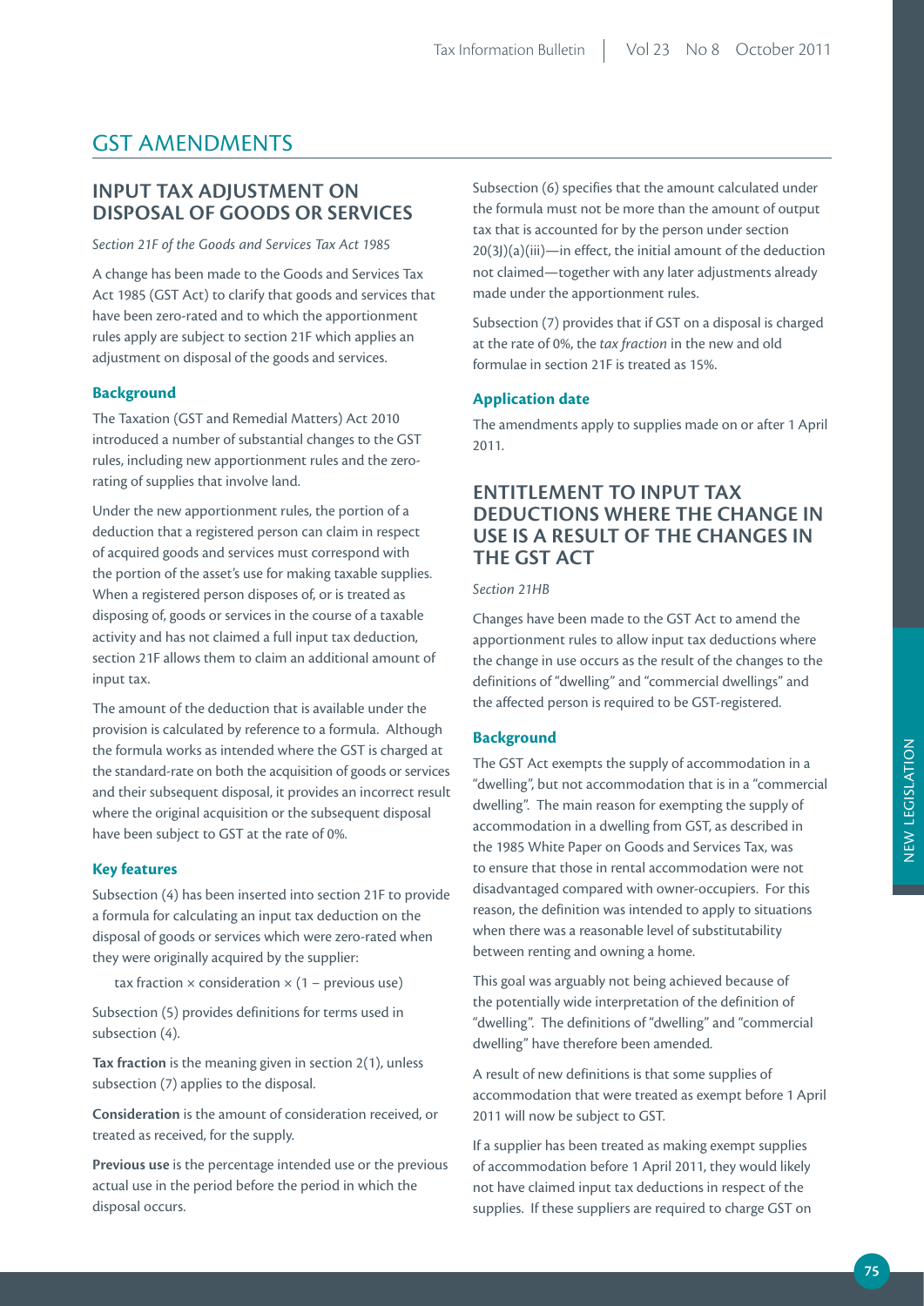# GST AMENDMENTS

## INPUT TAX ADJUSTMENT ON DISPOSAL OF GOODS OR SERVICES

*Section 21F of the Goods and Services Tax Act 1985*

A change has been made to the Goods and Services Tax Act 1985 (GST Act) to clarify that goods and services that have been zero-rated and to which the apportionment rules apply are subject to section 21F which applies an adjustment on disposal of the goods and services.

### Background

The Taxation (GST and Remedial Matters) Act 2010 introduced a number of substantial changes to the GST rules, including new apportionment rules and the zero-rating of supplies that involve land.

Under the new apportionment rules, the portion of a deduction that a registered person can claim in respect of acquired goods and services must correspond with the portion of the asset's use for making taxable supplies. When a registered person disposes of, or is treated as disposing of, goods or services in the course of a taxable activity and has not claimed a full input tax deduction, section 21F allows them to claim an additional amount of input tax.

The amount of the deduction that is available under the provision is calculated by reference to a formula. Although the formula works as intended where the GST is charged at the standard-rate on both the acquisition of goods or services and their subsequent disposal, it provides an incorrect result where the original acquisition or the subsequent disposal have been subject to GST at the rate of 0%.

### Key features

Subsection (4) has been inserted into section 21F to provide a formula for calculating an input tax deduction on the disposal of goods or services which were zero-rated when they were originally acquired by the supplier:

$$\text{tax fraction} \times \text{consideration} \times (1 - \text{previous use})$$

Subsection (5) provides definitions for terms used in subsection (4).

**Tax fraction** is the meaning given in section 2(1), unless subsection (7) applies to the disposal.

**Consideration** is the amount of consideration received, or treated as received, for the supply.

**Previous use** is the percentage intended use or the previous actual use in the period before the period in which the disposal occurs.

Subsection (6) specifies that the amount calculated under the formula must not be more than the amount of output tax that is accounted for by the person under section 20(3J)(a)(iii)—in effect, the initial amount of the deduction not claimed—together with any later adjustments already made under the apportionment rules.

Subsection (7) provides that if GST on a disposal is charged at the rate of 0%, the *tax fraction* in the new and old formulae in section 21F is treated as 15%.

### Application date

The amendments apply to supplies made on or after 1 April 2011.

## ENTITLEMENT TO INPUT TAX DEDUCTIONS WHERE THE CHANGE IN USE IS A RESULT OF THE CHANGES IN THE GST ACT

*Section 21HB*

Changes have been made to the GST Act to amend the apportionment rules to allow input tax deductions where the change in use occurs as the result of the changes to the definitions of "dwelling" and "commercial dwellings" and the affected person is required to be GST-registered.

### Background

The GST Act exempts the supply of accommodation in a "dwelling", but not accommodation that is in a "commercial dwelling". The main reason for exempting the supply of accommodation in a dwelling from GST, as described in the 1985 White Paper on Goods and Services Tax, was to ensure that those in rental accommodation were not disadvantaged compared with owner-occupiers. For this reason, the definition was intended to apply to situations when there was a reasonable level of substitutability between renting and owning a home.

This goal was arguably not being achieved because of the potentially wide interpretation of the definition of "dwelling". The definitions of "dwelling" and "commercial dwelling" have therefore been amended.

A result of new definitions is that some supplies of accommodation that were treated as exempt before 1 April 2011 will now be subject to GST.

If a supplier has been treated as making exempt supplies of accommodation before 1 April 2011, they would likely not have claimed input tax deductions in respect of the supplies. If these suppliers are required to charge GST on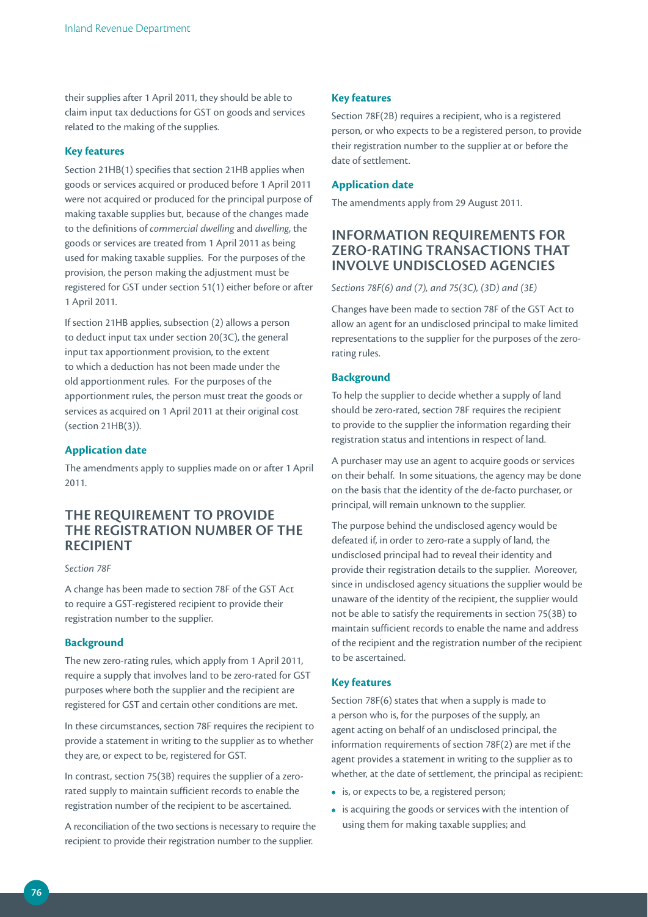their supplies after 1 April 2011, they should be able to claim input tax deductions for GST on goods and services related to the making of the supplies.

### Key features

Section 21HB(1) specifies that section 21HB applies when goods or services acquired or produced before 1 April 2011 were not acquired or produced for the principal purpose of making taxable supplies but, because of the changes made to the definitions of *commercial dwelling* and *dwelling*, the goods or services are treated from 1 April 2011 as being used for making taxable supplies. For the purposes of the provision, the person making the adjustment must be registered for GST under section 51(1) either before or after 1 April 2011.

If section 21HB applies, subsection (2) allows a person to deduct input tax under section 20(3C), the general input tax apportionment provision, to the extent to which a deduction has not been made under the old apportionment rules. For the purposes of the apportionment rules, the person must treat the goods or services as acquired on 1 April 2011 at their original cost (section 21HB(3)).

### Application date

The amendments apply to supplies made on or after 1 April 2011.

## THE REQUIREMENT TO PROVIDE THE REGISTRATION NUMBER OF THE RECIPIENT

*Section 78F*

A change has been made to section 78F of the GST Act to require a GST-registered recipient to provide their registration number to the supplier.

### Background

The new zero-rating rules, which apply from 1 April 2011, require a supply that involves land to be zero-rated for GST purposes where both the supplier and the recipient are registered for GST and certain other conditions are met.

In these circumstances, section 78F requires the recipient to provide a statement in writing to the supplier as to whether they are, or expect to be, registered for GST.

In contrast, section 75(3B) requires the supplier of a zero-rated supply to maintain sufficient records to enable the registration number of the recipient to be ascertained.

A reconciliation of the two sections is necessary to require the recipient to provide their registration number to the supplier.

### Key features

Section 78F(2B) requires a recipient, who is a registered person, or who expects to be a registered person, to provide their registration number to the supplier at or before the date of settlement.

### Application date

The amendments apply from 29 August 2011.

## INFORMATION REQUIREMENTS FOR ZERO-RATING TRANSACTIONS THAT INVOLVE UNDISCLOSED AGENCIES

*Sections 78F(6) and (7), and 75(3C), (3D) and (3E)*

Changes have been made to section 78F of the GST Act to allow an agent for an undisclosed principal to make limited representations to the supplier for the purposes of the zero-rating rules.

### Background

To help the supplier to decide whether a supply of land should be zero-rated, section 78F requires the recipient to provide to the supplier the information regarding their registration status and intentions in respect of land.

A purchaser may use an agent to acquire goods or services on their behalf. In some situations, the agency may be done on the basis that the identity of the de-facto purchaser, or principal, will remain unknown to the supplier.

The purpose behind the undisclosed agency would be defeated if, in order to zero-rate a supply of land, the undisclosed principal had to reveal their identity and provide their registration details to the supplier. Moreover, since in undisclosed agency situations the supplier would be unaware of the identity of the recipient, the supplier would not be able to satisfy the requirements in section 75(3B) to maintain sufficient records to enable the name and address of the recipient and the registration number of the recipient to be ascertained.

### Key features

Section 78F(6) states that when a supply is made to a person who is, for the purposes of the supply, an agent acting on behalf of an undisclosed principal, the information requirements of section 78F(2) are met if the agent provides a statement in writing to the supplier as to whether, at the date of settlement, the principal as recipient:

- is, or expects to be, a registered person;
- is acquiring the goods or services with the intention of using them for making taxable supplies; and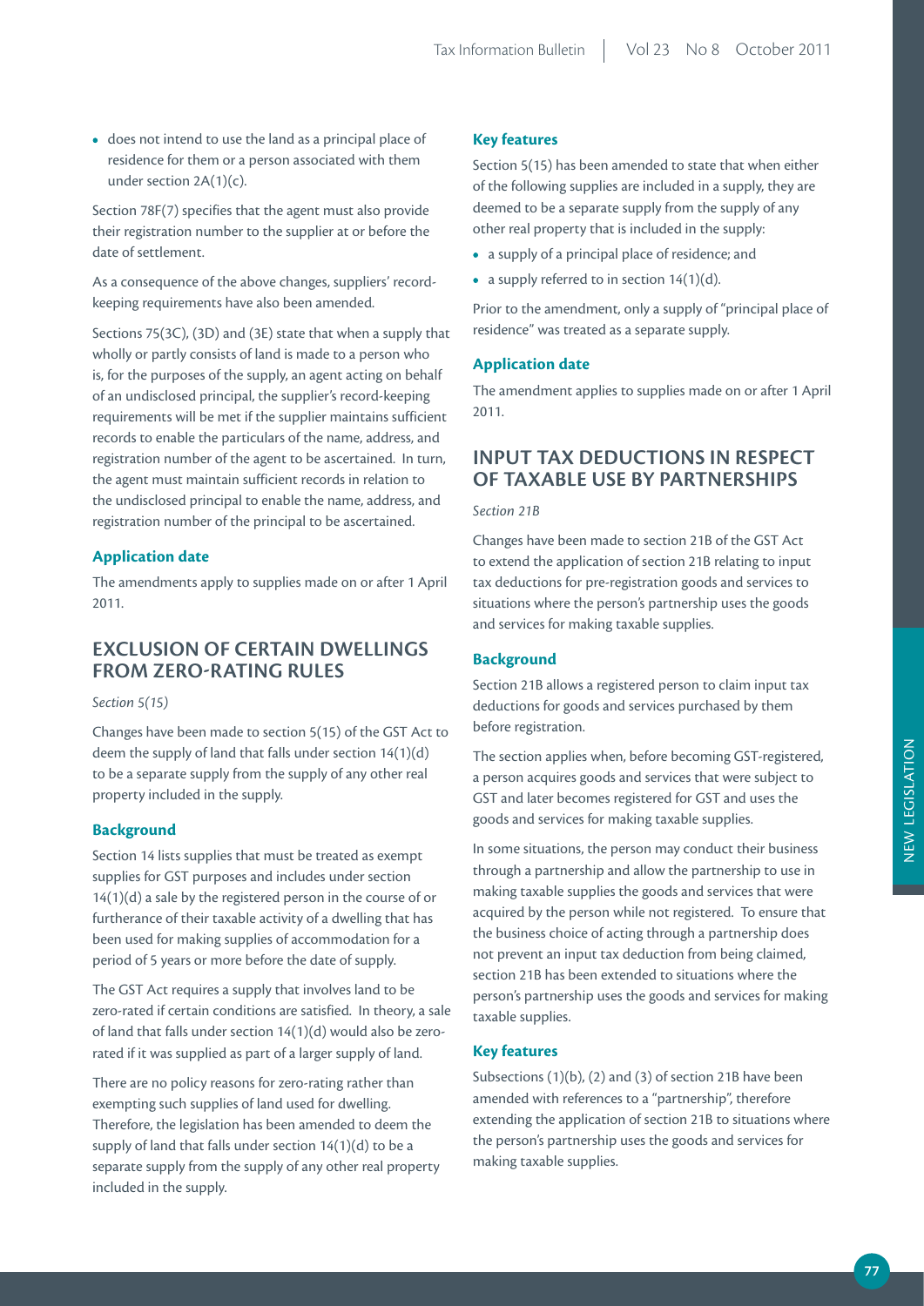- does not intend to use the land as a principal place of residence for them or a person associated with them under section 2A(1)(c).

Section 78F(7) specifies that the agent must also provide their registration number to the supplier at or before the date of settlement.

As a consequence of the above changes, suppliers' record-keeping requirements have also been amended.

Sections 75(3C), (3D) and (3E) state that when a supply that wholly or partly consists of land is made to a person who is, for the purposes of the supply, an agent acting on behalf of an undisclosed principal, the supplier's record-keeping requirements will be met if the supplier maintains sufficient records to enable the particulars of the name, address, and registration number of the agent to be ascertained. In turn, the agent must maintain sufficient records in relation to the undisclosed principal to enable the name, address, and registration number of the principal to be ascertained.

### Application date

The amendments apply to supplies made on or after 1 April 2011.

## EXCLUSION OF CERTAIN DWELLINGS FROM ZERO-RATING RULES

*Section 5(15)*

Changes have been made to section 5(15) of the GST Act to deem the supply of land that falls under section 14(1)(d) to be a separate supply from the supply of any other real property included in the supply.

### Background

Section 14 lists supplies that must be treated as exempt supplies for GST purposes and includes under section 14(1)(d) a sale by the registered person in the course of or furtherance of their taxable activity of a dwelling that has been used for making supplies of accommodation for a period of 5 years or more before the date of supply.

The GST Act requires a supply that involves land to be zero-rated if certain conditions are satisfied. In theory, a sale of land that falls under section 14(1)(d) would also be zero-rated if it was supplied as part of a larger supply of land.

There are no policy reasons for zero-rating rather than exempting such supplies of land used for dwelling. Therefore, the legislation has been amended to deem the supply of land that falls under section 14(1)(d) to be a separate supply from the supply of any other real property included in the supply.

### Key features

Section 5(15) has been amended to state that when either of the following supplies are included in a supply, they are deemed to be a separate supply from the supply of any other real property that is included in the supply:

- a supply of a principal place of residence; and
- a supply referred to in section 14(1)(d).

Prior to the amendment, only a supply of "principal place of residence" was treated as a separate supply.

### Application date

The amendment applies to supplies made on or after 1 April 2011.

## INPUT TAX DEDUCTIONS IN RESPECT OF TAXABLE USE BY PARTNERSHIPS

*Section 21B*

Changes have been made to section 21B of the GST Act to extend the application of section 21B relating to input tax deductions for pre-registration goods and services to situations where the person's partnership uses the goods and services for making taxable supplies.

### Background

Section 21B allows a registered person to claim input tax deductions for goods and services purchased by them before registration.

The section applies when, before becoming GST-registered, a person acquires goods and services that were subject to GST and later becomes registered for GST and uses the goods and services for making taxable supplies.

In some situations, the person may conduct their business through a partnership and allow the partnership to use in making taxable supplies the goods and services that were acquired by the person while not registered. To ensure that the business choice of acting through a partnership does not prevent an input tax deduction from being claimed, section 21B has been extended to situations where the person's partnership uses the goods and services for making taxable supplies.

### Key features

Subsections (1)(b), (2) and (3) of section 21B have been amended with references to a "partnership", therefore extending the application of section 21B to situations where the person's partnership uses the goods and services for making taxable supplies.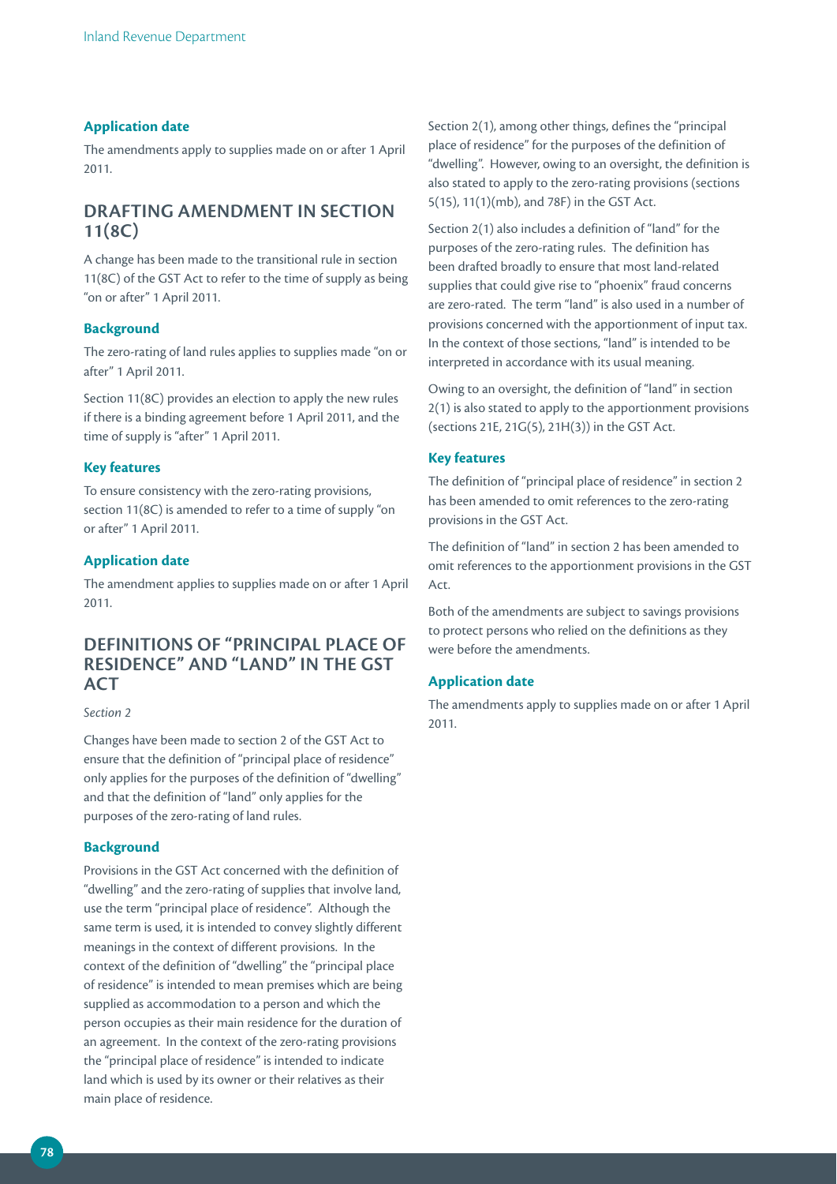### Application date

The amendments apply to supplies made on or after 1 April 2011.

## DRAFTING AMENDMENT IN SECTION 11(8C)

A change has been made to the transitional rule in section 11(8C) of the GST Act to refer to the time of supply as being "on or after" 1 April 2011.

### Background

The zero-rating of land rules applies to supplies made "on or after" 1 April 2011.

Section 11(8C) provides an election to apply the new rules if there is a binding agreement before 1 April 2011, and the time of supply is "after" 1 April 2011.

### Key features

To ensure consistency with the zero-rating provisions, section 11(8C) is amended to refer to a time of supply "on or after" 1 April 2011.

### Application date

The amendment applies to supplies made on or after 1 April 2011.

## DEFINITIONS OF "PRINCIPAL PLACE OF RESIDENCE" AND "LAND" IN THE GST ACT

*Section 2*

Changes have been made to section 2 of the GST Act to ensure that the definition of "principal place of residence" only applies for the purposes of the definition of "dwelling" and that the definition of "land" only applies for the purposes of the zero-rating of land rules.

### Background

Provisions in the GST Act concerned with the definition of "dwelling" and the zero-rating of supplies that involve land, use the term "principal place of residence". Although the same term is used, it is intended to convey slightly different meanings in the context of different provisions. In the context of the definition of "dwelling" the "principal place of residence" is intended to mean premises which are being supplied as accommodation to a person and which the person occupies as their main residence for the duration of an agreement. In the context of the zero-rating provisions the "principal place of residence" is intended to indicate land which is used by its owner or their relatives as their main place of residence.

Section 2(1), among other things, defines the "principal place of residence" for the purposes of the definition of "dwelling". However, owing to an oversight, the definition is also stated to apply to the zero-rating provisions (sections 5(15), 11(1)(mb), and 78F) in the GST Act.

Section 2(1) also includes a definition of "land" for the purposes of the zero-rating rules. The definition has been drafted broadly to ensure that most land-related supplies that could give rise to "phoenix" fraud concerns are zero-rated. The term "land" is also used in a number of provisions concerned with the apportionment of input tax. In the context of those sections, "land" is intended to be interpreted in accordance with its usual meaning.

Owing to an oversight, the definition of "land" in section 2(1) is also stated to apply to the apportionment provisions (sections 21E, 21G(5), 21H(3)) in the GST Act.

### Key features

The definition of "principal place of residence" in section 2 has been amended to omit references to the zero-rating provisions in the GST Act.

The definition of "land" in section 2 has been amended to omit references to the apportionment provisions in the GST Act.

Both of the amendments are subject to savings provisions to protect persons who relied on the definitions as they were before the amendments.

### Application date

The amendments apply to supplies made on or after 1 April 2011.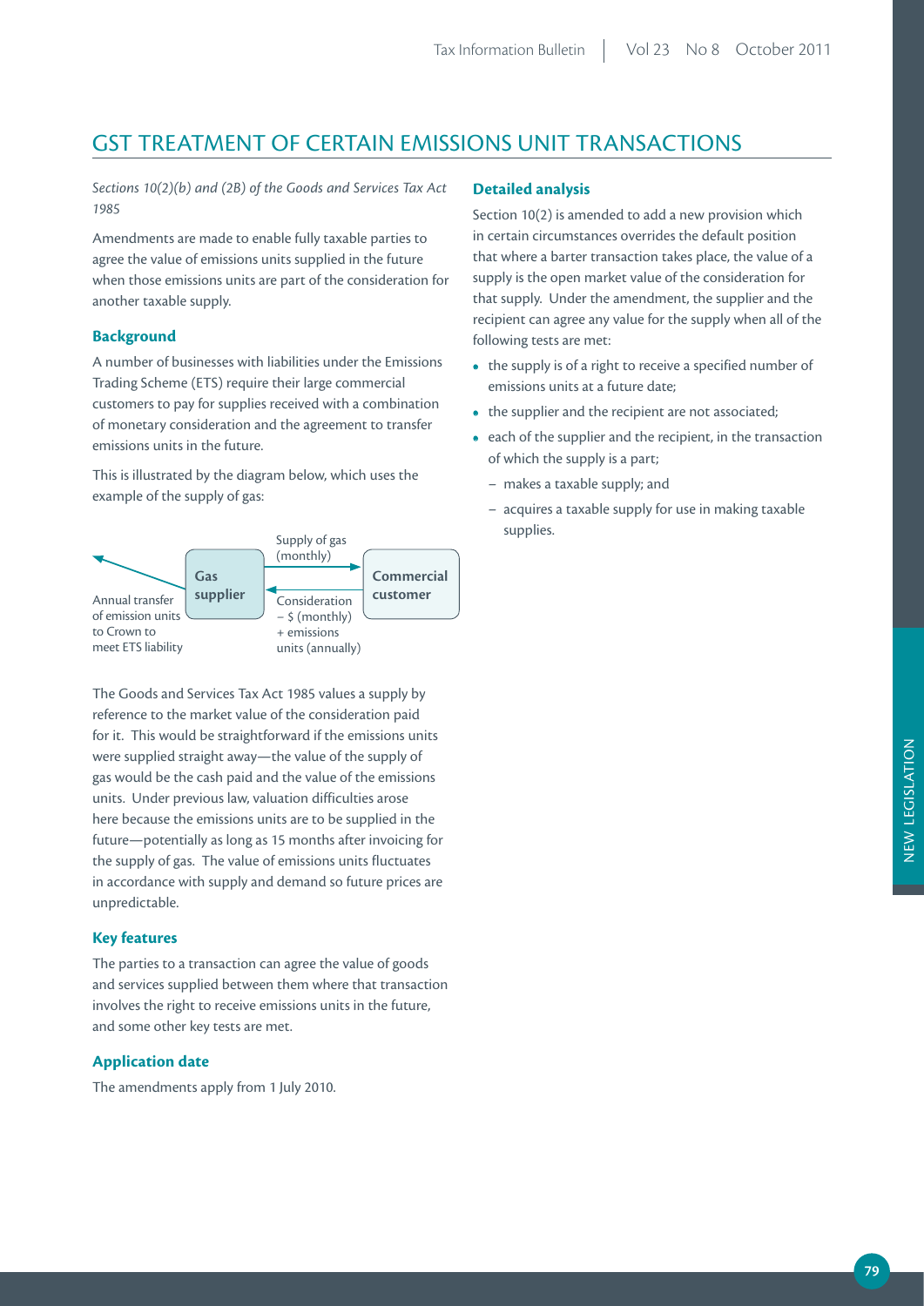# GST TREATMENT OF CERTAIN EMISSIONS UNIT TRANSACTIONS

*Sections 10(2)(b) and (2B) of the Goods and Services Tax Act 1985*

Amendments are made to enable fully taxable parties to agree the value of emissions units supplied in the future when those emissions units are part of the consideration for another taxable supply.

### Background

A number of businesses with liabilities under the Emissions Trading Scheme (ETS) require their large commercial customers to pay for supplies received with a combination of monetary consideration and the agreement to transfer emissions units in the future.

This is illustrated by the diagram below, which uses the example of the supply of gas:

Annual transfer of emission units to Crown to meet ETS liability ← **Gas supplier** — Supply of gas (monthly) → **Commercial customer**

**Commercial customer** — Consideration – $ (monthly) + emissions units (annually) → **Gas supplier**

The Goods and Services Tax Act 1985 values a supply by reference to the market value of the consideration paid for it. This would be straightforward if the emissions units were supplied straight away—the value of the supply of gas would be the cash paid and the value of the emissions units. Under previous law, valuation difficulties arose here because the emissions units are to be supplied in the future—potentially as long as 15 months after invoicing for the supply of gas. The value of emissions units fluctuates in accordance with supply and demand so future prices are unpredictable.

### Key features

The parties to a transaction can agree the value of goods and services supplied between them where that transaction involves the right to receive emissions units in the future, and some other key tests are met.

### Application date

The amendments apply from 1 July 2010.

### Detailed analysis

Section 10(2) is amended to add a new provision which in certain circumstances overrides the default position that where a barter transaction takes place, the value of a supply is the open market value of the consideration for that supply. Under the amendment, the supplier and the recipient can agree any value for the supply when all of the following tests are met:

- the supply is of a right to receive a specified number of emissions units at a future date;
- the supplier and the recipient are not associated;
- each of the supplier and the recipient, in the transaction of which the supply is a part;
  - makes a taxable supply; and
  - acquires a taxable supply for use in making taxable supplies.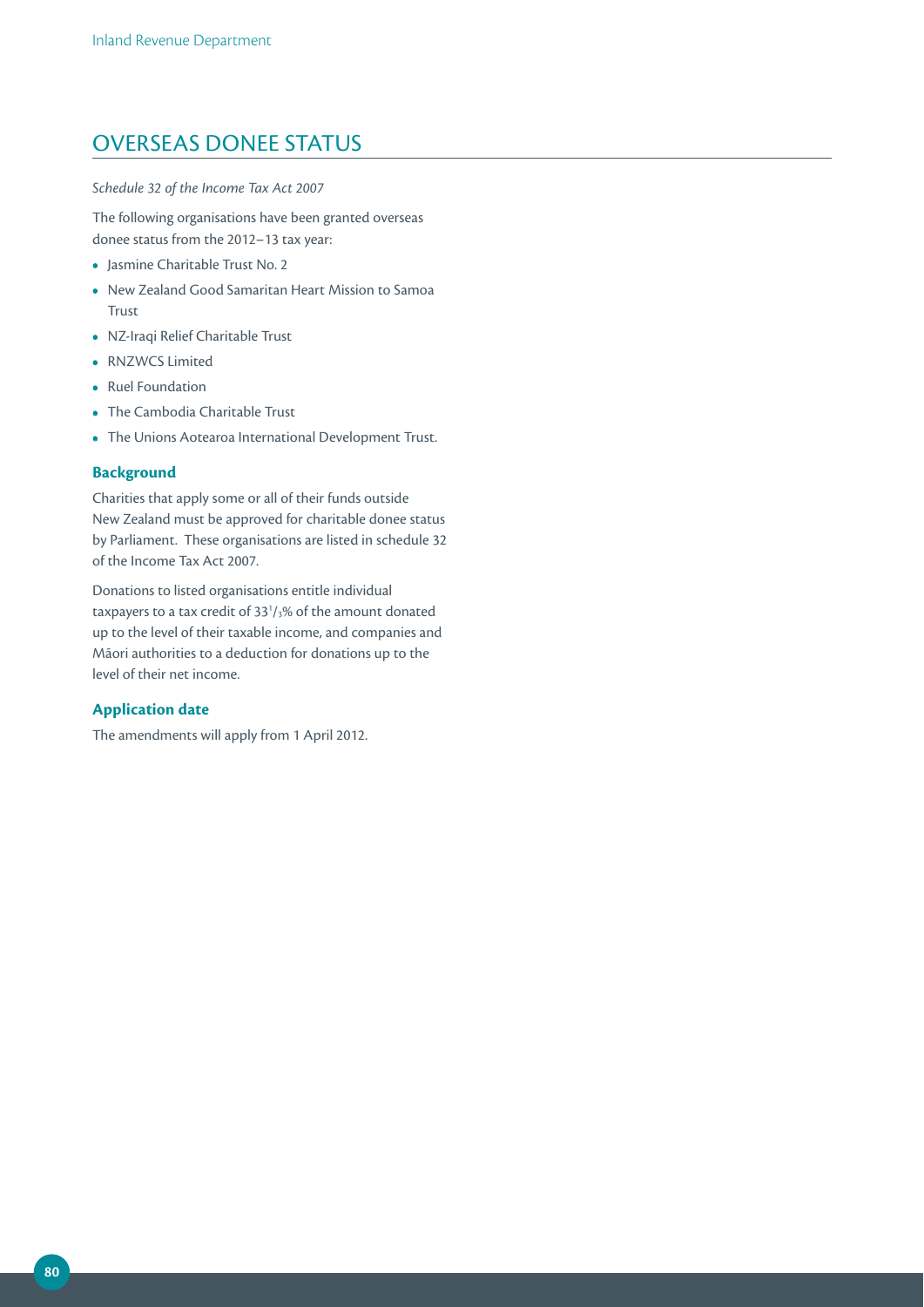## OVERSEAS DONEE STATUS

*Schedule 32 of the Income Tax Act 2007*

The following organisations have been granted overseas donee status from the 2012–13 tax year:

- Jasmine Charitable Trust No. 2
- New Zealand Good Samaritan Heart Mission to Samoa Trust
- NZ-Iraqi Relief Charitable Trust
- RNZWCS Limited
- Ruel Foundation
- The Cambodia Charitable Trust
- The Unions Aotearoa International Development Trust.

### Background

Charities that apply some or all of their funds outside New Zealand must be approved for charitable donee status by Parliament. These organisations are listed in schedule 32 of the Income Tax Act 2007.

Donations to listed organisations entitle individual taxpayers to a tax credit of $33^1/_3$% of the amount donated up to the level of their taxable income, and companies and Māori authorities to a deduction for donations up to the level of their net income.

### Application date

The amendments will apply from 1 April 2012.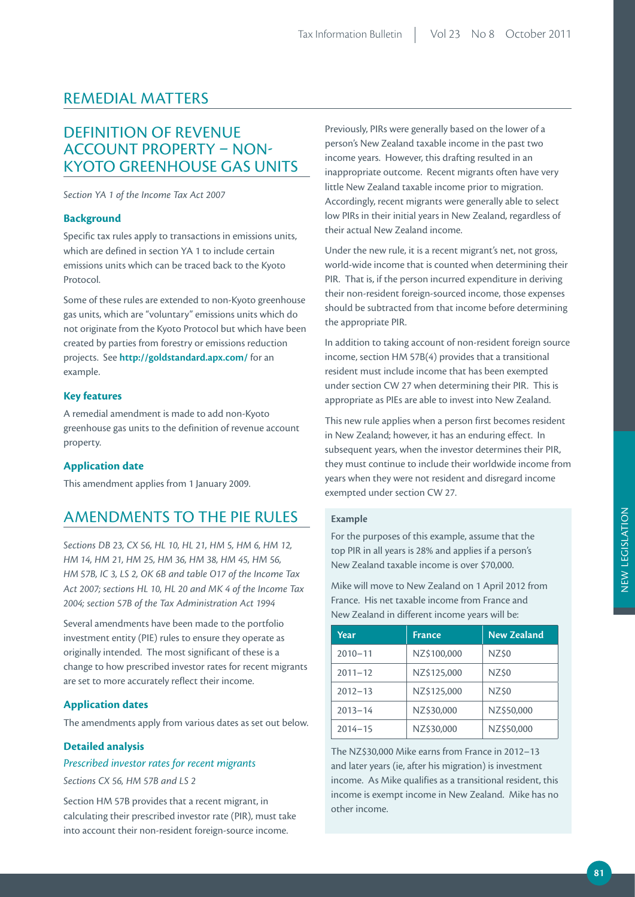# REMEDIAL MATTERS

## DEFINITION OF REVENUE ACCOUNT PROPERTY – NON-KYOTO GREENHOUSE GAS UNITS

*Section YA 1 of the Income Tax Act 2007*

### Background

Specific tax rules apply to transactions in emissions units, which are defined in section YA 1 to include certain emissions units which can be traced back to the Kyoto Protocol.

Some of these rules are extended to non-Kyoto greenhouse gas units, which are "voluntary" emissions units which do not originate from the Kyoto Protocol but which have been created by parties from forestry or emissions reduction projects. See **http://goldstandard.apx.com/** for an example.

### Key features

A remedial amendment is made to add non-Kyoto greenhouse gas units to the definition of revenue account property.

### Application date

This amendment applies from 1 January 2009.

## AMENDMENTS TO THE PIE RULES

*Sections DB 23, CX 56, HL 10, HL 21, HM 5, HM 6, HM 12, HM 14, HM 21, HM 25, HM 36, HM 38, HM 45, HM 56, HM 57B, IC 3, LS 2, OK 6B and table O17 of the Income Tax Act 2007; sections HL 10, HL 20 and MK 4 of the Income Tax Act 2004; section 57B of the Tax Administration Act 1994*

Several amendments have been made to the portfolio investment entity (PIE) rules to ensure they operate as originally intended. The most significant of these is a change to how prescribed investor rates for recent migrants are set to more accurately reflect their income.

### Application dates

The amendments apply from various dates as set out below.

### Detailed analysis

*Prescribed investor rates for recent migrants*

*Sections CX 56, HM 57B and LS 2*

Section HM 57B provides that a recent migrant, in calculating their prescribed investor rate (PIR), must take into account their non-resident foreign-source income.

Previously, PIRs were generally based on the lower of a person's New Zealand taxable income in the past two income years. However, this drafting resulted in an inappropriate outcome. Recent migrants often have very little New Zealand taxable income prior to migration. Accordingly, recent migrants were generally able to select low PIRs in their initial years in New Zealand, regardless of their actual New Zealand income.

Under the new rule, it is a recent migrant's net, not gross, world-wide income that is counted when determining their PIR. That is, if the person incurred expenditure in deriving their non-resident foreign-sourced income, those expenses should be subtracted from that income before determining the appropriate PIR.

In addition to taking account of non-resident foreign source income, section HM 57B(4) provides that a transitional resident must include income that has been exempted under section CW 27 when determining their PIR. This is appropriate as PIEs are able to invest into New Zealand.

This new rule applies when a person first becomes resident in New Zealand; however, it has an enduring effect. In subsequent years, when the investor determines their PIR, they must continue to include their worldwide income from years when they were not resident and disregard income exempted under section CW 27.

**Example**

For the purposes of this example, assume that the top PIR in all years is 28% and applies if a person's New Zealand taxable income is over $70,000.

Mike will move to New Zealand on 1 April 2012 from France. His net taxable income from France and New Zealand in different income years will be:

| Year | France | New Zealand |
|---|---|---|
| 2010–11 | NZ$100,000 | NZ$0 |
| 2011–12 | NZ$125,000 | NZ$0 |
| 2012–13 | NZ$125,000 | NZ$0 |
| 2013–14 | NZ$30,000 | NZ$50,000 |
| 2014–15 | NZ$30,000 | NZ$50,000 |

The NZ$30,000 Mike earns from France in 2012–13 and later years (ie, after his migration) is investment income. As Mike qualifies as a transitional resident, this income is exempt income in New Zealand. Mike has no other income.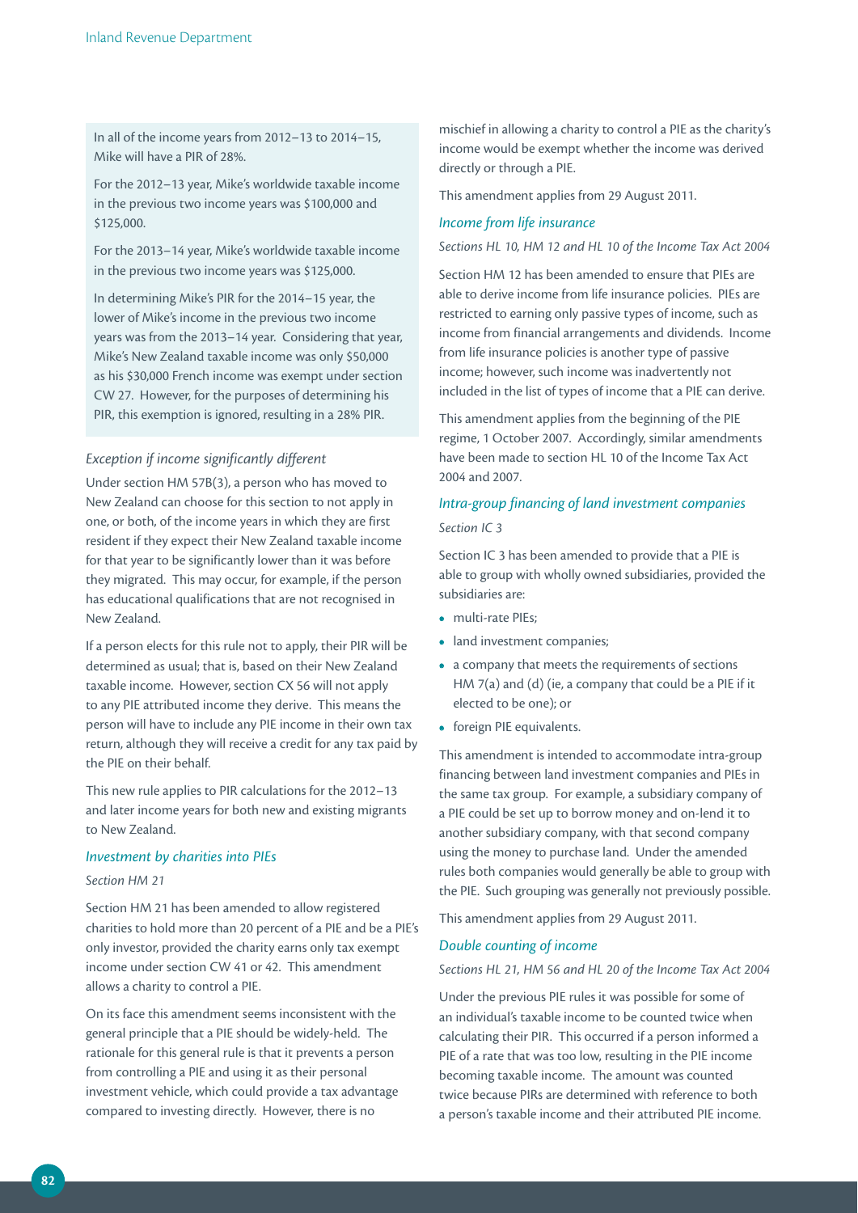In all of the income years from 2012–13 to 2014–15, Mike will have a PIR of 28%.

For the 2012–13 year, Mike's worldwide taxable income in the previous two income years was $100,000 and $125,000.

For the 2013–14 year, Mike's worldwide taxable income in the previous two income years was $125,000.

In determining Mike's PIR for the 2014–15 year, the lower of Mike's income in the previous two income years was from the 2013–14 year. Considering that year, Mike's New Zealand taxable income was only $50,000 as his $30,000 French income was exempt under section CW 27. However, for the purposes of determining his PIR, this exemption is ignored, resulting in a 28% PIR.

*Exception if income significantly different*

Under section HM 57B(3), a person who has moved to New Zealand can choose for this section to not apply in one, or both, of the income years in which they are first resident if they expect their New Zealand taxable income for that year to be significantly lower than it was before they migrated. This may occur, for example, if the person has educational qualifications that are not recognised in New Zealand.

If a person elects for this rule not to apply, their PIR will be determined as usual; that is, based on their New Zealand taxable income. However, section CX 56 will not apply to any PIE attributed income they derive. This means the person will have to include any PIE income in their own tax return, although they will receive a credit for any tax paid by the PIE on their behalf.

This new rule applies to PIR calculations for the 2012–13 and later income years for both new and existing migrants to New Zealand.

### Investment by charities into PIEs

*Section HM 21*

Section HM 21 has been amended to allow registered charities to hold more than 20 percent of a PIE and be a PIE's only investor, provided the charity earns only tax exempt income under section CW 41 or 42. This amendment allows a charity to control a PIE.

On its face this amendment seems inconsistent with the general principle that a PIE should be widely-held. The rationale for this general rule is that it prevents a person from controlling a PIE and using it as their personal investment vehicle, which could provide a tax advantage compared to investing directly. However, there is no mischief in allowing a charity to control a PIE as the charity's income would be exempt whether the income was derived directly or through a PIE.

This amendment applies from 29 August 2011.

### Income from life insurance

*Sections HL 10, HM 12 and HL 10 of the Income Tax Act 2004*

Section HM 12 has been amended to ensure that PIEs are able to derive income from life insurance policies. PIEs are restricted to earning only passive types of income, such as income from financial arrangements and dividends. Income from life insurance policies is another type of passive income; however, such income was inadvertently not included in the list of types of income that a PIE can derive.

This amendment applies from the beginning of the PIE regime, 1 October 2007. Accordingly, similar amendments have been made to section HL 10 of the Income Tax Act 2004 and 2007.

### Intra-group financing of land investment companies

*Section IC 3*

Section IC 3 has been amended to provide that a PIE is able to group with wholly owned subsidiaries, provided the subsidiaries are:

- multi-rate PIEs;
- land investment companies;
- a company that meets the requirements of sections HM 7(a) and (d) (ie, a company that could be a PIE if it elected to be one); or
- foreign PIE equivalents.

This amendment is intended to accommodate intra-group financing between land investment companies and PIEs in the same tax group. For example, a subsidiary company of a PIE could be set up to borrow money and on-lend it to another subsidiary company, with that second company using the money to purchase land. Under the amended rules both companies would generally be able to group with the PIE. Such grouping was generally not previously possible.

This amendment applies from 29 August 2011.

### Double counting of income

*Sections HL 21, HM 56 and HL 20 of the Income Tax Act 2004*

Under the previous PIE rules it was possible for some of an individual's taxable income to be counted twice when calculating their PIR. This occurred if a person informed a PIE of a rate that was too low, resulting in the PIE income becoming taxable income. The amount was counted twice because PIRs are determined with reference to both a person's taxable income and their attributed PIE income.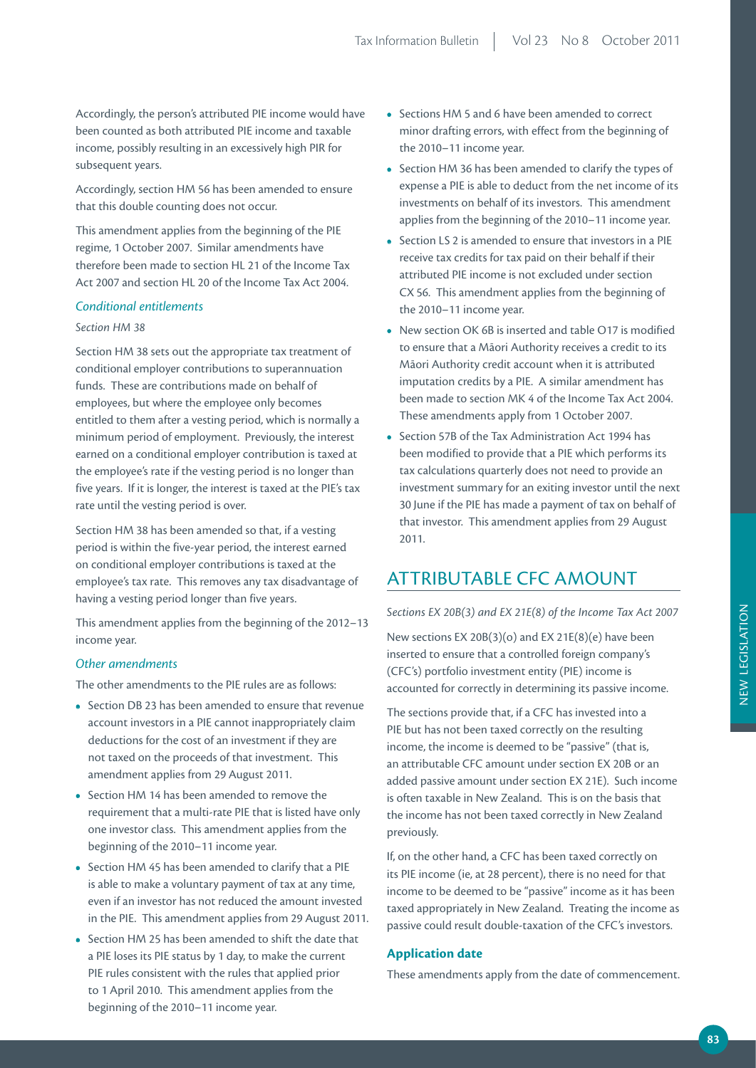Accordingly, the person's attributed PIE income would have been counted as both attributed PIE income and taxable income, possibly resulting in an excessively high PIR for subsequent years.

Accordingly, section HM 56 has been amended to ensure that this double counting does not occur.

This amendment applies from the beginning of the PIE regime, 1 October 2007. Similar amendments have therefore been made to section HL 21 of the Income Tax Act 2007 and section HL 20 of the Income Tax Act 2004.

### *Conditional entitlements*

*Section HM 38*

Section HM 38 sets out the appropriate tax treatment of conditional employer contributions to superannuation funds. These are contributions made on behalf of employees, but where the employee only becomes entitled to them after a vesting period, which is normally a minimum period of employment. Previously, the interest earned on a conditional employer contribution is taxed at the employee's rate if the vesting period is no longer than five years. If it is longer, the interest is taxed at the PIE's tax rate until the vesting period is over.

Section HM 38 has been amended so that, if a vesting period is within the five-year period, the interest earned on conditional employer contributions is taxed at the employee's tax rate. This removes any tax disadvantage of having a vesting period longer than five years.

This amendment applies from the beginning of the 2012–13 income year.

### *Other amendments*

The other amendments to the PIE rules are as follows:

- Section DB 23 has been amended to ensure that revenue account investors in a PIE cannot inappropriately claim deductions for the cost of an investment if they are not taxed on the proceeds of that investment. This amendment applies from 29 August 2011.
- Section HM 14 has been amended to remove the requirement that a multi-rate PIE that is listed have only one investor class. This amendment applies from the beginning of the 2010–11 income year.
- Section HM 45 has been amended to clarify that a PIE is able to make a voluntary payment of tax at any time, even if an investor has not reduced the amount invested in the PIE. This amendment applies from 29 August 2011.
- Section HM 25 has been amended to shift the date that a PIE loses its PIE status by 1 day, to make the current PIE rules consistent with the rules that applied prior to 1 April 2010. This amendment applies from the beginning of the 2010–11 income year.
- Sections HM 5 and 6 have been amended to correct minor drafting errors, with effect from the beginning of the 2010–11 income year.
- Section HM 36 has been amended to clarify the types of expense a PIE is able to deduct from the net income of its investments on behalf of its investors. This amendment applies from the beginning of the 2010–11 income year.
- Section LS 2 is amended to ensure that investors in a PIE receive tax credits for tax paid on their behalf if their attributed PIE income is not excluded under section CX 56. This amendment applies from the beginning of the 2010–11 income year.
- New section OK 6B is inserted and table O17 is modified to ensure that a Māori Authority receives a credit to its Māori Authority credit account when it is attributed imputation credits by a PIE. A similar amendment has been made to section MK 4 of the Income Tax Act 2004. These amendments apply from 1 October 2007.
- Section 57B of the Tax Administration Act 1994 has been modified to provide that a PIE which performs its tax calculations quarterly does not need to provide an investment summary for an exiting investor until the next 30 June if the PIE has made a payment of tax on behalf of that investor. This amendment applies from 29 August 2011.

## ATTRIBUTABLE CFC AMOUNT

*Sections EX 20B(3) and EX 21E(8) of the Income Tax Act 2007*

New sections EX 20B(3)(o) and EX 21E(8)(e) have been inserted to ensure that a controlled foreign company's (CFC's) portfolio investment entity (PIE) income is accounted for correctly in determining its passive income.

The sections provide that, if a CFC has invested into a PIE but has not been taxed correctly on the resulting income, the income is deemed to be "passive" (that is, an attributable CFC amount under section EX 20B or an added passive amount under section EX 21E). Such income is often taxable in New Zealand. This is on the basis that the income has not been taxed correctly in New Zealand previously.

If, on the other hand, a CFC has been taxed correctly on its PIE income (ie, at 28 percent), there is no need for that income to be deemed to be "passive" income as it has been taxed appropriately in New Zealand. Treating the income as passive could result double-taxation of the CFC's investors.

### **Application date**

These amendments apply from the date of commencement.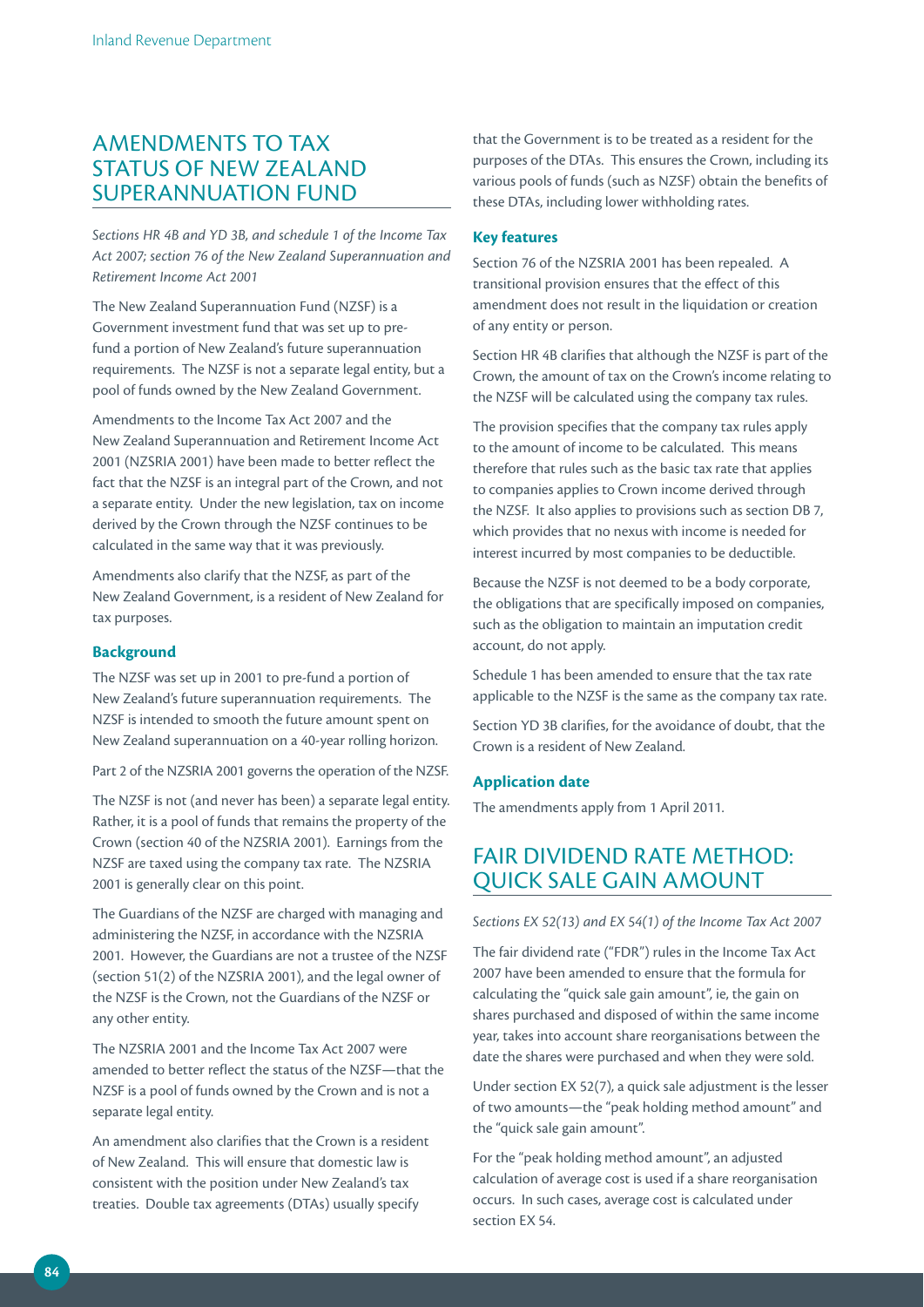## AMENDMENTS TO TAX STATUS OF NEW ZEALAND SUPERANNUATION FUND

*Sections HR 4B and YD 3B, and schedule 1 of the Income Tax Act 2007; section 76 of the New Zealand Superannuation and Retirement Income Act 2001*

The New Zealand Superannuation Fund (NZSF) is a Government investment fund that was set up to pre-fund a portion of New Zealand's future superannuation requirements. The NZSF is not a separate legal entity, but a pool of funds owned by the New Zealand Government.

Amendments to the Income Tax Act 2007 and the New Zealand Superannuation and Retirement Income Act 2001 (NZSRIA 2001) have been made to better reflect the fact that the NZSF is an integral part of the Crown, and not a separate entity. Under the new legislation, tax on income derived by the Crown through the NZSF continues to be calculated in the same way that it was previously.

Amendments also clarify that the NZSF, as part of the New Zealand Government, is a resident of New Zealand for tax purposes.

### Background

The NZSF was set up in 2001 to pre-fund a portion of New Zealand's future superannuation requirements. The NZSF is intended to smooth the future amount spent on New Zealand superannuation on a 40-year rolling horizon.

Part 2 of the NZSRIA 2001 governs the operation of the NZSF.

The NZSF is not (and never has been) a separate legal entity. Rather, it is a pool of funds that remains the property of the Crown (section 40 of the NZSRIA 2001). Earnings from the NZSF are taxed using the company tax rate. The NZSRIA 2001 is generally clear on this point.

The Guardians of the NZSF are charged with managing and administering the NZSF, in accordance with the NZSRIA 2001. However, the Guardians are not a trustee of the NZSF (section 51(2) of the NZSRIA 2001), and the legal owner of the NZSF is the Crown, not the Guardians of the NZSF or any other entity.

The NZSRIA 2001 and the Income Tax Act 2007 were amended to better reflect the status of the NZSF—that the NZSF is a pool of funds owned by the Crown and is not a separate legal entity.

An amendment also clarifies that the Crown is a resident of New Zealand. This will ensure that domestic law is consistent with the position under New Zealand's tax treaties. Double tax agreements (DTAs) usually specify that the Government is to be treated as a resident for the purposes of the DTAs. This ensures the Crown, including its various pools of funds (such as NZSF) obtain the benefits of these DTAs, including lower withholding rates.

### Key features

Section 76 of the NZSRIA 2001 has been repealed. A transitional provision ensures that the effect of this amendment does not result in the liquidation or creation of any entity or person.

Section HR 4B clarifies that although the NZSF is part of the Crown, the amount of tax on the Crown's income relating to the NZSF will be calculated using the company tax rules.

The provision specifies that the company tax rules apply to the amount of income to be calculated. This means therefore that rules such as the basic tax rate that applies to companies applies to Crown income derived through the NZSF. It also applies to provisions such as section DB 7, which provides that no nexus with income is needed for interest incurred by most companies to be deductible.

Because the NZSF is not deemed to be a body corporate, the obligations that are specifically imposed on companies, such as the obligation to maintain an imputation credit account, do not apply.

Schedule 1 has been amended to ensure that the tax rate applicable to the NZSF is the same as the company tax rate.

Section YD 3B clarifies, for the avoidance of doubt, that the Crown is a resident of New Zealand.

### Application date

The amendments apply from 1 April 2011.

## FAIR DIVIDEND RATE METHOD: QUICK SALE GAIN AMOUNT

*Sections EX 52(13) and EX 54(1) of the Income Tax Act 2007*

The fair dividend rate ("FDR") rules in the Income Tax Act 2007 have been amended to ensure that the formula for calculating the "quick sale gain amount", ie, the gain on shares purchased and disposed of within the same income year, takes into account share reorganisations between the date the shares were purchased and when they were sold.

Under section EX 52(7), a quick sale adjustment is the lesser of two amounts—the "peak holding method amount" and the "quick sale gain amount".

For the "peak holding method amount", an adjusted calculation of average cost is used if a share reorganisation occurs. In such cases, average cost is calculated under section EX 54.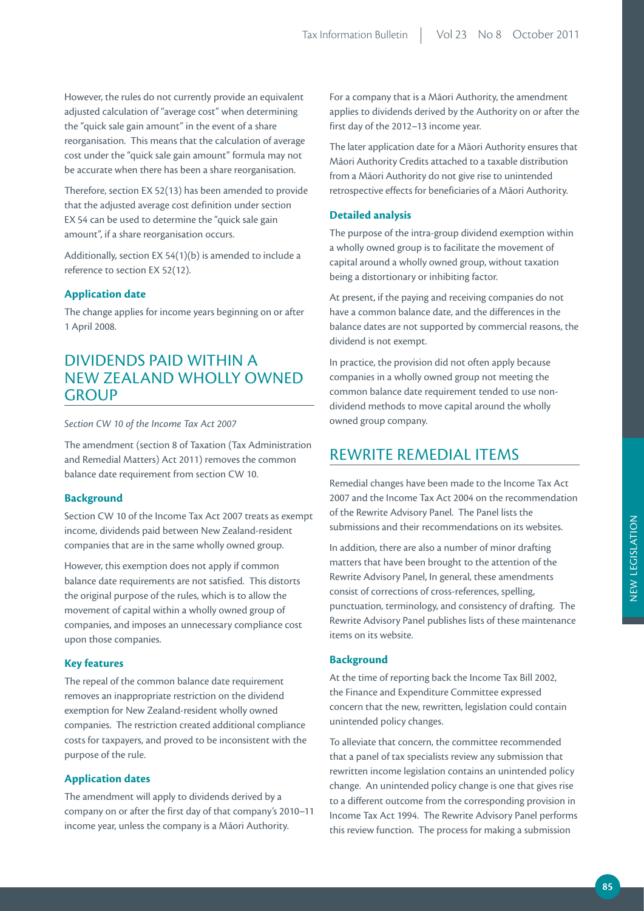However, the rules do not currently provide an equivalent adjusted calculation of "average cost" when determining the "quick sale gain amount" in the event of a share reorganisation. This means that the calculation of average cost under the "quick sale gain amount" formula may not be accurate when there has been a share reorganisation.

Therefore, section EX 52(13) has been amended to provide that the adjusted average cost definition under section EX 54 can be used to determine the "quick sale gain amount", if a share reorganisation occurs.

Additionally, section EX 54(1)(b) is amended to include a reference to section EX 52(12).

### Application date

The change applies for income years beginning on or after 1 April 2008.

## DIVIDENDS PAID WITHIN A NEW ZEALAND WHOLLY OWNED GROUP

*Section CW 10 of the Income Tax Act 2007*

The amendment (section 8 of Taxation (Tax Administration and Remedial Matters) Act 2011) removes the common balance date requirement from section CW 10.

### Background

Section CW 10 of the Income Tax Act 2007 treats as exempt income, dividends paid between New Zealand-resident companies that are in the same wholly owned group.

However, this exemption does not apply if common balance date requirements are not satisfied. This distorts the original purpose of the rules, which is to allow the movement of capital within a wholly owned group of companies, and imposes an unnecessary compliance cost upon those companies.

### Key features

The repeal of the common balance date requirement removes an inappropriate restriction on the dividend exemption for New Zealand-resident wholly owned companies. The restriction created additional compliance costs for taxpayers, and proved to be inconsistent with the purpose of the rule.

### Application dates

The amendment will apply to dividends derived by a company on or after the first day of that company's 2010–11 income year, unless the company is a Māori Authority.

For a company that is a Māori Authority, the amendment applies to dividends derived by the Authority on or after the first day of the 2012–13 income year.

The later application date for a Māori Authority ensures that Māori Authority Credits attached to a taxable distribution from a Māori Authority do not give rise to unintended retrospective effects for beneficiaries of a Māori Authority.

### Detailed analysis

The purpose of the intra-group dividend exemption within a wholly owned group is to facilitate the movement of capital around a wholly owned group, without taxation being a distortionary or inhibiting factor.

At present, if the paying and receiving companies do not have a common balance date, and the differences in the balance dates are not supported by commercial reasons, the dividend is not exempt.

In practice, the provision did not often apply because companies in a wholly owned group not meeting the common balance date requirement tended to use non-dividend methods to move capital around the wholly owned group company.

## REWRITE REMEDIAL ITEMS

Remedial changes have been made to the Income Tax Act 2007 and the Income Tax Act 2004 on the recommendation of the Rewrite Advisory Panel. The Panel lists the submissions and their recommendations on its websites.

In addition, there are also a number of minor drafting matters that have been brought to the attention of the Rewrite Advisory Panel, In general, these amendments consist of corrections of cross-references, spelling, punctuation, terminology, and consistency of drafting. The Rewrite Advisory Panel publishes lists of these maintenance items on its website.

### Background

At the time of reporting back the Income Tax Bill 2002, the Finance and Expenditure Committee expressed concern that the new, rewritten, legislation could contain unintended policy changes.

To alleviate that concern, the committee recommended that a panel of tax specialists review any submission that rewritten income legislation contains an unintended policy change. An unintended policy change is one that gives rise to a different outcome from the corresponding provision in Income Tax Act 1994. The Rewrite Advisory Panel performs this review function. The process for making a submission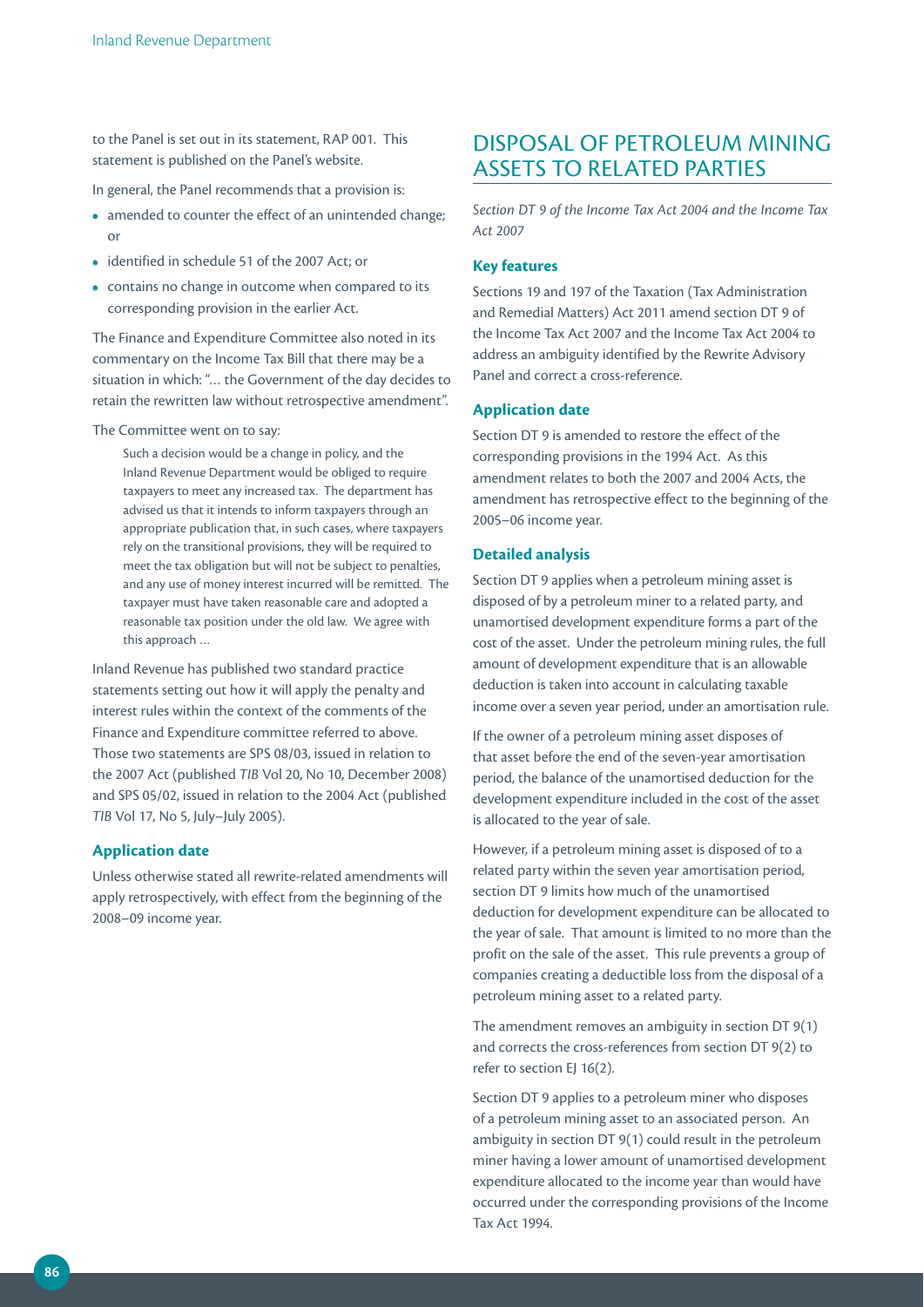to the Panel is set out in its statement, RAP 001. This statement is published on the Panel's website.

In general, the Panel recommends that a provision is:

- amended to counter the effect of an unintended change; or
- identified in schedule 51 of the 2007 Act; or
- contains no change in outcome when compared to its corresponding provision in the earlier Act.

The Finance and Expenditure Committee also noted in its commentary on the Income Tax Bill that there may be a situation in which: "… the Government of the day decides to retain the rewritten law without retrospective amendment".

The Committee went on to say:

> Such a decision would be a change in policy, and the Inland Revenue Department would be obliged to require taxpayers to meet any increased tax. The department has advised us that it intends to inform taxpayers through an appropriate publication that, in such cases, where taxpayers rely on the transitional provisions, they will be required to meet the tax obligation but will not be subject to penalties, and any use of money interest incurred will be remitted. The taxpayer must have taken reasonable care and adopted a reasonable tax position under the old law. We agree with this approach …

Inland Revenue has published two standard practice statements setting out how it will apply the penalty and interest rules within the context of the comments of the Finance and Expenditure committee referred to above. Those two statements are SPS 08/03, issued in relation to the 2007 Act (published *TIB* Vol 20, No 10, December 2008) and SPS 05/02, issued in relation to the 2004 Act (published *TIB* Vol 17, No 5, July–July 2005).

### Application date

Unless otherwise stated all rewrite-related amendments will apply retrospectively, with effect from the beginning of the 2008–09 income year.

## DISPOSAL OF PETROLEUM MINING ASSETS TO RELATED PARTIES

*Section DT 9 of the Income Tax Act 2004 and the Income Tax Act 2007*

### Key features

Sections 19 and 197 of the Taxation (Tax Administration and Remedial Matters) Act 2011 amend section DT 9 of the Income Tax Act 2007 and the Income Tax Act 2004 to address an ambiguity identified by the Rewrite Advisory Panel and correct a cross-reference.

### Application date

Section DT 9 is amended to restore the effect of the corresponding provisions in the 1994 Act. As this amendment relates to both the 2007 and 2004 Acts, the amendment has retrospective effect to the beginning of the 2005–06 income year.

### Detailed analysis

Section DT 9 applies when a petroleum mining asset is disposed of by a petroleum miner to a related party, and unamortised development expenditure forms a part of the cost of the asset. Under the petroleum mining rules, the full amount of development expenditure that is an allowable deduction is taken into account in calculating taxable income over a seven year period, under an amortisation rule.

If the owner of a petroleum mining asset disposes of that asset before the end of the seven-year amortisation period, the balance of the unamortised deduction for the development expenditure included in the cost of the asset is allocated to the year of sale.

However, if a petroleum mining asset is disposed of to a related party within the seven year amortisation period, section DT 9 limits how much of the unamortised deduction for development expenditure can be allocated to the year of sale. That amount is limited to no more than the profit on the sale of the asset. This rule prevents a group of companies creating a deductible loss from the disposal of a petroleum mining asset to a related party.

The amendment removes an ambiguity in section DT 9(1) and corrects the cross-references from section DT 9(2) to refer to section EJ 16(2).

Section DT 9 applies to a petroleum miner who disposes of a petroleum mining asset to an associated person. An ambiguity in section DT 9(1) could result in the petroleum miner having a lower amount of unamortised development expenditure allocated to the income year than would have occurred under the corresponding provisions of the Income Tax Act 1994.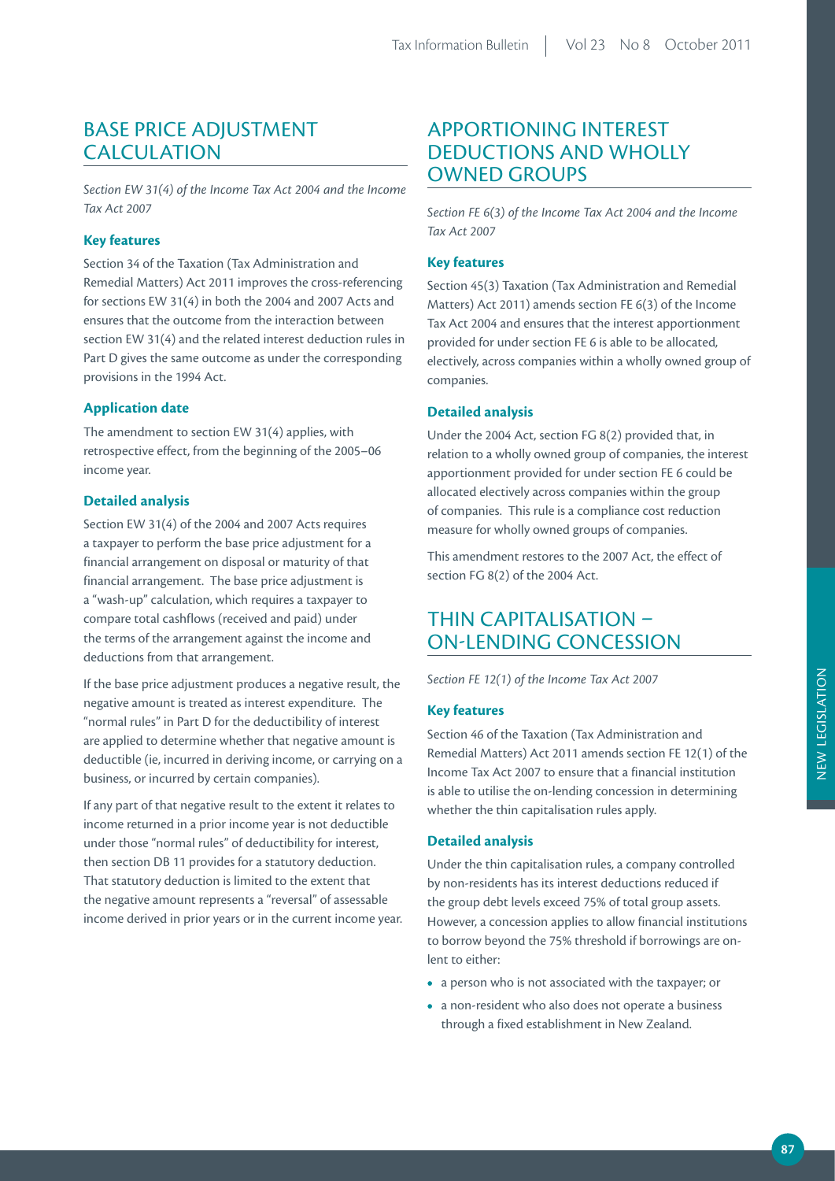## BASE PRICE ADJUSTMENT CALCULATION

*Section EW 31(4) of the Income Tax Act 2004 and the Income Tax Act 2007*

### Key features

Section 34 of the Taxation (Tax Administration and Remedial Matters) Act 2011 improves the cross-referencing for sections EW 31(4) in both the 2004 and 2007 Acts and ensures that the outcome from the interaction between section EW 31(4) and the related interest deduction rules in Part D gives the same outcome as under the corresponding provisions in the 1994 Act.

### Application date

The amendment to section EW 31(4) applies, with retrospective effect, from the beginning of the 2005–06 income year.

### Detailed analysis

Section EW 31(4) of the 2004 and 2007 Acts requires a taxpayer to perform the base price adjustment for a financial arrangement on disposal or maturity of that financial arrangement. The base price adjustment is a "wash-up" calculation, which requires a taxpayer to compare total cashflows (received and paid) under the terms of the arrangement against the income and deductions from that arrangement.

If the base price adjustment produces a negative result, the negative amount is treated as interest expenditure. The "normal rules" in Part D for the deductibility of interest are applied to determine whether that negative amount is deductible (ie, incurred in deriving income, or carrying on a business, or incurred by certain companies).

If any part of that negative result to the extent it relates to income returned in a prior income year is not deductible under those "normal rules" of deductibility for interest, then section DB 11 provides for a statutory deduction. That statutory deduction is limited to the extent that the negative amount represents a "reversal" of assessable income derived in prior years or in the current income year.

## APPORTIONING INTEREST DEDUCTIONS AND WHOLLY OWNED GROUPS

*Section FE 6(3) of the Income Tax Act 2004 and the Income Tax Act 2007*

### Key features

Section 45(3) Taxation (Tax Administration and Remedial Matters) Act 2011) amends section FE 6(3) of the Income Tax Act 2004 and ensures that the interest apportionment provided for under section FE 6 is able to be allocated, electively, across companies within a wholly owned group of companies.

### Detailed analysis

Under the 2004 Act, section FG 8(2) provided that, in relation to a wholly owned group of companies, the interest apportionment provided for under section FE 6 could be allocated electively across companies within the group of companies. This rule is a compliance cost reduction measure for wholly owned groups of companies.

This amendment restores to the 2007 Act, the effect of section FG 8(2) of the 2004 Act.

## THIN CAPITALISATION – ON-LENDING CONCESSION

*Section FE 12(1) of the Income Tax Act 2007*

### Key features

Section 46 of the Taxation (Tax Administration and Remedial Matters) Act 2011 amends section FE 12(1) of the Income Tax Act 2007 to ensure that a financial institution is able to utilise the on-lending concession in determining whether the thin capitalisation rules apply.

### Detailed analysis

Under the thin capitalisation rules, a company controlled by non-residents has its interest deductions reduced if the group debt levels exceed 75% of total group assets. However, a concession applies to allow financial institutions to borrow beyond the 75% threshold if borrowings are on-lent to either:

- a person who is not associated with the taxpayer; or
- a non-resident who also does not operate a business through a fixed establishment in New Zealand.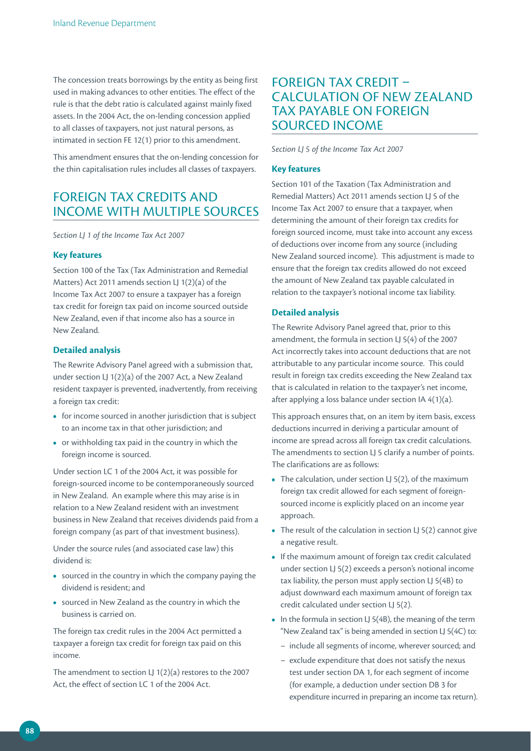The concession treats borrowings by the entity as being first used in making advances to other entities. The effect of the rule is that the debt ratio is calculated against mainly fixed assets. In the 2004 Act, the on-lending concession applied to all classes of taxpayers, not just natural persons, as intimated in section FE 12(1) prior to this amendment.

This amendment ensures that the on-lending concession for the thin capitalisation rules includes all classes of taxpayers.

## FOREIGN TAX CREDITS AND INCOME WITH MULTIPLE SOURCES

*Section LJ 1 of the Income Tax Act 2007*

### Key features

Section 100 of the Tax (Tax Administration and Remedial Matters) Act 2011 amends section LJ 1(2)(a) of the Income Tax Act 2007 to ensure a taxpayer has a foreign tax credit for foreign tax paid on income sourced outside New Zealand, even if that income also has a source in New Zealand.

### Detailed analysis

The Rewrite Advisory Panel agreed with a submission that, under section LJ 1(2)(a) of the 2007 Act, a New Zealand resident taxpayer is prevented, inadvertently, from receiving a foreign tax credit:

- for income sourced in another jurisdiction that is subject to an income tax in that other jurisdiction; and
- or withholding tax paid in the country in which the foreign income is sourced.

Under section LC 1 of the 2004 Act, it was possible for foreign-sourced income to be contemporaneously sourced in New Zealand. An example where this may arise is in relation to a New Zealand resident with an investment business in New Zealand that receives dividends paid from a foreign company (as part of that investment business).

Under the source rules (and associated case law) this dividend is:

- sourced in the country in which the company paying the dividend is resident; and
- sourced in New Zealand as the country in which the business is carried on.

The foreign tax credit rules in the 2004 Act permitted a taxpayer a foreign tax credit for foreign tax paid on this income.

The amendment to section LJ 1(2)(a) restores to the 2007 Act, the effect of section LC 1 of the 2004 Act.

## FOREIGN TAX CREDIT – CALCULATION OF NEW ZEALAND TAX PAYABLE ON FOREIGN SOURCED INCOME

*Section LJ 5 of the Income Tax Act 2007*

### Key features

Section 101 of the Taxation (Tax Administration and Remedial Matters) Act 2011 amends section LJ 5 of the Income Tax Act 2007 to ensure that a taxpayer, when determining the amount of their foreign tax credits for foreign sourced income, must take into account any excess of deductions over income from any source (including New Zealand sourced income). This adjustment is made to ensure that the foreign tax credits allowed do not exceed the amount of New Zealand tax payable calculated in relation to the taxpayer's notional income tax liability.

### Detailed analysis

The Rewrite Advisory Panel agreed that, prior to this amendment, the formula in section LJ 5(4) of the 2007 Act incorrectly takes into account deductions that are not attributable to any particular income source. This could result in foreign tax credits exceeding the New Zealand tax that is calculated in relation to the taxpayer's net income, after applying a loss balance under section IA 4(1)(a).

This approach ensures that, on an item by item basis, excess deductions incurred in deriving a particular amount of income are spread across all foreign tax credit calculations. The amendments to section LJ 5 clarify a number of points. The clarifications are as follows:

- The calculation, under section LJ 5(2), of the maximum foreign tax credit allowed for each segment of foreign-sourced income is explicitly placed on an income year approach.
- The result of the calculation in section LJ 5(2) cannot give a negative result.
- If the maximum amount of foreign tax credit calculated under section LJ 5(2) exceeds a person's notional income tax liability, the person must apply section LJ 5(4B) to adjust downward each maximum amount of foreign tax credit calculated under section LJ 5(2).
- In the formula in section LJ 5(4B), the meaning of the term "New Zealand tax" is being amended in section LJ 5(4C) to:
  - include all segments of income, wherever sourced; and
  - exclude expenditure that does not satisfy the nexus test under section DA 1, for each segment of income (for example, a deduction under section DB 3 for expenditure incurred in preparing an income tax return).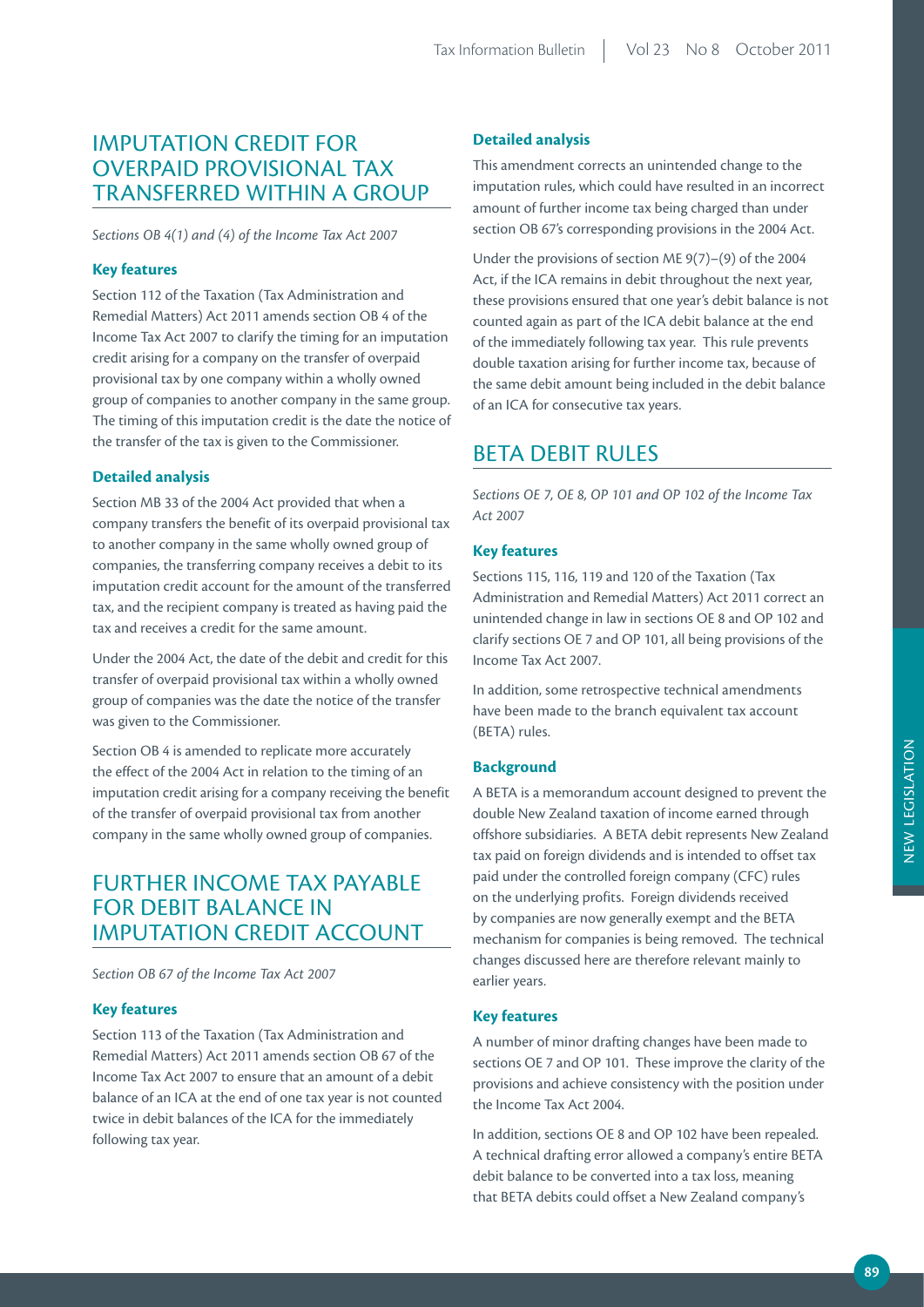## IMPUTATION CREDIT FOR OVERPAID PROVISIONAL TAX TRANSFERRED WITHIN A GROUP

*Sections OB 4(1) and (4) of the Income Tax Act 2007*

### Key features

Section 112 of the Taxation (Tax Administration and Remedial Matters) Act 2011 amends section OB 4 of the Income Tax Act 2007 to clarify the timing for an imputation credit arising for a company on the transfer of overpaid provisional tax by one company within a wholly owned group of companies to another company in the same group. The timing of this imputation credit is the date the notice of the transfer of the tax is given to the Commissioner.

### Detailed analysis

Section MB 33 of the 2004 Act provided that when a company transfers the benefit of its overpaid provisional tax to another company in the same wholly owned group of companies, the transferring company receives a debit to its imputation credit account for the amount of the transferred tax, and the recipient company is treated as having paid the tax and receives a credit for the same amount.

Under the 2004 Act, the date of the debit and credit for this transfer of overpaid provisional tax within a wholly owned group of companies was the date the notice of the transfer was given to the Commissioner.

Section OB 4 is amended to replicate more accurately the effect of the 2004 Act in relation to the timing of an imputation credit arising for a company receiving the benefit of the transfer of overpaid provisional tax from another company in the same wholly owned group of companies.

## FURTHER INCOME TAX PAYABLE FOR DEBIT BALANCE IN IMPUTATION CREDIT ACCOUNT

*Section OB 67 of the Income Tax Act 2007*

### Key features

Section 113 of the Taxation (Tax Administration and Remedial Matters) Act 2011 amends section OB 67 of the Income Tax Act 2007 to ensure that an amount of a debit balance of an ICA at the end of one tax year is not counted twice in debit balances of the ICA for the immediately following tax year.

### Detailed analysis

This amendment corrects an unintended change to the imputation rules, which could have resulted in an incorrect amount of further income tax being charged than under section OB 67's corresponding provisions in the 2004 Act.

Under the provisions of section ME 9(7)–(9) of the 2004 Act, if the ICA remains in debit throughout the next year, these provisions ensured that one year's debit balance is not counted again as part of the ICA debit balance at the end of the immediately following tax year. This rule prevents double taxation arising for further income tax, because of the same debit amount being included in the debit balance of an ICA for consecutive tax years.

## BETA DEBIT RULES

*Sections OE 7, OE 8, OP 101 and OP 102 of the Income Tax Act 2007*

### Key features

Sections 115, 116, 119 and 120 of the Taxation (Tax Administration and Remedial Matters) Act 2011 correct an unintended change in law in sections OE 8 and OP 102 and clarify sections OE 7 and OP 101, all being provisions of the Income Tax Act 2007.

In addition, some retrospective technical amendments have been made to the branch equivalent tax account (BETA) rules.

### Background

A BETA is a memorandum account designed to prevent the double New Zealand taxation of income earned through offshore subsidiaries. A BETA debit represents New Zealand tax paid on foreign dividends and is intended to offset tax paid under the controlled foreign company (CFC) rules on the underlying profits. Foreign dividends received by companies are now generally exempt and the BETA mechanism for companies is being removed. The technical changes discussed here are therefore relevant mainly to earlier years.

### Key features

A number of minor drafting changes have been made to sections OE 7 and OP 101. These improve the clarity of the provisions and achieve consistency with the position under the Income Tax Act 2004.

In addition, sections OE 8 and OP 102 have been repealed. A technical drafting error allowed a company's entire BETA debit balance to be converted into a tax loss, meaning that BETA debits could offset a New Zealand company's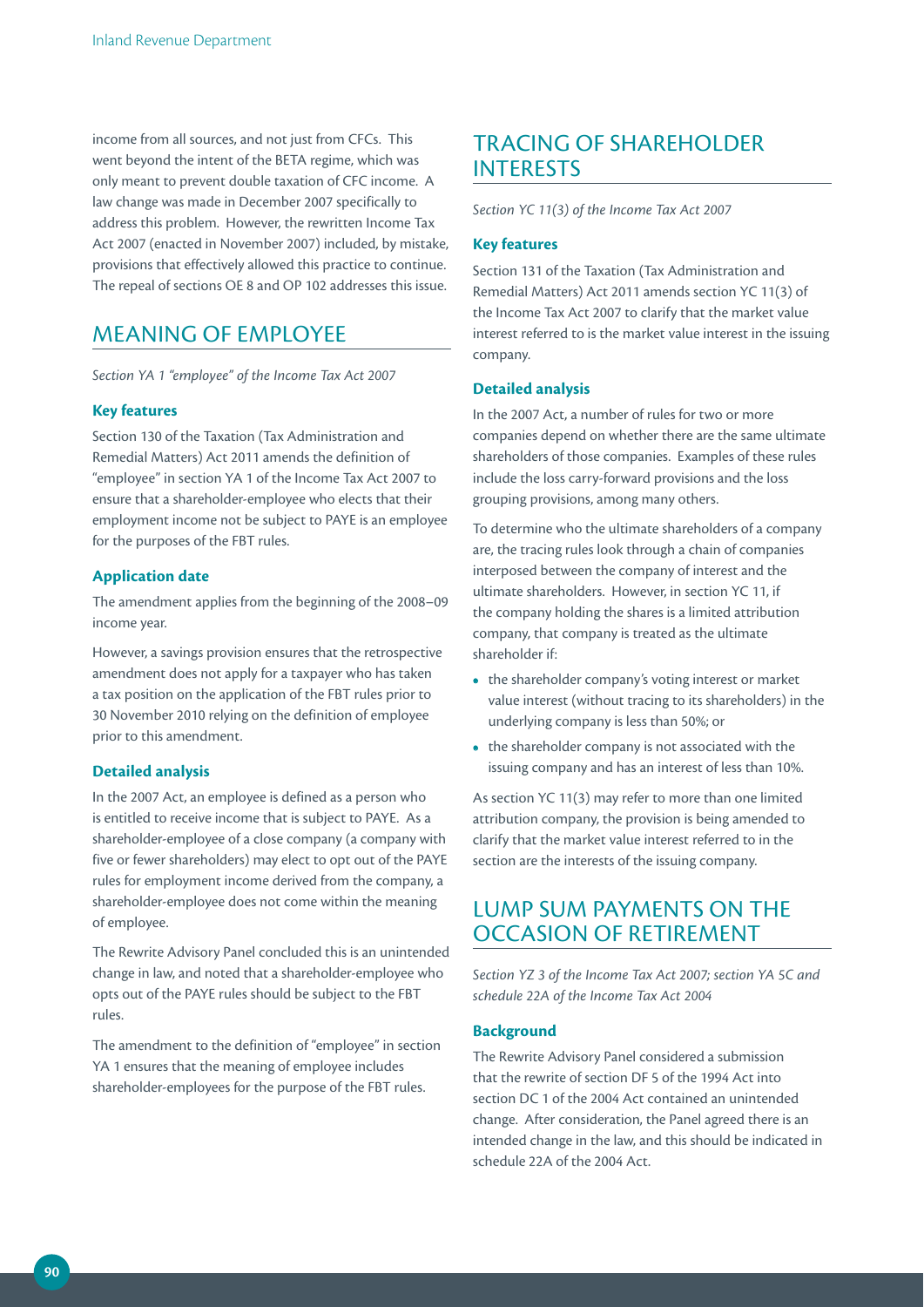income from all sources, and not just from CFCs. This went beyond the intent of the BETA regime, which was only meant to prevent double taxation of CFC income. A law change was made in December 2007 specifically to address this problem. However, the rewritten Income Tax Act 2007 (enacted in November 2007) included, by mistake, provisions that effectively allowed this practice to continue. The repeal of sections OE 8 and OP 102 addresses this issue.

## MEANING OF EMPLOYEE

*Section YA 1 "employee" of the Income Tax Act 2007*

### Key features

Section 130 of the Taxation (Tax Administration and Remedial Matters) Act 2011 amends the definition of "employee" in section YA 1 of the Income Tax Act 2007 to ensure that a shareholder-employee who elects that their employment income not be subject to PAYE is an employee for the purposes of the FBT rules.

### Application date

The amendment applies from the beginning of the 2008–09 income year.

However, a savings provision ensures that the retrospective amendment does not apply for a taxpayer who has taken a tax position on the application of the FBT rules prior to 30 November 2010 relying on the definition of employee prior to this amendment.

### Detailed analysis

In the 2007 Act, an employee is defined as a person who is entitled to receive income that is subject to PAYE. As a shareholder-employee of a close company (a company with five or fewer shareholders) may elect to opt out of the PAYE rules for employment income derived from the company, a shareholder-employee does not come within the meaning of employee.

The Rewrite Advisory Panel concluded this is an unintended change in law, and noted that a shareholder-employee who opts out of the PAYE rules should be subject to the FBT rules.

The amendment to the definition of "employee" in section YA 1 ensures that the meaning of employee includes shareholder-employees for the purpose of the FBT rules.

## TRACING OF SHAREHOLDER INTERESTS

*Section YC 11(3) of the Income Tax Act 2007*

### Key features

Section 131 of the Taxation (Tax Administration and Remedial Matters) Act 2011 amends section YC 11(3) of the Income Tax Act 2007 to clarify that the market value interest referred to is the market value interest in the issuing company.

### Detailed analysis

In the 2007 Act, a number of rules for two or more companies depend on whether there are the same ultimate shareholders of those companies. Examples of these rules include the loss carry-forward provisions and the loss grouping provisions, among many others.

To determine who the ultimate shareholders of a company are, the tracing rules look through a chain of companies interposed between the company of interest and the ultimate shareholders. However, in section YC 11, if the company holding the shares is a limited attribution company, that company is treated as the ultimate shareholder if:

- the shareholder company's voting interest or market value interest (without tracing to its shareholders) in the underlying company is less than 50%; or
- the shareholder company is not associated with the issuing company and has an interest of less than 10%.

As section YC 11(3) may refer to more than one limited attribution company, the provision is being amended to clarify that the market value interest referred to in the section are the interests of the issuing company.

## LUMP SUM PAYMENTS ON THE OCCASION OF RETIREMENT

*Section YZ 3 of the Income Tax Act 2007; section YA 5C and schedule 22A of the Income Tax Act 2004*

### Background

The Rewrite Advisory Panel considered a submission that the rewrite of section DF 5 of the 1994 Act into section DC 1 of the 2004 Act contained an unintended change. After consideration, the Panel agreed there is an intended change in the law, and this should be indicated in schedule 22A of the 2004 Act.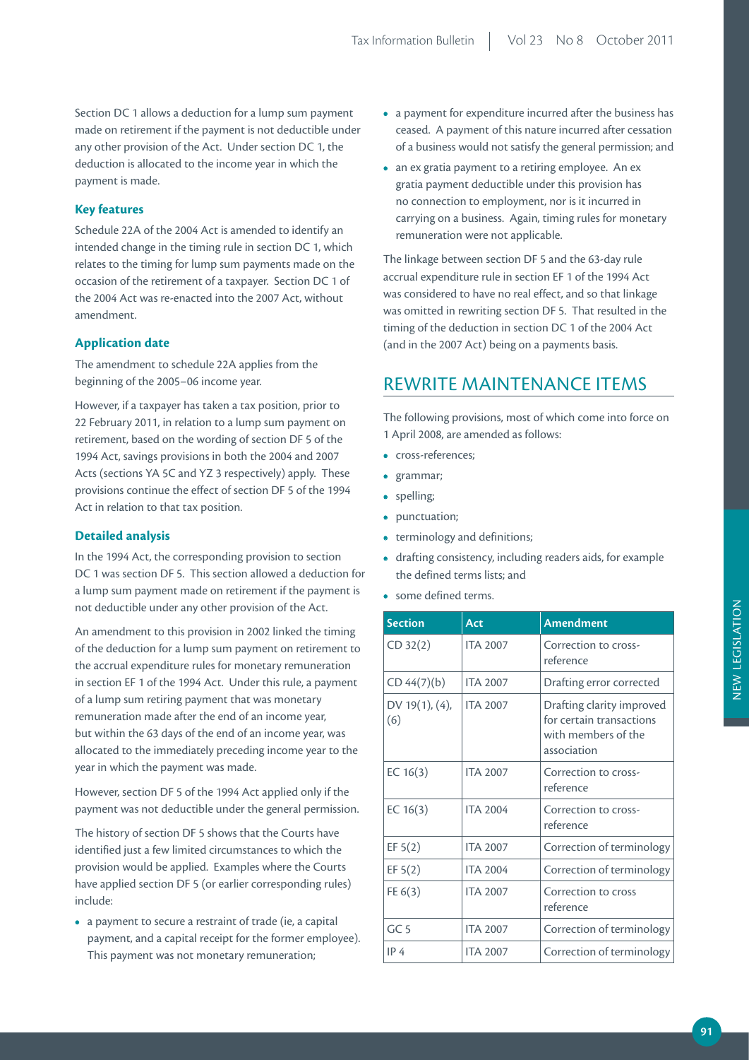Section DC 1 allows a deduction for a lump sum payment made on retirement if the payment is not deductible under any other provision of the Act. Under section DC 1, the deduction is allocated to the income year in which the payment is made.

### Key features

Schedule 22A of the 2004 Act is amended to identify an intended change in the timing rule in section DC 1, which relates to the timing for lump sum payments made on the occasion of the retirement of a taxpayer. Section DC 1 of the 2004 Act was re-enacted into the 2007 Act, without amendment.

### Application date

The amendment to schedule 22A applies from the beginning of the 2005–06 income year.

However, if a taxpayer has taken a tax position, prior to 22 February 2011, in relation to a lump sum payment on retirement, based on the wording of section DF 5 of the 1994 Act, savings provisions in both the 2004 and 2007 Acts (sections YA 5C and YZ 3 respectively) apply. These provisions continue the effect of section DF 5 of the 1994 Act in relation to that tax position.

### Detailed analysis

In the 1994 Act, the corresponding provision to section DC 1 was section DF 5. This section allowed a deduction for a lump sum payment made on retirement if the payment is not deductible under any other provision of the Act.

An amendment to this provision in 2002 linked the timing of the deduction for a lump sum payment on retirement to the accrual expenditure rules for monetary remuneration in section EF 1 of the 1994 Act. Under this rule, a payment of a lump sum retiring payment that was monetary remuneration made after the end of an income year, but within the 63 days of the end of an income year, was allocated to the immediately preceding income year to the year in which the payment was made.

However, section DF 5 of the 1994 Act applied only if the payment was not deductible under the general permission.

The history of section DF 5 shows that the Courts have identified just a few limited circumstances to which the provision would be applied. Examples where the Courts have applied section DF 5 (or earlier corresponding rules) include:

- a payment to secure a restraint of trade (ie, a capital payment, and a capital receipt for the former employee). This payment was not monetary remuneration;
- a payment for expenditure incurred after the business has ceased. A payment of this nature incurred after cessation of a business would not satisfy the general permission; and
- an ex gratia payment to a retiring employee. An ex gratia payment deductible under this provision has no connection to employment, nor is it incurred in carrying on a business. Again, timing rules for monetary remuneration were not applicable.

The linkage between section DF 5 and the 63-day rule accrual expenditure rule in section EF 1 of the 1994 Act was considered to have no real effect, and so that linkage was omitted in rewriting section DF 5. That resulted in the timing of the deduction in section DC 1 of the 2004 Act (and in the 2007 Act) being on a payments basis.

## REWRITE MAINTENANCE ITEMS

The following provisions, most of which come into force on 1 April 2008, are amended as follows:

- cross-references;
- grammar;
- spelling;
- punctuation;
- terminology and definitions;
- drafting consistency, including readers aids, for example the defined terms lists; and
- some defined terms.

| Section | Act | Amendment |
|---|---|---|
| CD 32(2) | ITA 2007 | Correction to cross-reference |
| CD 44(7)(b) | ITA 2007 | Drafting error corrected |
| DV 19(1), (4), (6) | ITA 2007 | Drafting clarity improved for certain transactions with members of the association |
| EC 16(3) | ITA 2007 | Correction to cross-reference |
| EC 16(3) | ITA 2004 | Correction to cross-reference |
| EF 5(2) | ITA 2007 | Correction of terminology |
| EF 5(2) | ITA 2004 | Correction of terminology |
| FE 6(3) | ITA 2007 | Correction to cross reference |
| GC 5 | ITA 2007 | Correction of terminology |
| IP 4 | ITA 2007 | Correction of terminology |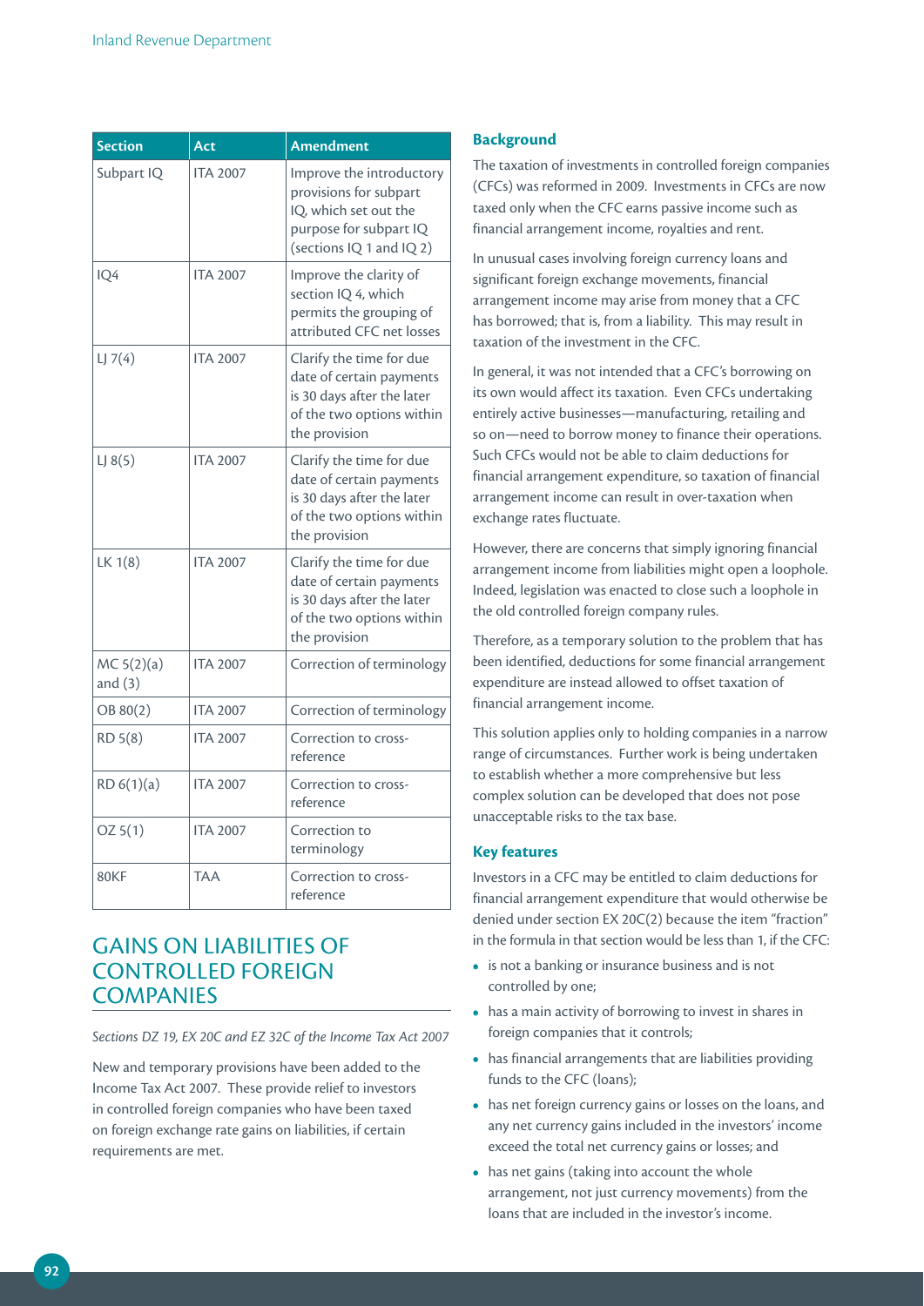| Section | Act | Amendment |
| --- | --- | --- |
| Subpart IQ | ITA 2007 | Improve the introductory provisions for subpart IQ, which set out the purpose for subpart IQ (sections IQ 1 and IQ 2) |
| IQ4 | ITA 2007 | Improve the clarity of section IQ 4, which permits the grouping of attributed CFC net losses |
| LJ 7(4) | ITA 2007 | Clarify the time for due date of certain payments is 30 days after the later of the two options within the provision |
| LJ 8(5) | ITA 2007 | Clarify the time for due date of certain payments is 30 days after the later of the two options within the provision |
| LK 1(8) | ITA 2007 | Clarify the time for due date of certain payments is 30 days after the later of the two options within the provision |
| MC 5(2)(a) and (3) | ITA 2007 | Correction of terminology |
| OB 80(2) | ITA 2007 | Correction of terminology |
| RD 5(8) | ITA 2007 | Correction to cross-reference |
| RD 6(1)(a) | ITA 2007 | Correction to cross-reference |
| OZ 5(1) | ITA 2007 | Correction to terminology |
| 80KF | TAA | Correction to cross-reference |

# GAINS ON LIABILITIES OF CONTROLLED FOREIGN COMPANIES

*Sections DZ 19, EX 20C and EZ 32C of the Income Tax Act 2007*

New and temporary provisions have been added to the Income Tax Act 2007. These provide relief to investors in controlled foreign companies who have been taxed on foreign exchange rate gains on liabilities, if certain requirements are met.

## Background

The taxation of investments in controlled foreign companies (CFCs) was reformed in 2009. Investments in CFCs are now taxed only when the CFC earns passive income such as financial arrangement income, royalties and rent.

In unusual cases involving foreign currency loans and significant foreign exchange movements, financial arrangement income may arise from money that a CFC has borrowed; that is, from a liability. This may result in taxation of the investment in the CFC.

In general, it was not intended that a CFC's borrowing on its own would affect its taxation. Even CFCs undertaking entirely active businesses—manufacturing, retailing and so on—need to borrow money to finance their operations. Such CFCs would not be able to claim deductions for financial arrangement expenditure, so taxation of financial arrangement income can result in over-taxation when exchange rates fluctuate.

However, there are concerns that simply ignoring financial arrangement income from liabilities might open a loophole. Indeed, legislation was enacted to close such a loophole in the old controlled foreign company rules.

Therefore, as a temporary solution to the problem that has been identified, deductions for some financial arrangement expenditure are instead allowed to offset taxation of financial arrangement income.

This solution applies only to holding companies in a narrow range of circumstances. Further work is being undertaken to establish whether a more comprehensive but less complex solution can be developed that does not pose unacceptable risks to the tax base.

## Key features

Investors in a CFC may be entitled to claim deductions for financial arrangement expenditure that would otherwise be denied under section EX 20C(2) because the item "fraction" in the formula in that section would be less than 1, if the CFC:

- is not a banking or insurance business and is not controlled by one;
- has a main activity of borrowing to invest in shares in foreign companies that it controls;
- has financial arrangements that are liabilities providing funds to the CFC (loans);
- has net foreign currency gains or losses on the loans, and any net currency gains included in the investors' income exceed the total net currency gains or losses; and
- has net gains (taking into account the whole arrangement, not just currency movements) from the loans that are included in the investor's income.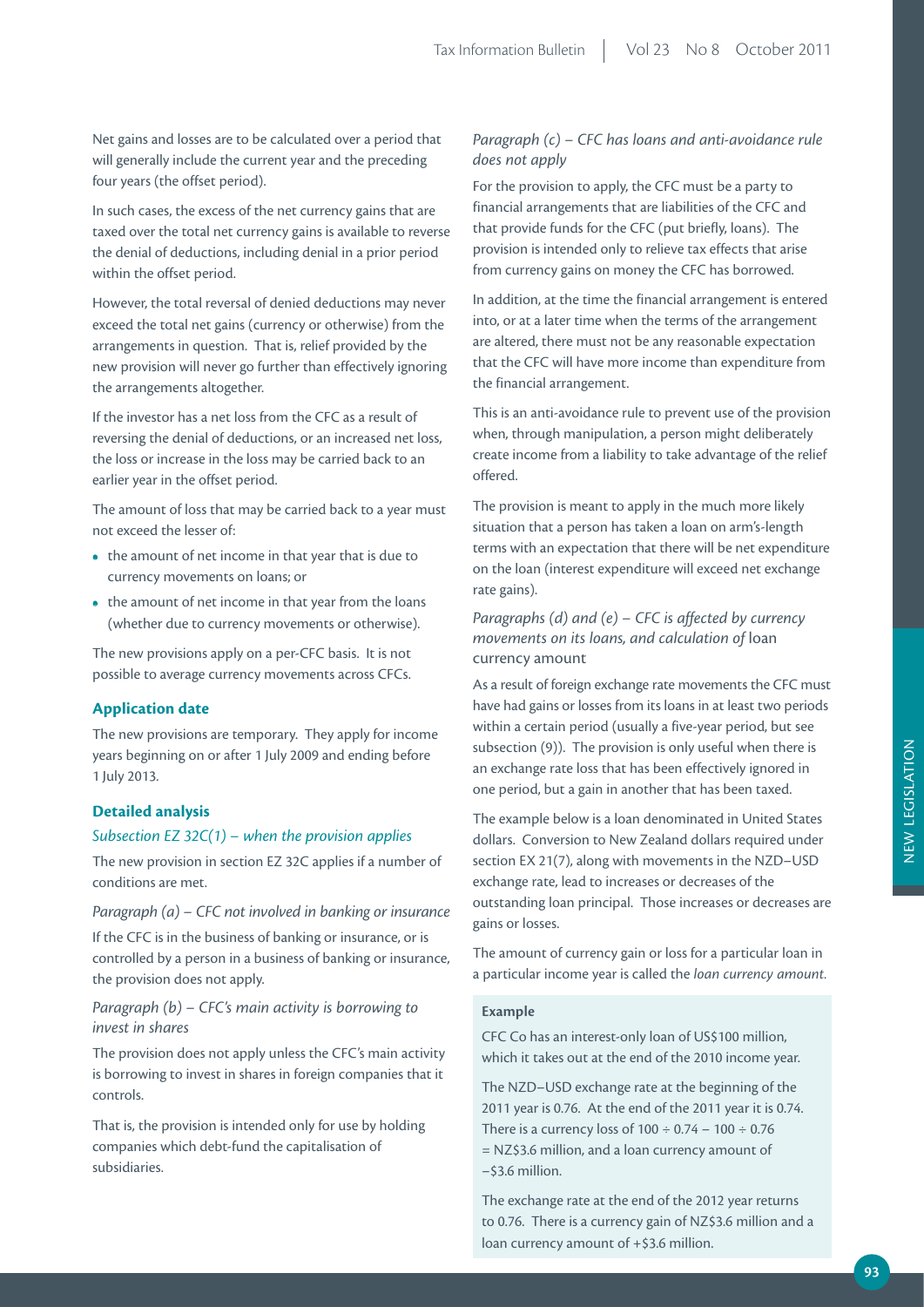Net gains and losses are to be calculated over a period that will generally include the current year and the preceding four years (the offset period).

In such cases, the excess of the net currency gains that are taxed over the total net currency gains is available to reverse the denial of deductions, including denial in a prior period within the offset period.

However, the total reversal of denied deductions may never exceed the total net gains (currency or otherwise) from the arrangements in question. That is, relief provided by the new provision will never go further than effectively ignoring the arrangements altogether.

If the investor has a net loss from the CFC as a result of reversing the denial of deductions, or an increased net loss, the loss or increase in the loss may be carried back to an earlier year in the offset period.

The amount of loss that may be carried back to a year must not exceed the lesser of:

- the amount of net income in that year that is due to currency movements on loans; or
- the amount of net income in that year from the loans (whether due to currency movements or otherwise).

The new provisions apply on a per-CFC basis. It is not possible to average currency movements across CFCs.

### Application date

The new provisions are temporary. They apply for income years beginning on or after 1 July 2009 and ending before 1 July 2013.

### Detailed analysis

#### *Subsection EZ 32C(1) – when the provision applies*

The new provision in section EZ 32C applies if a number of conditions are met.

*Paragraph (a) – CFC not involved in banking or insurance*

If the CFC is in the business of banking or insurance, or is controlled by a person in a business of banking or insurance, the provision does not apply.

*Paragraph (b) – CFC's main activity is borrowing to invest in shares*

The provision does not apply unless the CFC's main activity is borrowing to invest in shares in foreign companies that it controls.

That is, the provision is intended only for use by holding companies which debt-fund the capitalisation of subsidiaries.

*Paragraph (c) – CFC has loans and anti-avoidance rule does not apply*

For the provision to apply, the CFC must be a party to financial arrangements that are liabilities of the CFC and that provide funds for the CFC (put briefly, loans). The provision is intended only to relieve tax effects that arise from currency gains on money the CFC has borrowed.

In addition, at the time the financial arrangement is entered into, or at a later time when the terms of the arrangement are altered, there must not be any reasonable expectation that the CFC will have more income than expenditure from the financial arrangement.

This is an anti-avoidance rule to prevent use of the provision when, through manipulation, a person might deliberately create income from a liability to take advantage of the relief offered.

The provision is meant to apply in the much more likely situation that a person has taken a loan on arm's-length terms with an expectation that there will be net expenditure on the loan (interest expenditure will exceed net exchange rate gains).

*Paragraphs (d) and (e) – CFC is affected by currency movements on its loans, and calculation of* loan currency amount

As a result of foreign exchange rate movements the CFC must have had gains or losses from its loans in at least two periods within a certain period (usually a five-year period, but see subsection (9)). The provision is only useful when there is an exchange rate loss that has been effectively ignored in one period, but a gain in another that has been taxed.

The example below is a loan denominated in United States dollars. Conversion to New Zealand dollars required under section EX 21(7), along with movements in the NZD–USD exchange rate, lead to increases or decreases of the outstanding loan principal. Those increases or decreases are gains or losses.

The amount of currency gain or loss for a particular loan in a particular income year is called the *loan currency amount*.

**Example**

CFC Co has an interest-only loan of US$100 million, which it takes out at the end of the 2010 income year.

The NZD–USD exchange rate at the beginning of the 2011 year is 0.76. At the end of the 2011 year it is 0.74. There is a currency loss of $100 \div 0.74 - 100 \div 0.76$ = NZ$3.6 million, and a loan currency amount of −$3.6 million.

The exchange rate at the end of the 2012 year returns to 0.76. There is a currency gain of NZ$3.6 million and a loan currency amount of +$3.6 million.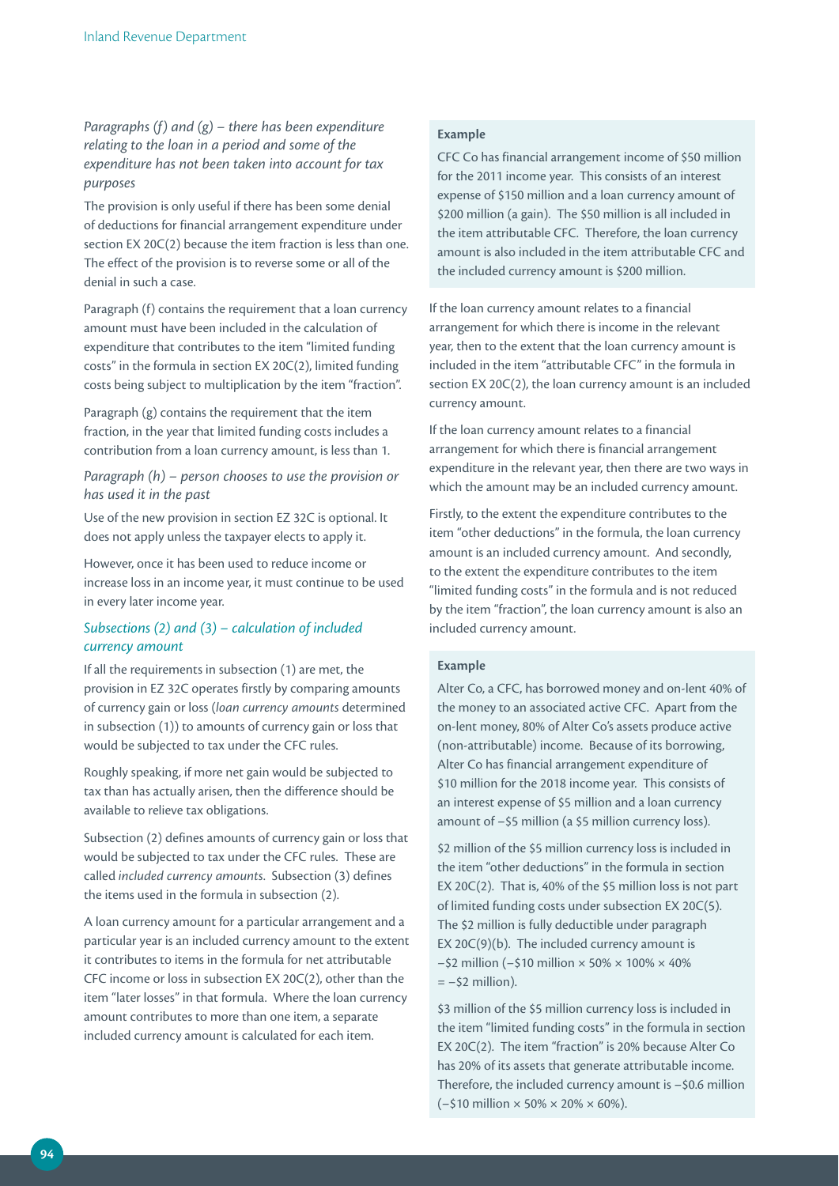*Paragraphs (f) and (g) – there has been expenditure relating to the loan in a period and some of the expenditure has not been taken into account for tax purposes*

The provision is only useful if there has been some denial of deductions for financial arrangement expenditure under section EX 20C(2) because the item fraction is less than one. The effect of the provision is to reverse some or all of the denial in such a case.

Paragraph (f) contains the requirement that a loan currency amount must have been included in the calculation of expenditure that contributes to the item "limited funding costs" in the formula in section EX 20C(2), limited funding costs being subject to multiplication by the item "fraction".

Paragraph (g) contains the requirement that the item fraction, in the year that limited funding costs includes a contribution from a loan currency amount, is less than 1.

*Paragraph (h) – person chooses to use the provision or has used it in the past*

Use of the new provision in section EZ 32C is optional. It does not apply unless the taxpayer elects to apply it.

However, once it has been used to reduce income or increase loss in an income year, it must continue to be used in every later income year.

### *Subsections (2) and (3) – calculation of included currency amount*

If all the requirements in subsection (1) are met, the provision in EZ 32C operates firstly by comparing amounts of currency gain or loss (*loan currency amounts* determined in subsection (1)) to amounts of currency gain or loss that would be subjected to tax under the CFC rules.

Roughly speaking, if more net gain would be subjected to tax than has actually arisen, then the difference should be available to relieve tax obligations.

Subsection (2) defines amounts of currency gain or loss that would be subjected to tax under the CFC rules. These are called *included currency amounts*. Subsection (3) defines the items used in the formula in subsection (2).

A loan currency amount for a particular arrangement and a particular year is an included currency amount to the extent it contributes to items in the formula for net attributable CFC income or loss in subsection EX 20C(2), other than the item "later losses" in that formula. Where the loan currency amount contributes to more than one item, a separate included currency amount is calculated for each item.

**Example**

CFC Co has financial arrangement income of $50 million for the 2011 income year. This consists of an interest expense of $150 million and a loan currency amount of $200 million (a gain). The $50 million is all included in the item attributable CFC. Therefore, the loan currency amount is also included in the item attributable CFC and the included currency amount is $200 million.

If the loan currency amount relates to a financial arrangement for which there is income in the relevant year, then to the extent that the loan currency amount is included in the item "attributable CFC" in the formula in section EX 20C(2), the loan currency amount is an included currency amount.

If the loan currency amount relates to a financial arrangement for which there is financial arrangement expenditure in the relevant year, then there are two ways in which the amount may be an included currency amount.

Firstly, to the extent the expenditure contributes to the item "other deductions" in the formula, the loan currency amount is an included currency amount. And secondly, to the extent the expenditure contributes to the item "limited funding costs" in the formula and is not reduced by the item "fraction", the loan currency amount is also an included currency amount.

**Example**

Alter Co, a CFC, has borrowed money and on-lent 40% of the money to an associated active CFC. Apart from the on-lent money, 80% of Alter Co's assets produce active (non-attributable) income. Because of its borrowing, Alter Co has financial arrangement expenditure of $10 million for the 2018 income year. This consists of an interest expense of $5 million and a loan currency amount of –$5 million (a $5 million currency loss).

$2 million of the $5 million currency loss is included in the item "other deductions" in the formula in section EX 20C(2). That is, 40% of the $5 million loss is not part of limited funding costs under subsection EX 20C(5). The $2 million is fully deductible under paragraph EX 20C(9)(b). The included currency amount is –$2 million (–$10 million × 50% × 100% × 40% = –$2 million).

$3 million of the $5 million currency loss is included in the item "limited funding costs" in the formula in section EX 20C(2). The item "fraction" is 20% because Alter Co has 20% of its assets that generate attributable income. Therefore, the included currency amount is –$0.6 million (–$10 million × 50% × 20% × 60%).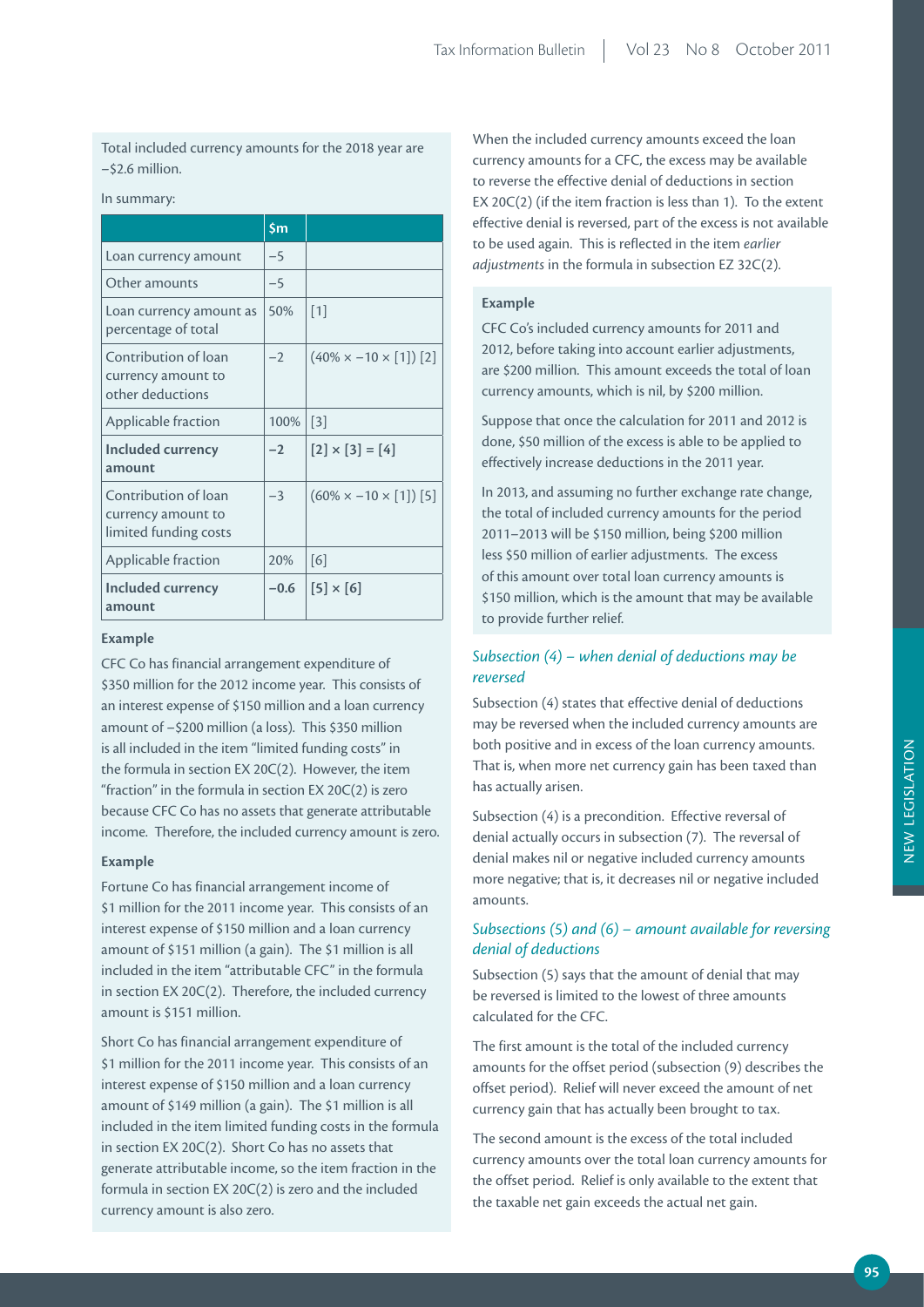Total included currency amounts for the 2018 year are −$2.6 million.

In summary:

| | $m | |
|---|---|---|
| Loan currency amount | −5 | |
| Other amounts | −5 | |
| Loan currency amount as percentage of total | 50% | [1] |
| Contribution of loan currency amount to other deductions | −2 | (40% × −10 × [1]) [2] |
| Applicable fraction | 100% | [3] |
| **Included currency amount** | **−2** | **[2] × [3] = [4]** |
| Contribution of loan currency amount to limited funding costs | −3 | (60% × −10 × [1]) [5] |
| Applicable fraction | 20% | [6] |
| **Included currency amount** | **−0.6** | **[5] × [6]** |

**Example**

CFC Co has financial arrangement expenditure of $350 million for the 2012 income year. This consists of an interest expense of $150 million and a loan currency amount of −$200 million (a loss). This $350 million is all included in the item "limited funding costs" in the formula in section EX 20C(2). However, the item "fraction" in the formula in section EX 20C(2) is zero because CFC Co has no assets that generate attributable income. Therefore, the included currency amount is zero.

**Example**

Fortune Co has financial arrangement income of $1 million for the 2011 income year. This consists of an interest expense of $150 million and a loan currency amount of $151 million (a gain). The $1 million is all included in the item "attributable CFC" in the formula in section EX 20C(2). Therefore, the included currency amount is $151 million.

Short Co has financial arrangement expenditure of $1 million for the 2011 income year. This consists of an interest expense of $150 million and a loan currency amount of $149 million (a gain). The $1 million is all included in the item limited funding costs in the formula in section EX 20C(2). Short Co has no assets that generate attributable income, so the item fraction in the formula in section EX 20C(2) is zero and the included currency amount is also zero.

When the included currency amounts exceed the loan currency amounts for a CFC, the excess may be available to reverse the effective denial of deductions in section EX 20C(2) (if the item fraction is less than 1). To the extent effective denial is reversed, part of the excess is not available to be used again. This is reflected in the item *earlier adjustments* in the formula in subsection EZ 32C(2).

**Example**

CFC Co's included currency amounts for 2011 and 2012, before taking into account earlier adjustments, are $200 million. This amount exceeds the total of loan currency amounts, which is nil, by $200 million.

Suppose that once the calculation for 2011 and 2012 is done, $50 million of the excess is able to be applied to effectively increase deductions in the 2011 year.

In 2013, and assuming no further exchange rate change, the total of included currency amounts for the period 2011–2013 will be $150 million, being $200 million less $50 million of earlier adjustments. The excess of this amount over total loan currency amounts is $150 million, which is the amount that may be available to provide further relief.

### *Subsection (4) – when denial of deductions may be reversed*

Subsection (4) states that effective denial of deductions may be reversed when the included currency amounts are both positive and in excess of the loan currency amounts. That is, when more net currency gain has been taxed than has actually arisen.

Subsection (4) is a precondition. Effective reversal of denial actually occurs in subsection (7). The reversal of denial makes nil or negative included currency amounts more negative; that is, it decreases nil or negative included amounts.

### *Subsections (5) and (6) – amount available for reversing denial of deductions*

Subsection (5) says that the amount of denial that may be reversed is limited to the lowest of three amounts calculated for the CFC.

The first amount is the total of the included currency amounts for the offset period (subsection (9) describes the offset period). Relief will never exceed the amount of net currency gain that has actually been brought to tax.

The second amount is the excess of the total included currency amounts over the total loan currency amounts for the offset period. Relief is only available to the extent that the taxable net gain exceeds the actual net gain.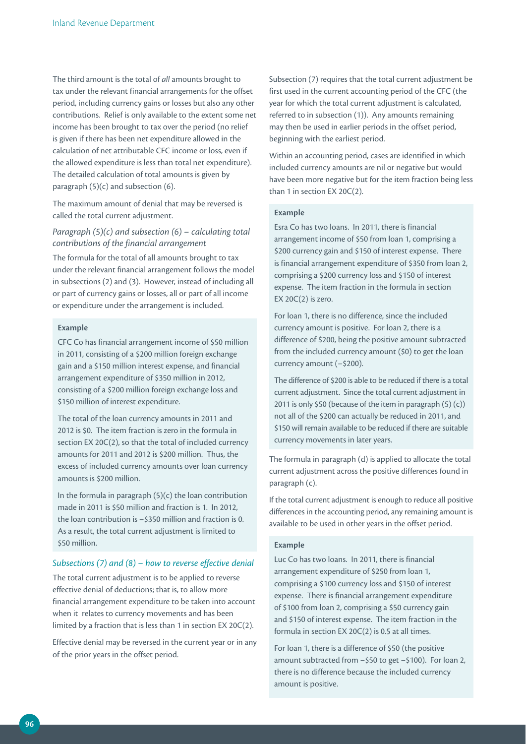The third amount is the total of *all* amounts brought to tax under the relevant financial arrangements for the offset period, including currency gains or losses but also any other contributions. Relief is only available to the extent some net income has been brought to tax over the period (no relief is given if there has been net expenditure allowed in the calculation of net attributable CFC income or loss, even if the allowed expenditure is less than total net expenditure). The detailed calculation of total amounts is given by paragraph (5)(c) and subsection (6).

The maximum amount of denial that may be reversed is called the total current adjustment.

*Paragraph (5)(c) and subsection (6) – calculating total contributions of the financial arrangement*

The formula for the total of all amounts brought to tax under the relevant financial arrangement follows the model in subsections (2) and (3). However, instead of including all or part of currency gains or losses, all or part of all income or expenditure under the arrangement is included.

> **Example**
>
> CFC Co has financial arrangement income of $50 million in 2011, consisting of a $200 million foreign exchange gain and a $150 million interest expense, and financial arrangement expenditure of $350 million in 2012, consisting of a $200 million foreign exchange loss and $150 million of interest expenditure.
>
> The total of the loan currency amounts in 2011 and 2012 is $0. The item fraction is zero in the formula in section EX 20C(2), so that the total of included currency amounts for 2011 and 2012 is $200 million. Thus, the excess of included currency amounts over loan currency amounts is $200 million.
>
> In the formula in paragraph (5)(c) the loan contribution made in 2011 is $50 million and fraction is 1. In 2012, the loan contribution is –$350 million and fraction is 0. As a result, the total current adjustment is limited to $50 million.

*Subsections (7) and (8) – how to reverse effective denial*

The total current adjustment is to be applied to reverse effective denial of deductions; that is, to allow more financial arrangement expenditure to be taken into account when it relates to currency movements and has been limited by a fraction that is less than 1 in section EX 20C(2).

Effective denial may be reversed in the current year or in any of the prior years in the offset period.

Subsection (7) requires that the total current adjustment be first used in the current accounting period of the CFC (the year for which the total current adjustment is calculated, referred to in subsection (1)). Any amounts remaining may then be used in earlier periods in the offset period, beginning with the earliest period.

Within an accounting period, cases are identified in which included currency amounts are nil or negative but would have been more negative but for the item fraction being less than 1 in section EX 20C(2).

> **Example**
>
> Esra Co has two loans. In 2011, there is financial arrangement income of $50 from loan 1, comprising a $200 currency gain and $150 of interest expense. There is financial arrangement expenditure of $350 from loan 2, comprising a $200 currency loss and $150 of interest expense. The item fraction in the formula in section EX 20C(2) is zero.
>
> For loan 1, there is no difference, since the included currency amount is positive. For loan 2, there is a difference of $200, being the positive amount subtracted from the included currency amount ($0) to get the loan currency amount (–$200).
>
> The difference of $200 is able to be reduced if there is a total current adjustment. Since the total current adjustment in 2011 is only $50 (because of the item in paragraph (5) (c)) not all of the $200 can actually be reduced in 2011, and $150 will remain available to be reduced if there are suitable currency movements in later years.

The formula in paragraph (d) is applied to allocate the total current adjustment across the positive differences found in paragraph (c).

If the total current adjustment is enough to reduce all positive differences in the accounting period, any remaining amount is available to be used in other years in the offset period.

> **Example**
>
> Luc Co has two loans. In 2011, there is financial arrangement expenditure of $250 from loan 1, comprising a $100 currency loss and $150 of interest expense. There is financial arrangement expenditure of $100 from loan 2, comprising a $50 currency gain and $150 of interest expense. The item fraction in the formula in section EX 20C(2) is 0.5 at all times.
>
> For loan 1, there is a difference of $50 (the positive amount subtracted from –$50 to get –$100). For loan 2, there is no difference because the included currency amount is positive.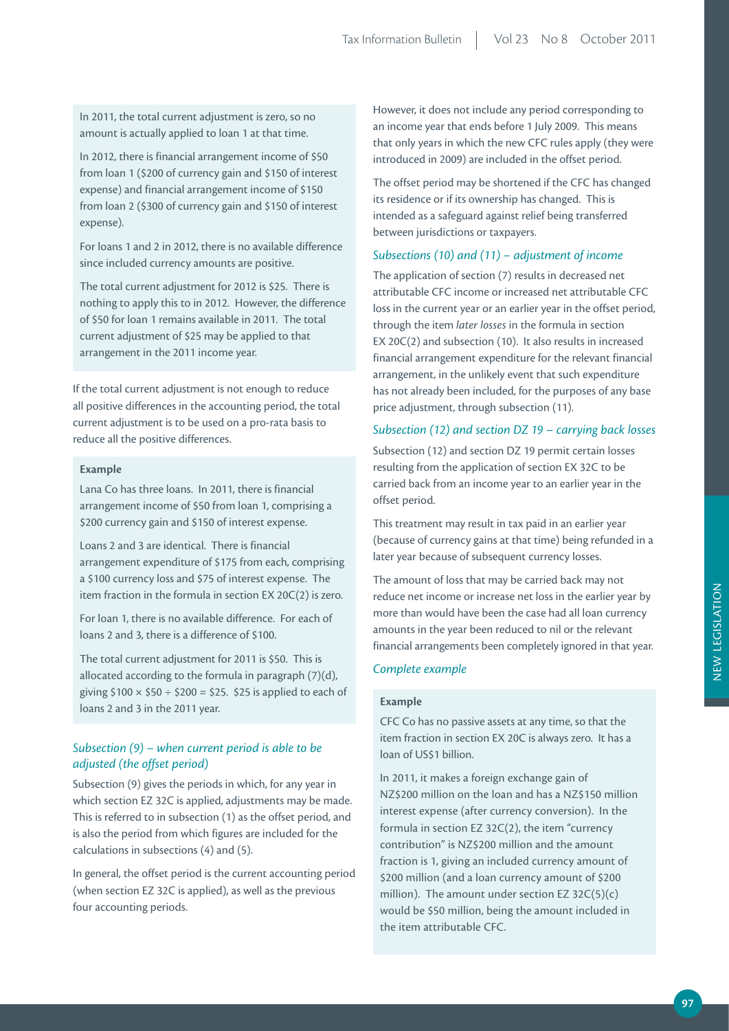In 2011, the total current adjustment is zero, so no amount is actually applied to loan 1 at that time.

In 2012, there is financial arrangement income of $50 from loan 1 ($200 of currency gain and $150 of interest expense) and financial arrangement income of $150 from loan 2 ($300 of currency gain and $150 of interest expense).

For loans 1 and 2 in 2012, there is no available difference since included currency amounts are positive.

The total current adjustment for 2012 is $25. There is nothing to apply this to in 2012. However, the difference of $50 for loan 1 remains available in 2011. The total current adjustment of $25 may be applied to that arrangement in the 2011 income year.

If the total current adjustment is not enough to reduce all positive differences in the accounting period, the total current adjustment is to be used on a pro-rata basis to reduce all the positive differences.

**Example**

Lana Co has three loans. In 2011, there is financial arrangement income of $50 from loan 1, comprising a $200 currency gain and $150 of interest expense.

Loans 2 and 3 are identical. There is financial arrangement expenditure of $175 from each, comprising a $100 currency loss and $75 of interest expense. The item fraction in the formula in section EX 20C(2) is zero.

For loan 1, there is no available difference. For each of loans 2 and 3, there is a difference of $100.

The total current adjustment for 2011 is $50. This is allocated according to the formula in paragraph (7)(d), giving $100 × $50 ÷ $200 = $25. $25 is applied to each of loans 2 and 3 in the 2011 year.

### *Subsection (9) – when current period is able to be adjusted (the offset period)*

Subsection (9) gives the periods in which, for any year in which section EZ 32C is applied, adjustments may be made. This is referred to in subsection (1) as the offset period, and is also the period from which figures are included for the calculations in subsections (4) and (5).

In general, the offset period is the current accounting period (when section EZ 32C is applied), as well as the previous four accounting periods.

However, it does not include any period corresponding to an income year that ends before 1 July 2009. This means that only years in which the new CFC rules apply (they were introduced in 2009) are included in the offset period.

The offset period may be shortened if the CFC has changed its residence or if its ownership has changed. This is intended as a safeguard against relief being transferred between jurisdictions or taxpayers.

### *Subsections (10) and (11) – adjustment of income*

The application of section (7) results in decreased net attributable CFC income or increased net attributable CFC loss in the current year or an earlier year in the offset period, through the item *later losses* in the formula in section EX 20C(2) and subsection (10). It also results in increased financial arrangement expenditure for the relevant financial arrangement, in the unlikely event that such expenditure has not already been included, for the purposes of any base price adjustment, through subsection (11).

### *Subsection (12) and section DZ 19 – carrying back losses*

Subsection (12) and section DZ 19 permit certain losses resulting from the application of section EX 32C to be carried back from an income year to an earlier year in the offset period.

This treatment may result in tax paid in an earlier year (because of currency gains at that time) being refunded in a later year because of subsequent currency losses.

The amount of loss that may be carried back may not reduce net income or increase net loss in the earlier year by more than would have been the case had all loan currency amounts in the year been reduced to nil or the relevant financial arrangements been completely ignored in that year.

### *Complete example*

**Example**

CFC Co has no passive assets at any time, so that the item fraction in section EX 20C is always zero. It has a loan of US$1 billion.

In 2011, it makes a foreign exchange gain of NZ$200 million on the loan and has a NZ$150 million interest expense (after currency conversion). In the formula in section EZ 32C(2), the item "currency contribution" is NZ$200 million and the amount fraction is 1, giving an included currency amount of $200 million (and a loan currency amount of $200 million). The amount under section EZ 32C(5)(c) would be $50 million, being the amount included in the item attributable CFC.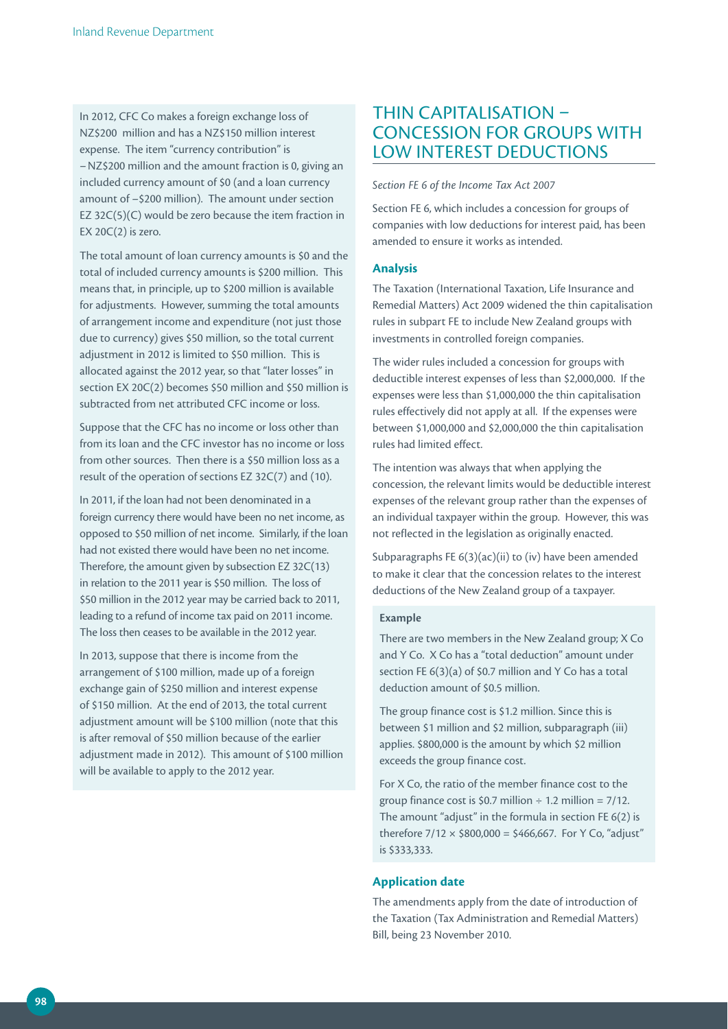In 2012, CFC Co makes a foreign exchange loss of NZ$200 million and has a NZ$150 million interest expense. The item "currency contribution" is −NZ$200 million and the amount fraction is 0, giving an included currency amount of $0 (and a loan currency amount of −$200 million). The amount under section EZ 32C(5)(C) would be zero because the item fraction in EX 20C(2) is zero.

The total amount of loan currency amounts is $0 and the total of included currency amounts is $200 million. This means that, in principle, up to $200 million is available for adjustments. However, summing the total amounts of arrangement income and expenditure (not just those due to currency) gives $50 million, so the total current adjustment in 2012 is limited to $50 million. This is allocated against the 2012 year, so that "later losses" in section EX 20C(2) becomes $50 million and $50 million is subtracted from net attributed CFC income or loss.

Suppose that the CFC has no income or loss other than from its loan and the CFC investor has no income or loss from other sources. Then there is a $50 million loss as a result of the operation of sections EZ 32C(7) and (10).

In 2011, if the loan had not been denominated in a foreign currency there would have been no net income, as opposed to $50 million of net income. Similarly, if the loan had not existed there would have been no net income. Therefore, the amount given by subsection EZ 32C(13) in relation to the 2011 year is $50 million. The loss of $50 million in the 2012 year may be carried back to 2011, leading to a refund of income tax paid on 2011 income. The loss then ceases to be available in the 2012 year.

In 2013, suppose that there is income from the arrangement of $100 million, made up of a foreign exchange gain of $250 million and interest expense of $150 million. At the end of 2013, the total current adjustment amount will be $100 million (note that this is after removal of $50 million because of the earlier adjustment made in 2012). This amount of $100 million will be available to apply to the 2012 year.

# THIN CAPITALISATION – CONCESSION FOR GROUPS WITH LOW INTEREST DEDUCTIONS

*Section FE 6 of the Income Tax Act 2007*

Section FE 6, which includes a concession for groups of companies with low deductions for interest paid, has been amended to ensure it works as intended.

## Analysis

The Taxation (International Taxation, Life Insurance and Remedial Matters) Act 2009 widened the thin capitalisation rules in subpart FE to include New Zealand groups with investments in controlled foreign companies.

The wider rules included a concession for groups with deductible interest expenses of less than $2,000,000. If the expenses were less than $1,000,000 the thin capitalisation rules effectively did not apply at all. If the expenses were between $1,000,000 and $2,000,000 the thin capitalisation rules had limited effect.

The intention was always that when applying the concession, the relevant limits would be deductible interest expenses of the relevant group rather than the expenses of an individual taxpayer within the group. However, this was not reflected in the legislation as originally enacted.

Subparagraphs FE 6(3)(ac)(ii) to (iv) have been amended to make it clear that the concession relates to the interest deductions of the New Zealand group of a taxpayer.

**Example**

There are two members in the New Zealand group; X Co and Y Co. X Co has a "total deduction" amount under section FE 6(3)(a) of $0.7 million and Y Co has a total deduction amount of $0.5 million.

The group finance cost is $1.2 million. Since this is between $1 million and $2 million, subparagraph (iii) applies. $800,000 is the amount by which $2 million exceeds the group finance cost.

For X Co, the ratio of the member finance cost to the group finance cost is $0.7 million ÷ 1.2 million = 7/12. The amount "adjust" in the formula in section FE 6(2) is therefore 7/12 × $800,000 = $466,667. For Y Co, "adjust" is $333,333.

## Application date

The amendments apply from the date of introduction of the Taxation (Tax Administration and Remedial Matters) Bill, being 23 November 2010.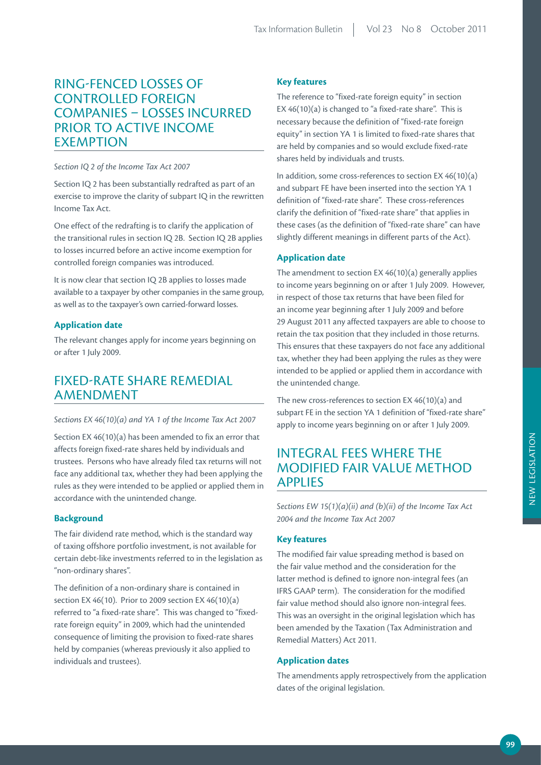## RING-FENCED LOSSES OF CONTROLLED FOREIGN COMPANIES – LOSSES INCURRED PRIOR TO ACTIVE INCOME EXEMPTION

*Section IQ 2 of the Income Tax Act 2007*

Section IQ 2 has been substantially redrafted as part of an exercise to improve the clarity of subpart IQ in the rewritten Income Tax Act.

One effect of the redrafting is to clarify the application of the transitional rules in section IQ 2B. Section IQ 2B applies to losses incurred before an active income exemption for controlled foreign companies was introduced.

It is now clear that section IQ 2B applies to losses made available to a taxpayer by other companies in the same group, as well as to the taxpayer's own carried-forward losses.

### Application date

The relevant changes apply for income years beginning on or after 1 July 2009.

## FIXED-RATE SHARE REMEDIAL AMENDMENT

*Sections EX 46(10)(a) and YA 1 of the Income Tax Act 2007*

Section EX 46(10)(a) has been amended to fix an error that affects foreign fixed-rate shares held by individuals and trustees. Persons who have already filed tax returns will not face any additional tax, whether they had been applying the rules as they were intended to be applied or applied them in accordance with the unintended change.

### Background

The fair dividend rate method, which is the standard way of taxing offshore portfolio investment, is not available for certain debt-like investments referred to in the legislation as "non-ordinary shares".

The definition of a non-ordinary share is contained in section EX 46(10). Prior to 2009 section EX 46(10)(a) referred to "a fixed-rate share". This was changed to "fixed-rate foreign equity" in 2009, which had the unintended consequence of limiting the provision to fixed-rate shares held by companies (whereas previously it also applied to individuals and trustees).

### Key features

The reference to "fixed-rate foreign equity" in section EX 46(10)(a) is changed to "a fixed-rate share". This is necessary because the definition of "fixed-rate foreign equity" in section YA 1 is limited to fixed-rate shares that are held by companies and so would exclude fixed-rate shares held by individuals and trusts.

In addition, some cross-references to section EX 46(10)(a) and subpart FE have been inserted into the section YA 1 definition of "fixed-rate share". These cross-references clarify the definition of "fixed-rate share" that applies in these cases (as the definition of "fixed-rate share" can have slightly different meanings in different parts of the Act).

### Application date

The amendment to section EX 46(10)(a) generally applies to income years beginning on or after 1 July 2009. However, in respect of those tax returns that have been filed for an income year beginning after 1 July 2009 and before 29 August 2011 any affected taxpayers are able to choose to retain the tax position that they included in those returns. This ensures that these taxpayers do not face any additional tax, whether they had been applying the rules as they were intended to be applied or applied them in accordance with the unintended change.

The new cross-references to section EX 46(10)(a) and subpart FE in the section YA 1 definition of "fixed-rate share" apply to income years beginning on or after 1 July 2009.

## INTEGRAL FEES WHERE THE MODIFIED FAIR VALUE METHOD APPLIES

*Sections EW 15(1)(a)(ii) and (b)(ii) of the Income Tax Act 2004 and the Income Tax Act 2007*

### Key features

The modified fair value spreading method is based on the fair value method and the consideration for the latter method is defined to ignore non-integral fees (an IFRS GAAP term). The consideration for the modified fair value method should also ignore non-integral fees. This was an oversight in the original legislation which has been amended by the Taxation (Tax Administration and Remedial Matters) Act 2011.

### Application dates

The amendments apply retrospectively from the application dates of the original legislation.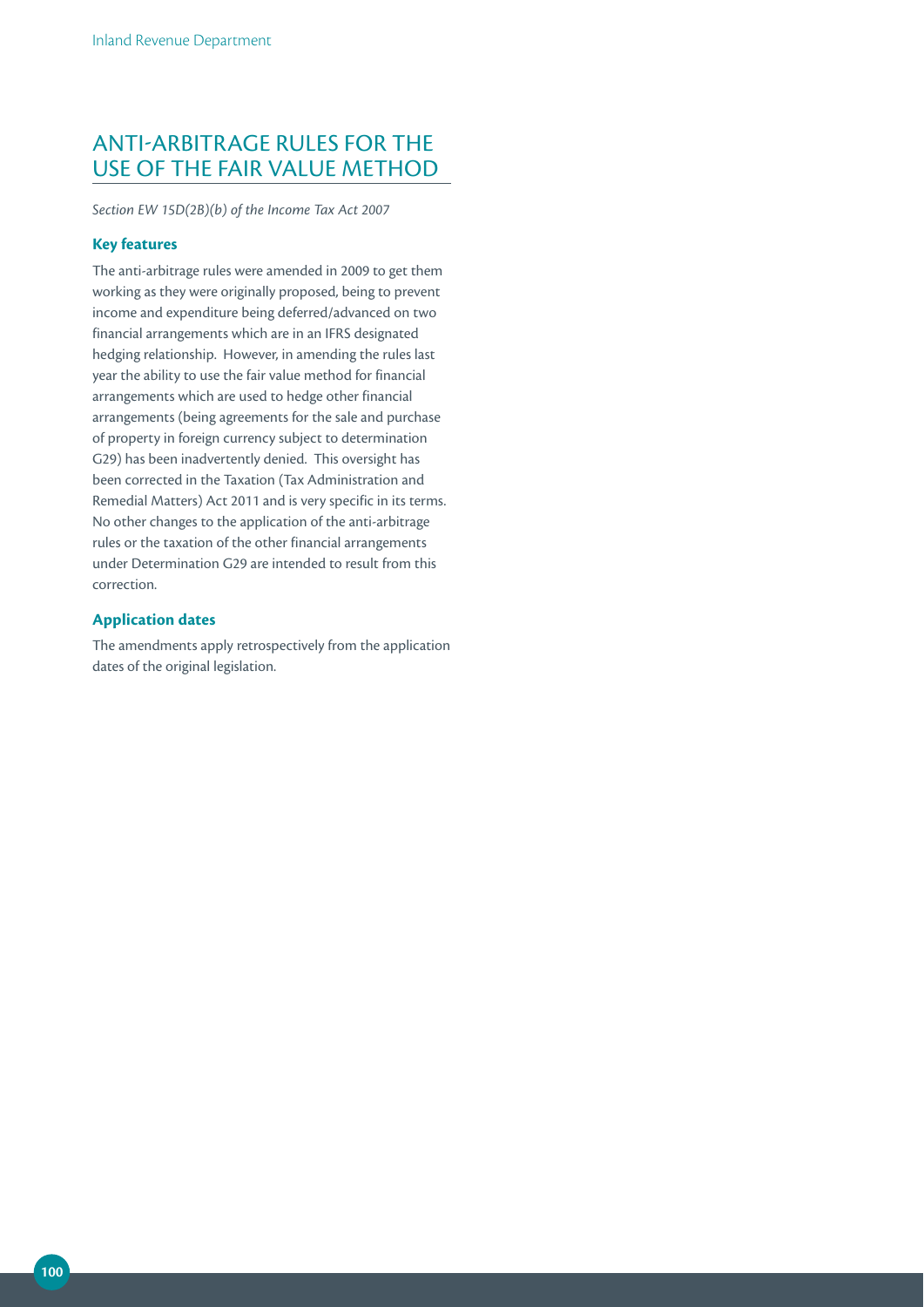## ANTI-ARBITRAGE RULES FOR THE USE OF THE FAIR VALUE METHOD

*Section EW 15D(2B)(b) of the Income Tax Act 2007*

### Key features

The anti-arbitrage rules were amended in 2009 to get them working as they were originally proposed, being to prevent income and expenditure being deferred/advanced on two financial arrangements which are in an IFRS designated hedging relationship. However, in amending the rules last year the ability to use the fair value method for financial arrangements which are used to hedge other financial arrangements (being agreements for the sale and purchase of property in foreign currency subject to determination G29) has been inadvertently denied. This oversight has been corrected in the Taxation (Tax Administration and Remedial Matters) Act 2011 and is very specific in its terms. No other changes to the application of the anti-arbitrage rules or the taxation of the other financial arrangements under Determination G29 are intended to result from this correction.

### Application dates

The amendments apply retrospectively from the application dates of the original legislation.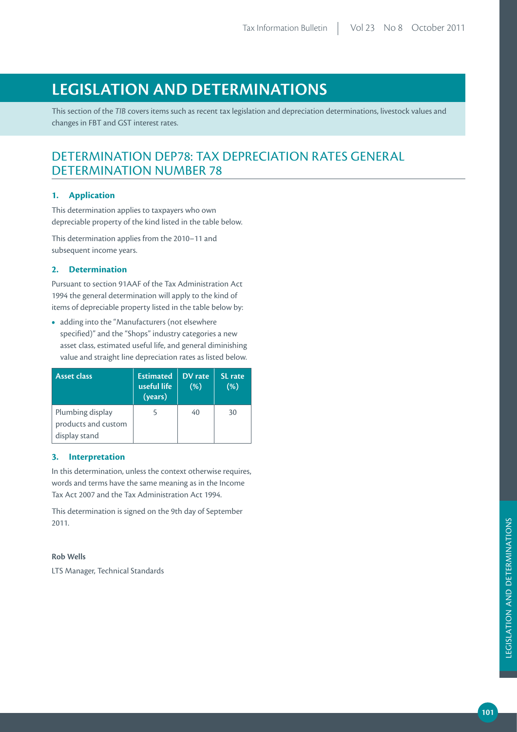# LEGISLATION AND DETERMINATIONS

This section of the *TIB* covers items such as recent tax legislation and depreciation determinations, livestock values and changes in FBT and GST interest rates.

## DETERMINATION DEP78: TAX DEPRECIATION RATES GENERAL DETERMINATION NUMBER 78

### 1. Application

This determination applies to taxpayers who own depreciable property of the kind listed in the table below.

This determination applies from the 2010–11 and subsequent income years.

### 2. Determination

Pursuant to section 91AAF of the Tax Administration Act 1994 the general determination will apply to the kind of items of depreciable property listed in the table below by:

- adding into the "Manufacturers (not elsewhere specified)" and the "Shops" industry categories a new asset class, estimated useful life, and general diminishing value and straight line depreciation rates as listed below.

| Asset class | Estimated useful life (years) | DV rate (%) | SL rate (%) |
|---|---|---|---|
| Plumbing display products and custom display stand | 5 | 40 | 30 |

### 3. Interpretation

In this determination, unless the context otherwise requires, words and terms have the same meaning as in the Income Tax Act 2007 and the Tax Administration Act 1994.

This determination is signed on the 9th day of September 2011.

**Rob Wells**

LTS Manager, Technical Standards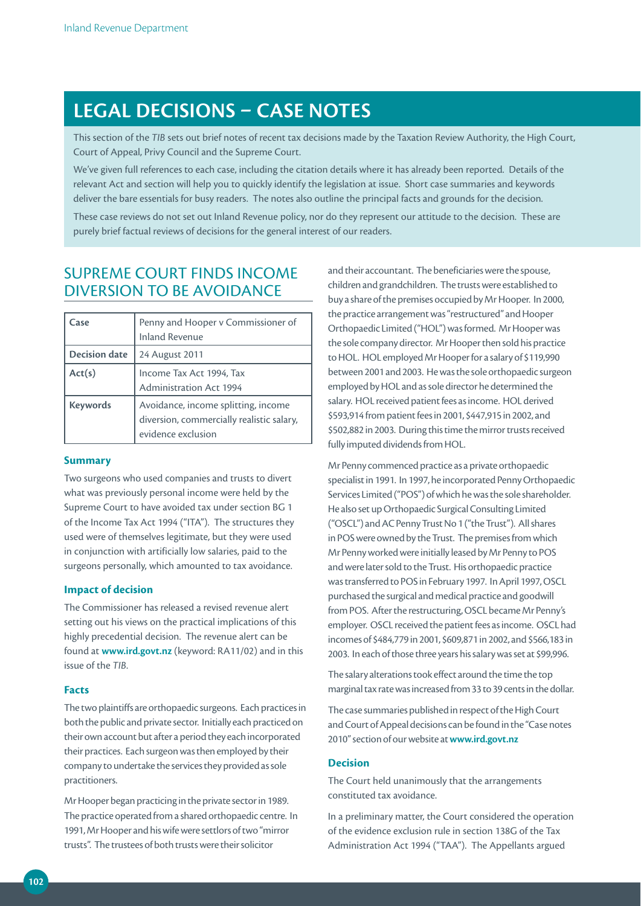# LEGAL DECISIONS – CASE NOTES

This section of the *TIB* sets out brief notes of recent tax decisions made by the Taxation Review Authority, the High Court, Court of Appeal, Privy Council and the Supreme Court.

We've given full references to each case, including the citation details where it has already been reported. Details of the relevant Act and section will help you to quickly identify the legislation at issue. Short case summaries and keywords deliver the bare essentials for busy readers. The notes also outline the principal facts and grounds for the decision.

These case reviews do not set out Inland Revenue policy, nor do they represent our attitude to the decision. These are purely brief factual reviews of decisions for the general interest of our readers.

## SUPREME COURT FINDS INCOME DIVERSION TO BE AVOIDANCE

| Case | Penny and Hooper v Commissioner of Inland Revenue |
|---|---|
| Decision date | 24 August 2011 |
| Act(s) | Income Tax Act 1994, Tax Administration Act 1994 |
| Keywords | Avoidance, income splitting, income diversion, commercially realistic salary, evidence exclusion |

### Summary

Two surgeons who used companies and trusts to divert what was previously personal income were held by the Supreme Court to have avoided tax under section BG 1 of the Income Tax Act 1994 ("ITA"). The structures they used were of themselves legitimate, but they were used in conjunction with artificially low salaries, paid to the surgeons personally, which amounted to tax avoidance.

### Impact of decision

The Commissioner has released a revised revenue alert setting out his views on the practical implications of this highly precedential decision. The revenue alert can be found at **www.ird.govt.nz** (keyword: RA11/02) and in this issue of the *TIB*.

### Facts

The two plaintiffs are orthopaedic surgeons. Each practices in both the public and private sector. Initially each practiced on their own account but after a period they each incorporated their practices. Each surgeon was then employed by their company to undertake the services they provided as sole practitioners.

Mr Hooper began practicing in the private sector in 1989. The practice operated from a shared orthopaedic centre. In 1991, Mr Hooper and his wife were settlors of two "mirror trusts". The trustees of both trusts were their solicitor and their accountant. The beneficiaries were the spouse, children and grandchildren. The trusts were established to buy a share of the premises occupied by Mr Hooper. In 2000, the practice arrangement was "restructured" and Hooper Orthopaedic Limited ("HOL") was formed. Mr Hooper was the sole company director. Mr Hooper then sold his practice to HOL. HOL employed Mr Hooper for a salary of $119,990 between 2001 and 2003. He was the sole orthopaedic surgeon employed by HOL and as sole director he determined the salary. HOL received patient fees as income. HOL derived $593,914 from patient fees in 2001, $447,915 in 2002, and $502,882 in 2003. During this time the mirror trusts received fully imputed dividends from HOL.

Mr Penny commenced practice as a private orthopaedic specialist in 1991. In 1997, he incorporated Penny Orthopaedic Services Limited ("POS") of which he was the sole shareholder. He also set up Orthopaedic Surgical Consulting Limited ("OSCL") and AC Penny Trust No 1 ("the Trust"). All shares in POS were owned by the Trust. The premises from which Mr Penny worked were initially leased by Mr Penny to POS and were later sold to the Trust. His orthopaedic practice was transferred to POS in February 1997. In April 1997, OSCL purchased the surgical and medical practice and goodwill from POS. After the restructuring, OSCL became Mr Penny's employer. OSCL received the patient fees as income. OSCL had incomes of $484,779 in 2001, $609,871 in 2002, and $566,183 in 2003. In each of those three years his salary was set at $99,996.

The salary alterations took effect around the time the top marginal tax rate was increased from 33 to 39 cents in the dollar.

The case summaries published in respect of the High Court and Court of Appeal decisions can be found in the "Case notes 2010" section of our website at **www.ird.govt.nz**

### Decision

The Court held unanimously that the arrangements constituted tax avoidance.

In a preliminary matter, the Court considered the operation of the evidence exclusion rule in section 138G of the Tax Administration Act 1994 ("TAA"). The Appellants argued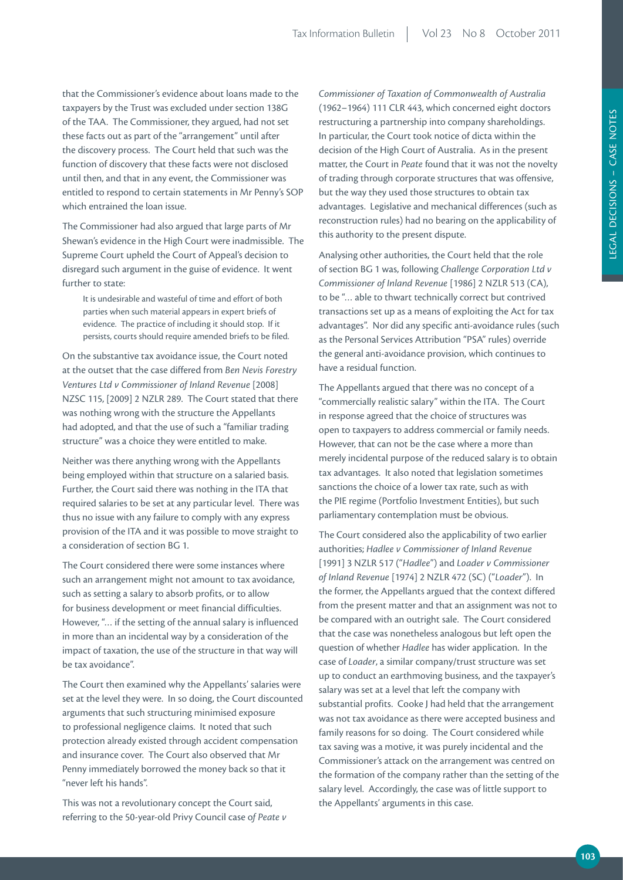that the Commissioner's evidence about loans made to the taxpayers by the Trust was excluded under section 138G of the TAA. The Commissioner, they argued, had not set these facts out as part of the "arrangement" until after the discovery process. The Court held that such was the function of discovery that these facts were not disclosed until then, and that in any event, the Commissioner was entitled to respond to certain statements in Mr Penny's SOP which entrained the loan issue.

The Commissioner had also argued that large parts of Mr Shewan's evidence in the High Court were inadmissible. The Supreme Court upheld the Court of Appeal's decision to disregard such argument in the guise of evidence. It went further to state:

> It is undesirable and wasteful of time and effort of both parties when such material appears in expert briefs of evidence. The practice of including it should stop. If it persists, courts should require amended briefs to be filed.

On the substantive tax avoidance issue, the Court noted at the outset that the case differed from *Ben Nevis Forestry Ventures Ltd v Commissioner of Inland Revenue* [2008] NZSC 115, [2009] 2 NZLR 289. The Court stated that there was nothing wrong with the structure the Appellants had adopted, and that the use of such a "familiar trading structure" was a choice they were entitled to make.

Neither was there anything wrong with the Appellants being employed within that structure on a salaried basis. Further, the Court said there was nothing in the ITA that required salaries to be set at any particular level. There was thus no issue with any failure to comply with any express provision of the ITA and it was possible to move straight to a consideration of section BG 1.

The Court considered there were some instances where such an arrangement might not amount to tax avoidance, such as setting a salary to absorb profits, or to allow for business development or meet financial difficulties. However, "… if the setting of the annual salary is influenced in more than an incidental way by a consideration of the impact of taxation, the use of the structure in that way will be tax avoidance".

The Court then examined why the Appellants' salaries were set at the level they were. In so doing, the Court discounted arguments that such structuring minimised exposure to professional negligence claims. It noted that such protection already existed through accident compensation and insurance cover. The Court also observed that Mr Penny immediately borrowed the money back so that it "never left his hands".

This was not a revolutionary concept the Court said, referring to the 50-year-old Privy Council case of *Peate v Commissioner of Taxation of Commonwealth of Australia* (1962–1964) 111 CLR 443, which concerned eight doctors restructuring a partnership into company shareholdings. In particular, the Court took notice of dicta within the decision of the High Court of Australia. As in the present matter, the Court in *Peate* found that it was not the novelty of trading through corporate structures that was offensive, but the way they used those structures to obtain tax advantages. Legislative and mechanical differences (such as reconstruction rules) had no bearing on the applicability of this authority to the present dispute.

Analysing other authorities, the Court held that the role of section BG 1 was, following *Challenge Corporation Ltd v Commissioner of Inland Revenue* [1986] 2 NZLR 513 (CA), to be "… able to thwart technically correct but contrived transactions set up as a means of exploiting the Act for tax advantages". Nor did any specific anti-avoidance rules (such as the Personal Services Attribution "PSA" rules) override the general anti-avoidance provision, which continues to have a residual function.

The Appellants argued that there was no concept of a "commercially realistic salary" within the ITA. The Court in response agreed that the choice of structures was open to taxpayers to address commercial or family needs. However, that can not be the case where a more than merely incidental purpose of the reduced salary is to obtain tax advantages. It also noted that legislation sometimes sanctions the choice of a lower tax rate, such as with the PIE regime (Portfolio Investment Entities), but such parliamentary contemplation must be obvious.

The Court considered also the applicability of two earlier authorities; *Hadlee v Commissioner of Inland Revenue* [1991] 3 NZLR 517 ("*Hadlee*") and *Loader v Commissioner of Inland Revenue* [1974] 2 NZLR 472 (SC) ("*Loader*"). In the former, the Appellants argued that the context differed from the present matter and that an assignment was not to be compared with an outright sale. The Court considered that the case was nonetheless analogous but left open the question of whether *Hadlee* has wider application. In the case of *Loader*, a similar company/trust structure was set up to conduct an earthmoving business, and the taxpayer's salary was set at a level that left the company with substantial profits. Cooke J had held that the arrangement was not tax avoidance as there were accepted business and family reasons for so doing. The Court considered while tax saving was a motive, it was purely incidental and the Commissioner's attack on the arrangement was centred on the formation of the company rather than the setting of the salary level. Accordingly, the case was of little support to the Appellants' arguments in this case.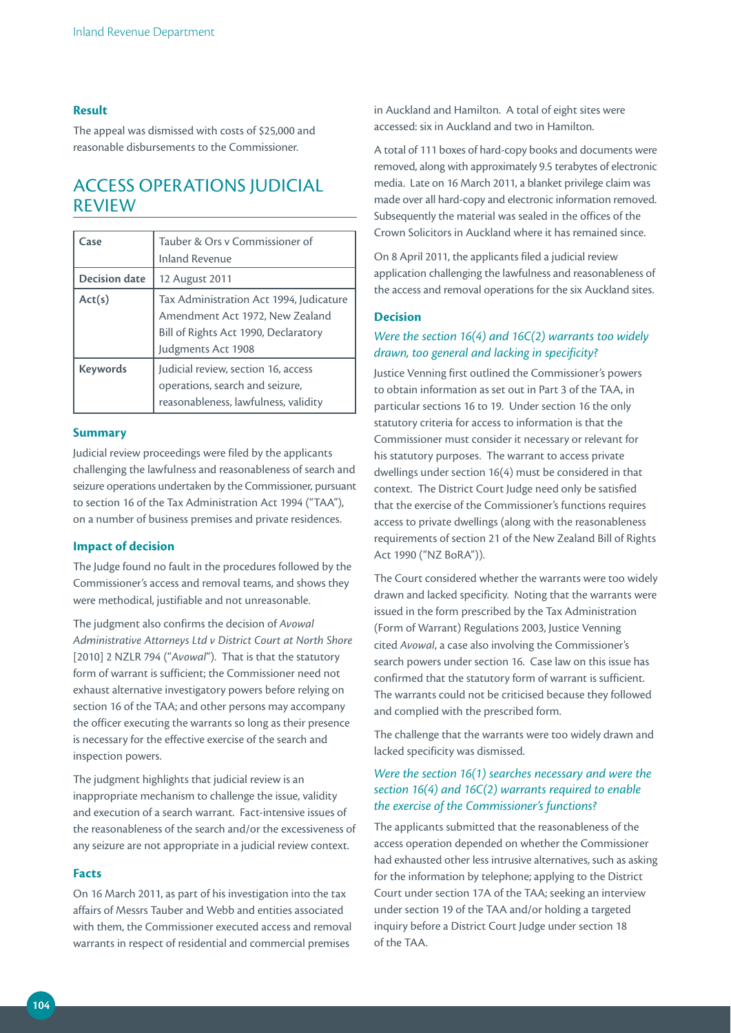### Result

The appeal was dismissed with costs of $25,000 and reasonable disbursements to the Commissioner.

## ACCESS OPERATIONS JUDICIAL REVIEW

| Case | Tauber & Ors v Commissioner of Inland Revenue |
|---|---|
| **Decision date** | 12 August 2011 |
| **Act(s)** | Tax Administration Act 1994, Judicature Amendment Act 1972, New Zealand Bill of Rights Act 1990, Declaratory Judgments Act 1908 |
| **Keywords** | Judicial review, section 16, access operations, search and seizure, reasonableness, lawfulness, validity |

### Summary

Judicial review proceedings were filed by the applicants challenging the lawfulness and reasonableness of search and seizure operations undertaken by the Commissioner, pursuant to section 16 of the Tax Administration Act 1994 ("TAA"), on a number of business premises and private residences.

### Impact of decision

The Judge found no fault in the procedures followed by the Commissioner's access and removal teams, and shows they were methodical, justifiable and not unreasonable.

The judgment also confirms the decision of *Avowal Administrative Attorneys Ltd v District Court at North Shore* [2010] 2 NZLR 794 ("*Avowal*"). That is that the statutory form of warrant is sufficient; the Commissioner need not exhaust alternative investigatory powers before relying on section 16 of the TAA; and other persons may accompany the officer executing the warrants so long as their presence is necessary for the effective exercise of the search and inspection powers.

The judgment highlights that judicial review is an inappropriate mechanism to challenge the issue, validity and execution of a search warrant. Fact-intensive issues of the reasonableness of the search and/or the excessiveness of any seizure are not appropriate in a judicial review context.

### Facts

On 16 March 2011, as part of his investigation into the tax affairs of Messrs Tauber and Webb and entities associated with them, the Commissioner executed access and removal warrants in respect of residential and commercial premises in Auckland and Hamilton. A total of eight sites were accessed: six in Auckland and two in Hamilton.

A total of 111 boxes of hard-copy books and documents were removed, along with approximately 9.5 terabytes of electronic media. Late on 16 March 2011, a blanket privilege claim was made over all hard-copy and electronic information removed. Subsequently the material was sealed in the offices of the Crown Solicitors in Auckland where it has remained since.

On 8 April 2011, the applicants filed a judicial review application challenging the lawfulness and reasonableness of the access and removal operations for the six Auckland sites.

### Decision

#### *Were the section 16(4) and 16C(2) warrants too widely drawn, too general and lacking in specificity?*

Justice Venning first outlined the Commissioner's powers to obtain information as set out in Part 3 of the TAA, in particular sections 16 to 19. Under section 16 the only statutory criteria for access to information is that the Commissioner must consider it necessary or relevant for his statutory purposes. The warrant to access private dwellings under section 16(4) must be considered in that context. The District Court Judge need only be satisfied that the exercise of the Commissioner's functions requires access to private dwellings (along with the reasonableness requirements of section 21 of the New Zealand Bill of Rights Act 1990 ("NZ BoRA")).

The Court considered whether the warrants were too widely drawn and lacked specificity. Noting that the warrants were issued in the form prescribed by the Tax Administration (Form of Warrant) Regulations 2003, Justice Venning cited *Avowal*, a case also involving the Commissioner's search powers under section 16. Case law on this issue has confirmed that the statutory form of warrant is sufficient. The warrants could not be criticised because they followed and complied with the prescribed form.

The challenge that the warrants were too widely drawn and lacked specificity was dismissed.

#### *Were the section 16(1) searches necessary and were the section 16(4) and 16C(2) warrants required to enable the exercise of the Commissioner's functions?*

The applicants submitted that the reasonableness of the access operation depended on whether the Commissioner had exhausted other less intrusive alternatives, such as asking for the information by telephone; applying to the District Court under section 17A of the TAA; seeking an interview under section 19 of the TAA and/or holding a targeted inquiry before a District Court Judge under section 18 of the TAA.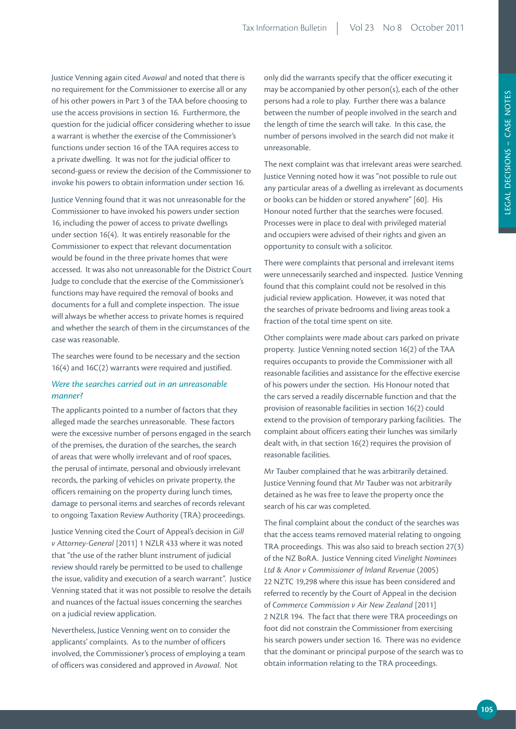Justice Venning again cited *Avowal* and noted that there is no requirement for the Commissioner to exercise all or any of his other powers in Part 3 of the TAA before choosing to use the access provisions in section 16. Furthermore, the question for the judicial officer considering whether to issue a warrant is whether the exercise of the Commissioner's functions under section 16 of the TAA requires access to a private dwelling. It was not for the judicial officer to second-guess or review the decision of the Commissioner to invoke his powers to obtain information under section 16.

Justice Venning found that it was not unreasonable for the Commissioner to have invoked his powers under section 16, including the power of access to private dwellings under section 16(4). It was entirely reasonable for the Commissioner to expect that relevant documentation would be found in the three private homes that were accessed. It was also not unreasonable for the District Court Judge to conclude that the exercise of the Commissioner's functions may have required the removal of books and documents for a full and complete inspection. The issue will always be whether access to private homes is required and whether the search of them in the circumstances of the case was reasonable.

The searches were found to be necessary and the section 16(4) and 16C(2) warrants were required and justified.

### *Were the searches carried out in an unreasonable manner?*

The applicants pointed to a number of factors that they alleged made the searches unreasonable. These factors were the excessive number of persons engaged in the search of the premises, the duration of the searches, the search of areas that were wholly irrelevant and of roof spaces, the perusal of intimate, personal and obviously irrelevant records, the parking of vehicles on private property, the officers remaining on the property during lunch times, damage to personal items and searches of records relevant to ongoing Taxation Review Authority (TRA) proceedings.

Justice Venning cited the Court of Appeal's decision in *Gill v Attorney-General* [2011] 1 NZLR 433 where it was noted that "the use of the rather blunt instrument of judicial review should rarely be permitted to be used to challenge the issue, validity and execution of a search warrant". Justice Venning stated that it was not possible to resolve the details and nuances of the factual issues concerning the searches on a judicial review application.

Nevertheless, Justice Venning went on to consider the applicants' complaints. As to the number of officers involved, the Commissioner's process of employing a team of officers was considered and approved in *Avowal*. Not only did the warrants specify that the officer executing it may be accompanied by other person(s), each of the other persons had a role to play. Further there was a balance between the number of people involved in the search and the length of time the search will take. In this case, the number of persons involved in the search did not make it unreasonable.

The next complaint was that irrelevant areas were searched. Justice Venning noted how it was "not possible to rule out any particular areas of a dwelling as irrelevant as documents or books can be hidden or stored anywhere" [60]. His Honour noted further that the searches were focused. Processes were in place to deal with privileged material and occupiers were advised of their rights and given an opportunity to consult with a solicitor.

There were complaints that personal and irrelevant items were unnecessarily searched and inspected. Justice Venning found that this complaint could not be resolved in this judicial review application. However, it was noted that the searches of private bedrooms and living areas took a fraction of the total time spent on site.

Other complaints were made about cars parked on private property. Justice Venning noted section 16(2) of the TAA requires occupants to provide the Commissioner with all reasonable facilities and assistance for the effective exercise of his powers under the section. His Honour noted that the cars served a readily discernable function and that the provision of reasonable facilities in section 16(2) could extend to the provision of temporary parking facilities. The complaint about officers eating their lunches was similarly dealt with, in that section 16(2) requires the provision of reasonable facilities.

Mr Tauber complained that he was arbitrarily detained. Justice Venning found that Mr Tauber was not arbitrarily detained as he was free to leave the property once the search of his car was completed.

The final complaint about the conduct of the searches was that the access teams removed material relating to ongoing TRA proceedings. This was also said to breach section 27(3) of the NZ BoRA. Justice Venning cited *Vinelight Nominees Ltd & Anor v Commissioner of Inland Revenue* (2005) 22 NZTC 19,298 where this issue has been considered and referred to recently by the Court of Appeal in the decision of *Commerce Commission v Air New Zealand* [2011] 2 NZLR 194. The fact that there were TRA proceedings on foot did not constrain the Commissioner from exercising his search powers under section 16. There was no evidence that the dominant or principal purpose of the search was to obtain information relating to the TRA proceedings.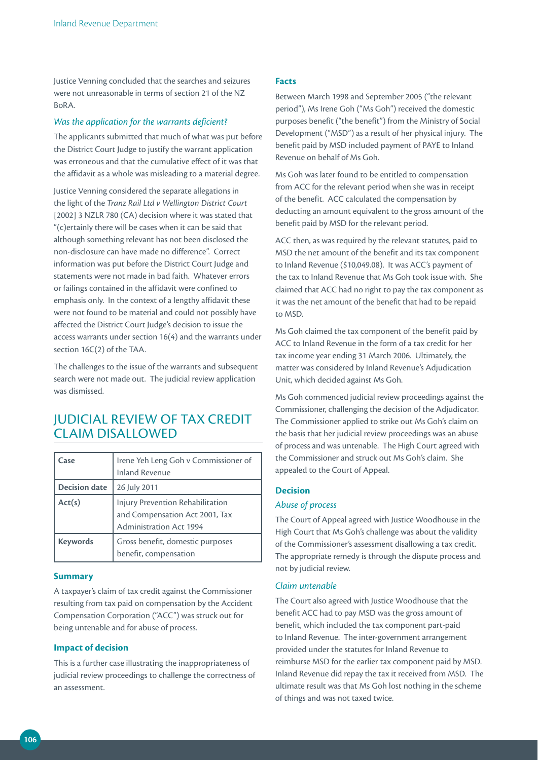Justice Venning concluded that the searches and seizures were not unreasonable in terms of section 21 of the NZ BoRA.

### *Was the application for the warrants deficient?*

The applicants submitted that much of what was put before the District Court Judge to justify the warrant application was erroneous and that the cumulative effect of it was that the affidavit as a whole was misleading to a material degree.

Justice Venning considered the separate allegations in the light of the *Tranz Rail Ltd v Wellington District Court* [2002] 3 NZLR 780 (CA) decision where it was stated that "(c)ertainly there will be cases when it can be said that although something relevant has not been disclosed the non-disclosure can have made no difference". Correct information was put before the District Court Judge and statements were not made in bad faith. Whatever errors or failings contained in the affidavit were confined to emphasis only. In the context of a lengthy affidavit these were not found to be material and could not possibly have affected the District Court Judge's decision to issue the access warrants under section 16(4) and the warrants under section 16C(2) of the TAA.

The challenges to the issue of the warrants and subsequent search were not made out. The judicial review application was dismissed.

## JUDICIAL REVIEW OF TAX CREDIT CLAIM DISALLOWED

| | |
|---|---|
| **Case** | Irene Yeh Leng Goh v Commissioner of Inland Revenue |
| **Decision date** | 26 July 2011 |
| **Act(s)** | Injury Prevention Rehabilitation and Compensation Act 2001, Tax Administration Act 1994 |
| **Keywords** | Gross benefit, domestic purposes benefit, compensation |

### Summary

A taxpayer's claim of tax credit against the Commissioner resulting from tax paid on compensation by the Accident Compensation Corporation ("ACC") was struck out for being untenable and for abuse of process.

### Impact of decision

This is a further case illustrating the inappropriateness of judicial review proceedings to challenge the correctness of an assessment.

### Facts

Between March 1998 and September 2005 ("the relevant period"), Ms Irene Goh ("Ms Goh") received the domestic purposes benefit ("the benefit") from the Ministry of Social Development ("MSD") as a result of her physical injury. The benefit paid by MSD included payment of PAYE to Inland Revenue on behalf of Ms Goh.

Ms Goh was later found to be entitled to compensation from ACC for the relevant period when she was in receipt of the benefit. ACC calculated the compensation by deducting an amount equivalent to the gross amount of the benefit paid by MSD for the relevant period.

ACC then, as was required by the relevant statutes, paid to MSD the net amount of the benefit and its tax component to Inland Revenue ($10,049.08). It was ACC's payment of the tax to Inland Revenue that Ms Goh took issue with. She claimed that ACC had no right to pay the tax component as it was the net amount of the benefit that had to be repaid to MSD.

Ms Goh claimed the tax component of the benefit paid by ACC to Inland Revenue in the form of a tax credit for her tax income year ending 31 March 2006. Ultimately, the matter was considered by Inland Revenue's Adjudication Unit, which decided against Ms Goh.

Ms Goh commenced judicial review proceedings against the Commissioner, challenging the decision of the Adjudicator. The Commissioner applied to strike out Ms Goh's claim on the basis that her judicial review proceedings was an abuse of process and was untenable. The High Court agreed with the Commissioner and struck out Ms Goh's claim. She appealed to the Court of Appeal.

### Decision

#### *Abuse of process*

The Court of Appeal agreed with Justice Woodhouse in the High Court that Ms Goh's challenge was about the validity of the Commissioner's assessment disallowing a tax credit. The appropriate remedy is through the dispute process and not by judicial review.

#### *Claim untenable*

The Court also agreed with Justice Woodhouse that the benefit ACC had to pay MSD was the gross amount of benefit, which included the tax component part-paid to Inland Revenue. The inter-government arrangement provided under the statutes for Inland Revenue to reimburse MSD for the earlier tax component paid by MSD. Inland Revenue did repay the tax it received from MSD. The ultimate result was that Ms Goh lost nothing in the scheme of things and was not taxed twice.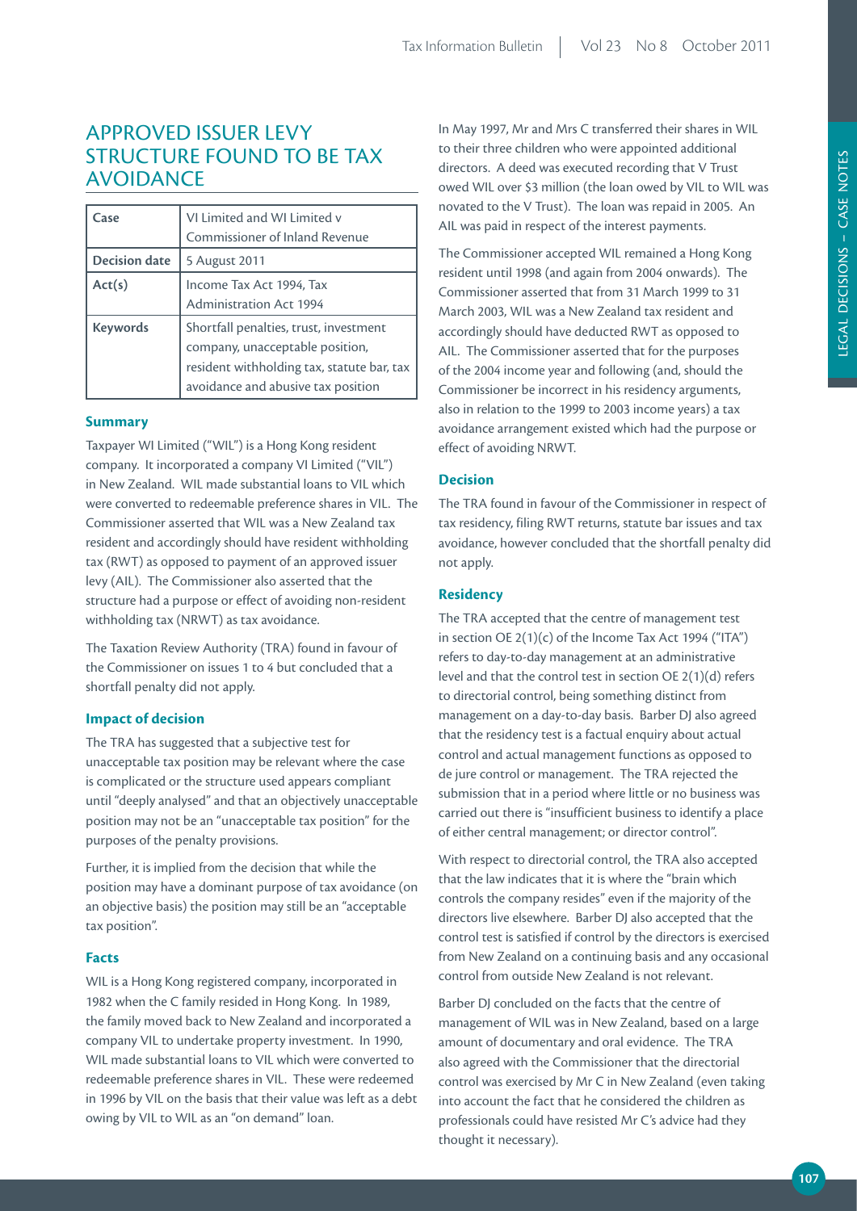# APPROVED ISSUER LEVY STRUCTURE FOUND TO BE TAX AVOIDANCE

| Case | VI Limited and WI Limited v Commissioner of Inland Revenue |
|---|---|
| Decision date | 5 August 2011 |
| Act(s) | Income Tax Act 1994, Tax Administration Act 1994 |
| Keywords | Shortfall penalties, trust, investment company, unacceptable position, resident withholding tax, statute bar, tax avoidance and abusive tax position |

### Summary

Taxpayer WI Limited ("WIL") is a Hong Kong resident company. It incorporated a company VI Limited ("VIL") in New Zealand. WIL made substantial loans to VIL which were converted to redeemable preference shares in VIL. The Commissioner asserted that WIL was a New Zealand tax resident and accordingly should have resident withholding tax (RWT) as opposed to payment of an approved issuer levy (AIL). The Commissioner also asserted that the structure had a purpose or effect of avoiding non-resident withholding tax (NRWT) as tax avoidance.

The Taxation Review Authority (TRA) found in favour of the Commissioner on issues 1 to 4 but concluded that a shortfall penalty did not apply.

### Impact of decision

The TRA has suggested that a subjective test for unacceptable tax position may be relevant where the case is complicated or the structure used appears compliant until "deeply analysed" and that an objectively unacceptable position may not be an "unacceptable tax position" for the purposes of the penalty provisions.

Further, it is implied from the decision that while the position may have a dominant purpose of tax avoidance (on an objective basis) the position may still be an "acceptable tax position".

### Facts

WIL is a Hong Kong registered company, incorporated in 1982 when the C family resided in Hong Kong. In 1989, the family moved back to New Zealand and incorporated a company VIL to undertake property investment. In 1990, WIL made substantial loans to VIL which were converted to redeemable preference shares in VIL. These were redeemed in 1996 by VIL on the basis that their value was left as a debt owing by VIL to WIL as an "on demand" loan.

In May 1997, Mr and Mrs C transferred their shares in WIL to their three children who were appointed additional directors. A deed was executed recording that V Trust owed WIL over $3 million (the loan owed by VIL to WIL was novated to the V Trust). The loan was repaid in 2005. An AIL was paid in respect of the interest payments.

The Commissioner accepted WIL remained a Hong Kong resident until 1998 (and again from 2004 onwards). The Commissioner asserted that from 31 March 1999 to 31 March 2003, WIL was a New Zealand tax resident and accordingly should have deducted RWT as opposed to AIL. The Commissioner asserted that for the purposes of the 2004 income year and following (and, should the Commissioner be incorrect in his residency arguments, also in relation to the 1999 to 2003 income years) a tax avoidance arrangement existed which had the purpose or effect of avoiding NRWT.

### Decision

The TRA found in favour of the Commissioner in respect of tax residency, filing RWT returns, statute bar issues and tax avoidance, however concluded that the shortfall penalty did not apply.

### Residency

The TRA accepted that the centre of management test in section OE 2(1)(c) of the Income Tax Act 1994 ("ITA") refers to day-to-day management at an administrative level and that the control test in section OE 2(1)(d) refers to directorial control, being something distinct from management on a day-to-day basis. Barber DJ also agreed that the residency test is a factual enquiry about actual control and actual management functions as opposed to de jure control or management. The TRA rejected the submission that in a period where little or no business was carried out there is "insufficient business to identify a place of either central management; or director control".

With respect to directorial control, the TRA also accepted that the law indicates that it is where the "brain which controls the company resides" even if the majority of the directors live elsewhere. Barber DJ also accepted that the control test is satisfied if control by the directors is exercised from New Zealand on a continuing basis and any occasional control from outside New Zealand is not relevant.

Barber DJ concluded on the facts that the centre of management of WIL was in New Zealand, based on a large amount of documentary and oral evidence. The TRA also agreed with the Commissioner that the directorial control was exercised by Mr C in New Zealand (even taking into account the fact that he considered the children as professionals could have resisted Mr C's advice had they thought it necessary).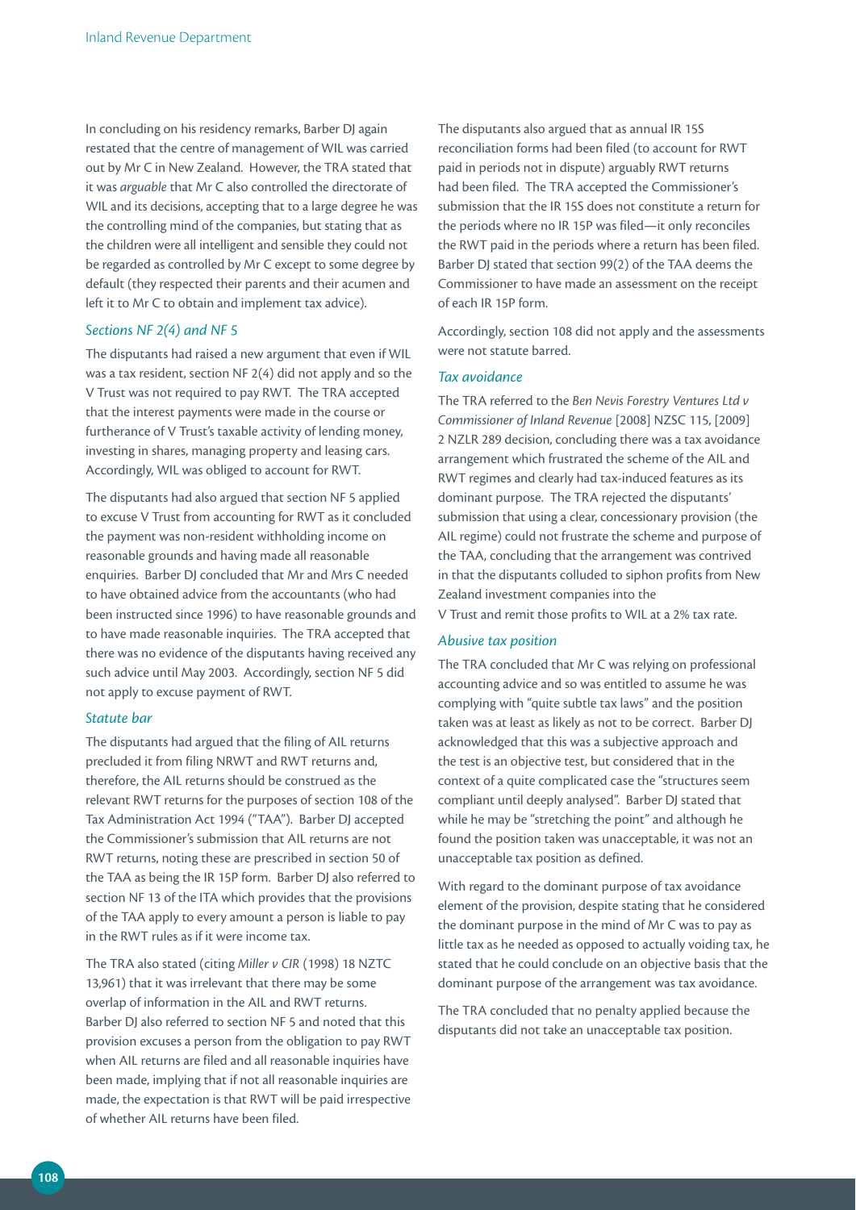In concluding on his residency remarks, Barber DJ again restated that the centre of management of WIL was carried out by Mr C in New Zealand. However, the TRA stated that it was *arguable* that Mr C also controlled the directorate of WIL and its decisions, accepting that to a large degree he was the controlling mind of the companies, but stating that as the children were all intelligent and sensible they could not be regarded as controlled by Mr C except to some degree by default (they respected their parents and their acumen and left it to Mr C to obtain and implement tax advice).

### *Sections NF 2(4) and NF 5*

The disputants had raised a new argument that even if WIL was a tax resident, section NF 2(4) did not apply and so the V Trust was not required to pay RWT. The TRA accepted that the interest payments were made in the course or furtherance of V Trust's taxable activity of lending money, investing in shares, managing property and leasing cars. Accordingly, WIL was obliged to account for RWT.

The disputants had also argued that section NF 5 applied to excuse V Trust from accounting for RWT as it concluded the payment was non-resident withholding income on reasonable grounds and having made all reasonable enquiries. Barber DJ concluded that Mr and Mrs C needed to have obtained advice from the accountants (who had been instructed since 1996) to have reasonable grounds and to have made reasonable inquiries. The TRA accepted that there was no evidence of the disputants having received any such advice until May 2003. Accordingly, section NF 5 did not apply to excuse payment of RWT.

### *Statute bar*

The disputants had argued that the filing of AIL returns precluded it from filing NRWT and RWT returns and, therefore, the AIL returns should be construed as the relevant RWT returns for the purposes of section 108 of the Tax Administration Act 1994 ("TAA"). Barber DJ accepted the Commissioner's submission that AIL returns are not RWT returns, noting these are prescribed in section 50 of the TAA as being the IR 15P form. Barber DJ also referred to section NF 13 of the ITA which provides that the provisions of the TAA apply to every amount a person is liable to pay in the RWT rules as if it were income tax.

The TRA also stated (citing *Miller v CIR* (1998) 18 NZTC 13,961) that it was irrelevant that there may be some overlap of information in the AIL and RWT returns. Barber DJ also referred to section NF 5 and noted that this provision excuses a person from the obligation to pay RWT when AIL returns are filed and all reasonable inquiries have been made, implying that if not all reasonable inquiries are made, the expectation is that RWT will be paid irrespective of whether AIL returns have been filed.

The disputants also argued that as annual IR 15S reconciliation forms had been filed (to account for RWT paid in periods not in dispute) arguably RWT returns had been filed. The TRA accepted the Commissioner's submission that the IR 15S does not constitute a return for the periods where no IR 15P was filed—it only reconciles the RWT paid in the periods where a return has been filed. Barber DJ stated that section 99(2) of the TAA deems the Commissioner to have made an assessment on the receipt of each IR 15P form.

Accordingly, section 108 did not apply and the assessments were not statute barred.

### *Tax avoidance*

The TRA referred to the *Ben Nevis Forestry Ventures Ltd v Commissioner of Inland Revenue* [2008] NZSC 115, [2009] 2 NZLR 289 decision, concluding there was a tax avoidance arrangement which frustrated the scheme of the AIL and RWT regimes and clearly had tax-induced features as its dominant purpose. The TRA rejected the disputants' submission that using a clear, concessionary provision (the AIL regime) could not frustrate the scheme and purpose of the TAA, concluding that the arrangement was contrived in that the disputants colluded to siphon profits from New Zealand investment companies into the V Trust and remit those profits to WIL at a 2% tax rate.

### *Abusive tax position*

The TRA concluded that Mr C was relying on professional accounting advice and so was entitled to assume he was complying with "quite subtle tax laws" and the position taken was at least as likely as not to be correct. Barber DJ acknowledged that this was a subjective approach and the test is an objective test, but considered that in the context of a quite complicated case the "structures seem compliant until deeply analysed". Barber DJ stated that while he may be "stretching the point" and although he found the position taken was unacceptable, it was not an unacceptable tax position as defined.

With regard to the dominant purpose of tax avoidance element of the provision, despite stating that he considered the dominant purpose in the mind of Mr C was to pay as little tax as he needed as opposed to actually voiding tax, he stated that he could conclude on an objective basis that the dominant purpose of the arrangement was tax avoidance.

The TRA concluded that no penalty applied because the disputants did not take an unacceptable tax position.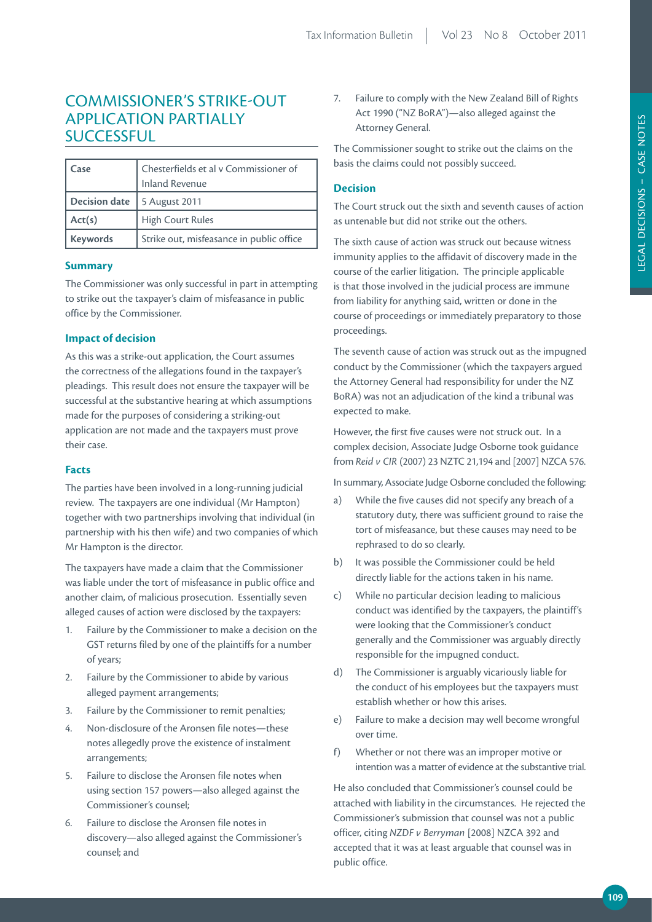# COMMISSIONER'S STRIKE-OUT APPLICATION PARTIALLY SUCCESSFUL

| Case | Chesterfields et al v Commissioner of Inland Revenue |
|---|---|
| Decision date | 5 August 2011 |
| Act(s) | High Court Rules |
| Keywords | Strike out, misfeasance in public office |

### Summary

The Commissioner was only successful in part in attempting to strike out the taxpayer's claim of misfeasance in public office by the Commissioner.

### Impact of decision

As this was a strike-out application, the Court assumes the correctness of the allegations found in the taxpayer's pleadings. This result does not ensure the taxpayer will be successful at the substantive hearing at which assumptions made for the purposes of considering a striking-out application are not made and the taxpayers must prove their case.

### Facts

The parties have been involved in a long-running judicial review. The taxpayers are one individual (Mr Hampton) together with two partnerships involving that individual (in partnership with his then wife) and two companies of which Mr Hampton is the director.

The taxpayers have made a claim that the Commissioner was liable under the tort of misfeasance in public office and another claim, of malicious prosecution. Essentially seven alleged causes of action were disclosed by the taxpayers:

1. Failure by the Commissioner to make a decision on the GST returns filed by one of the plaintiffs for a number of years;
2. Failure by the Commissioner to abide by various alleged payment arrangements;
3. Failure by the Commissioner to remit penalties;
4. Non-disclosure of the Aronsen file notes—these notes allegedly prove the existence of instalment arrangements;
5. Failure to disclose the Aronsen file notes when using section 157 powers—also alleged against the Commissioner's counsel;
6. Failure to disclose the Aronsen file notes in discovery—also alleged against the Commissioner's counsel; and
7. Failure to comply with the New Zealand Bill of Rights Act 1990 ("NZ BoRA")—also alleged against the Attorney General.

The Commissioner sought to strike out the claims on the basis the claims could not possibly succeed.

### Decision

The Court struck out the sixth and seventh causes of action as untenable but did not strike out the others.

The sixth cause of action was struck out because witness immunity applies to the affidavit of discovery made in the course of the earlier litigation. The principle applicable is that those involved in the judicial process are immune from liability for anything said, written or done in the course of proceedings or immediately preparatory to those proceedings.

The seventh cause of action was struck out as the impugned conduct by the Commissioner (which the taxpayers argued the Attorney General had responsibility for under the NZ BoRA) was not an adjudication of the kind a tribunal was expected to make.

However, the first five causes were not struck out. In a complex decision, Associate Judge Osborne took guidance from *Reid v CIR* (2007) 23 NZTC 21,194 and [2007] NZCA 576.

In summary, Associate Judge Osborne concluded the following:

a) While the five causes did not specify any breach of a statutory duty, there was sufficient ground to raise the tort of misfeasance, but these causes may need to be rephrased to do so clearly.

b) It was possible the Commissioner could be held directly liable for the actions taken in his name.

c) While no particular decision leading to malicious conduct was identified by the taxpayers, the plaintiff's were looking that the Commissioner's conduct generally and the Commissioner was arguably directly responsible for the impugned conduct.

d) The Commissioner is arguably vicariously liable for the conduct of his employees but the taxpayers must establish whether or how this arises.

e) Failure to make a decision may well become wrongful over time.

f) Whether or not there was an improper motive or intention was a matter of evidence at the substantive trial.

He also concluded that Commissioner's counsel could be attached with liability in the circumstances. He rejected the Commissioner's submission that counsel was not a public officer, citing *NZDF v Berryman* [2008] NZCA 392 and accepted that it was at least arguable that counsel was in public office.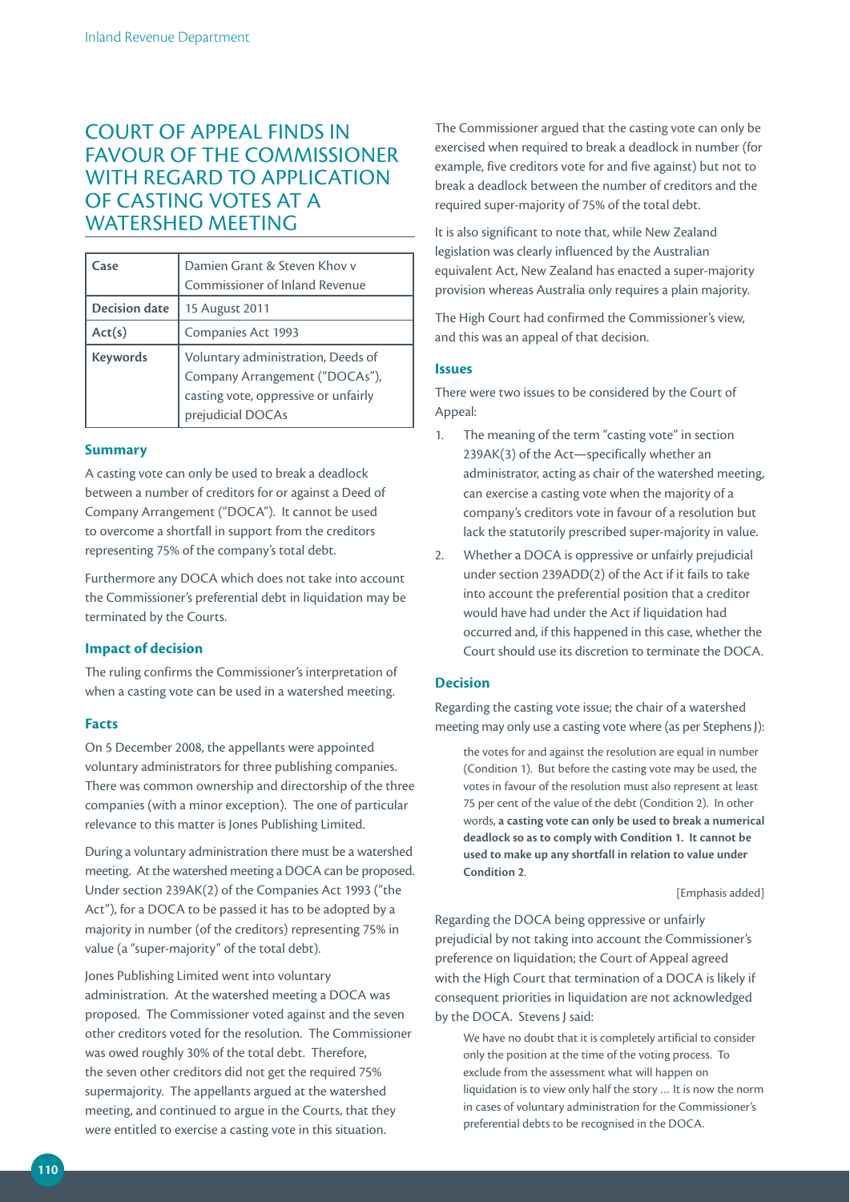# COURT OF APPEAL FINDS IN FAVOUR OF THE COMMISSIONER WITH REGARD TO APPLICATION OF CASTING VOTES AT A WATERSHED MEETING

| Case | Damien Grant & Steven Khov v Commissioner of Inland Revenue |
|---|---|
| Decision date | 15 August 2011 |
| Act(s) | Companies Act 1993 |
| Keywords | Voluntary administration, Deeds of Company Arrangement ("DOCAs"), casting vote, oppressive or unfairly prejudicial DOCAs |

### Summary

A casting vote can only be used to break a deadlock between a number of creditors for or against a Deed of Company Arrangement ("DOCA"). It cannot be used to overcome a shortfall in support from the creditors representing 75% of the company's total debt.

Furthermore any DOCA which does not take into account the Commissioner's preferential debt in liquidation may be terminated by the Courts.

### Impact of decision

The ruling confirms the Commissioner's interpretation of when a casting vote can be used in a watershed meeting.

### Facts

On 5 December 2008, the appellants were appointed voluntary administrators for three publishing companies. There was common ownership and directorship of the three companies (with a minor exception). The one of particular relevance to this matter is Jones Publishing Limited.

During a voluntary administration there must be a watershed meeting. At the watershed meeting a DOCA can be proposed. Under section 239AK(2) of the Companies Act 1993 ("the Act"), for a DOCA to be passed it has to be adopted by a majority in number (of the creditors) representing 75% in value (a "super-majority" of the total debt).

Jones Publishing Limited went into voluntary administration. At the watershed meeting a DOCA was proposed. The Commissioner voted against and the seven other creditors voted for the resolution. The Commissioner was owed roughly 30% of the total debt. Therefore, the seven other creditors did not get the required 75% supermajority. The appellants argued at the watershed meeting, and continued to argue in the Courts, that they were entitled to exercise a casting vote in this situation.

The Commissioner argued that the casting vote can only be exercised when required to break a deadlock in number (for example, five creditors vote for and five against) but not to break a deadlock between the number of creditors and the required super-majority of 75% of the total debt.

It is also significant to note that, while New Zealand legislation was clearly influenced by the Australian equivalent Act, New Zealand has enacted a super-majority provision whereas Australia only requires a plain majority.

The High Court had confirmed the Commissioner's view, and this was an appeal of that decision.

### Issues

There were two issues to be considered by the Court of Appeal:

1. The meaning of the term "casting vote" in section 239AK(3) of the Act—specifically whether an administrator, acting as chair of the watershed meeting, can exercise a casting vote when the majority of a company's creditors vote in favour of a resolution but lack the statutorily prescribed super-majority in value.
2. Whether a DOCA is oppressive or unfairly prejudicial under section 239ADD(2) of the Act if it fails to take into account the preferential position that a creditor would have had under the Act if liquidation had occurred and, if this happened in this case, whether the Court should use its discretion to terminate the DOCA.

### Decision

Regarding the casting vote issue; the chair of a watershed meeting may only use a casting vote where (as per Stephens J):

> the votes for and against the resolution are equal in number (Condition 1). But before the casting vote may be used, the votes in favour of the resolution must also represent at least 75 per cent of the value of the debt (Condition 2). In other words, **a casting vote can only be used to break a numerical deadlock so as to comply with Condition 1. It cannot be used to make up any shortfall in relation to value under Condition 2**.
>
> [Emphasis added]

Regarding the DOCA being oppressive or unfairly prejudicial by not taking into account the Commissioner's preference on liquidation; the Court of Appeal agreed with the High Court that termination of a DOCA is likely if consequent priorities in liquidation are not acknowledged by the DOCA. Stevens J said:

> We have no doubt that it is completely artificial to consider only the position at the time of the voting process. To exclude from the assessment what will happen on liquidation is to view only half the story … It is now the norm in cases of voluntary administration for the Commissioner's preferential debts to be recognised in the DOCA.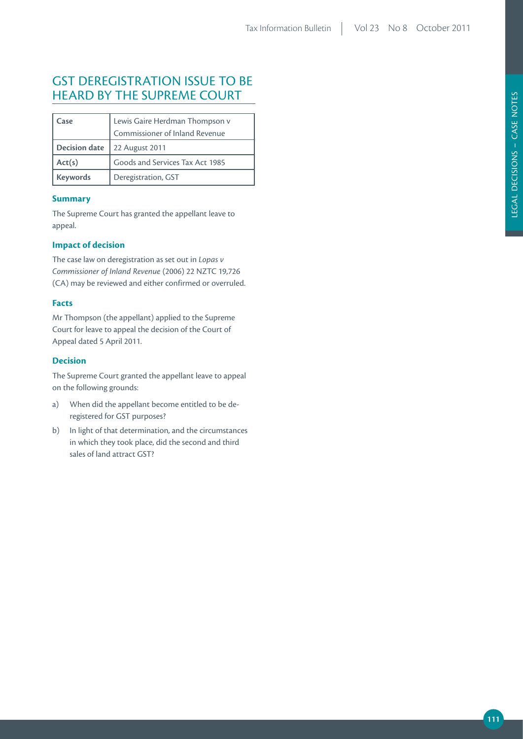# GST DEREGISTRATION ISSUE TO BE HEARD BY THE SUPREME COURT

| Case | Lewis Gaire Herdman Thompson v Commissioner of Inland Revenue |
|---|---|
| Decision date | 22 August 2011 |
| Act(s) | Goods and Services Tax Act 1985 |
| Keywords | Deregistration, GST |

### Summary

The Supreme Court has granted the appellant leave to appeal.

### Impact of decision

The case law on deregistration as set out in *Lopas v Commissioner of Inland Revenue* (2006) 22 NZTC 19,726 (CA) may be reviewed and either confirmed or overruled.

### Facts

Mr Thompson (the appellant) applied to the Supreme Court for leave to appeal the decision of the Court of Appeal dated 5 April 2011.

### Decision

The Supreme Court granted the appellant leave to appeal on the following grounds:

a) When did the appellant become entitled to be de-registered for GST purposes?

b) In light of that determination, and the circumstances in which they took place, did the second and third sales of land attract GST?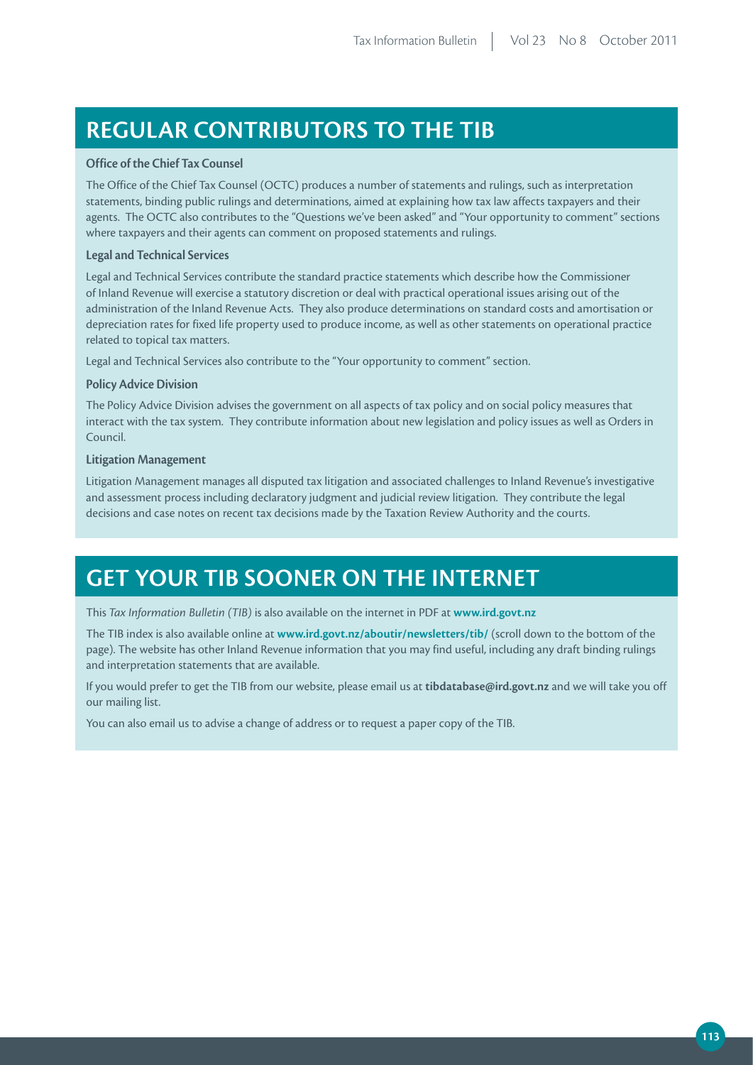# REGULAR CONTRIBUTORS TO THE TIB

### Office of the Chief Tax Counsel

The Office of the Chief Tax Counsel (OCTC) produces a number of statements and rulings, such as interpretation statements, binding public rulings and determinations, aimed at explaining how tax law affects taxpayers and their agents. The OCTC also contributes to the "Questions we've been asked" and "Your opportunity to comment" sections where taxpayers and their agents can comment on proposed statements and rulings.

### Legal and Technical Services

Legal and Technical Services contribute the standard practice statements which describe how the Commissioner of Inland Revenue will exercise a statutory discretion or deal with practical operational issues arising out of the administration of the Inland Revenue Acts. They also produce determinations on standard costs and amortisation or depreciation rates for fixed life property used to produce income, as well as other statements on operational practice related to topical tax matters.

Legal and Technical Services also contribute to the "Your opportunity to comment" section.

### Policy Advice Division

The Policy Advice Division advises the government on all aspects of tax policy and on social policy measures that interact with the tax system. They contribute information about new legislation and policy issues as well as Orders in Council.

### Litigation Management

Litigation Management manages all disputed tax litigation and associated challenges to Inland Revenue's investigative and assessment process including declaratory judgment and judicial review litigation. They contribute the legal decisions and case notes on recent tax decisions made by the Taxation Review Authority and the courts.

# GET YOUR TIB SOONER ON THE INTERNET

This *Tax Information Bulletin (TIB)* is also available on the internet in PDF at **www.ird.govt.nz**

The TIB index is also available online at **www.ird.govt.nz/aboutir/newsletters/tib/** (scroll down to the bottom of the page). The website has other Inland Revenue information that you may find useful, including any draft binding rulings and interpretation statements that are available.

If you would prefer to get the TIB from our website, please email us at **tibdatabase@ird.govt.nz** and we will take you off our mailing list.

You can also email us to advise a change of address or to request a paper copy of the TIB.